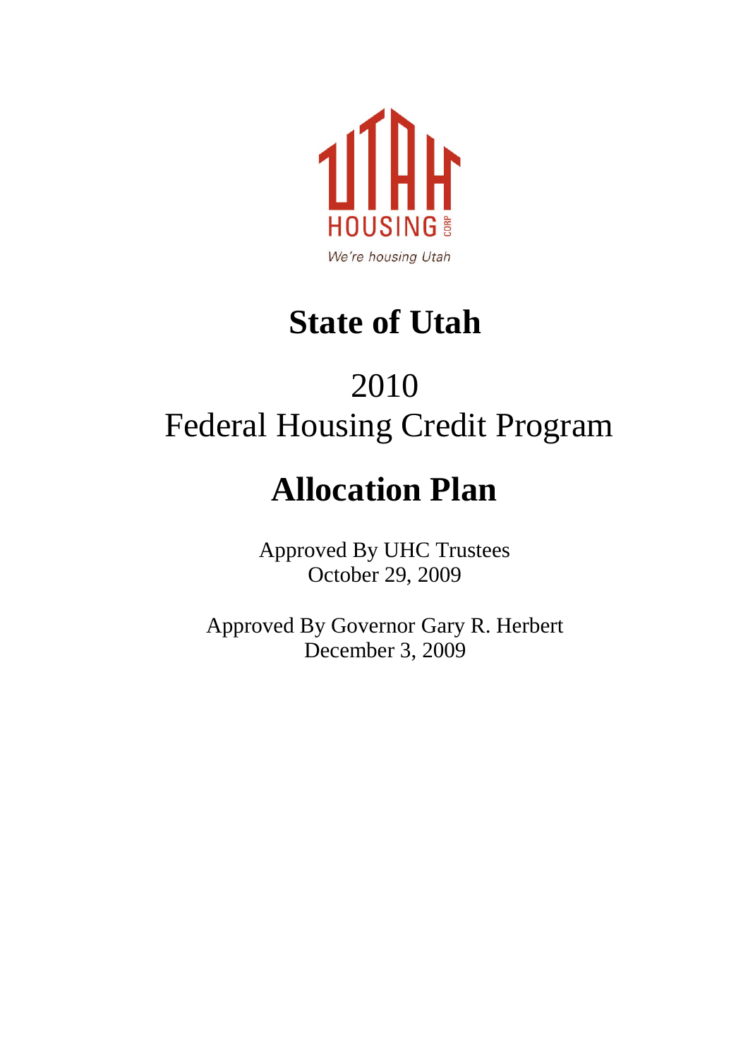UTAH HOUSING CORP

*We're housing Utah*

# State of Utah

## 2010
## Federal Housing Credit Program

# Allocation Plan

Approved By UHC Trustees
October 29, 2009

Approved By Governor Gary R. Herbert
December 3, 2009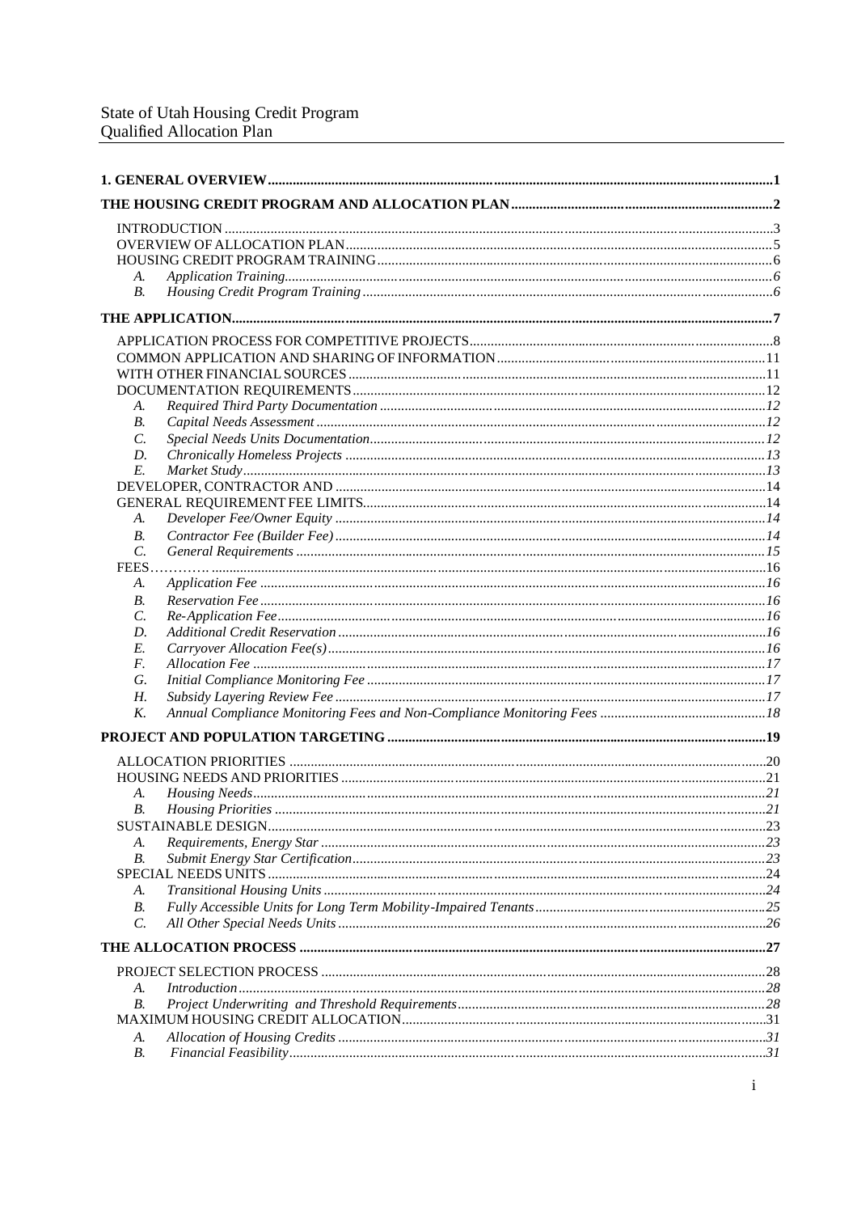State of Utah Housing Credit Program
Qualified Allocation Plan

| | | |
|---|---|---|
| **1. GENERAL OVERVIEW** | | **1** |
| **THE HOUSING CREDIT PROGRAM AND ALLOCATION PLAN** | | **2** |
| INTRODUCTION | | 3 |
| OVERVIEW OF ALLOCATION PLAN | | 5 |
| HOUSING CREDIT PROGRAM TRAINING | | 6 |
| *A.* | *Application Training* | *6* |
| *B.* | *Housing Credit Program Training* | *6* |
| **THE APPLICATION** | | **7** |
| APPLICATION PROCESS FOR COMPETITIVE PROJECTS | | 8 |
| COMMON APPLICATION AND SHARING OF INFORMATION | | 11 |
| WITH OTHER FINANCIAL SOURCES | | 11 |
| DOCUMENTATION REQUIREMENTS | | 12 |
| *A.* | *Required Third Party Documentation* | *12* |
| *B.* | *Capital Needs Assessment* | *12* |
| *C.* | *Special Needs Units Documentation* | *12* |
| *D.* | *Chronically Homeless Projects* | *13* |
| *E.* | *Market Study* | *13* |
| DEVELOPER, CONTRACTOR AND | | 14 |
| GENERAL REQUIREMENT FEE LIMITS | | 14 |
| *A.* | *Developer Fee/Owner Equity* | *14* |
| *B.* | *Contractor Fee (Builder Fee)* | *14* |
| *C.* | *General Requirements* | *15* |
| FEES | | 16 |
| *A.* | *Application Fee* | *16* |
| *B.* | *Reservation Fee* | *16* |
| *C.* | *Re-Application Fee* | *16* |
| *D.* | *Additional Credit Reservation* | *16* |
| *E.* | *Carryover Allocation Fee(s)* | *16* |
| *F.* | *Allocation Fee* | *17* |
| *G.* | *Initial Compliance Monitoring Fee* | *17* |
| *H.* | *Subsidy Layering Review Fee* | *17* |
| *K.* | *Annual Compliance Monitoring Fees and Non-Compliance Monitoring Fees* | *18* |
| **PROJECT AND POPULATION TARGETING** | | **19** |
| ALLOCATION PRIORITIES | | 20 |
| HOUSING NEEDS AND PRIORITIES | | 21 |
| *A.* | *Housing Needs* | *21* |
| *B.* | *Housing Priorities* | *21* |
| SUSTAINABLE DESIGN | | 23 |
| *A.* | *Requirements, Energy Star* | *23* |
| *B.* | *Submit Energy Star Certification* | *23* |
| SPECIAL NEEDS UNITS | | 24 |
| *A.* | *Transitional Housing Units* | *24* |
| *B.* | *Fully Accessible Units for Long Term Mobility-Impaired Tenants* | *25* |
| *C.* | *All Other Special Needs Units* | *26* |
| **THE ALLOCATION PROCESS** | | **27** |
| PROJECT SELECTION PROCESS | | 28 |
| *A.* | *Introduction* | *28* |
| *B.* | *Project Underwriting and Threshold Requirements* | *28* |
| MAXIMUM HOUSING CREDIT ALLOCATION | | 31 |
| *A.* | *Allocation of Housing Credits* | *31* |
| *B.* | *Financial Feasibility* | *31* |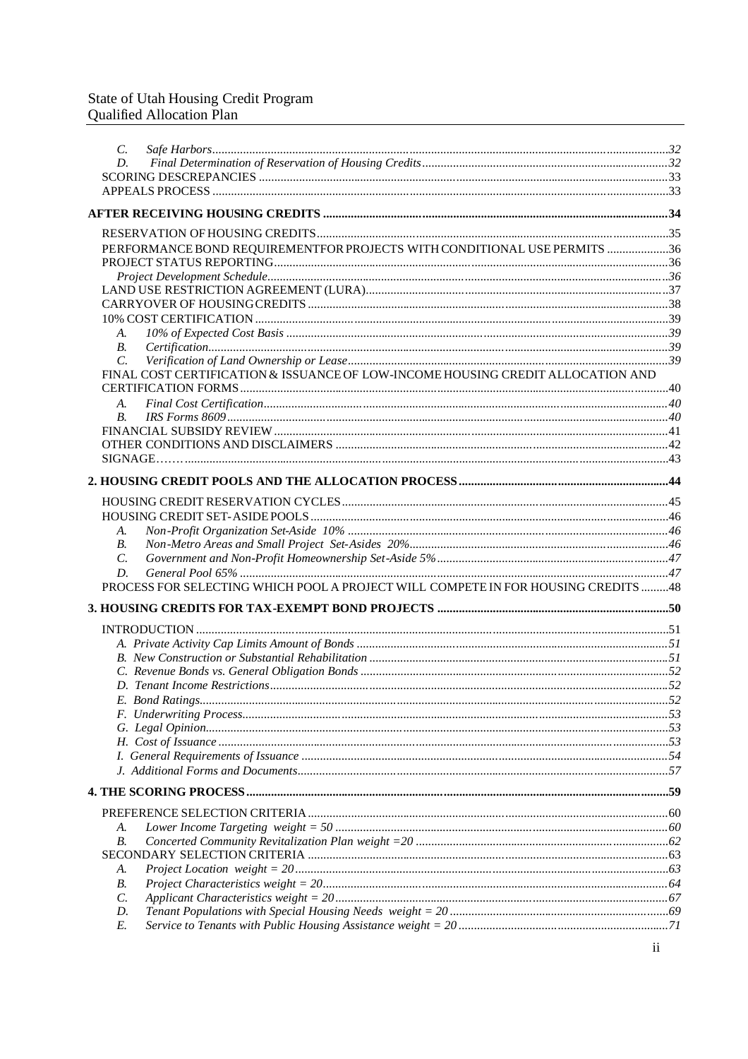C. *Safe Harbors* ... 32
D. *Final Determination of Reservation of Housing Credits* ... 32
SCORING DESCREPANCIES ... 33
APPEALS PROCESS ... 33

**AFTER RECEIVING HOUSING CREDITS ... 34**

RESERVATION OF HOUSING CREDITS ... 35
PERFORMANCE BOND REQUIREMENTFOR PROJECTS WITH CONDITIONAL USE PERMITS ... 36
PROJECT STATUS REPORTING ... 36
*Project Development Schedule* ... 36
LAND USE RESTRICTION AGREEMENT (LURA) ... 37
CARRYOVER OF HOUSING CREDITS ... 38
10% COST CERTIFICATION ... 39
A. *10% of Expected Cost Basis* ... 39
B. *Certification* ... 39
C. *Verification of Land Ownership or Lease* ... 39
FINAL COST CERTIFICATION & ISSUANCE OF LOW-INCOME HOUSING CREDIT ALLOCATION AND CERTIFICATION FORMS ... 40
A. *Final Cost Certification* ... 40
B. *IRS Forms 8609* ... 40
FINANCIAL SUBSIDY REVIEW ... 41
OTHER CONDITIONS AND DISCLAIMERS ... 42
SIGNAGE……. ... 43

**2. HOUSING CREDIT POOLS AND THE ALLOCATION PROCESS ... 44**

HOUSING CREDIT RESERVATION CYCLES ... 45
HOUSING CREDIT SET-ASIDE POOLS ... 46
A. *Non-Profit Organization Set-Aside 10%* ... 46
B. *Non-Metro Areas and Small Project Set-Asides 20%* ... 46
C. *Government and Non-Profit Homeownership Set-Aside 5%* ... 47
D. *General Pool 65%* ... 47
PROCESS FOR SELECTING WHICH POOL A PROJECT WILL COMPETE IN FOR HOUSING CREDITS ... 48

**3. HOUSING CREDITS FOR TAX-EXEMPT BOND PROJECTS ... 50**

INTRODUCTION ... 51
*A. Private Activity Cap Limits Amount of Bonds* ... 51
*B. New Construction or Substantial Rehabilitation* ... 51
*C. Revenue Bonds vs. General Obligation Bonds* ... 52
*D. Tenant Income Restrictions* ... 52
*E. Bond Ratings* ... 52
*F. Underwriting Process* ... 53
*G. Legal Opinion* ... 53
*H. Cost of Issuance* ... 53
*I. General Requirements of Issuance* ... 54
*J. Additional Forms and Documents* ... 57

**4. THE SCORING PROCESS ... 59**

PREFERENCE SELECTION CRITERIA ... 60
A. *Lower Income Targeting weight = 50* ... 60
B. *Concerted Community Revitalization Plan weight =20* ... 62
SECONDARY SELECTION CRITERIA ... 63
A. *Project Location weight = 20* ... 63
B. *Project Characteristics weight = 20* ... 64
C. *Applicant Characteristics weight = 20* ... 67
D. *Tenant Populations with Special Housing Needs weight = 20* ... 69
E. *Service to Tenants with Public Housing Assistance weight = 20* ... 71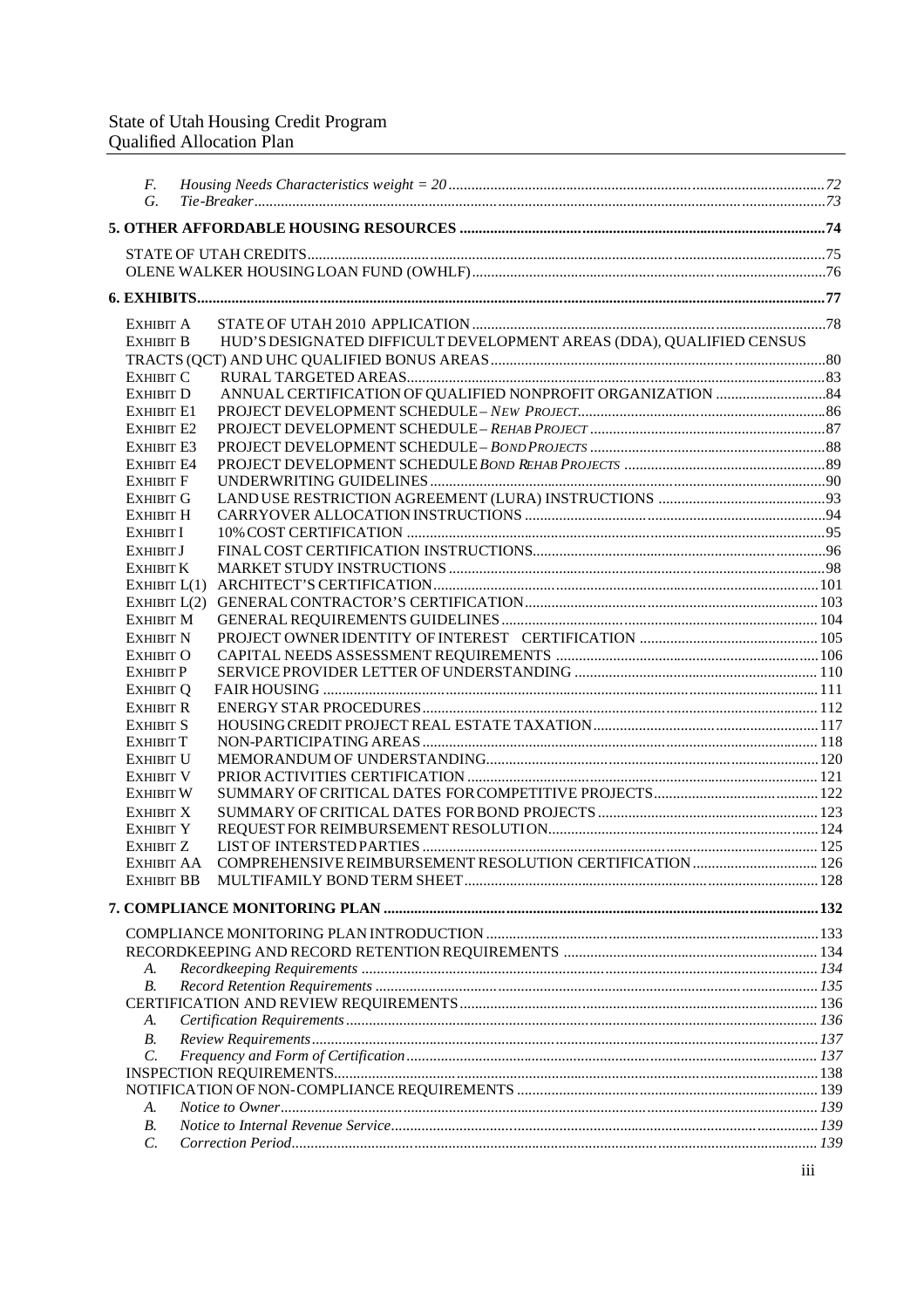F. *Housing Needs Characteristics weight = 20* ...72
G. *Tie-Breaker* ...73

**5. OTHER AFFORDABLE HOUSING RESOURCES** ...74

STATE OF UTAH CREDITS ...75
OLENE WALKER HOUSING LOAN FUND (OWHLF) ...76

**6. EXHIBITS** ...77

EXHIBIT A STATE OF UTAH 2010 APPLICATION ...78
EXHIBIT B HUD'S DESIGNATED DIFFICULT DEVELOPMENT AREAS (DDA), QUALIFIED CENSUS TRACTS (QCT) AND UHC QUALIFIED BONUS AREAS ...80
EXHIBIT C RURAL TARGETED AREAS ...83
EXHIBIT D ANNUAL CERTIFICATION OF QUALIFIED NONPROFIT ORGANIZATION ...84
EXHIBIT E1 PROJECT DEVELOPMENT SCHEDULE – *NEW PROJECT* ...86
EXHIBIT E2 PROJECT DEVELOPMENT SCHEDULE – *REHAB PROJECT* ...87
EXHIBIT E3 PROJECT DEVELOPMENT SCHEDULE – *BOND PROJECTS* ...88
EXHIBIT E4 PROJECT DEVELOPMENT SCHEDULE *BOND REHAB PROJECTS* ...89
EXHIBIT F UNDERWRITING GUIDELINES ...90
EXHIBIT G LAND USE RESTRICTION AGREEMENT (LURA) INSTRUCTIONS ...93
EXHIBIT H CARRYOVER ALLOCATION INSTRUCTIONS ...94
EXHIBIT I 10% COST CERTIFICATION ...95
EXHIBIT J FINAL COST CERTIFICATION INSTRUCTIONS ...96
EXHIBIT K MARKET STUDY INSTRUCTIONS ...98
EXHIBIT L(1) ARCHITECT'S CERTIFICATION ...101
EXHIBIT L(2) GENERAL CONTRACTOR'S CERTIFICATION ...103
EXHIBIT M GENERAL REQUIREMENTS GUIDELINES ...104
EXHIBIT N PROJECT OWNER IDENTITY OF INTEREST CERTIFICATION ...105
EXHIBIT O CAPITAL NEEDS ASSESSMENT REQUIREMENTS ...106
EXHIBIT P SERVICE PROVIDER LETTER OF UNDERSTANDING ...110
EXHIBIT Q FAIR HOUSING ...111
EXHIBIT R ENERGY STAR PROCEDURES ...112
EXHIBIT S HOUSING CREDIT PROJECT REAL ESTATE TAXATION ...117
EXHIBIT T NON-PARTICIPATING AREAS ...118
EXHIBIT U MEMORANDUM OF UNDERSTANDING ...120
EXHIBIT V PRIOR ACTIVITIES CERTIFICATION ...121
EXHIBIT W SUMMARY OF CRITICAL DATES FOR COMPETITIVE PROJECTS ...122
EXHIBIT X SUMMARY OF CRITICAL DATES FOR BOND PROJECTS ...123
EXHIBIT Y REQUEST FOR REIMBURSEMENT RESOLUTION ...124
EXHIBIT Z LIST OF INTERSTED PARTIES ...125
EXHIBIT AA COMPREHENSIVE REIMBURSEMENT RESOLUTION CERTIFICATION ...126
EXHIBIT BB MULTIFAMILY BOND TERM SHEET ...128

**7. COMPLIANCE MONITORING PLAN** ...132

COMPLIANCE MONITORING PLAN INTRODUCTION ...133
RECORDKEEPING AND RECORD RETENTION REQUIREMENTS ...134
A. *Recordkeeping Requirements* ...134
B. *Record Retention Requirements* ...135
CERTIFICATION AND REVIEW REQUIREMENTS ...136
A. *Certification Requirements* ...136
B. *Review Requirements* ...137
C. *Frequency and Form of Certification* ...137
INSPECTION REQUIREMENTS ...138
NOTIFICATION OF NON-COMPLIANCE REQUIREMENTS ...139
A. *Notice to Owner* ...139
B. *Notice to Internal Revenue Service* ...139
C. *Correction Period* ...139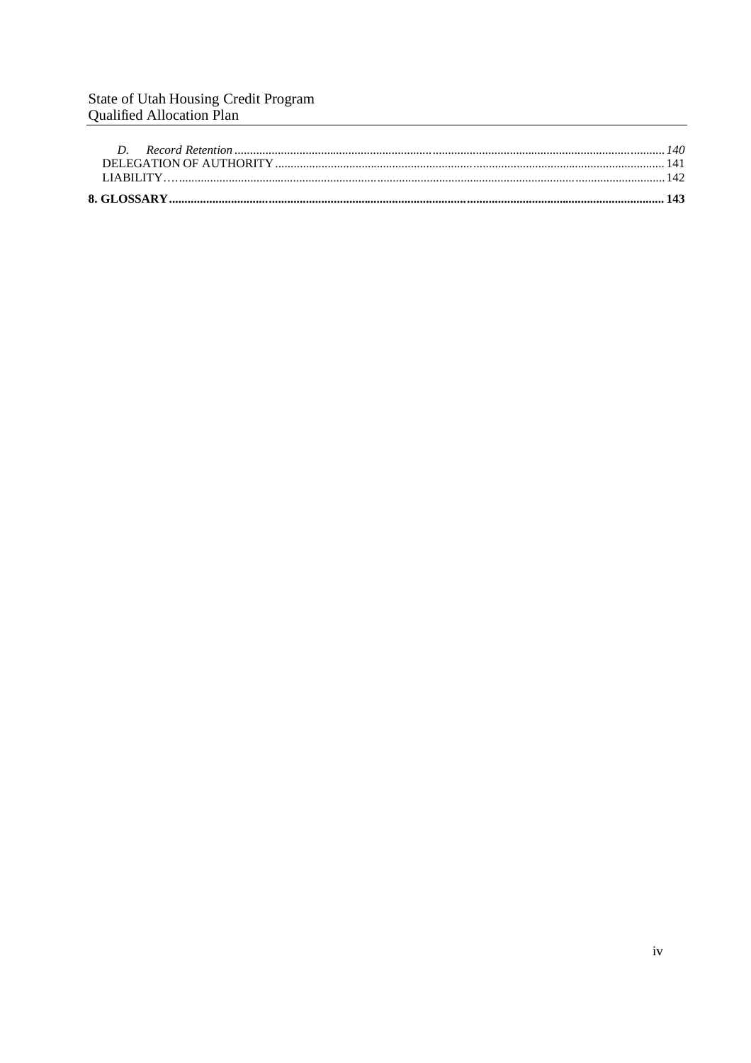*D. Record Retention* ........ *140*
DELEGATION OF AUTHORITY ........ 141
LIABILITY ........ 142

**8. GLOSSARY ........ 143**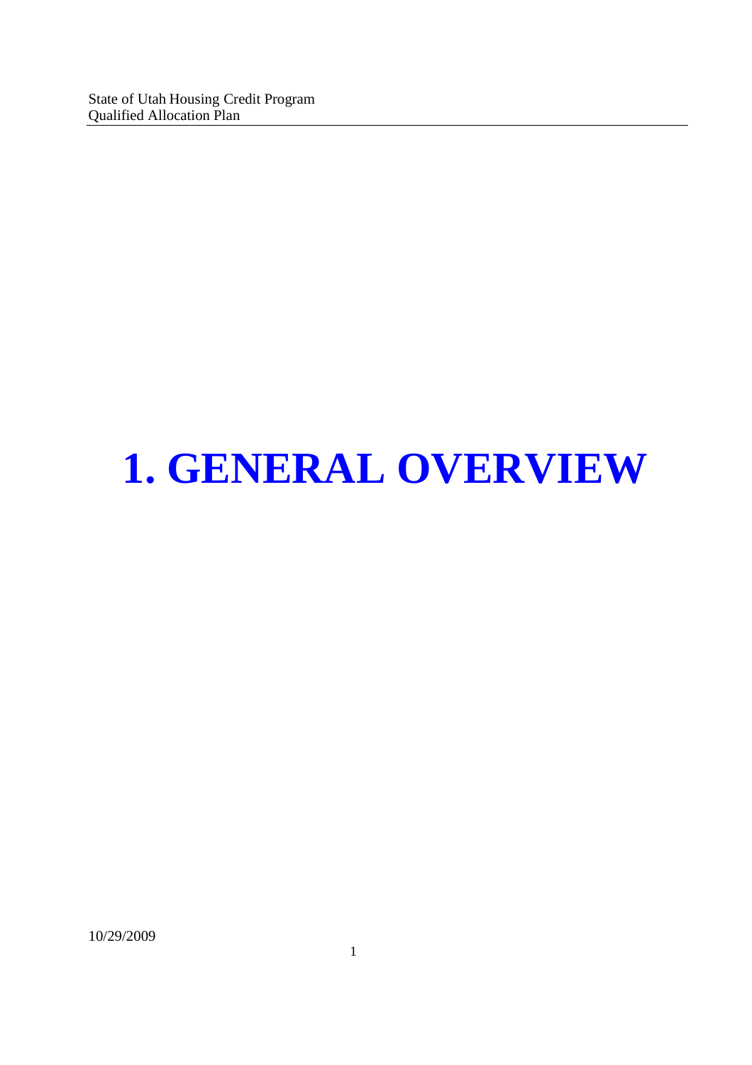# 1. GENERAL OVERVIEW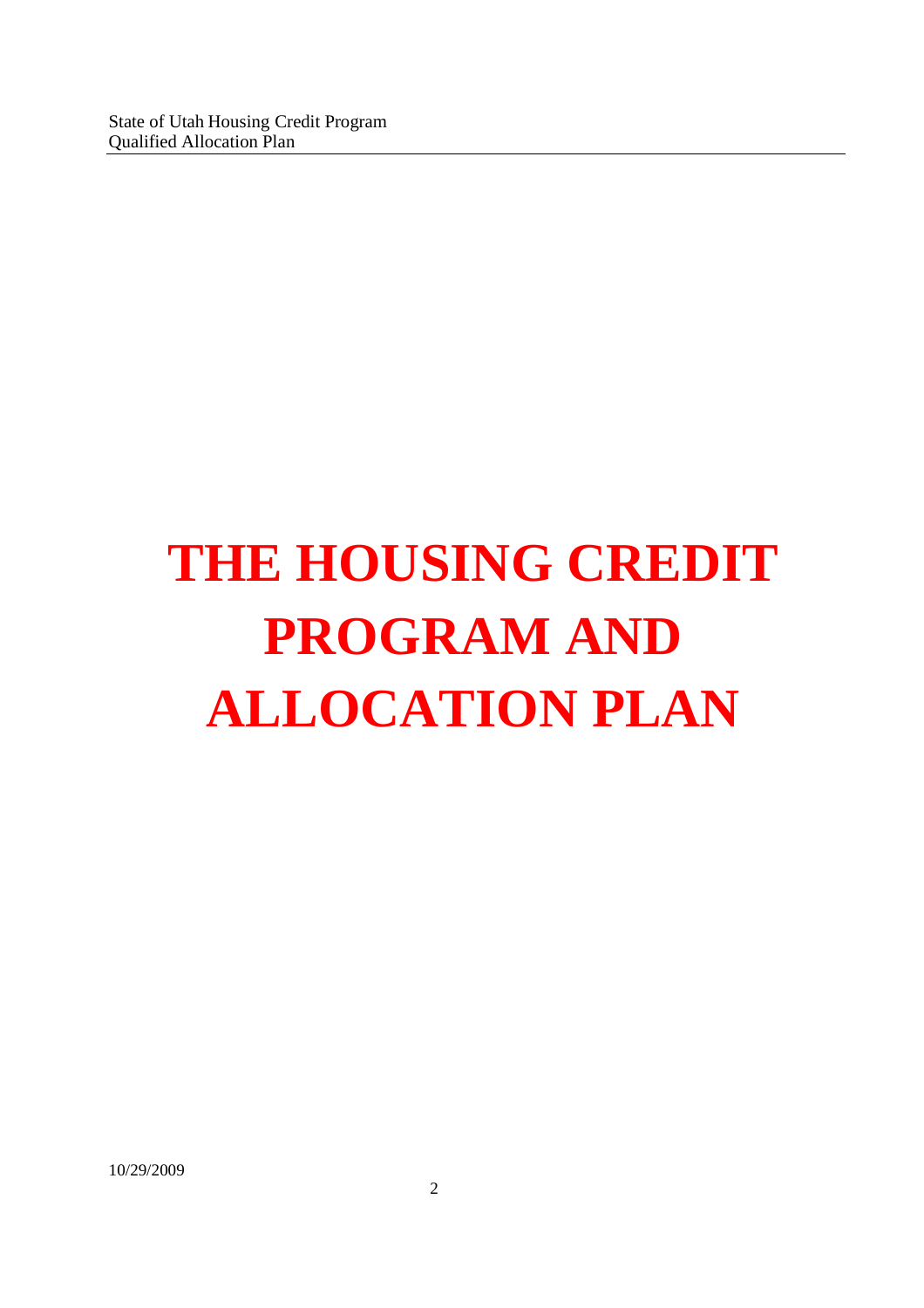# THE HOUSING CREDIT PROGRAM AND ALLOCATION PLAN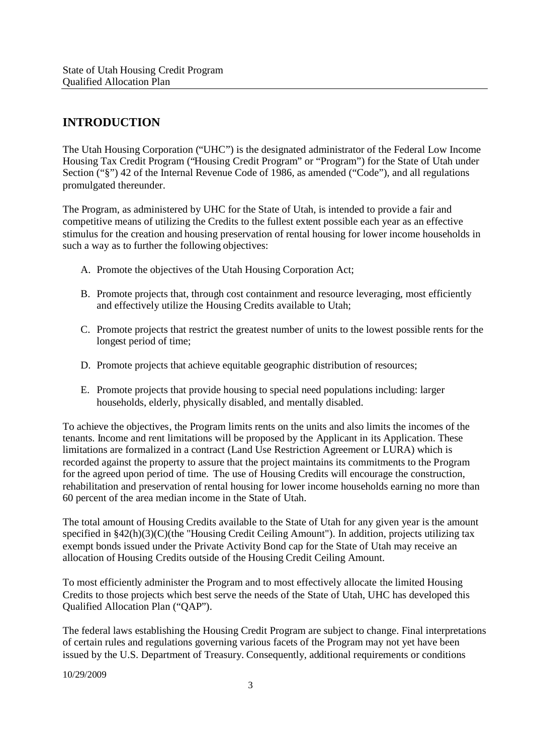## INTRODUCTION

The Utah Housing Corporation ("UHC") is the designated administrator of the Federal Low Income Housing Tax Credit Program ("Housing Credit Program" or "Program") for the State of Utah under Section ("§") 42 of the Internal Revenue Code of 1986, as amended ("Code"), and all regulations promulgated thereunder.

The Program, as administered by UHC for the State of Utah, is intended to provide a fair and competitive means of utilizing the Credits to the fullest extent possible each year as an effective stimulus for the creation and housing preservation of rental housing for lower income households in such a way as to further the following objectives:

A. Promote the objectives of the Utah Housing Corporation Act;

B. Promote projects that, through cost containment and resource leveraging, most efficiently and effectively utilize the Housing Credits available to Utah;

C. Promote projects that restrict the greatest number of units to the lowest possible rents for the longest period of time;

D. Promote projects that achieve equitable geographic distribution of resources;

E. Promote projects that provide housing to special need populations including: larger households, elderly, physically disabled, and mentally disabled.

To achieve the objectives, the Program limits rents on the units and also limits the incomes of the tenants. Income and rent limitations will be proposed by the Applicant in its Application. These limitations are formalized in a contract (Land Use Restriction Agreement or LURA) which is recorded against the property to assure that the project maintains its commitments to the Program for the agreed upon period of time. The use of Housing Credits will encourage the construction, rehabilitation and preservation of rental housing for lower income households earning no more than 60 percent of the area median income in the State of Utah.

The total amount of Housing Credits available to the State of Utah for any given year is the amount specified in §42(h)(3)(C)(the "Housing Credit Ceiling Amount"). In addition, projects utilizing tax exempt bonds issued under the Private Activity Bond cap for the State of Utah may receive an allocation of Housing Credits outside of the Housing Credit Ceiling Amount.

To most efficiently administer the Program and to most effectively allocate the limited Housing Credits to those projects which best serve the needs of the State of Utah, UHC has developed this Qualified Allocation Plan ("QAP").

The federal laws establishing the Housing Credit Program are subject to change. Final interpretations of certain rules and regulations governing various facets of the Program may not yet have been issued by the U.S. Department of Treasury. Consequently, additional requirements or conditions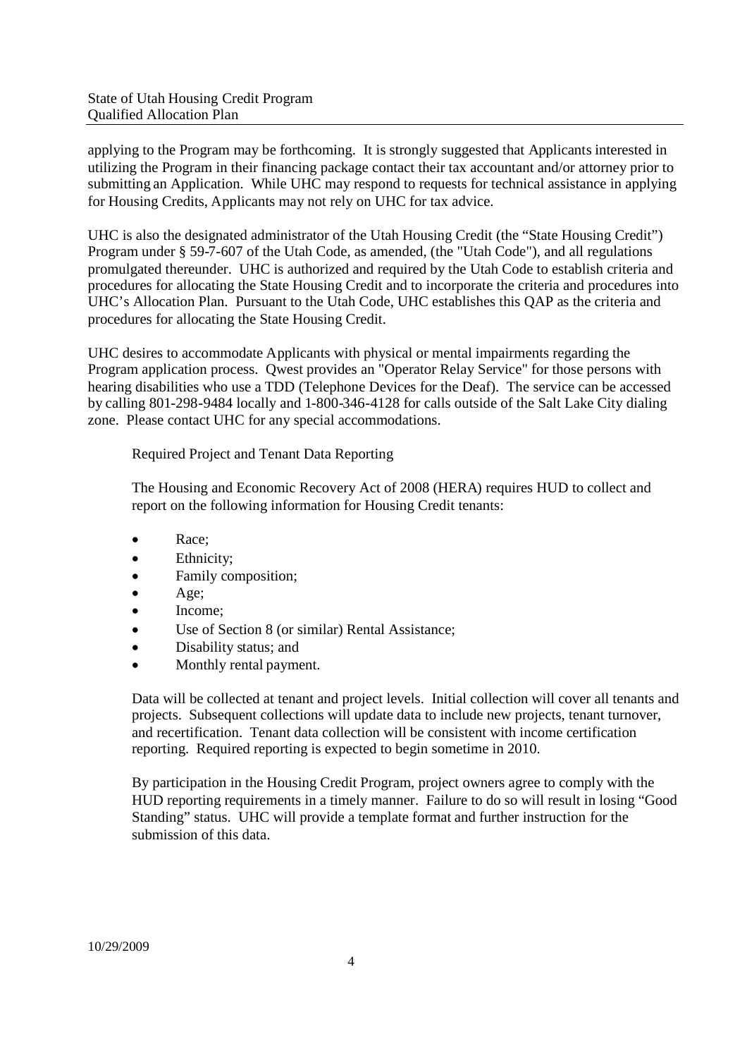applying to the Program may be forthcoming. It is strongly suggested that Applicants interested in utilizing the Program in their financing package contact their tax accountant and/or attorney prior to submitting an Application. While UHC may respond to requests for technical assistance in applying for Housing Credits, Applicants may not rely on UHC for tax advice.

UHC is also the designated administrator of the Utah Housing Credit (the "State Housing Credit") Program under § 59-7-607 of the Utah Code, as amended, (the "Utah Code"), and all regulations promulgated thereunder. UHC is authorized and required by the Utah Code to establish criteria and procedures for allocating the State Housing Credit and to incorporate the criteria and procedures into UHC's Allocation Plan. Pursuant to the Utah Code, UHC establishes this QAP as the criteria and procedures for allocating the State Housing Credit.

UHC desires to accommodate Applicants with physical or mental impairments regarding the Program application process. Qwest provides an "Operator Relay Service" for those persons with hearing disabilities who use a TDD (Telephone Devices for the Deaf). The service can be accessed by calling 801-298-9484 locally and 1-800-346-4128 for calls outside of the Salt Lake City dialing zone. Please contact UHC for any special accommodations.

Required Project and Tenant Data Reporting

The Housing and Economic Recovery Act of 2008 (HERA) requires HUD to collect and report on the following information for Housing Credit tenants:

- Race;
- Ethnicity;
- Family composition;
- Age;
- Income;
- Use of Section 8 (or similar) Rental Assistance;
- Disability status; and
- Monthly rental payment.

Data will be collected at tenant and project levels. Initial collection will cover all tenants and projects. Subsequent collections will update data to include new projects, tenant turnover, and recertification. Tenant data collection will be consistent with income certification reporting. Required reporting is expected to begin sometime in 2010.

By participation in the Housing Credit Program, project owners agree to comply with the HUD reporting requirements in a timely manner. Failure to do so will result in losing "Good Standing" status. UHC will provide a template format and further instruction for the submission of this data.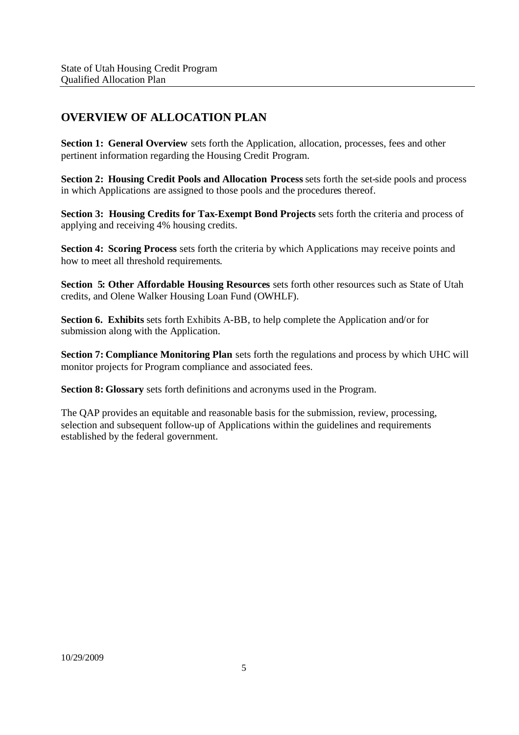## OVERVIEW OF ALLOCATION PLAN

**Section 1: General Overview** sets forth the Application, allocation, processes, fees and other pertinent information regarding the Housing Credit Program.

**Section 2: Housing Credit Pools and Allocation Process** sets forth the set-side pools and process in which Applications are assigned to those pools and the procedures thereof.

**Section 3: Housing Credits for Tax-Exempt Bond Projects** sets forth the criteria and process of applying and receiving 4% housing credits.

**Section 4: Scoring Process** sets forth the criteria by which Applications may receive points and how to meet all threshold requirements.

**Section 5: Other Affordable Housing Resources** sets forth other resources such as State of Utah credits, and Olene Walker Housing Loan Fund (OWHLF).

**Section 6. Exhibits** sets forth Exhibits A-BB, to help complete the Application and/or for submission along with the Application.

**Section 7: Compliance Monitoring Plan** sets forth the regulations and process by which UHC will monitor projects for Program compliance and associated fees.

**Section 8: Glossary** sets forth definitions and acronyms used in the Program.

The QAP provides an equitable and reasonable basis for the submission, review, processing, selection and subsequent follow-up of Applications within the guidelines and requirements established by the federal government.

10/29/2009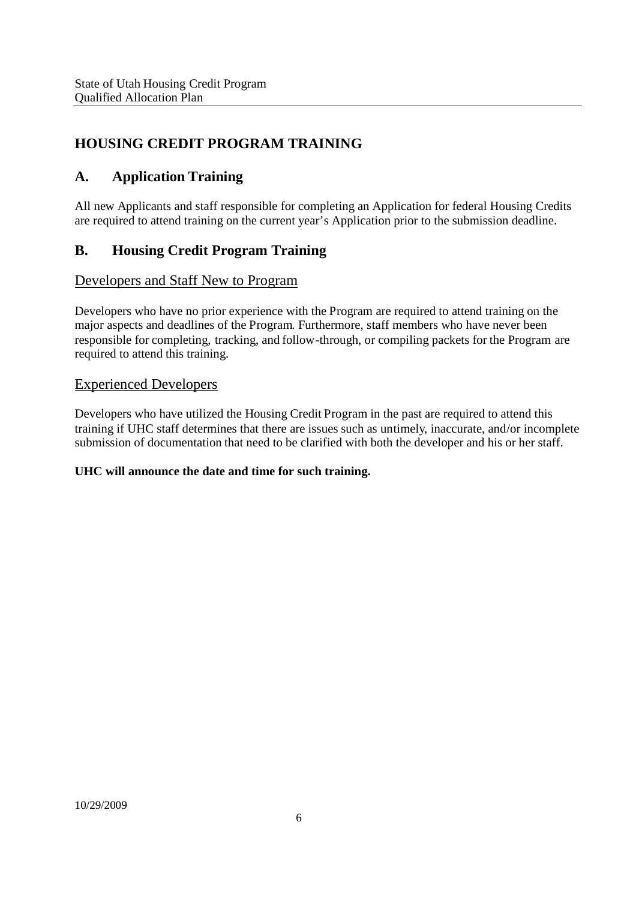# HOUSING CREDIT PROGRAM TRAINING

## A. Application Training

All new Applicants and staff responsible for completing an Application for federal Housing Credits are required to attend training on the current year's Application prior to the submission deadline.

## B. Housing Credit Program Training

### Developers and Staff New to Program

Developers who have no prior experience with the Program are required to attend training on the major aspects and deadlines of the Program. Furthermore, staff members who have never been responsible for completing, tracking, and follow-through, or compiling packets for the Program are required to attend this training.

### Experienced Developers

Developers who have utilized the Housing Credit Program in the past are required to attend this training if UHC staff determines that there are issues such as untimely, inaccurate, and/or incomplete submission of documentation that need to be clarified with both the developer and his or her staff.

**UHC will announce the date and time for such training.**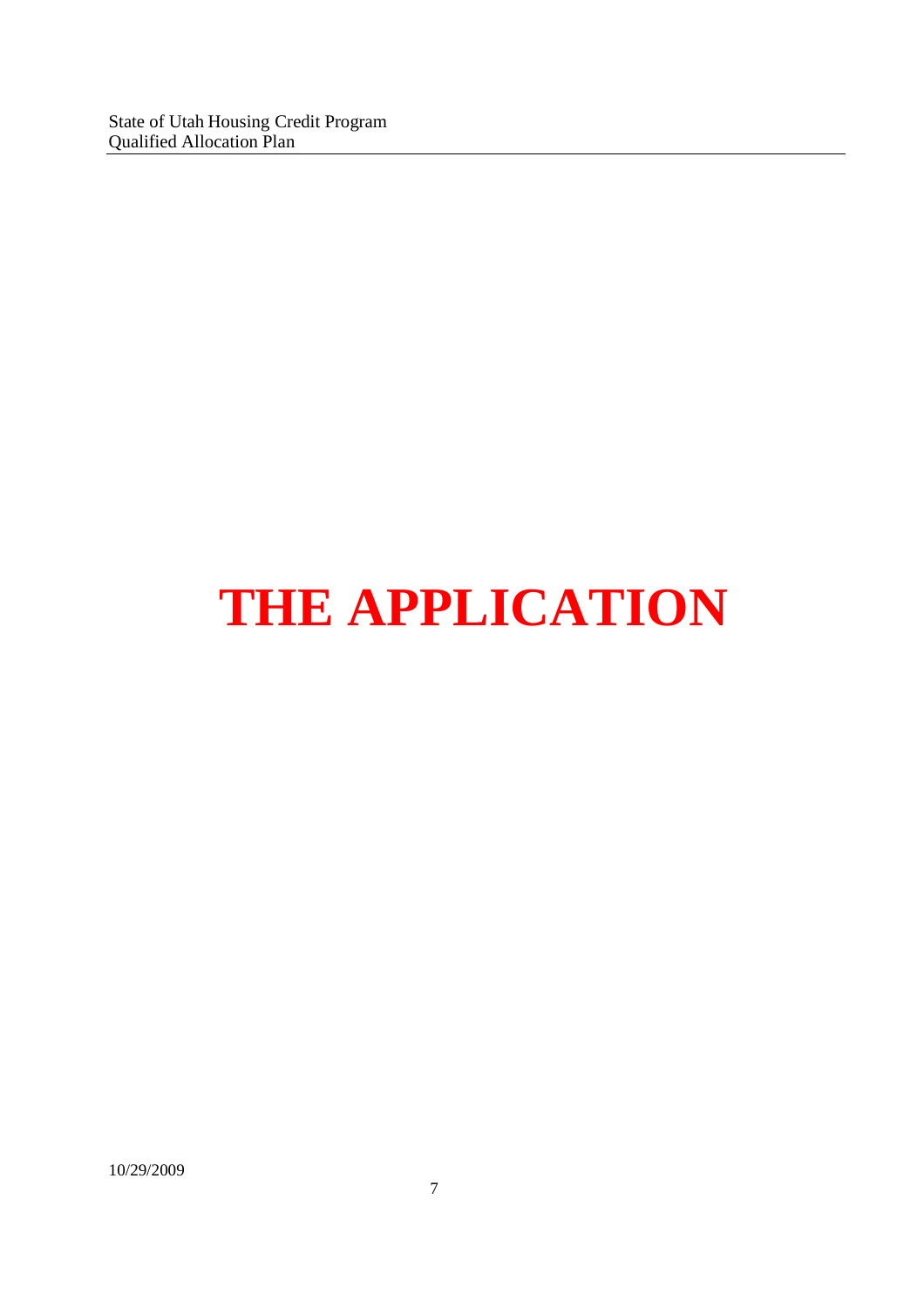# THE APPLICATION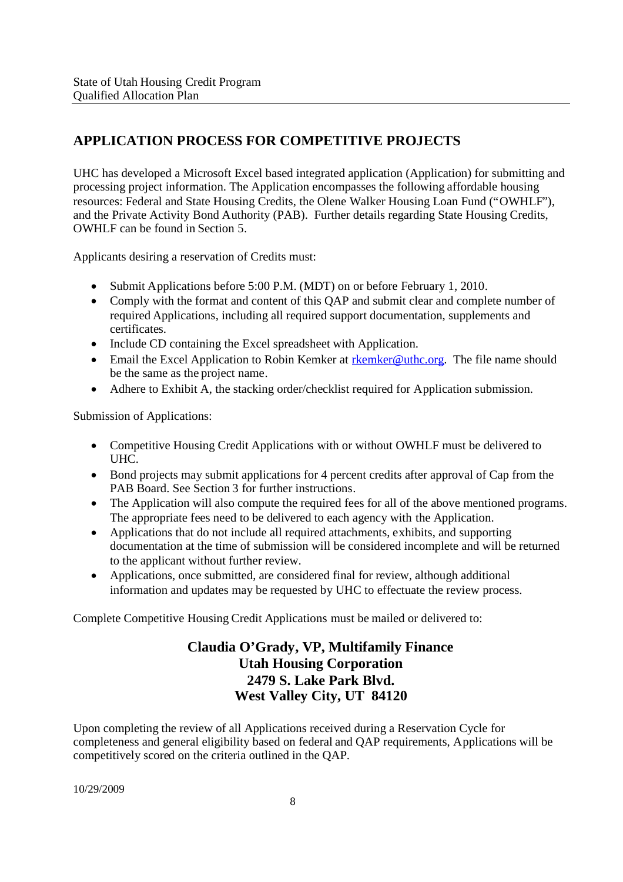## APPLICATION PROCESS FOR COMPETITIVE PROJECTS

UHC has developed a Microsoft Excel based integrated application (Application) for submitting and processing project information. The Application encompasses the following affordable housing resources: Federal and State Housing Credits, the Olene Walker Housing Loan Fund ("OWHLF"), and the Private Activity Bond Authority (PAB). Further details regarding State Housing Credits, OWHLF can be found in Section 5.

Applicants desiring a reservation of Credits must:

- Submit Applications before 5:00 P.M. (MDT) on or before February 1, 2010.
- Comply with the format and content of this QAP and submit clear and complete number of required Applications, including all required support documentation, supplements and certificates.
- Include CD containing the Excel spreadsheet with Application.
- Email the Excel Application to Robin Kemker at rkemker@uthc.org. The file name should be the same as the project name.
- Adhere to Exhibit A, the stacking order/checklist required for Application submission.

Submission of Applications:

- Competitive Housing Credit Applications with or without OWHLF must be delivered to UHC.
- Bond projects may submit applications for 4 percent credits after approval of Cap from the PAB Board. See Section 3 for further instructions.
- The Application will also compute the required fees for all of the above mentioned programs. The appropriate fees need to be delivered to each agency with the Application.
- Applications that do not include all required attachments, exhibits, and supporting documentation at the time of submission will be considered incomplete and will be returned to the applicant without further review.
- Applications, once submitted, are considered final for review, although additional information and updates may be requested by UHC to effectuate the review process.

Complete Competitive Housing Credit Applications must be mailed or delivered to:

**Claudia O'Grady, VP, Multifamily Finance**
**Utah Housing Corporation**
**2479 S. Lake Park Blvd.**
**West Valley City, UT 84120**

Upon completing the review of all Applications received during a Reservation Cycle for completeness and general eligibility based on federal and QAP requirements, Applications will be competitively scored on the criteria outlined in the QAP.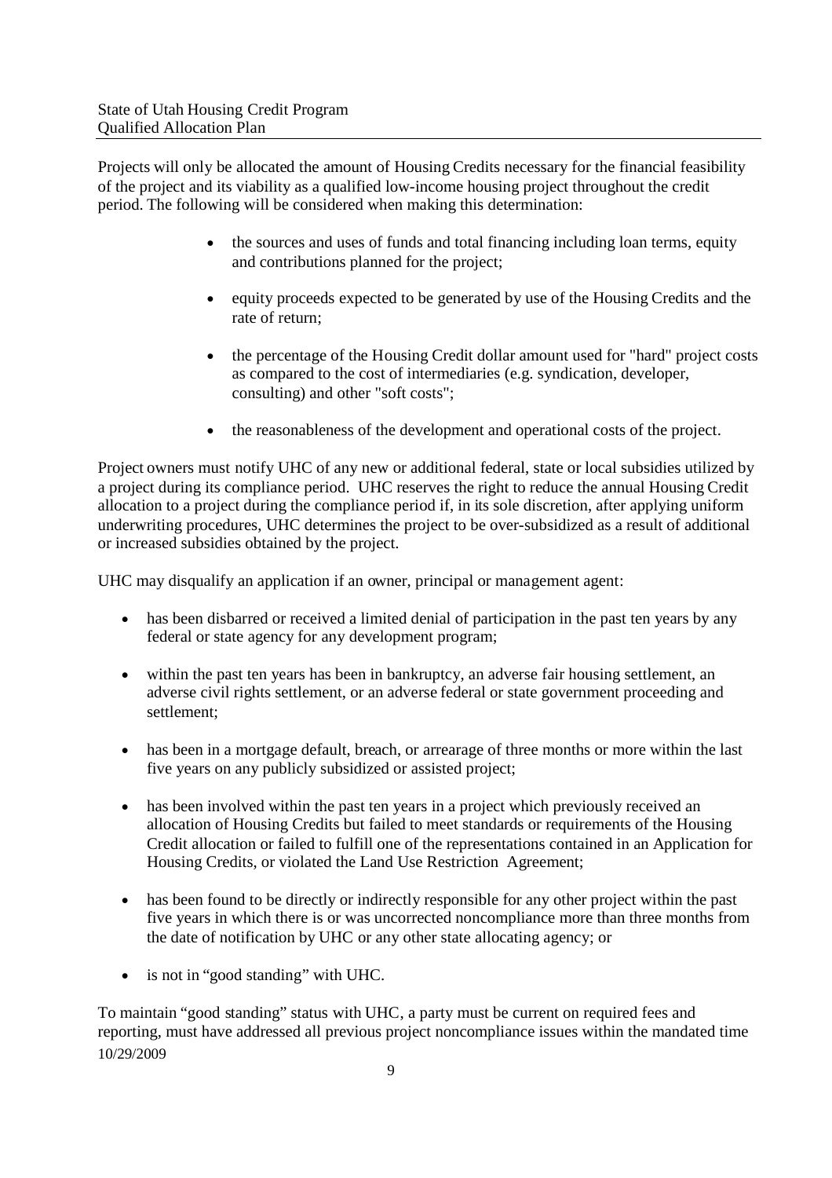Projects will only be allocated the amount of Housing Credits necessary for the financial feasibility of the project and its viability as a qualified low-income housing project throughout the credit period. The following will be considered when making this determination:

- the sources and uses of funds and total financing including loan terms, equity and contributions planned for the project;
- equity proceeds expected to be generated by use of the Housing Credits and the rate of return;
- the percentage of the Housing Credit dollar amount used for "hard" project costs as compared to the cost of intermediaries (e.g. syndication, developer, consulting) and other "soft costs";
- the reasonableness of the development and operational costs of the project.

Project owners must notify UHC of any new or additional federal, state or local subsidies utilized by a project during its compliance period. UHC reserves the right to reduce the annual Housing Credit allocation to a project during the compliance period if, in its sole discretion, after applying uniform underwriting procedures, UHC determines the project to be over-subsidized as a result of additional or increased subsidies obtained by the project.

UHC may disqualify an application if an owner, principal or management agent:

- has been disbarred or received a limited denial of participation in the past ten years by any federal or state agency for any development program;
- within the past ten years has been in bankruptcy, an adverse fair housing settlement, an adverse civil rights settlement, or an adverse federal or state government proceeding and settlement;
- has been in a mortgage default, breach, or arrearage of three months or more within the last five years on any publicly subsidized or assisted project;
- has been involved within the past ten years in a project which previously received an allocation of Housing Credits but failed to meet standards or requirements of the Housing Credit allocation or failed to fulfill one of the representations contained in an Application for Housing Credits, or violated the Land Use Restriction Agreement;
- has been found to be directly or indirectly responsible for any other project within the past five years in which there is or was uncorrected noncompliance more than three months from the date of notification by UHC or any other state allocating agency; or
- is not in "good standing" with UHC.

To maintain "good standing" status with UHC, a party must be current on required fees and reporting, must have addressed all previous project noncompliance issues within the mandated time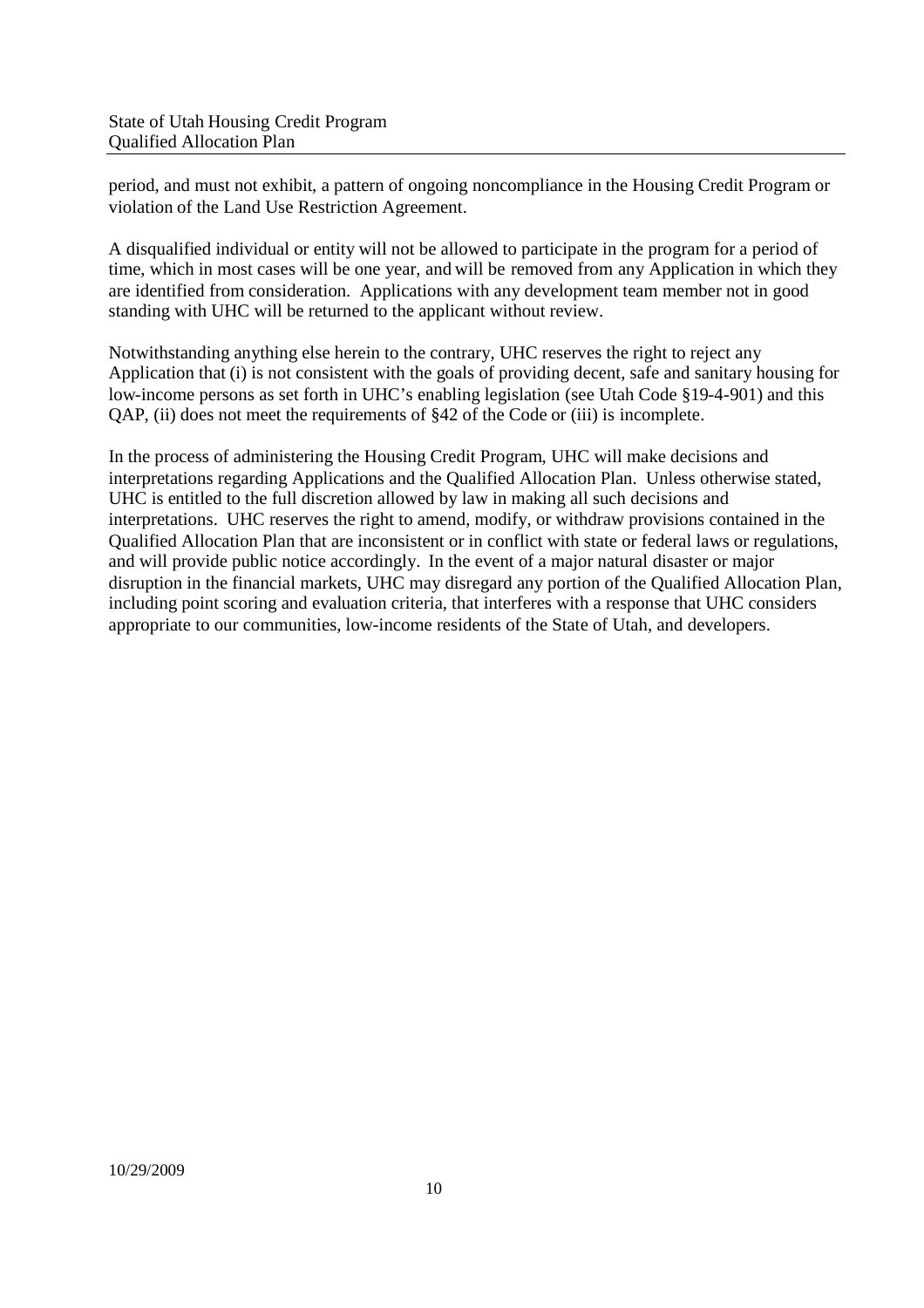period, and must not exhibit, a pattern of ongoing noncompliance in the Housing Credit Program or violation of the Land Use Restriction Agreement.

A disqualified individual or entity will not be allowed to participate in the program for a period of time, which in most cases will be one year, and will be removed from any Application in which they are identified from consideration. Applications with any development team member not in good standing with UHC will be returned to the applicant without review.

Notwithstanding anything else herein to the contrary, UHC reserves the right to reject any Application that (i) is not consistent with the goals of providing decent, safe and sanitary housing for low-income persons as set forth in UHC's enabling legislation (see Utah Code §19-4-901) and this QAP, (ii) does not meet the requirements of §42 of the Code or (iii) is incomplete.

In the process of administering the Housing Credit Program, UHC will make decisions and interpretations regarding Applications and the Qualified Allocation Plan. Unless otherwise stated, UHC is entitled to the full discretion allowed by law in making all such decisions and interpretations. UHC reserves the right to amend, modify, or withdraw provisions contained in the Qualified Allocation Plan that are inconsistent or in conflict with state or federal laws or regulations, and will provide public notice accordingly. In the event of a major natural disaster or major disruption in the financial markets, UHC may disregard any portion of the Qualified Allocation Plan, including point scoring and evaluation criteria, that interferes with a response that UHC considers appropriate to our communities, low-income residents of the State of Utah, and developers.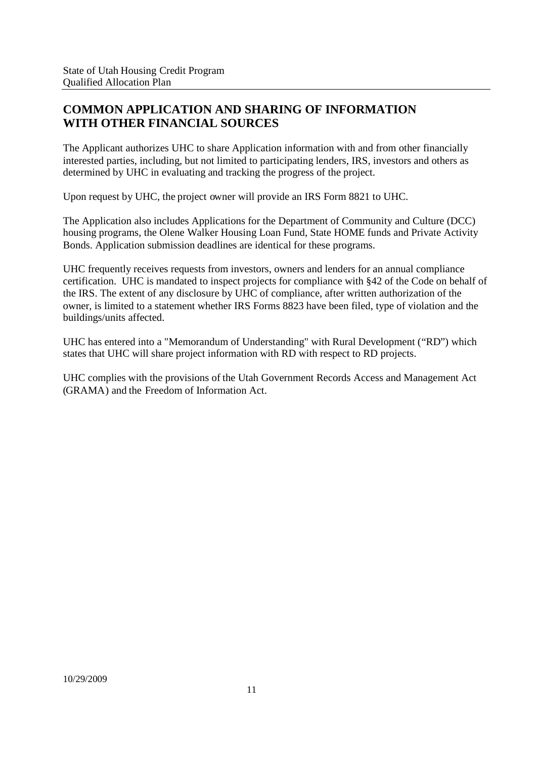## COMMON APPLICATION AND SHARING OF INFORMATION WITH OTHER FINANCIAL SOURCES

The Applicant authorizes UHC to share Application information with and from other financially interested parties, including, but not limited to participating lenders, IRS, investors and others as determined by UHC in evaluating and tracking the progress of the project.

Upon request by UHC, the project owner will provide an IRS Form 8821 to UHC.

The Application also includes Applications for the Department of Community and Culture (DCC) housing programs, the Olene Walker Housing Loan Fund, State HOME funds and Private Activity Bonds. Application submission deadlines are identical for these programs.

UHC frequently receives requests from investors, owners and lenders for an annual compliance certification. UHC is mandated to inspect projects for compliance with §42 of the Code on behalf of the IRS. The extent of any disclosure by UHC of compliance, after written authorization of the owner, is limited to a statement whether IRS Forms 8823 have been filed, type of violation and the buildings/units affected.

UHC has entered into a "Memorandum of Understanding" with Rural Development ("RD") which states that UHC will share project information with RD with respect to RD projects.

UHC complies with the provisions of the Utah Government Records Access and Management Act (GRAMA) and the Freedom of Information Act.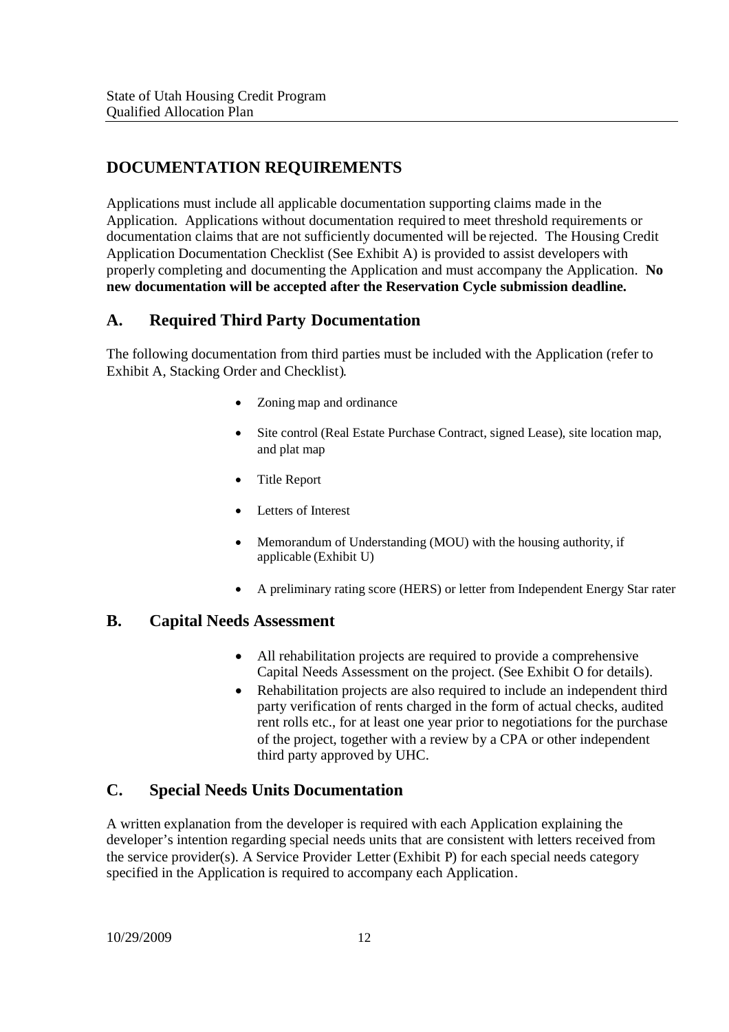## DOCUMENTATION REQUIREMENTS

Applications must include all applicable documentation supporting claims made in the Application. Applications without documentation required to meet threshold requirements or documentation claims that are not sufficiently documented will be rejected. The Housing Credit Application Documentation Checklist (See Exhibit A) is provided to assist developers with properly completing and documenting the Application and must accompany the Application. **No new documentation will be accepted after the Reservation Cycle submission deadline.**

### A. Required Third Party Documentation

The following documentation from third parties must be included with the Application (refer to Exhibit A, Stacking Order and Checklist).

- Zoning map and ordinance
- Site control (Real Estate Purchase Contract, signed Lease), site location map, and plat map
- Title Report
- Letters of Interest
- Memorandum of Understanding (MOU) with the housing authority, if applicable (Exhibit U)
- A preliminary rating score (HERS) or letter from Independent Energy Star rater

### B. Capital Needs Assessment

- All rehabilitation projects are required to provide a comprehensive Capital Needs Assessment on the project. (See Exhibit O for details).
- Rehabilitation projects are also required to include an independent third party verification of rents charged in the form of actual checks, audited rent rolls etc., for at least one year prior to negotiations for the purchase of the project, together with a review by a CPA or other independent third party approved by UHC.

### C. Special Needs Units Documentation

A written explanation from the developer is required with each Application explaining the developer's intention regarding special needs units that are consistent with letters received from the service provider(s). A Service Provider Letter (Exhibit P) for each special needs category specified in the Application is required to accompany each Application.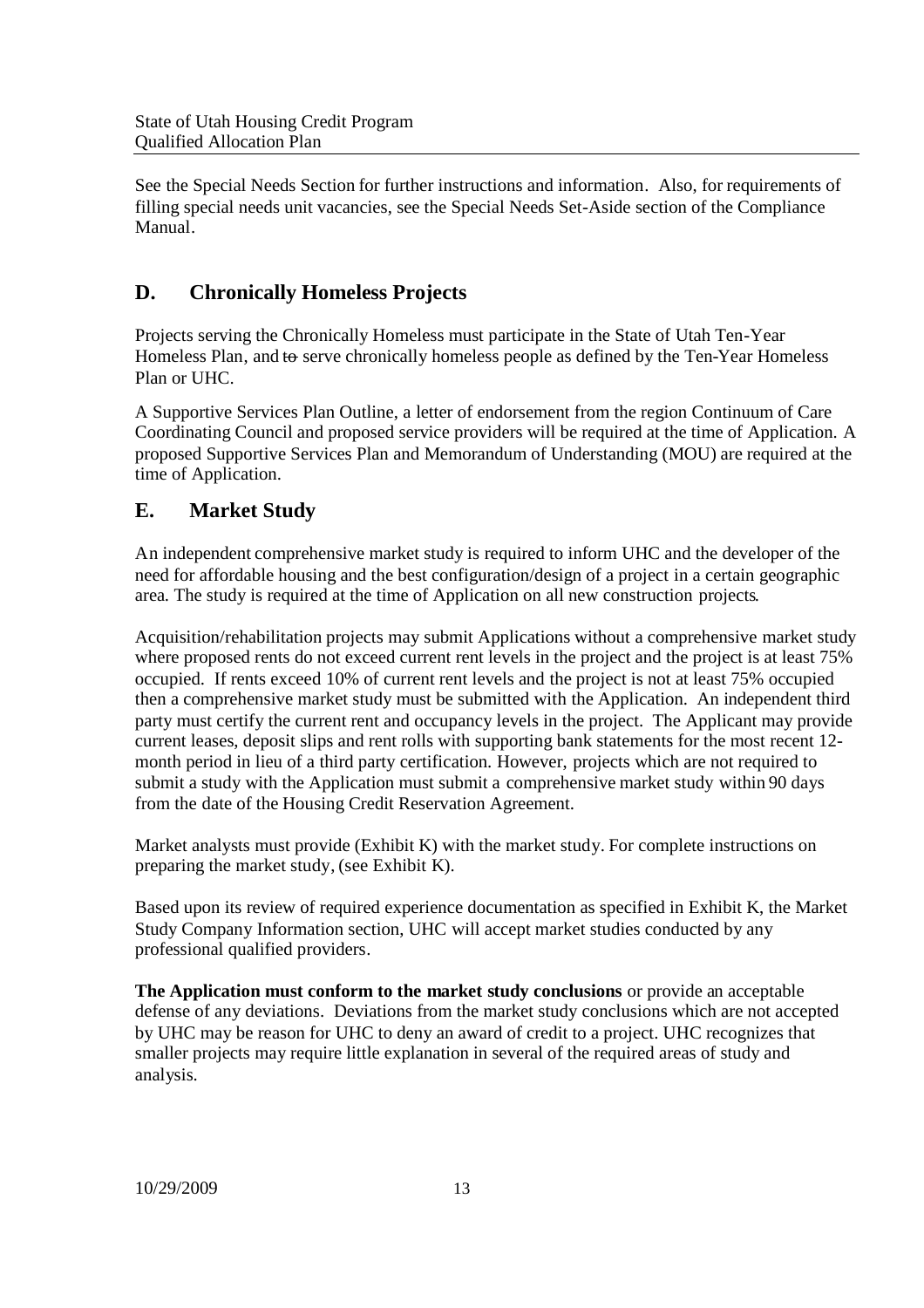See the Special Needs Section for further instructions and information. Also, for requirements of filling special needs unit vacancies, see the Special Needs Set-Aside section of the Compliance Manual.

## D. Chronically Homeless Projects

Projects serving the Chronically Homeless must participate in the State of Utah Ten-Year Homeless Plan, and ~~to~~ serve chronically homeless people as defined by the Ten-Year Homeless Plan or UHC.

A Supportive Services Plan Outline, a letter of endorsement from the region Continuum of Care Coordinating Council and proposed service providers will be required at the time of Application. A proposed Supportive Services Plan and Memorandum of Understanding (MOU) are required at the time of Application.

## E. Market Study

An independent comprehensive market study is required to inform UHC and the developer of the need for affordable housing and the best configuration/design of a project in a certain geographic area. The study is required at the time of Application on all new construction projects.

Acquisition/rehabilitation projects may submit Applications without a comprehensive market study where proposed rents do not exceed current rent levels in the project and the project is at least 75% occupied. If rents exceed 10% of current rent levels and the project is not at least 75% occupied then a comprehensive market study must be submitted with the Application. An independent third party must certify the current rent and occupancy levels in the project. The Applicant may provide current leases, deposit slips and rent rolls with supporting bank statements for the most recent 12-month period in lieu of a third party certification. However, projects which are not required to submit a study with the Application must submit a comprehensive market study within 90 days from the date of the Housing Credit Reservation Agreement.

Market analysts must provide (Exhibit K) with the market study. For complete instructions on preparing the market study, (see Exhibit K).

Based upon its review of required experience documentation as specified in Exhibit K, the Market Study Company Information section, UHC will accept market studies conducted by any professional qualified providers.

**The Application must conform to the market study conclusions** or provide an acceptable defense of any deviations. Deviations from the market study conclusions which are not accepted by UHC may be reason for UHC to deny an award of credit to a project. UHC recognizes that smaller projects may require little explanation in several of the required areas of study and analysis.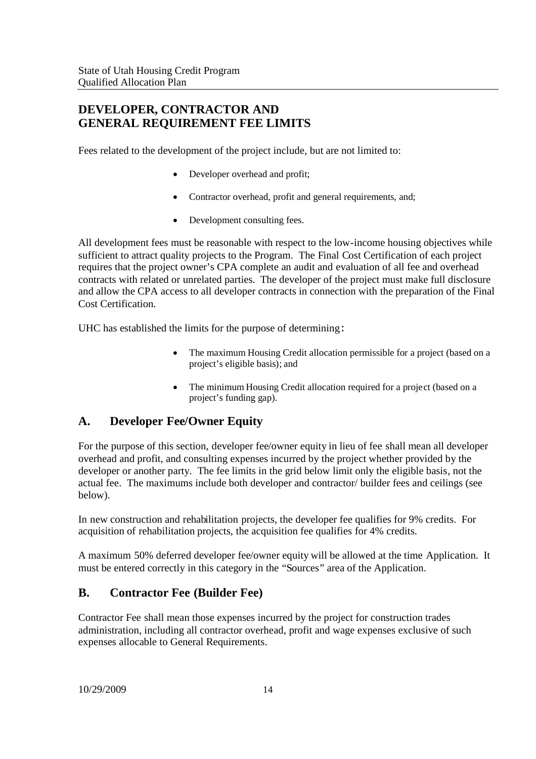## DEVELOPER, CONTRACTOR AND GENERAL REQUIREMENT FEE LIMITS

Fees related to the development of the project include, but are not limited to:

- Developer overhead and profit;
- Contractor overhead, profit and general requirements, and;
- Development consulting fees.

All development fees must be reasonable with respect to the low-income housing objectives while sufficient to attract quality projects to the Program. The Final Cost Certification of each project requires that the project owner's CPA complete an audit and evaluation of all fee and overhead contracts with related or unrelated parties. The developer of the project must make full disclosure and allow the CPA access to all developer contracts in connection with the preparation of the Final Cost Certification.

UHC has established the limits for the purpose of determining:

- The maximum Housing Credit allocation permissible for a project (based on a project's eligible basis); and
- The minimum Housing Credit allocation required for a project (based on a project's funding gap).

## A. Developer Fee/Owner Equity

For the purpose of this section, developer fee/owner equity in lieu of fee shall mean all developer overhead and profit, and consulting expenses incurred by the project whether provided by the developer or another party. The fee limits in the grid below limit only the eligible basis, not the actual fee. The maximums include both developer and contractor/ builder fees and ceilings (see below).

In new construction and rehabilitation projects, the developer fee qualifies for 9% credits. For acquisition of rehabilitation projects, the acquisition fee qualifies for 4% credits.

A maximum 50% deferred developer fee/owner equity will be allowed at the time Application. It must be entered correctly in this category in the "Sources" area of the Application.

## B. Contractor Fee (Builder Fee)

Contractor Fee shall mean those expenses incurred by the project for construction trades administration, including all contractor overhead, profit and wage expenses exclusive of such expenses allocable to General Requirements.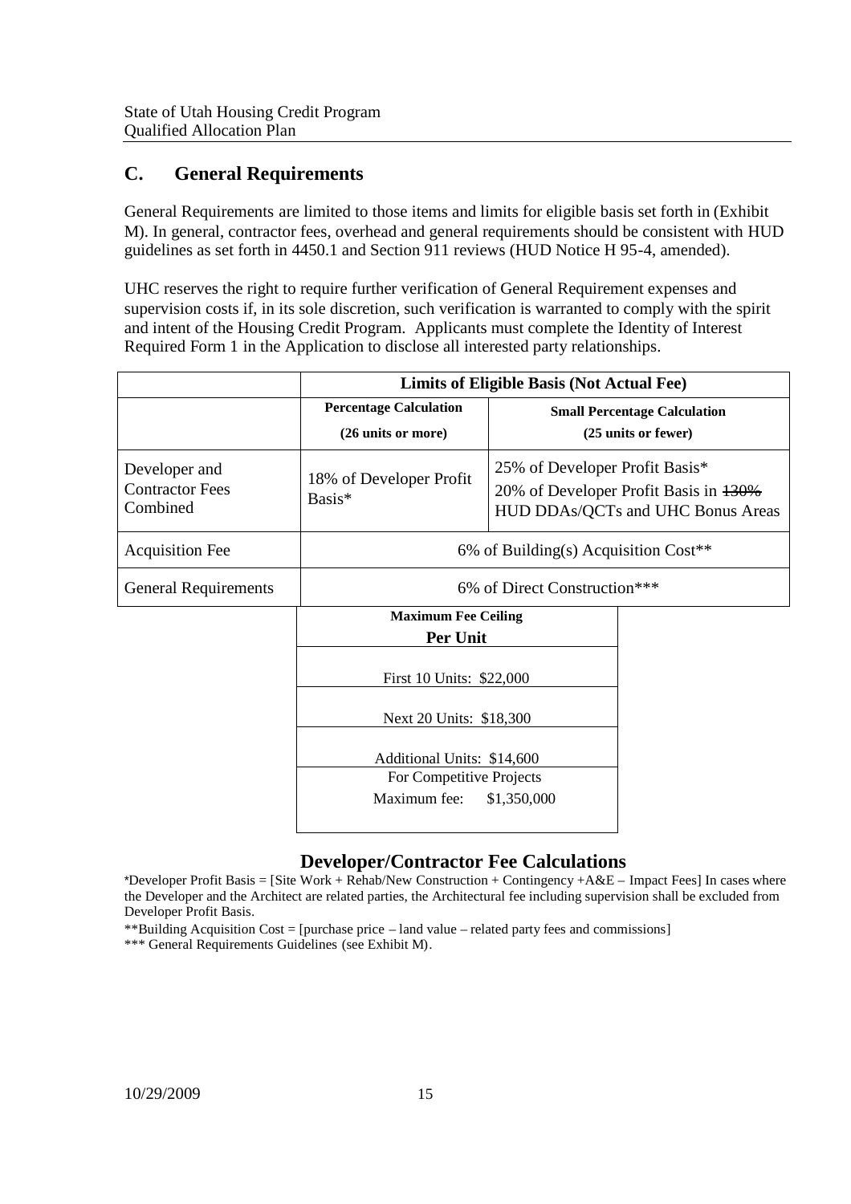## C. General Requirements

General Requirements are limited to those items and limits for eligible basis set forth in (Exhibit M). In general, contractor fees, overhead and general requirements should be consistent with HUD guidelines as set forth in 4450.1 and Section 911 reviews (HUD Notice H 95-4, amended).

UHC reserves the right to require further verification of General Requirement expenses and supervision costs if, in its sole discretion, such verification is warranted to comply with the spirit and intent of the Housing Credit Program. Applicants must complete the Identity of Interest Required Form 1 in the Application to disclose all interested party relationships.

| | **Limits of Eligible Basis (Not Actual Fee)** | |
|---|---|---|
| | **Percentage Calculation (26 units or more)** | **Small Percentage Calculation (25 units or fewer)** |
| Developer and Contractor Fees Combined | 18% of Developer Profit Basis* | 25% of Developer Profit Basis* 20% of Developer Profit Basis in ~~130%~~ HUD DDAs/QCTs and UHC Bonus Areas |
| Acquisition Fee | 6% of Building(s) Acquisition Cost** | |
| General Requirements | 6% of Direct Construction*** | |

| **Maximum Fee Ceiling Per Unit** |
|---|
| First 10 Units: $22,000 |
| Next 20 Units: $18,300 |
| Additional Units: $14,600 |
| For Competitive Projects Maximum fee: $1,350,000 |

### Developer/Contractor Fee Calculations

*Developer Profit Basis = [Site Work + Rehab/New Construction + Contingency +A&E – Impact Fees] In cases where the Developer and the Architect are related parties, the Architectural fee including supervision shall be excluded from Developer Profit Basis.

**Building Acquisition Cost = [purchase price – land value – related party fees and commissions]

*** General Requirements Guidelines (see Exhibit M).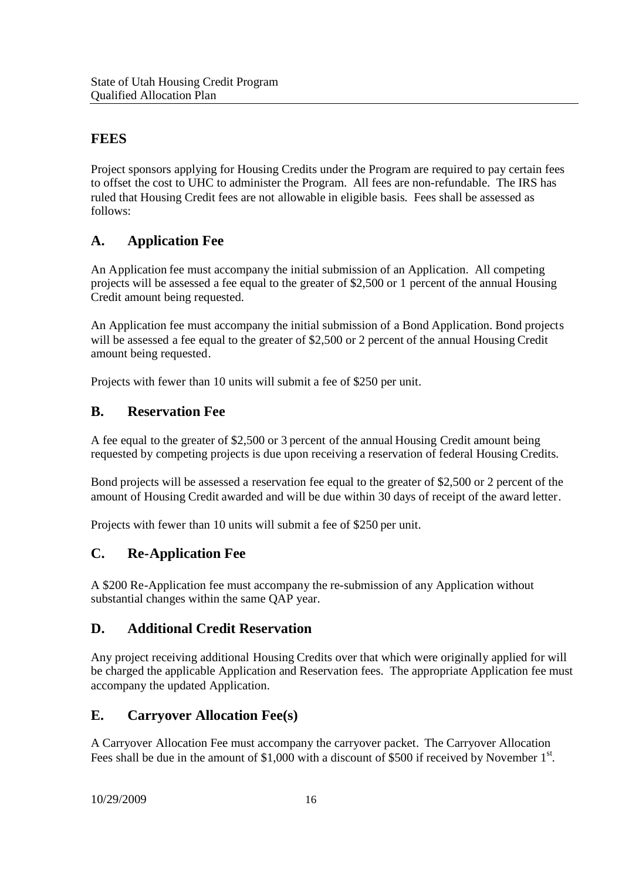## FEES

Project sponsors applying for Housing Credits under the Program are required to pay certain fees to offset the cost to UHC to administer the Program. All fees are non-refundable. The IRS has ruled that Housing Credit fees are not allowable in eligible basis. Fees shall be assessed as follows:

### A. Application Fee

An Application fee must accompany the initial submission of an Application. All competing projects will be assessed a fee equal to the greater of $2,500 or 1 percent of the annual Housing Credit amount being requested.

An Application fee must accompany the initial submission of a Bond Application. Bond projects will be assessed a fee equal to the greater of $2,500 or 2 percent of the annual Housing Credit amount being requested.

Projects with fewer than 10 units will submit a fee of $250 per unit.

### B. Reservation Fee

A fee equal to the greater of $2,500 or 3 percent of the annual Housing Credit amount being requested by competing projects is due upon receiving a reservation of federal Housing Credits.

Bond projects will be assessed a reservation fee equal to the greater of $2,500 or 2 percent of the amount of Housing Credit awarded and will be due within 30 days of receipt of the award letter.

Projects with fewer than 10 units will submit a fee of $250 per unit.

### C. Re-Application Fee

A $200 Re-Application fee must accompany the re-submission of any Application without substantial changes within the same QAP year.

### D. Additional Credit Reservation

Any project receiving additional Housing Credits over that which were originally applied for will be charged the applicable Application and Reservation fees. The appropriate Application fee must accompany the updated Application.

### E. Carryover Allocation Fee(s)

A Carryover Allocation Fee must accompany the carryover packet. The Carryover Allocation Fees shall be due in the amount of $1,000 with a discount of $500 if received by November 1st.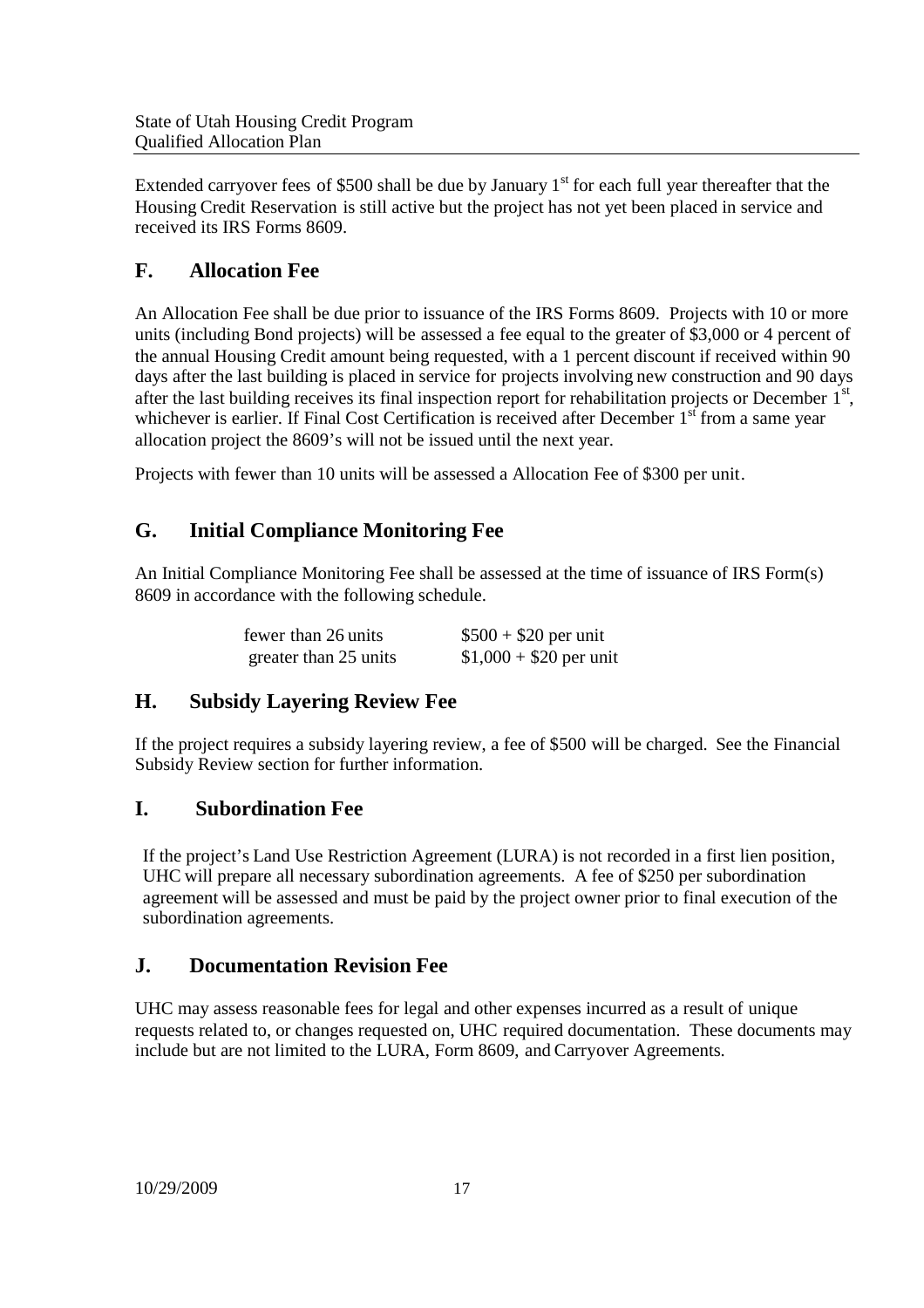Extended carryover fees of $500 shall be due by January 1st for each full year thereafter that the Housing Credit Reservation is still active but the project has not yet been placed in service and received its IRS Forms 8609.

## F. Allocation Fee

An Allocation Fee shall be due prior to issuance of the IRS Forms 8609. Projects with 10 or more units (including Bond projects) will be assessed a fee equal to the greater of $3,000 or 4 percent of the annual Housing Credit amount being requested, with a 1 percent discount if received within 90 days after the last building is placed in service for projects involving new construction and 90 days after the last building receives its final inspection report for rehabilitation projects or December 1st, whichever is earlier. If Final Cost Certification is received after December 1st from a same year allocation project the 8609's will not be issued until the next year.

Projects with fewer than 10 units will be assessed a Allocation Fee of $300 per unit.

## G. Initial Compliance Monitoring Fee

An Initial Compliance Monitoring Fee shall be assessed at the time of issuance of IRS Form(s) 8609 in accordance with the following schedule.

| | |
|---|---|
| fewer than 26 units | $500 + $20 per unit |
| greater than 25 units | $1,000 + $20 per unit |

## H. Subsidy Layering Review Fee

If the project requires a subsidy layering review, a fee of $500 will be charged. See the Financial Subsidy Review section for further information.

## I. Subordination Fee

If the project's Land Use Restriction Agreement (LURA) is not recorded in a first lien position, UHC will prepare all necessary subordination agreements. A fee of $250 per subordination agreement will be assessed and must be paid by the project owner prior to final execution of the subordination agreements.

## J. Documentation Revision Fee

UHC may assess reasonable fees for legal and other expenses incurred as a result of unique requests related to, or changes requested on, UHC required documentation. These documents may include but are not limited to the LURA, Form 8609, and Carryover Agreements.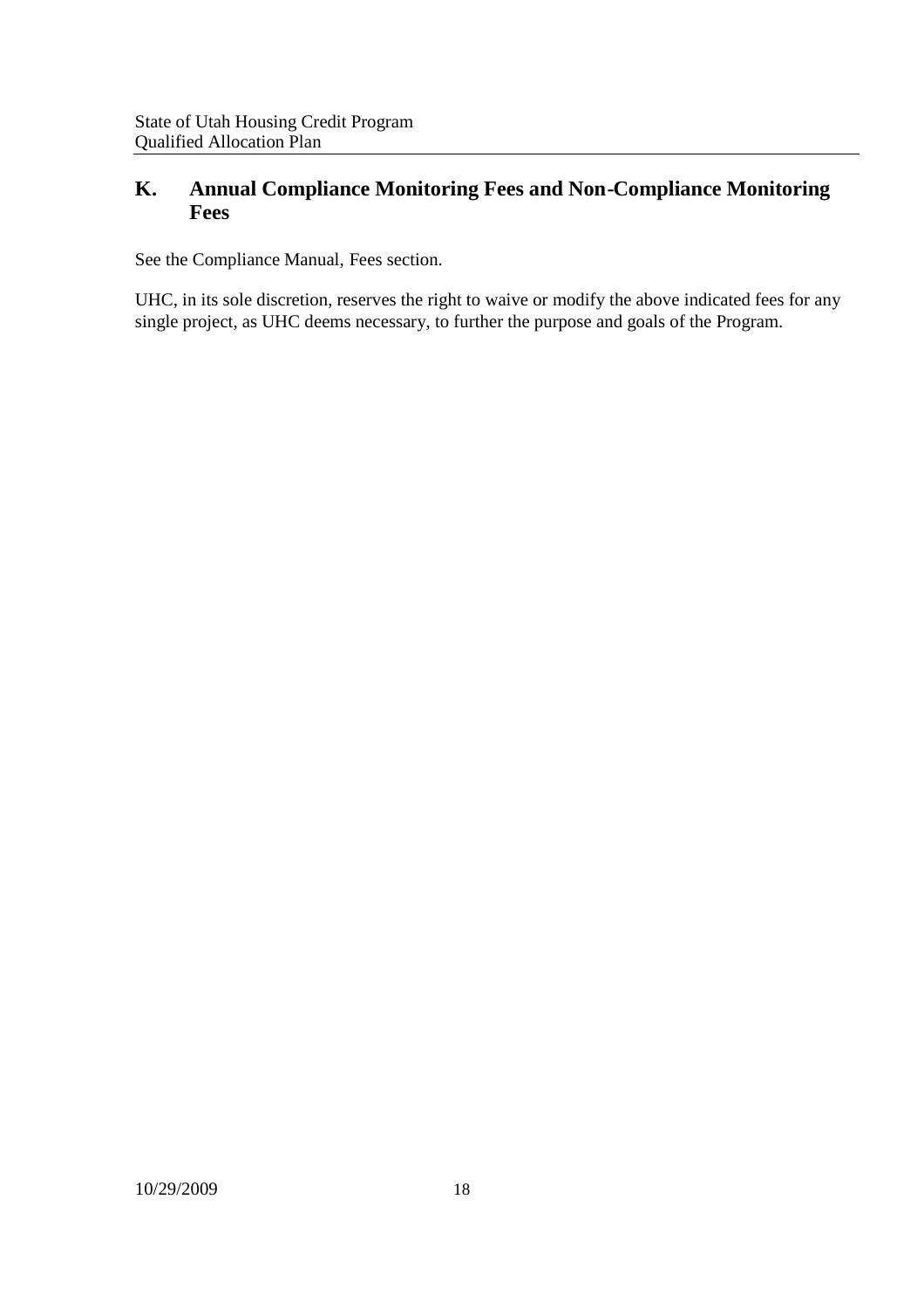## K. Annual Compliance Monitoring Fees and Non-Compliance Monitoring Fees

See the Compliance Manual, Fees section.

UHC, in its sole discretion, reserves the right to waive or modify the above indicated fees for any single project, as UHC deems necessary, to further the purpose and goals of the Program.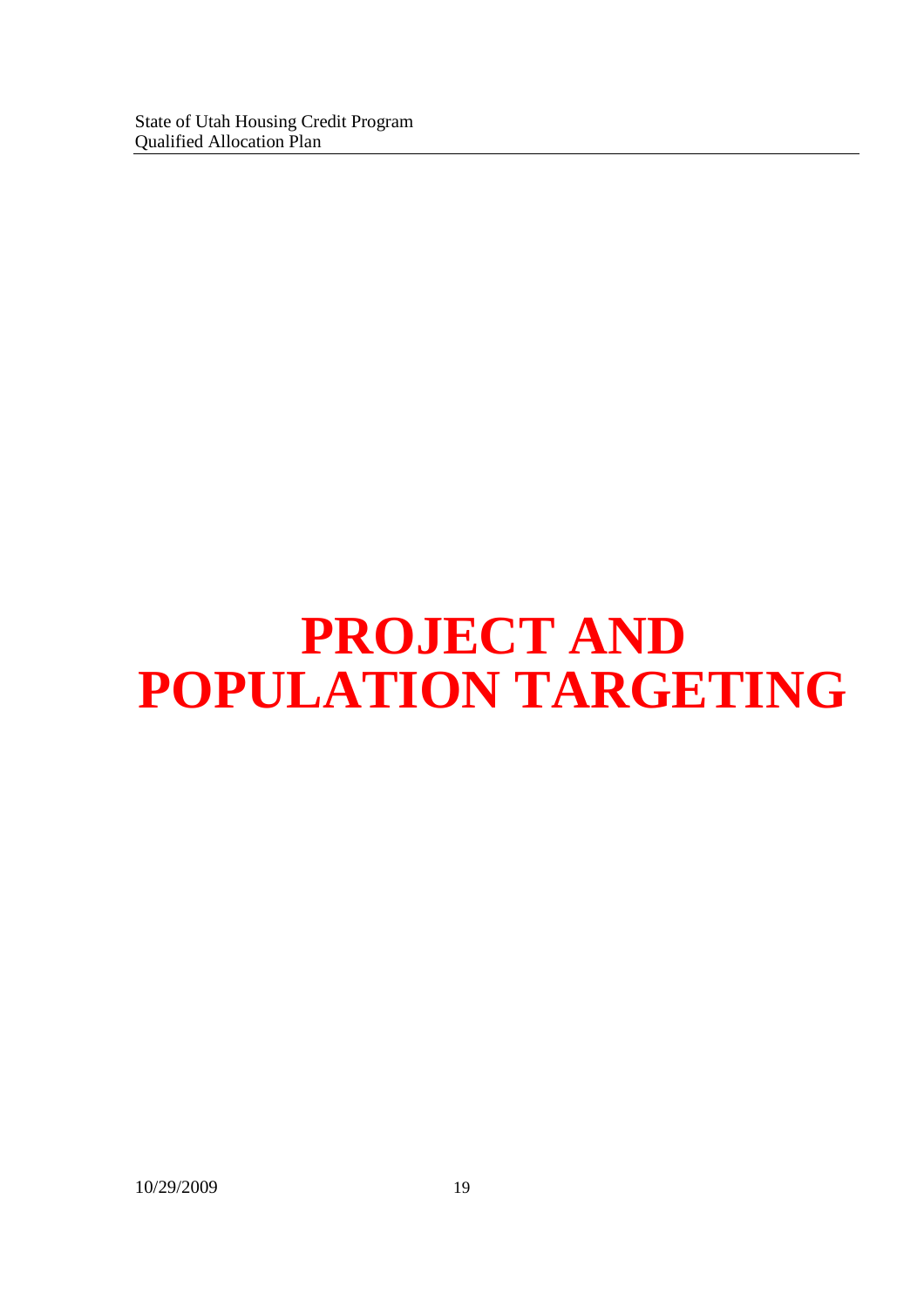# PROJECT AND POPULATION TARGETING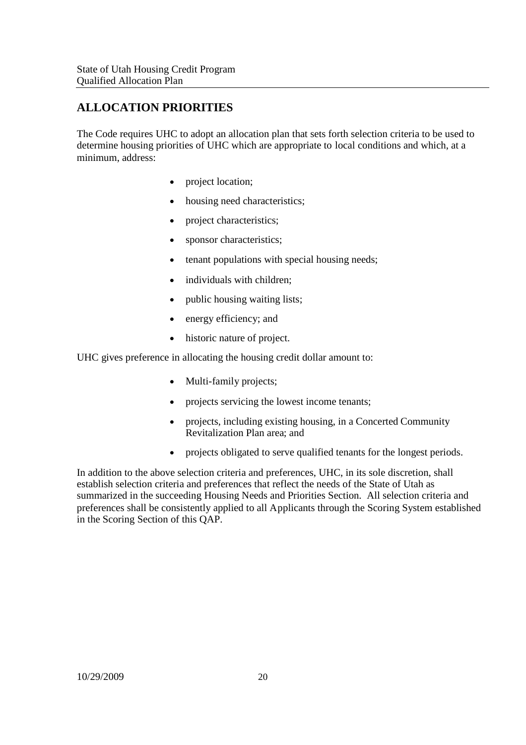## ALLOCATION PRIORITIES

The Code requires UHC to adopt an allocation plan that sets forth selection criteria to be used to determine housing priorities of UHC which are appropriate to local conditions and which, at a minimum, address:

- project location;
- housing need characteristics;
- project characteristics;
- sponsor characteristics;
- tenant populations with special housing needs;
- individuals with children;
- public housing waiting lists;
- energy efficiency; and
- historic nature of project.

UHC gives preference in allocating the housing credit dollar amount to:

- Multi-family projects;
- projects servicing the lowest income tenants;
- projects, including existing housing, in a Concerted Community Revitalization Plan area; and
- projects obligated to serve qualified tenants for the longest periods.

In addition to the above selection criteria and preferences, UHC, in its sole discretion, shall establish selection criteria and preferences that reflect the needs of the State of Utah as summarized in the succeeding Housing Needs and Priorities Section. All selection criteria and preferences shall be consistently applied to all Applicants through the Scoring System established in the Scoring Section of this QAP.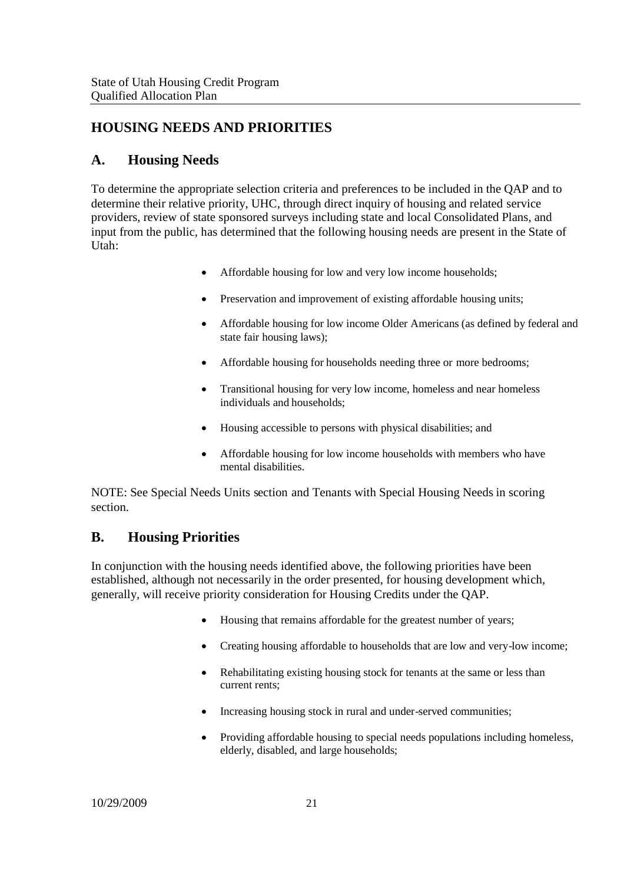## HOUSING NEEDS AND PRIORITIES

### A. Housing Needs

To determine the appropriate selection criteria and preferences to be included in the QAP and to determine their relative priority, UHC, through direct inquiry of housing and related service providers, review of state sponsored surveys including state and local Consolidated Plans, and input from the public, has determined that the following housing needs are present in the State of Utah:

- Affordable housing for low and very low income households;
- Preservation and improvement of existing affordable housing units;
- Affordable housing for low income Older Americans (as defined by federal and state fair housing laws);
- Affordable housing for households needing three or more bedrooms;
- Transitional housing for very low income, homeless and near homeless individuals and households;
- Housing accessible to persons with physical disabilities; and
- Affordable housing for low income households with members who have mental disabilities.

NOTE: See Special Needs Units section and Tenants with Special Housing Needs in scoring section.

### B. Housing Priorities

In conjunction with the housing needs identified above, the following priorities have been established, although not necessarily in the order presented, for housing development which, generally, will receive priority consideration for Housing Credits under the QAP.

- Housing that remains affordable for the greatest number of years;
- Creating housing affordable to households that are low and very-low income;
- Rehabilitating existing housing stock for tenants at the same or less than current rents;
- Increasing housing stock in rural and under-served communities;
- Providing affordable housing to special needs populations including homeless, elderly, disabled, and large households;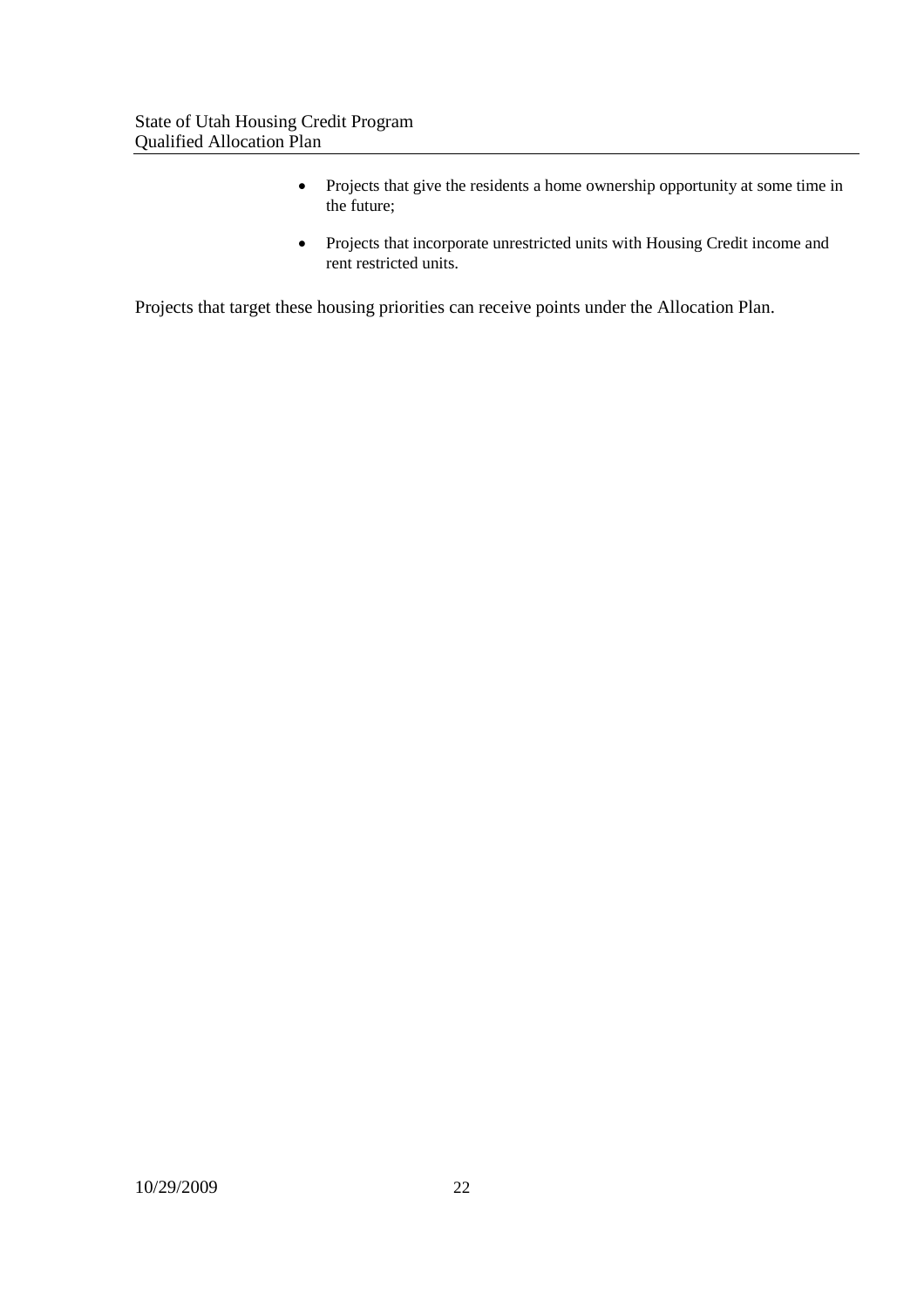- Projects that give the residents a home ownership opportunity at some time in the future;
- Projects that incorporate unrestricted units with Housing Credit income and rent restricted units.

Projects that target these housing priorities can receive points under the Allocation Plan.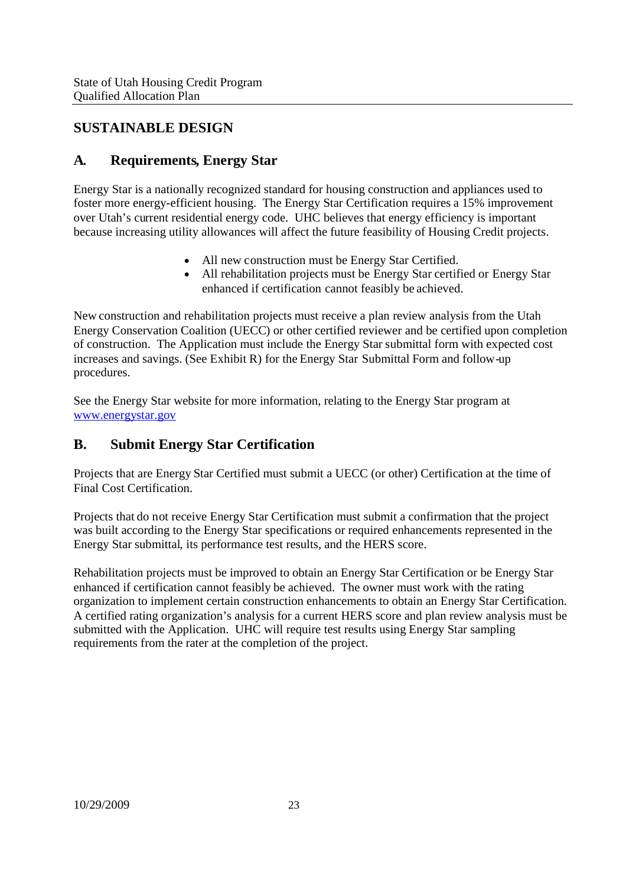## SUSTAINABLE DESIGN

### A. Requirements, Energy Star

Energy Star is a nationally recognized standard for housing construction and appliances used to foster more energy-efficient housing. The Energy Star Certification requires a 15% improvement over Utah's current residential energy code. UHC believes that energy efficiency is important because increasing utility allowances will affect the future feasibility of Housing Credit projects.

- All new construction must be Energy Star Certified.
- All rehabilitation projects must be Energy Star certified or Energy Star enhanced if certification cannot feasibly be achieved.

New construction and rehabilitation projects must receive a plan review analysis from the Utah Energy Conservation Coalition (UECC) or other certified reviewer and be certified upon completion of construction. The Application must include the Energy Star submittal form with expected cost increases and savings. (See Exhibit R) for the Energy Star Submittal Form and follow-up procedures.

See the Energy Star website for more information, relating to the Energy Star program at www.energystar.gov

### B. Submit Energy Star Certification

Projects that are Energy Star Certified must submit a UECC (or other) Certification at the time of Final Cost Certification.

Projects that do not receive Energy Star Certification must submit a confirmation that the project was built according to the Energy Star specifications or required enhancements represented in the Energy Star submittal, its performance test results, and the HERS score.

Rehabilitation projects must be improved to obtain an Energy Star Certification or be Energy Star enhanced if certification cannot feasibly be achieved. The owner must work with the rating organization to implement certain construction enhancements to obtain an Energy Star Certification. A certified rating organization's analysis for a current HERS score and plan review analysis must be submitted with the Application. UHC will require test results using Energy Star sampling requirements from the rater at the completion of the project.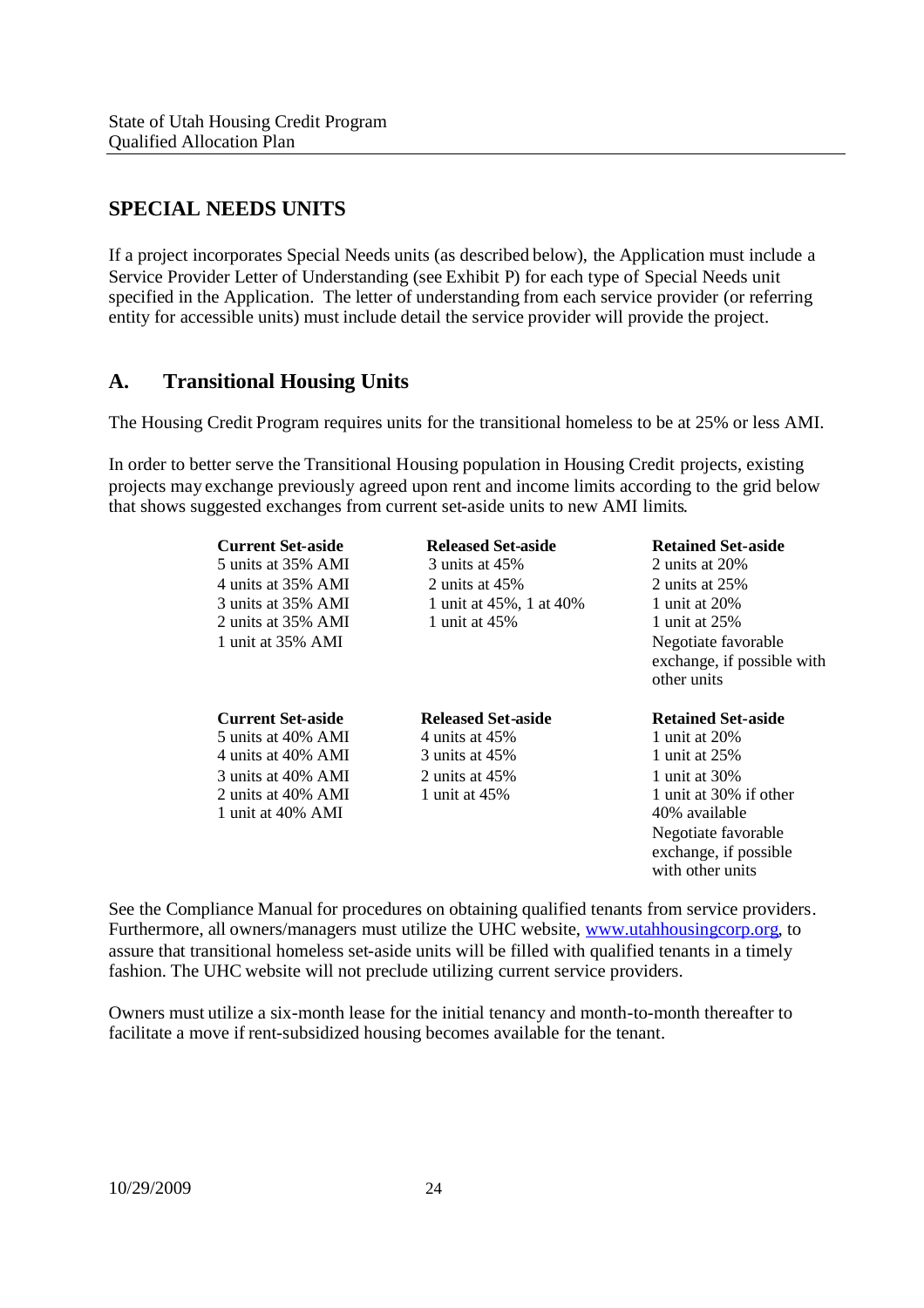## SPECIAL NEEDS UNITS

If a project incorporates Special Needs units (as described below), the Application must include a Service Provider Letter of Understanding (see Exhibit P) for each type of Special Needs unit specified in the Application. The letter of understanding from each service provider (or referring entity for accessible units) must include detail the service provider will provide the project.

### A. Transitional Housing Units

The Housing Credit Program requires units for the transitional homeless to be at 25% or less AMI.

In order to better serve the Transitional Housing population in Housing Credit projects, existing projects may exchange previously agreed upon rent and income limits according to the grid below that shows suggested exchanges from current set-aside units to new AMI limits.

| Current Set-aside | Released Set-aside | Retained Set-aside |
|---|---|---|
| 5 units at 35% AMI | 3 units at 45% | 2 units at 20% |
| 4 units at 35% AMI | 2 units at 45% | 2 units at 25% |
| 3 units at 35% AMI | 1 unit at 45%, 1 at 40% | 1 unit at 20% |
| 2 units at 35% AMI | 1 unit at 45% | 1 unit at 25% |
| 1 unit at 35% AMI | | Negotiate favorable exchange, if possible with other units |

| Current Set-aside | Released Set-aside | Retained Set-aside |
|---|---|---|
| 5 units at 40% AMI | 4 units at 45% | 1 unit at 20% |
| 4 units at 40% AMI | 3 units at 45% | 1 unit at 25% |
| 3 units at 40% AMI | 2 units at 45% | 1 unit at 30% |
| 2 units at 40% AMI | 1 unit at 45% | 1 unit at 30% if other 40% available |
| 1 unit at 40% AMI | | Negotiate favorable exchange, if possible with other units |

See the Compliance Manual for procedures on obtaining qualified tenants from service providers. Furthermore, all owners/managers must utilize the UHC website, www.utahhousingcorp.org, to assure that transitional homeless set-aside units will be filled with qualified tenants in a timely fashion. The UHC website will not preclude utilizing current service providers.

Owners must utilize a six-month lease for the initial tenancy and month-to-month thereafter to facilitate a move if rent-subsidized housing becomes available for the tenant.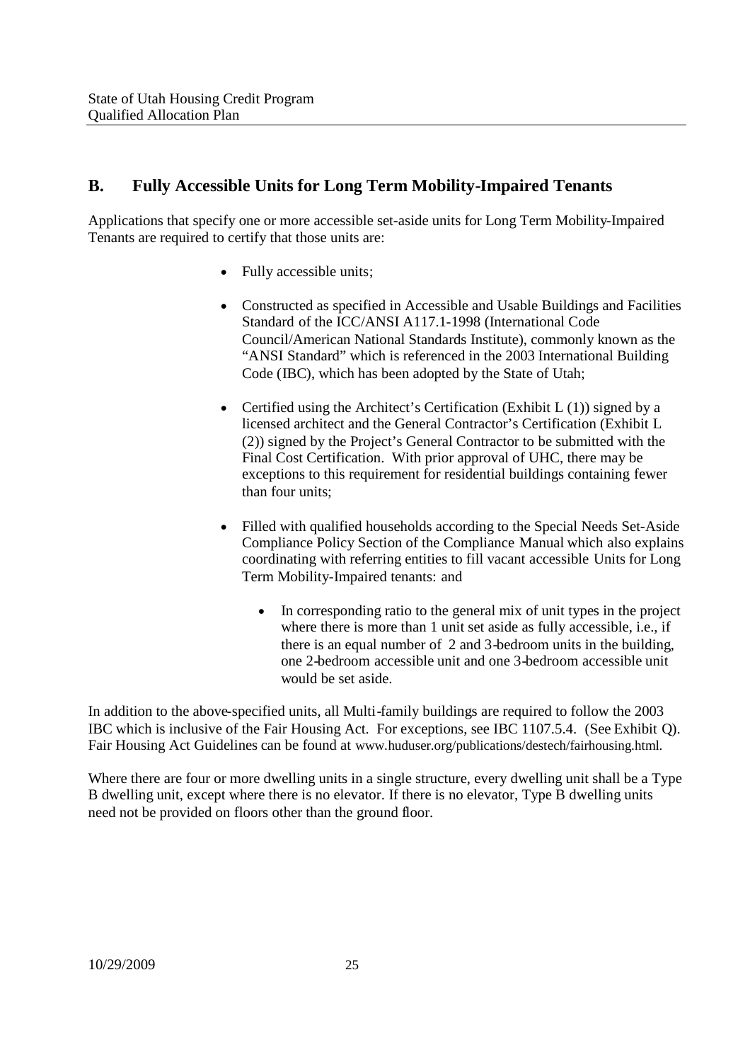## B. Fully Accessible Units for Long Term Mobility-Impaired Tenants

Applications that specify one or more accessible set-aside units for Long Term Mobility-Impaired Tenants are required to certify that those units are:

- Fully accessible units;
- Constructed as specified in Accessible and Usable Buildings and Facilities Standard of the ICC/ANSI A117.1-1998 (International Code Council/American National Standards Institute), commonly known as the "ANSI Standard" which is referenced in the 2003 International Building Code (IBC), which has been adopted by the State of Utah;
- Certified using the Architect's Certification (Exhibit L (1)) signed by a licensed architect and the General Contractor's Certification (Exhibit L (2)) signed by the Project's General Contractor to be submitted with the Final Cost Certification. With prior approval of UHC, there may be exceptions to this requirement for residential buildings containing fewer than four units;
- Filled with qualified households according to the Special Needs Set-Aside Compliance Policy Section of the Compliance Manual which also explains coordinating with referring entities to fill vacant accessible Units for Long Term Mobility-Impaired tenants: and
    - In corresponding ratio to the general mix of unit types in the project where there is more than 1 unit set aside as fully accessible, i.e., if there is an equal number of 2 and 3-bedroom units in the building, one 2-bedroom accessible unit and one 3-bedroom accessible unit would be set aside.

In addition to the above-specified units, all Multi-family buildings are required to follow the 2003 IBC which is inclusive of the Fair Housing Act. For exceptions, see IBC 1107.5.4. (See Exhibit Q). Fair Housing Act Guidelines can be found at www.huduser.org/publications/destech/fairhousing.html.

Where there are four or more dwelling units in a single structure, every dwelling unit shall be a Type B dwelling unit, except where there is no elevator. If there is no elevator, Type B dwelling units need not be provided on floors other than the ground floor.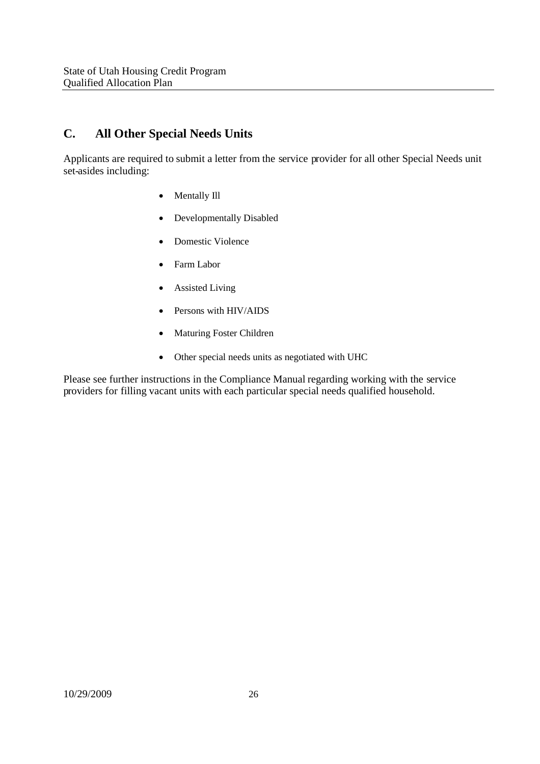## C. All Other Special Needs Units

Applicants are required to submit a letter from the service provider for all other Special Needs unit set-asides including:

- Mentally Ill
- Developmentally Disabled
- Domestic Violence
- Farm Labor
- Assisted Living
- Persons with HIV/AIDS
- Maturing Foster Children
- Other special needs units as negotiated with UHC

Please see further instructions in the Compliance Manual regarding working with the service providers for filling vacant units with each particular special needs qualified household.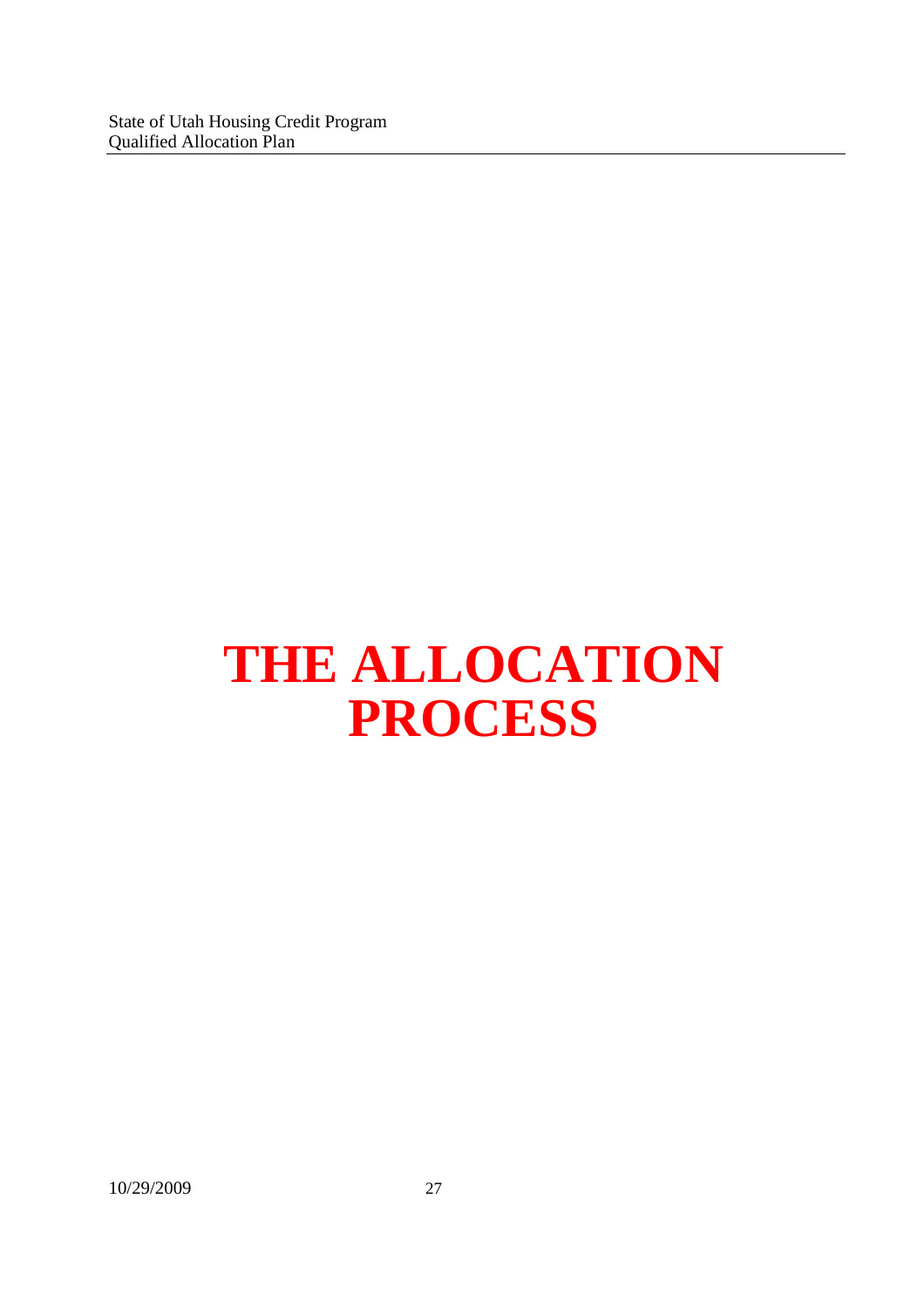# THE ALLOCATION PROCESS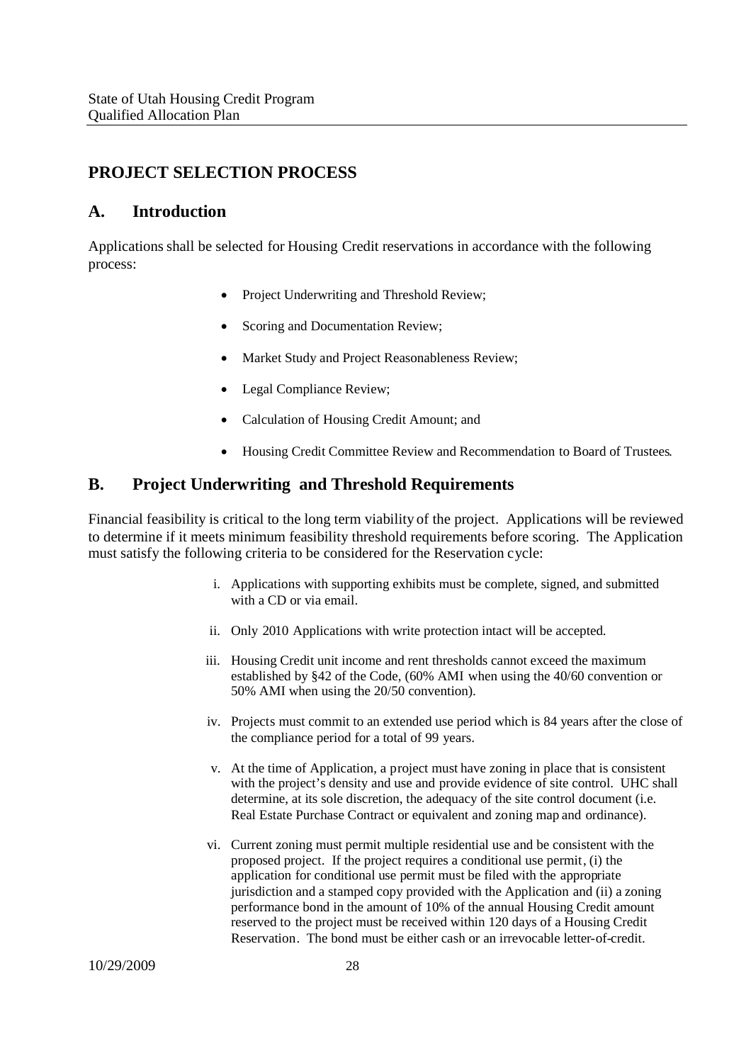## PROJECT SELECTION PROCESS

## A. Introduction

Applications shall be selected for Housing Credit reservations in accordance with the following process:

- Project Underwriting and Threshold Review;
- Scoring and Documentation Review;
- Market Study and Project Reasonableness Review;
- Legal Compliance Review;
- Calculation of Housing Credit Amount; and
- Housing Credit Committee Review and Recommendation to Board of Trustees.

## B. Project Underwriting and Threshold Requirements

Financial feasibility is critical to the long term viability of the project. Applications will be reviewed to determine if it meets minimum feasibility threshold requirements before scoring. The Application must satisfy the following criteria to be considered for the Reservation cycle:

i. Applications with supporting exhibits must be complete, signed, and submitted with a CD or via email.

ii. Only 2010 Applications with write protection intact will be accepted.

iii. Housing Credit unit income and rent thresholds cannot exceed the maximum established by §42 of the Code, (60% AMI when using the 40/60 convention or 50% AMI when using the 20/50 convention).

iv. Projects must commit to an extended use period which is 84 years after the close of the compliance period for a total of 99 years.

v. At the time of Application, a project must have zoning in place that is consistent with the project's density and use and provide evidence of site control. UHC shall determine, at its sole discretion, the adequacy of the site control document (i.e. Real Estate Purchase Contract or equivalent and zoning map and ordinance).

vi. Current zoning must permit multiple residential use and be consistent with the proposed project. If the project requires a conditional use permit, (i) the application for conditional use permit must be filed with the appropriate jurisdiction and a stamped copy provided with the Application and (ii) a zoning performance bond in the amount of 10% of the annual Housing Credit amount reserved to the project must be received within 120 days of a Housing Credit Reservation. The bond must be either cash or an irrevocable letter-of-credit.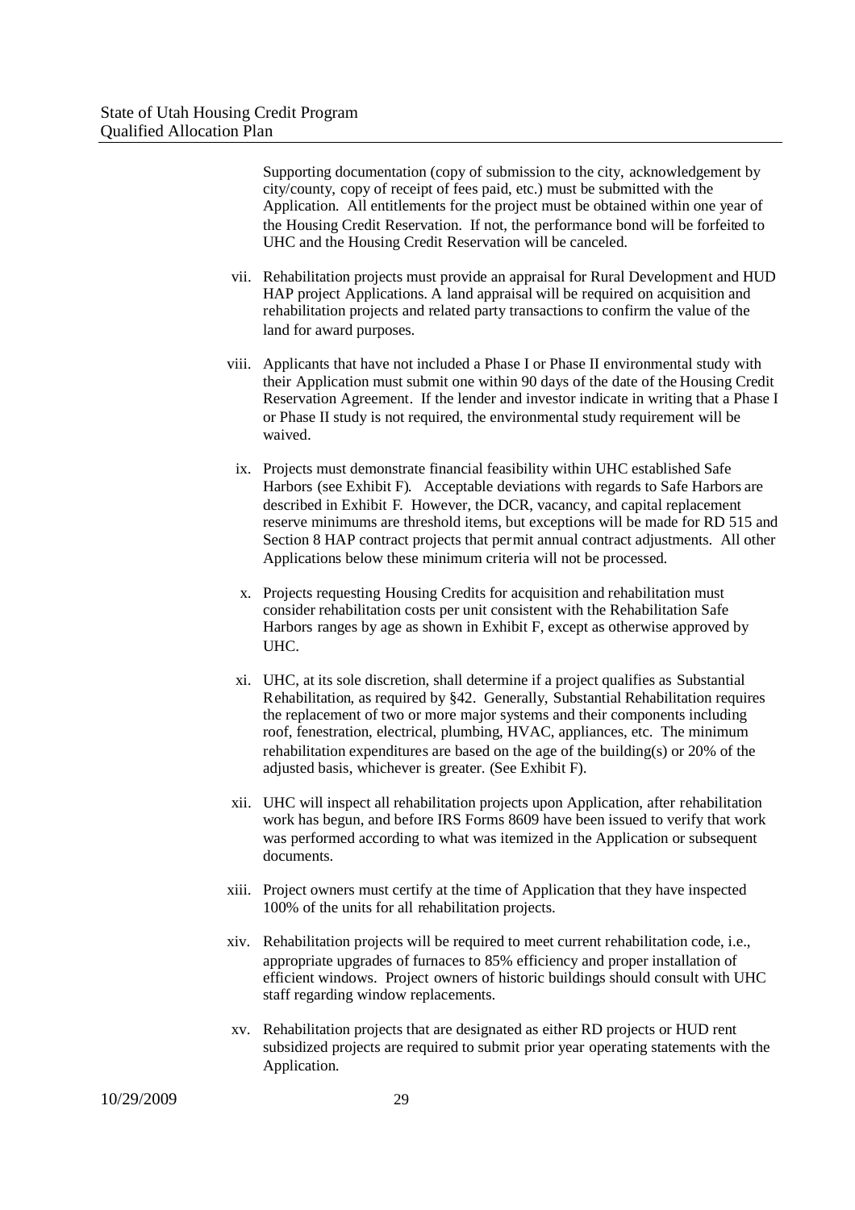Supporting documentation (copy of submission to the city, acknowledgement by city/county, copy of receipt of fees paid, etc.) must be submitted with the Application. All entitlements for the project must be obtained within one year of the Housing Credit Reservation. If not, the performance bond will be forfeited to UHC and the Housing Credit Reservation will be canceled.

vii. Rehabilitation projects must provide an appraisal for Rural Development and HUD HAP project Applications. A land appraisal will be required on acquisition and rehabilitation projects and related party transactions to confirm the value of the land for award purposes.

viii. Applicants that have not included a Phase I or Phase II environmental study with their Application must submit one within 90 days of the date of the Housing Credit Reservation Agreement. If the lender and investor indicate in writing that a Phase I or Phase II study is not required, the environmental study requirement will be waived.

ix. Projects must demonstrate financial feasibility within UHC established Safe Harbors (see Exhibit F). Acceptable deviations with regards to Safe Harbors are described in Exhibit F. However, the DCR, vacancy, and capital replacement reserve minimums are threshold items, but exceptions will be made for RD 515 and Section 8 HAP contract projects that permit annual contract adjustments. All other Applications below these minimum criteria will not be processed.

x. Projects requesting Housing Credits for acquisition and rehabilitation must consider rehabilitation costs per unit consistent with the Rehabilitation Safe Harbors ranges by age as shown in Exhibit F, except as otherwise approved by UHC.

xi. UHC, at its sole discretion, shall determine if a project qualifies as Substantial Rehabilitation, as required by §42. Generally, Substantial Rehabilitation requires the replacement of two or more major systems and their components including roof, fenestration, electrical, plumbing, HVAC, appliances, etc. The minimum rehabilitation expenditures are based on the age of the building(s) or 20% of the adjusted basis, whichever is greater. (See Exhibit F).

xii. UHC will inspect all rehabilitation projects upon Application, after rehabilitation work has begun, and before IRS Forms 8609 have been issued to verify that work was performed according to what was itemized in the Application or subsequent documents.

xiii. Project owners must certify at the time of Application that they have inspected 100% of the units for all rehabilitation projects.

xiv. Rehabilitation projects will be required to meet current rehabilitation code, i.e., appropriate upgrades of furnaces to 85% efficiency and proper installation of efficient windows. Project owners of historic buildings should consult with UHC staff regarding window replacements.

xv. Rehabilitation projects that are designated as either RD projects or HUD rent subsidized projects are required to submit prior year operating statements with the Application.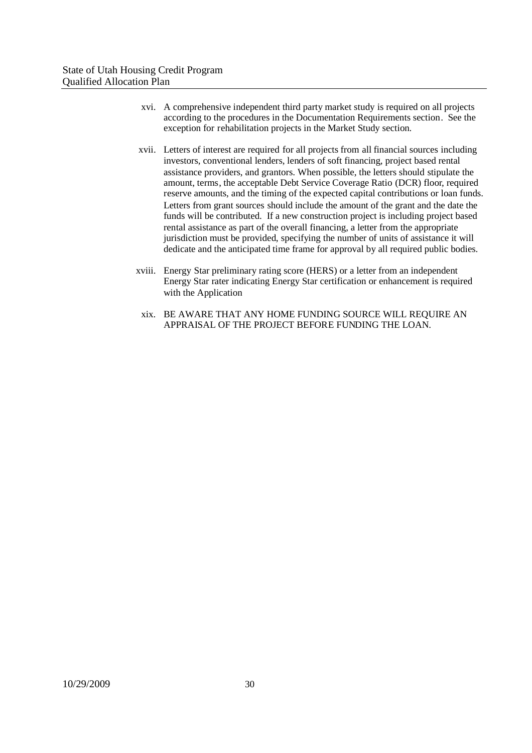xvi. A comprehensive independent third party market study is required on all projects according to the procedures in the Documentation Requirements section. See the exception for rehabilitation projects in the Market Study section.

xvii. Letters of interest are required for all projects from all financial sources including investors, conventional lenders, lenders of soft financing, project based rental assistance providers, and grantors. When possible, the letters should stipulate the amount, terms, the acceptable Debt Service Coverage Ratio (DCR) floor, required reserve amounts, and the timing of the expected capital contributions or loan funds. Letters from grant sources should include the amount of the grant and the date the funds will be contributed. If a new construction project is including project based rental assistance as part of the overall financing, a letter from the appropriate jurisdiction must be provided, specifying the number of units of assistance it will dedicate and the anticipated time frame for approval by all required public bodies.

xviii. Energy Star preliminary rating score (HERS) or a letter from an independent Energy Star rater indicating Energy Star certification or enhancement is required with the Application

xix. BE AWARE THAT ANY HOME FUNDING SOURCE WILL REQUIRE AN APPRAISAL OF THE PROJECT BEFORE FUNDING THE LOAN.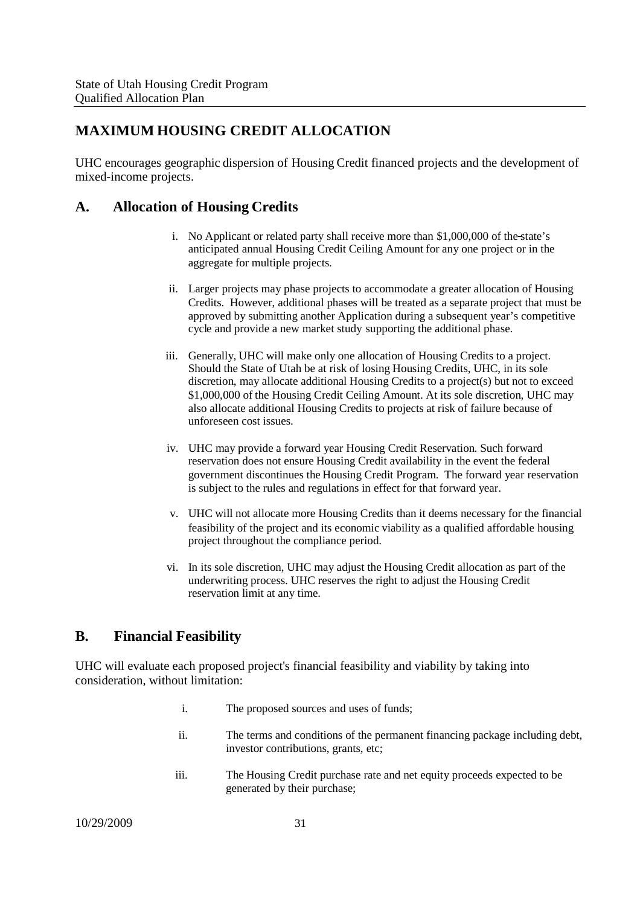## MAXIMUM HOUSING CREDIT ALLOCATION

UHC encourages geographic dispersion of Housing Credit financed projects and the development of mixed-income projects.

### A. Allocation of Housing Credits

i. No Applicant or related party shall receive more than $1,000,000 of the state's anticipated annual Housing Credit Ceiling Amount for any one project or in the aggregate for multiple projects.

ii. Larger projects may phase projects to accommodate a greater allocation of Housing Credits. However, additional phases will be treated as a separate project that must be approved by submitting another Application during a subsequent year's competitive cycle and provide a new market study supporting the additional phase.

iii. Generally, UHC will make only one allocation of Housing Credits to a project. Should the State of Utah be at risk of losing Housing Credits, UHC, in its sole discretion, may allocate additional Housing Credits to a project(s) but not to exceed $1,000,000 of the Housing Credit Ceiling Amount. At its sole discretion, UHC may also allocate additional Housing Credits to projects at risk of failure because of unforeseen cost issues.

iv. UHC may provide a forward year Housing Credit Reservation. Such forward reservation does not ensure Housing Credit availability in the event the federal government discontinues the Housing Credit Program. The forward year reservation is subject to the rules and regulations in effect for that forward year.

v. UHC will not allocate more Housing Credits than it deems necessary for the financial feasibility of the project and its economic viability as a qualified affordable housing project throughout the compliance period.

vi. In its sole discretion, UHC may adjust the Housing Credit allocation as part of the underwriting process. UHC reserves the right to adjust the Housing Credit reservation limit at any time.

### B. Financial Feasibility

UHC will evaluate each proposed project's financial feasibility and viability by taking into consideration, without limitation:

i. The proposed sources and uses of funds;

ii. The terms and conditions of the permanent financing package including debt, investor contributions, grants, etc;

iii. The Housing Credit purchase rate and net equity proceeds expected to be generated by their purchase;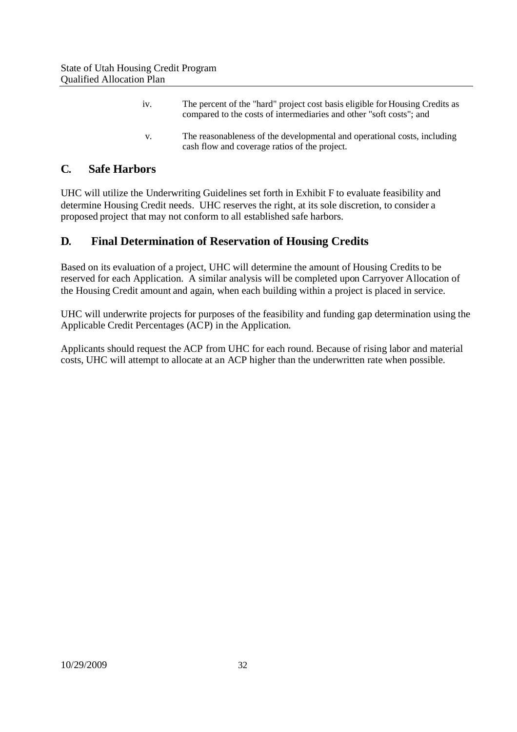iv. The percent of the "hard" project cost basis eligible for Housing Credits as compared to the costs of intermediaries and other "soft costs"; and

v. The reasonableness of the developmental and operational costs, including cash flow and coverage ratios of the project.

## C. Safe Harbors

UHC will utilize the Underwriting Guidelines set forth in Exhibit F to evaluate feasibility and determine Housing Credit needs. UHC reserves the right, at its sole discretion, to consider a proposed project that may not conform to all established safe harbors.

## D. Final Determination of Reservation of Housing Credits

Based on its evaluation of a project, UHC will determine the amount of Housing Credits to be reserved for each Application. A similar analysis will be completed upon Carryover Allocation of the Housing Credit amount and again, when each building within a project is placed in service.

UHC will underwrite projects for purposes of the feasibility and funding gap determination using the Applicable Credit Percentages (ACP) in the Application.

Applicants should request the ACP from UHC for each round. Because of rising labor and material costs, UHC will attempt to allocate at an ACP higher than the underwritten rate when possible.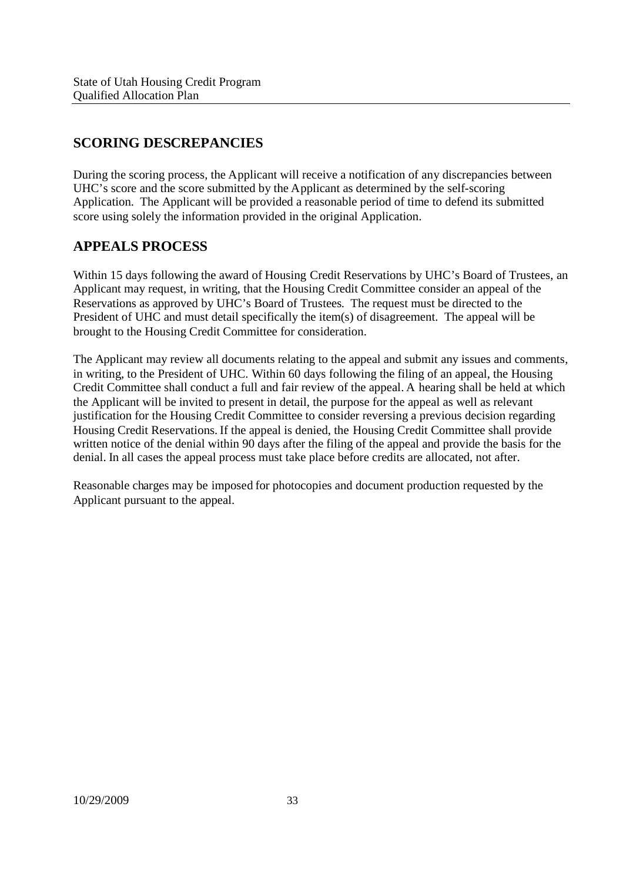## SCORING DESCREPANCIES

During the scoring process, the Applicant will receive a notification of any discrepancies between UHC's score and the score submitted by the Applicant as determined by the self-scoring Application. The Applicant will be provided a reasonable period of time to defend its submitted score using solely the information provided in the original Application.

## APPEALS PROCESS

Within 15 days following the award of Housing Credit Reservations by UHC's Board of Trustees, an Applicant may request, in writing, that the Housing Credit Committee consider an appeal of the Reservations as approved by UHC's Board of Trustees. The request must be directed to the President of UHC and must detail specifically the item(s) of disagreement. The appeal will be brought to the Housing Credit Committee for consideration.

The Applicant may review all documents relating to the appeal and submit any issues and comments, in writing, to the President of UHC. Within 60 days following the filing of an appeal, the Housing Credit Committee shall conduct a full and fair review of the appeal. A hearing shall be held at which the Applicant will be invited to present in detail, the purpose for the appeal as well as relevant justification for the Housing Credit Committee to consider reversing a previous decision regarding Housing Credit Reservations. If the appeal is denied, the Housing Credit Committee shall provide written notice of the denial within 90 days after the filing of the appeal and provide the basis for the denial. In all cases the appeal process must take place before credits are allocated, not after.

Reasonable charges may be imposed for photocopies and document production requested by the Applicant pursuant to the appeal.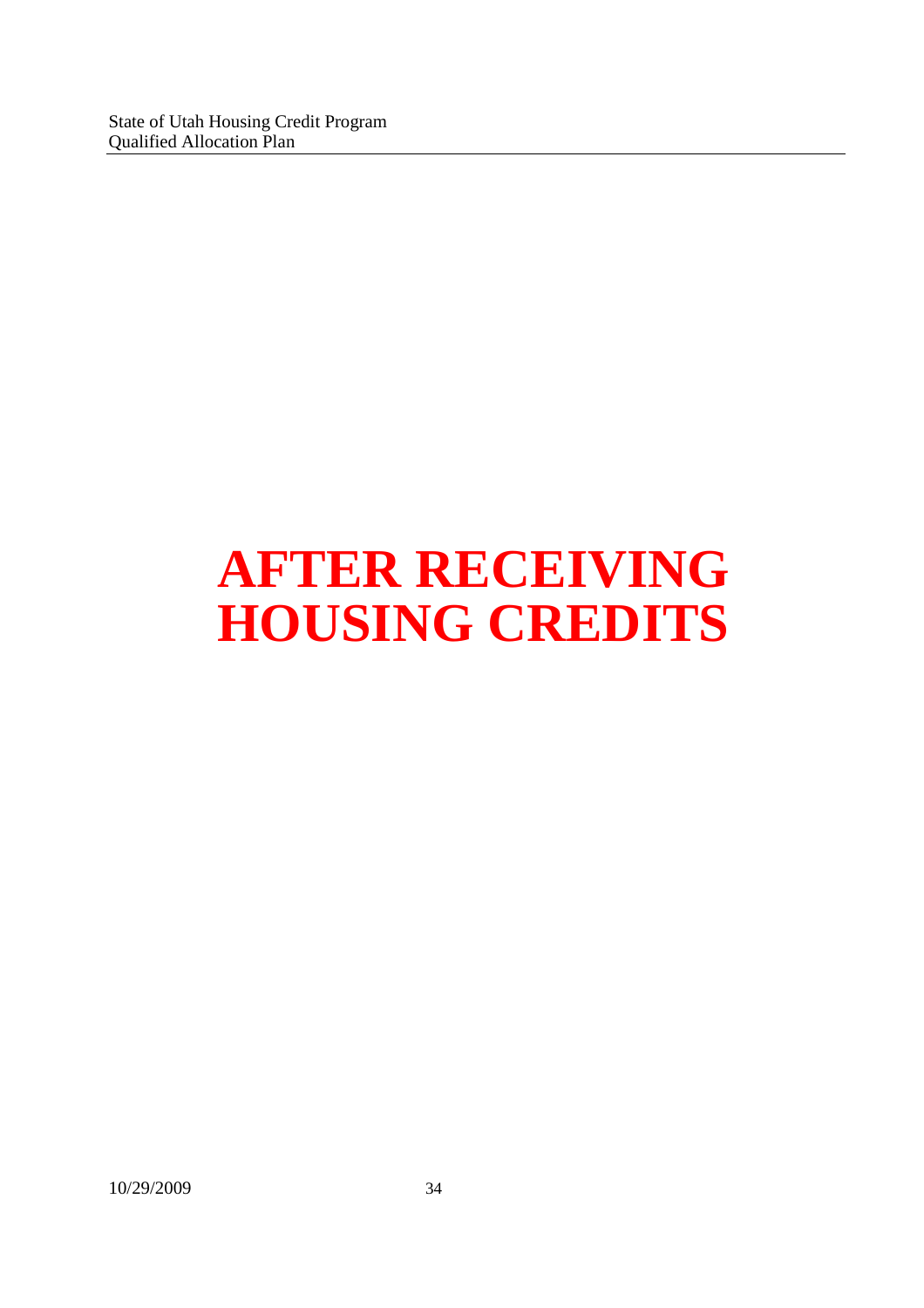# AFTER RECEIVING HOUSING CREDITS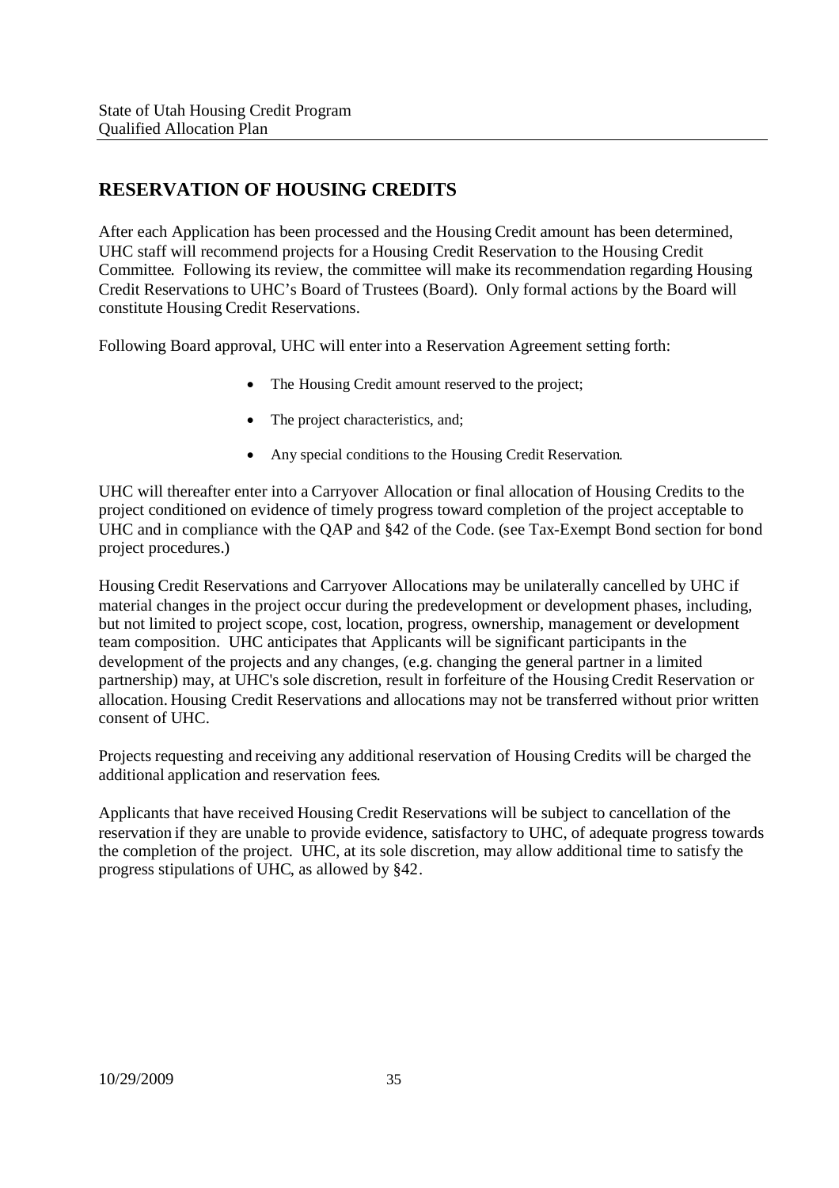## RESERVATION OF HOUSING CREDITS

After each Application has been processed and the Housing Credit amount has been determined, UHC staff will recommend projects for a Housing Credit Reservation to the Housing Credit Committee. Following its review, the committee will make its recommendation regarding Housing Credit Reservations to UHC's Board of Trustees (Board). Only formal actions by the Board will constitute Housing Credit Reservations.

Following Board approval, UHC will enter into a Reservation Agreement setting forth:

- The Housing Credit amount reserved to the project;
- The project characteristics, and;
- Any special conditions to the Housing Credit Reservation.

UHC will thereafter enter into a Carryover Allocation or final allocation of Housing Credits to the project conditioned on evidence of timely progress toward completion of the project acceptable to UHC and in compliance with the QAP and §42 of the Code. (see Tax-Exempt Bond section for bond project procedures.)

Housing Credit Reservations and Carryover Allocations may be unilaterally cancelled by UHC if material changes in the project occur during the predevelopment or development phases, including, but not limited to project scope, cost, location, progress, ownership, management or development team composition. UHC anticipates that Applicants will be significant participants in the development of the projects and any changes, (e.g. changing the general partner in a limited partnership) may, at UHC's sole discretion, result in forfeiture of the Housing Credit Reservation or allocation. Housing Credit Reservations and allocations may not be transferred without prior written consent of UHC.

Projects requesting and receiving any additional reservation of Housing Credits will be charged the additional application and reservation fees.

Applicants that have received Housing Credit Reservations will be subject to cancellation of the reservation if they are unable to provide evidence, satisfactory to UHC, of adequate progress towards the completion of the project. UHC, at its sole discretion, may allow additional time to satisfy the progress stipulations of UHC, as allowed by §42.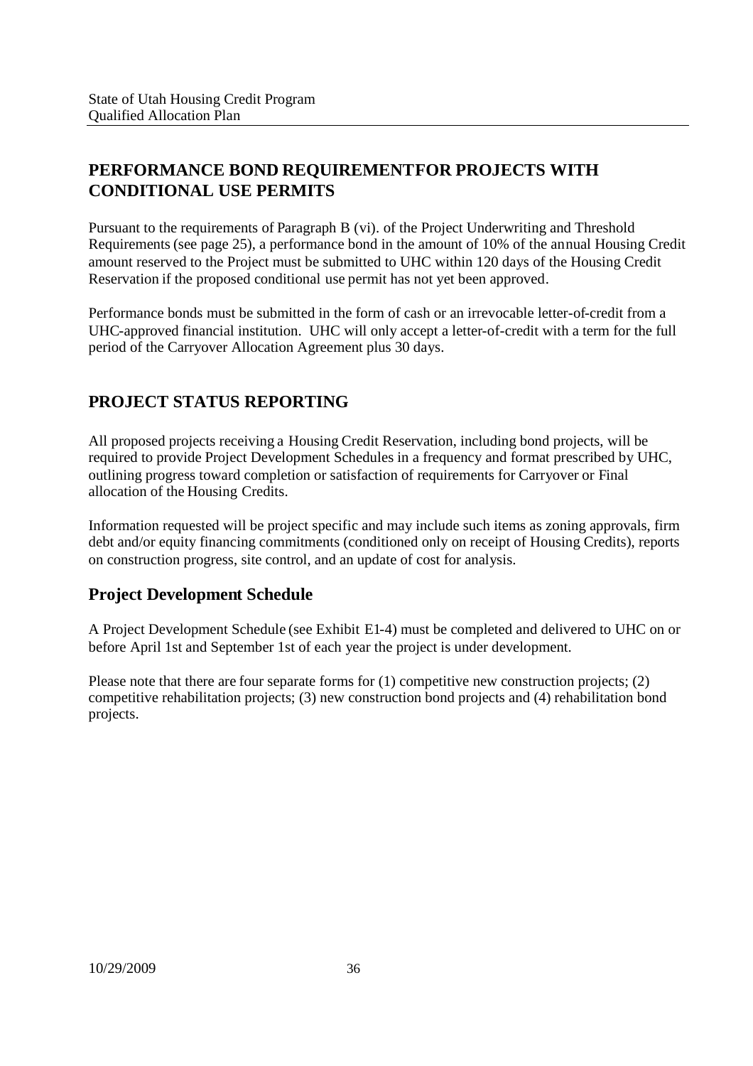## PERFORMANCE BOND REQUIREMENTFOR PROJECTS WITH CONDITIONAL USE PERMITS

Pursuant to the requirements of Paragraph B (vi). of the Project Underwriting and Threshold Requirements (see page 25), a performance bond in the amount of 10% of the annual Housing Credit amount reserved to the Project must be submitted to UHC within 120 days of the Housing Credit Reservation if the proposed conditional use permit has not yet been approved.

Performance bonds must be submitted in the form of cash or an irrevocable letter-of-credit from a UHC-approved financial institution. UHC will only accept a letter-of-credit with a term for the full period of the Carryover Allocation Agreement plus 30 days.

## PROJECT STATUS REPORTING

All proposed projects receiving a Housing Credit Reservation, including bond projects, will be required to provide Project Development Schedules in a frequency and format prescribed by UHC, outlining progress toward completion or satisfaction of requirements for Carryover or Final allocation of the Housing Credits.

Information requested will be project specific and may include such items as zoning approvals, firm debt and/or equity financing commitments (conditioned only on receipt of Housing Credits), reports on construction progress, site control, and an update of cost for analysis.

### Project Development Schedule

A Project Development Schedule (see Exhibit E1-4) must be completed and delivered to UHC on or before April 1st and September 1st of each year the project is under development.

Please note that there are four separate forms for (1) competitive new construction projects; (2) competitive rehabilitation projects; (3) new construction bond projects and (4) rehabilitation bond projects.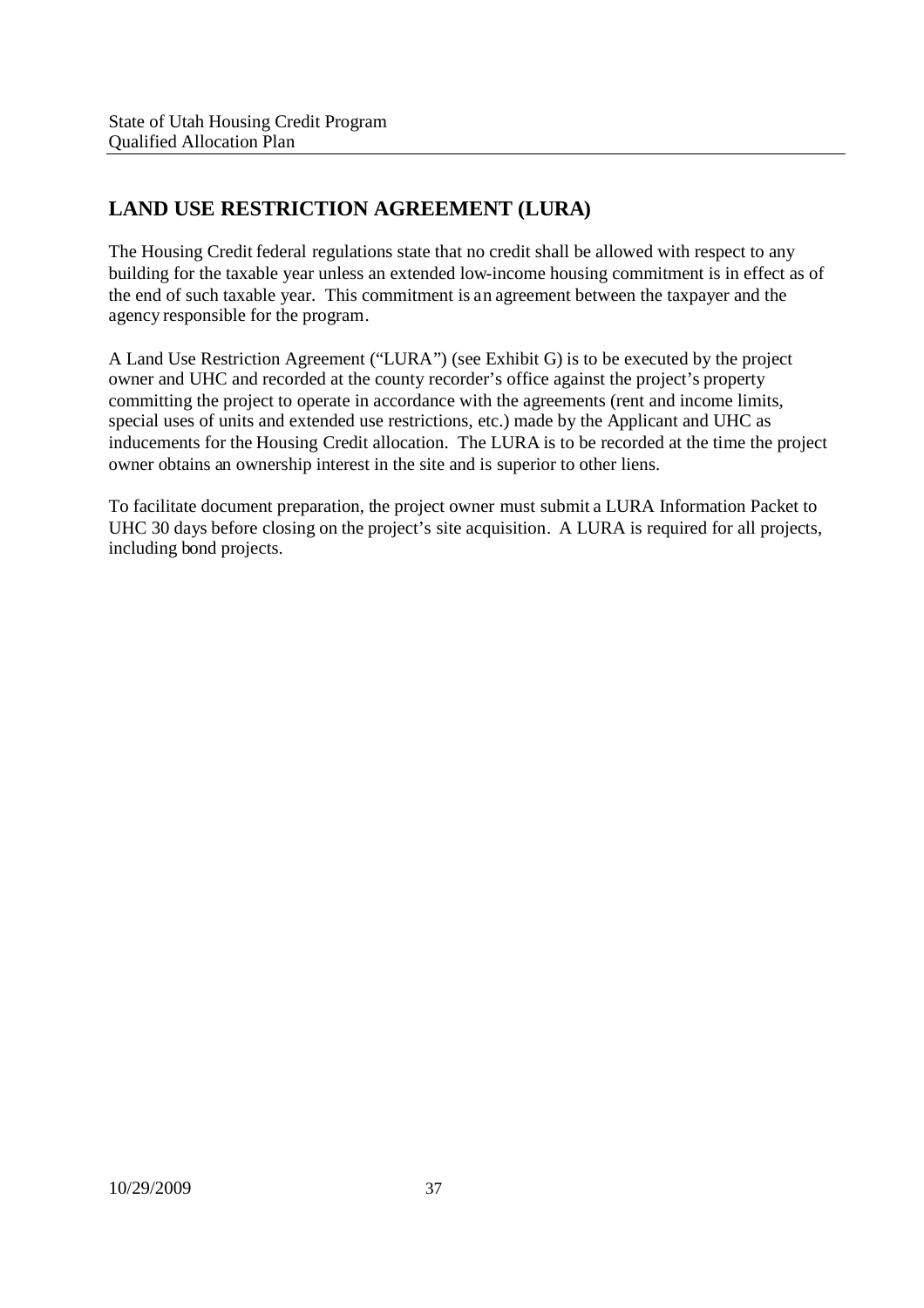## LAND USE RESTRICTION AGREEMENT (LURA)

The Housing Credit federal regulations state that no credit shall be allowed with respect to any building for the taxable year unless an extended low-income housing commitment is in effect as of the end of such taxable year. This commitment is an agreement between the taxpayer and the agency responsible for the program.

A Land Use Restriction Agreement ("LURA") (see Exhibit G) is to be executed by the project owner and UHC and recorded at the county recorder's office against the project's property committing the project to operate in accordance with the agreements (rent and income limits, special uses of units and extended use restrictions, etc.) made by the Applicant and UHC as inducements for the Housing Credit allocation. The LURA is to be recorded at the time the project owner obtains an ownership interest in the site and is superior to other liens.

To facilitate document preparation, the project owner must submit a LURA Information Packet to UHC 30 days before closing on the project's site acquisition. A LURA is required for all projects, including bond projects.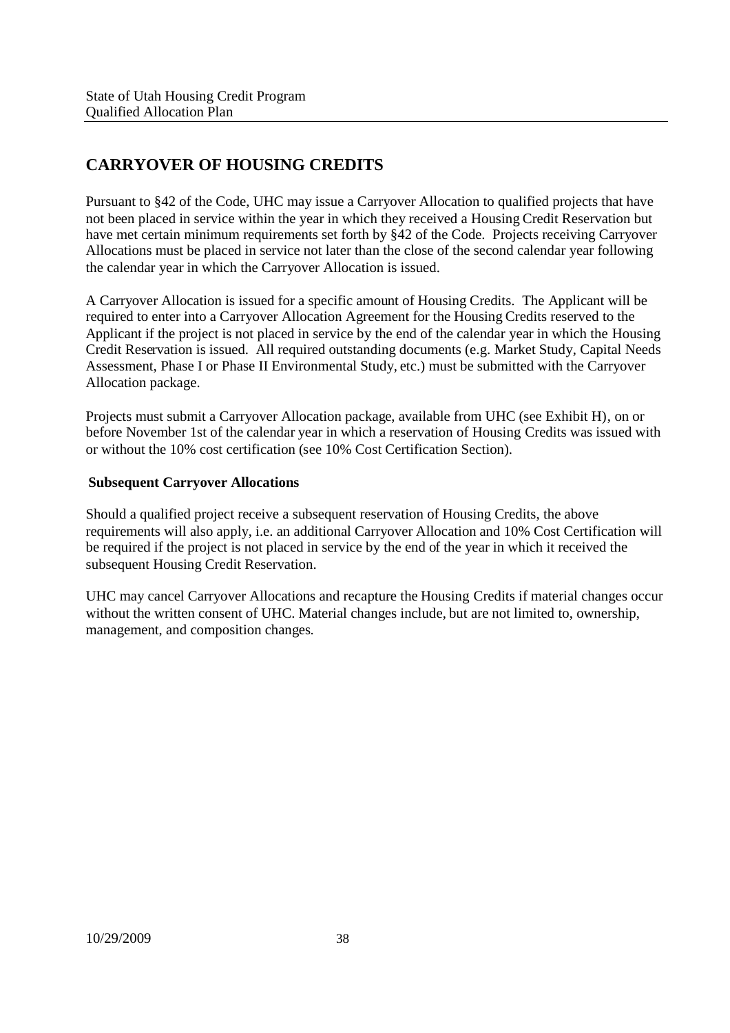## CARRYOVER OF HOUSING CREDITS

Pursuant to §42 of the Code, UHC may issue a Carryover Allocation to qualified projects that have not been placed in service within the year in which they received a Housing Credit Reservation but have met certain minimum requirements set forth by §42 of the Code. Projects receiving Carryover Allocations must be placed in service not later than the close of the second calendar year following the calendar year in which the Carryover Allocation is issued.

A Carryover Allocation is issued for a specific amount of Housing Credits. The Applicant will be required to enter into a Carryover Allocation Agreement for the Housing Credits reserved to the Applicant if the project is not placed in service by the end of the calendar year in which the Housing Credit Reservation is issued. All required outstanding documents (e.g. Market Study, Capital Needs Assessment, Phase I or Phase II Environmental Study, etc.) must be submitted with the Carryover Allocation package.

Projects must submit a Carryover Allocation package, available from UHC (see Exhibit H), on or before November 1st of the calendar year in which a reservation of Housing Credits was issued with or without the 10% cost certification (see 10% Cost Certification Section).

**Subsequent Carryover Allocations**

Should a qualified project receive a subsequent reservation of Housing Credits, the above requirements will also apply, i.e. an additional Carryover Allocation and 10% Cost Certification will be required if the project is not placed in service by the end of the year in which it received the subsequent Housing Credit Reservation.

UHC may cancel Carryover Allocations and recapture the Housing Credits if material changes occur without the written consent of UHC. Material changes include, but are not limited to, ownership, management, and composition changes.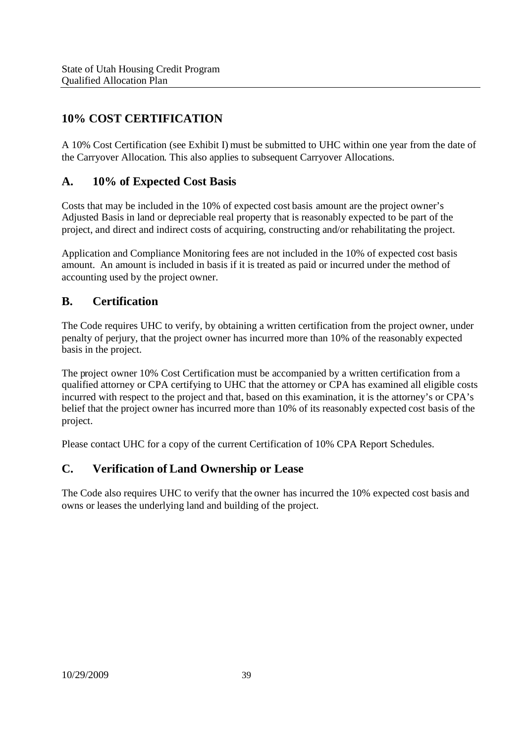## 10% COST CERTIFICATION

A 10% Cost Certification (see Exhibit I) must be submitted to UHC within one year from the date of the Carryover Allocation. This also applies to subsequent Carryover Allocations.

### A. 10% of Expected Cost Basis

Costs that may be included in the 10% of expected cost basis amount are the project owner's Adjusted Basis in land or depreciable real property that is reasonably expected to be part of the project, and direct and indirect costs of acquiring, constructing and/or rehabilitating the project.

Application and Compliance Monitoring fees are not included in the 10% of expected cost basis amount. An amount is included in basis if it is treated as paid or incurred under the method of accounting used by the project owner.

### B. Certification

The Code requires UHC to verify, by obtaining a written certification from the project owner, under penalty of perjury, that the project owner has incurred more than 10% of the reasonably expected basis in the project.

The project owner 10% Cost Certification must be accompanied by a written certification from a qualified attorney or CPA certifying to UHC that the attorney or CPA has examined all eligible costs incurred with respect to the project and that, based on this examination, it is the attorney's or CPA's belief that the project owner has incurred more than 10% of its reasonably expected cost basis of the project.

Please contact UHC for a copy of the current Certification of 10% CPA Report Schedules.

### C. Verification of Land Ownership or Lease

The Code also requires UHC to verify that the owner has incurred the 10% expected cost basis and owns or leases the underlying land and building of the project.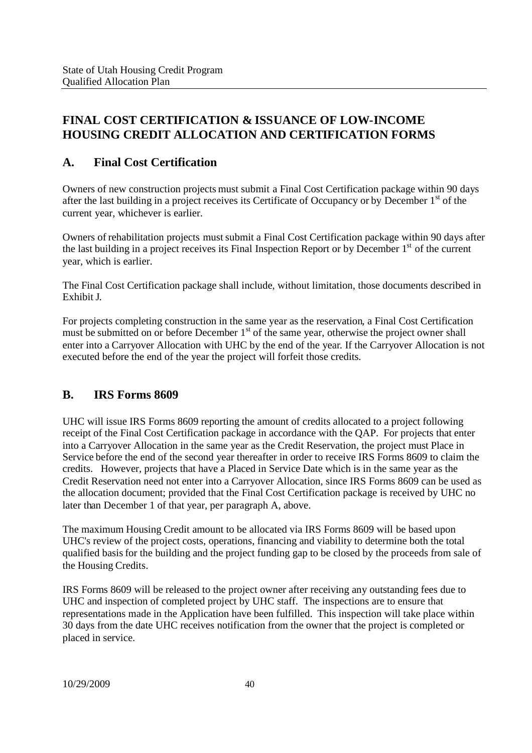## FINAL COST CERTIFICATION & ISSUANCE OF LOW-INCOME HOUSING CREDIT ALLOCATION AND CERTIFICATION FORMS

### A. Final Cost Certification

Owners of new construction projects must submit a Final Cost Certification package within 90 days after the last building in a project receives its Certificate of Occupancy or by December 1st of the current year, whichever is earlier.

Owners of rehabilitation projects must submit a Final Cost Certification package within 90 days after the last building in a project receives its Final Inspection Report or by December 1st of the current year, which is earlier.

The Final Cost Certification package shall include, without limitation, those documents described in Exhibit J.

For projects completing construction in the same year as the reservation, a Final Cost Certification must be submitted on or before December 1st of the same year, otherwise the project owner shall enter into a Carryover Allocation with UHC by the end of the year. If the Carryover Allocation is not executed before the end of the year the project will forfeit those credits.

### B. IRS Forms 8609

UHC will issue IRS Forms 8609 reporting the amount of credits allocated to a project following receipt of the Final Cost Certification package in accordance with the QAP. For projects that enter into a Carryover Allocation in the same year as the Credit Reservation, the project must Place in Service before the end of the second year thereafter in order to receive IRS Forms 8609 to claim the credits. However, projects that have a Placed in Service Date which is in the same year as the Credit Reservation need not enter into a Carryover Allocation, since IRS Forms 8609 can be used as the allocation document; provided that the Final Cost Certification package is received by UHC no later than December 1 of that year, per paragraph A, above.

The maximum Housing Credit amount to be allocated via IRS Forms 8609 will be based upon UHC's review of the project costs, operations, financing and viability to determine both the total qualified basis for the building and the project funding gap to be closed by the proceeds from sale of the Housing Credits.

IRS Forms 8609 will be released to the project owner after receiving any outstanding fees due to UHC and inspection of completed project by UHC staff. The inspections are to ensure that representations made in the Application have been fulfilled. This inspection will take place within 30 days from the date UHC receives notification from the owner that the project is completed or placed in service.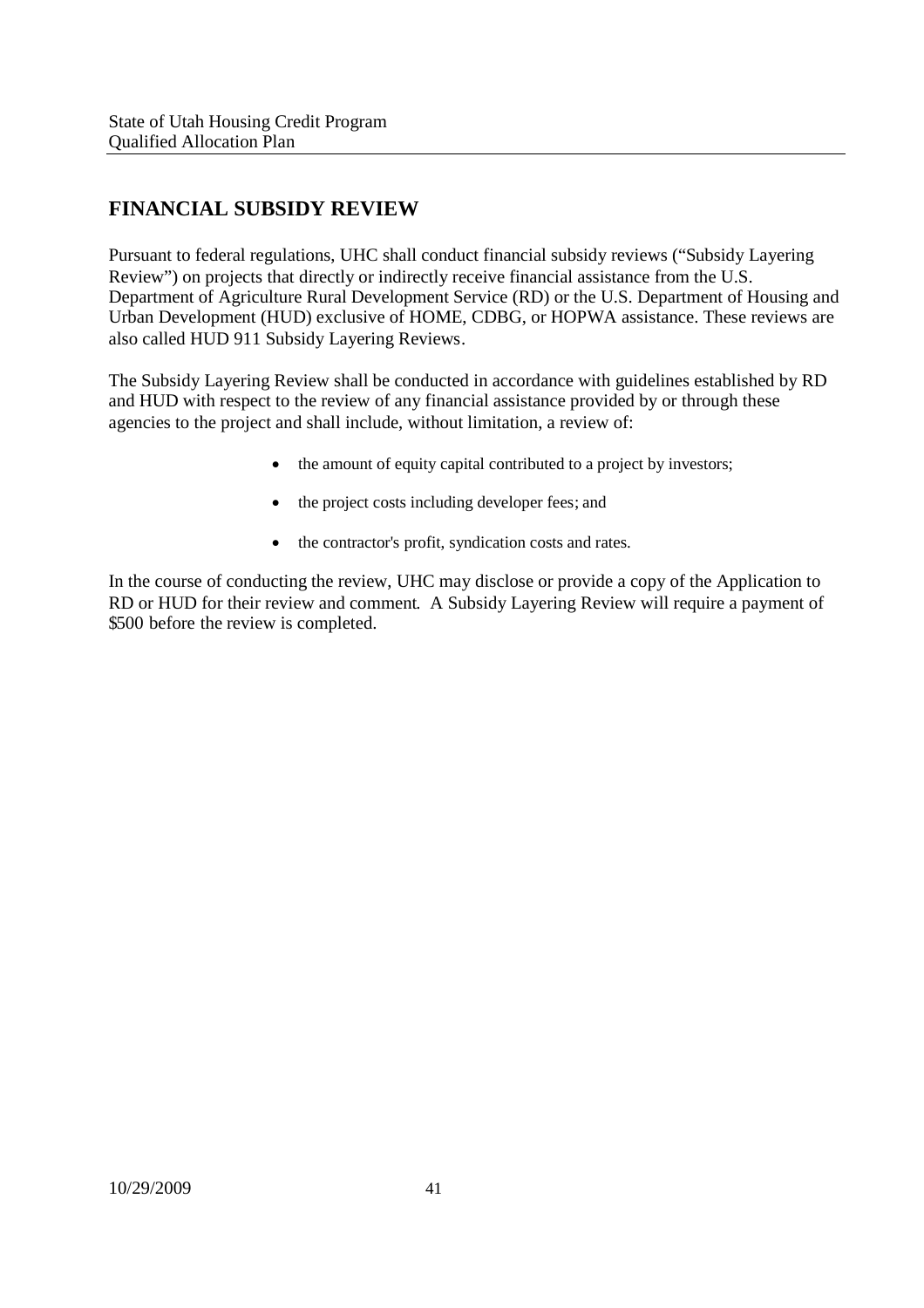## FINANCIAL SUBSIDY REVIEW

Pursuant to federal regulations, UHC shall conduct financial subsidy reviews ("Subsidy Layering Review") on projects that directly or indirectly receive financial assistance from the U.S. Department of Agriculture Rural Development Service (RD) or the U.S. Department of Housing and Urban Development (HUD) exclusive of HOME, CDBG, or HOPWA assistance. These reviews are also called HUD 911 Subsidy Layering Reviews.

The Subsidy Layering Review shall be conducted in accordance with guidelines established by RD and HUD with respect to the review of any financial assistance provided by or through these agencies to the project and shall include, without limitation, a review of:

- the amount of equity capital contributed to a project by investors;
- the project costs including developer fees; and
- the contractor's profit, syndication costs and rates.

In the course of conducting the review, UHC may disclose or provide a copy of the Application to RD or HUD for their review and comment. A Subsidy Layering Review will require a payment of $500 before the review is completed.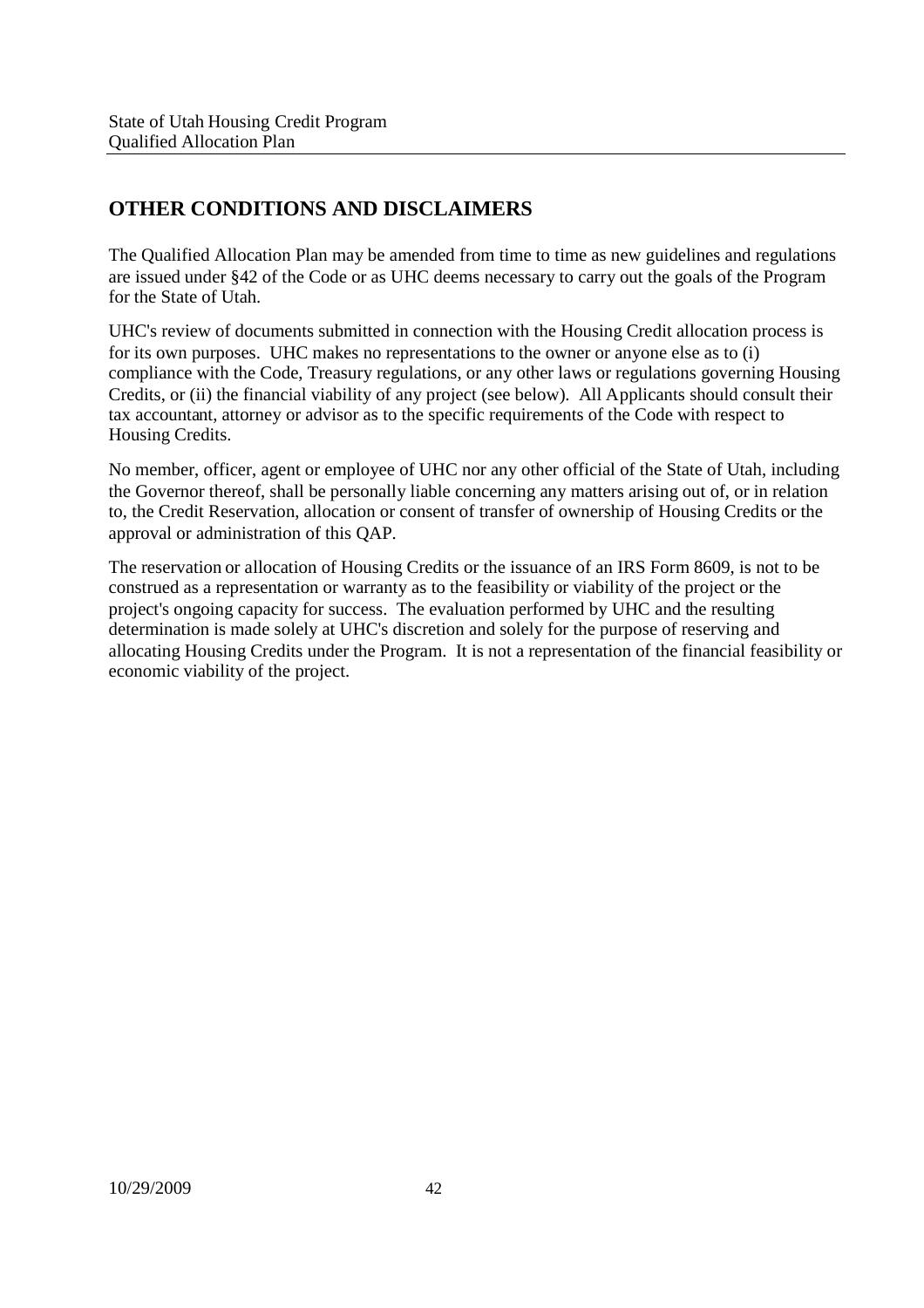## OTHER CONDITIONS AND DISCLAIMERS

The Qualified Allocation Plan may be amended from time to time as new guidelines and regulations are issued under §42 of the Code or as UHC deems necessary to carry out the goals of the Program for the State of Utah.

UHC's review of documents submitted in connection with the Housing Credit allocation process is for its own purposes. UHC makes no representations to the owner or anyone else as to (i) compliance with the Code, Treasury regulations, or any other laws or regulations governing Housing Credits, or (ii) the financial viability of any project (see below). All Applicants should consult their tax accountant, attorney or advisor as to the specific requirements of the Code with respect to Housing Credits.

No member, officer, agent or employee of UHC nor any other official of the State of Utah, including the Governor thereof, shall be personally liable concerning any matters arising out of, or in relation to, the Credit Reservation, allocation or consent of transfer of ownership of Housing Credits or the approval or administration of this QAP.

The reservation or allocation of Housing Credits or the issuance of an IRS Form 8609, is not to be construed as a representation or warranty as to the feasibility or viability of the project or the project's ongoing capacity for success. The evaluation performed by UHC and the resulting determination is made solely at UHC's discretion and solely for the purpose of reserving and allocating Housing Credits under the Program. It is not a representation of the financial feasibility or economic viability of the project.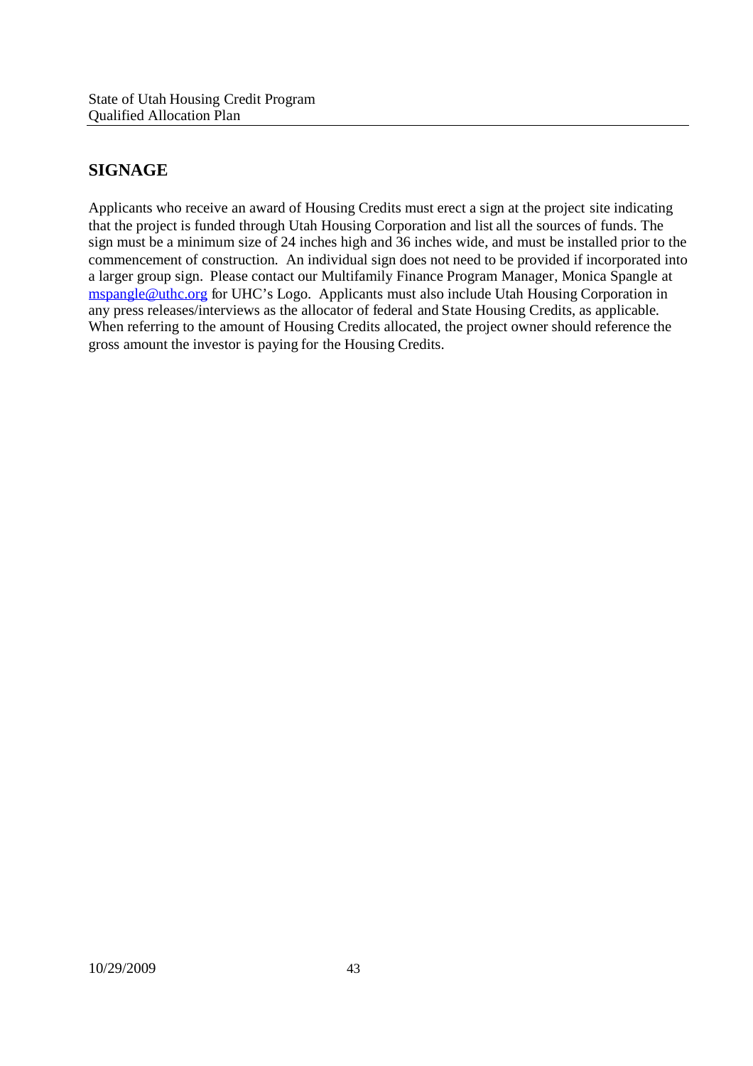## SIGNAGE

Applicants who receive an award of Housing Credits must erect a sign at the project site indicating that the project is funded through Utah Housing Corporation and list all the sources of funds. The sign must be a minimum size of 24 inches high and 36 inches wide, and must be installed prior to the commencement of construction. An individual sign does not need to be provided if incorporated into a larger group sign. Please contact our Multifamily Finance Program Manager, Monica Spangle at mspangle@uthc.org for UHC's Logo. Applicants must also include Utah Housing Corporation in any press releases/interviews as the allocator of federal and State Housing Credits, as applicable. When referring to the amount of Housing Credits allocated, the project owner should reference the gross amount the investor is paying for the Housing Credits.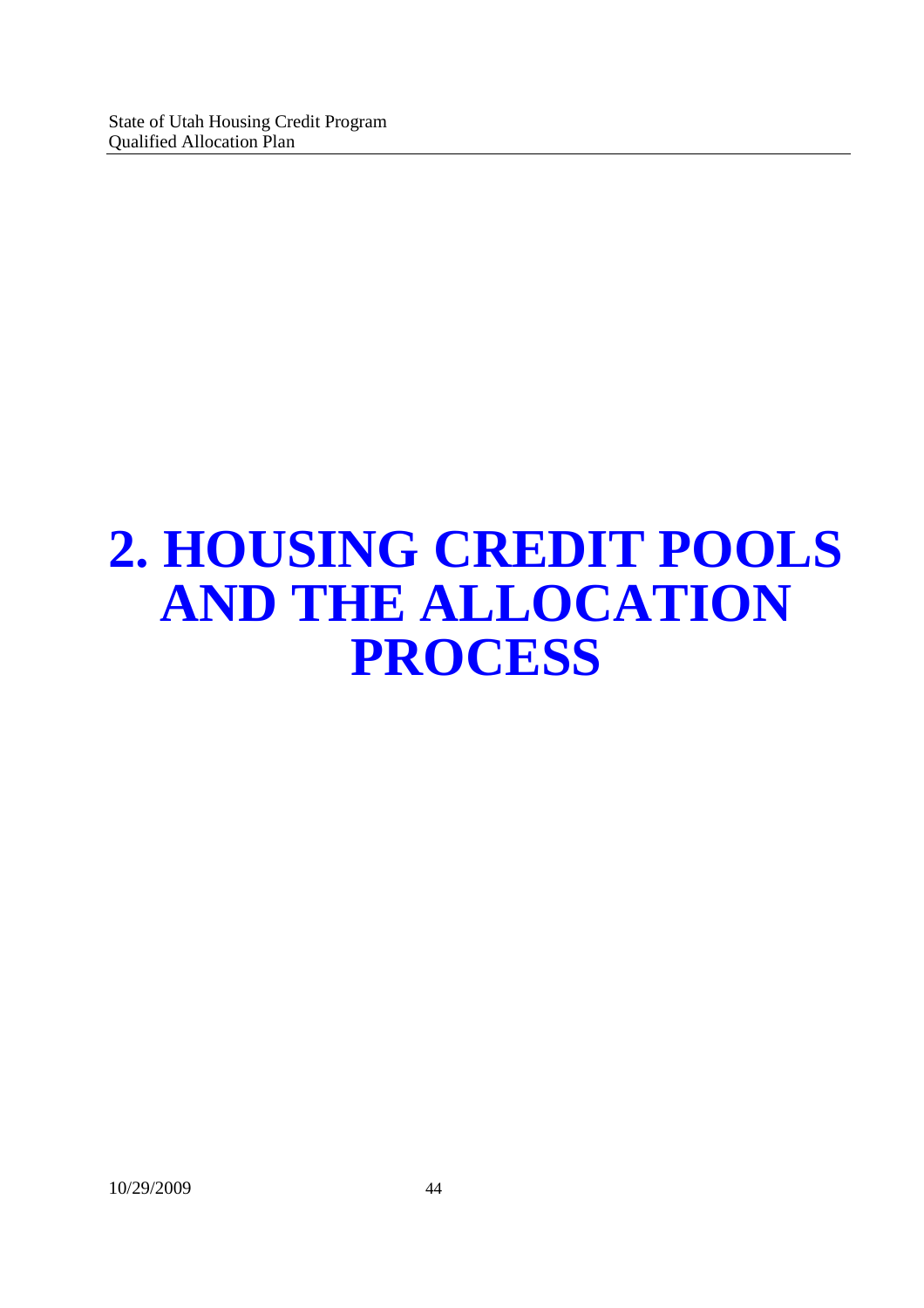# 2. HOUSING CREDIT POOLS AND THE ALLOCATION PROCESS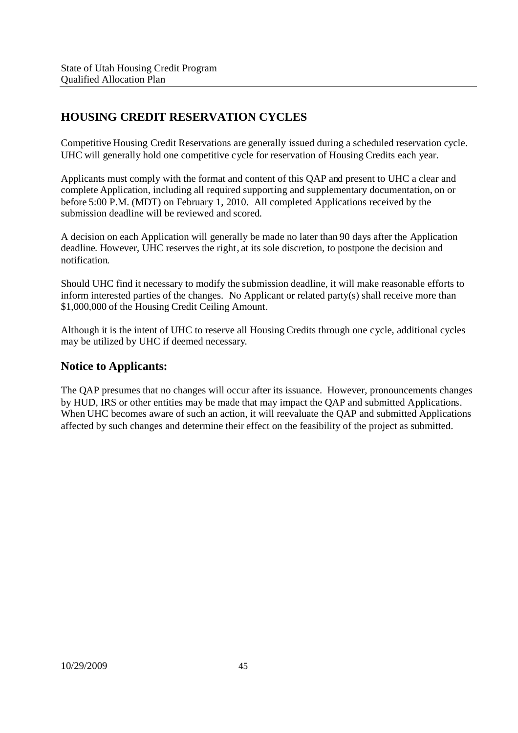## HOUSING CREDIT RESERVATION CYCLES

Competitive Housing Credit Reservations are generally issued during a scheduled reservation cycle. UHC will generally hold one competitive cycle for reservation of Housing Credits each year.

Applicants must comply with the format and content of this QAP and present to UHC a clear and complete Application, including all required supporting and supplementary documentation, on or before 5:00 P.M. (MDT) on February 1, 2010. All completed Applications received by the submission deadline will be reviewed and scored.

A decision on each Application will generally be made no later than 90 days after the Application deadline. However, UHC reserves the right, at its sole discretion, to postpone the decision and notification.

Should UHC find it necessary to modify the submission deadline, it will make reasonable efforts to inform interested parties of the changes. No Applicant or related party(s) shall receive more than $1,000,000 of the Housing Credit Ceiling Amount.

Although it is the intent of UHC to reserve all Housing Credits through one cycle, additional cycles may be utilized by UHC if deemed necessary.

### Notice to Applicants:

The QAP presumes that no changes will occur after its issuance. However, pronouncements changes by HUD, IRS or other entities may be made that may impact the QAP and submitted Applications. When UHC becomes aware of such an action, it will reevaluate the QAP and submitted Applications affected by such changes and determine their effect on the feasibility of the project as submitted.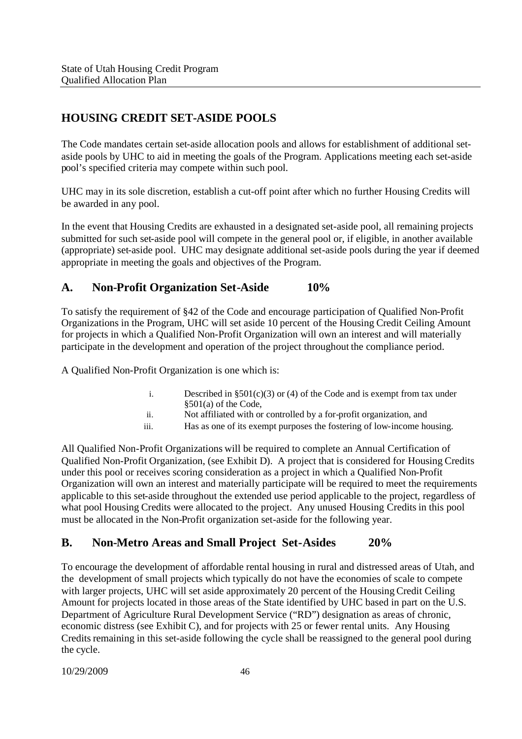## HOUSING CREDIT SET-ASIDE POOLS

The Code mandates certain set-aside allocation pools and allows for establishment of additional set-aside pools by UHC to aid in meeting the goals of the Program. Applications meeting each set-aside pool's specified criteria may compete within such pool.

UHC may in its sole discretion, establish a cut-off point after which no further Housing Credits will be awarded in any pool.

In the event that Housing Credits are exhausted in a designated set-aside pool, all remaining projects submitted for such set-aside pool will compete in the general pool or, if eligible, in another available (appropriate) set-aside pool. UHC may designate additional set-aside pools during the year if deemed appropriate in meeting the goals and objectives of the Program.

### A. Non-Profit Organization Set-Aside 10%

To satisfy the requirement of §42 of the Code and encourage participation of Qualified Non-Profit Organizations in the Program, UHC will set aside 10 percent of the Housing Credit Ceiling Amount for projects in which a Qualified Non-Profit Organization will own an interest and will materially participate in the development and operation of the project throughout the compliance period.

A Qualified Non-Profit Organization is one which is:

- i. Described in §501(c)(3) or (4) of the Code and is exempt from tax under §501(a) of the Code,
- ii. Not affiliated with or controlled by a for-profit organization, and
- iii. Has as one of its exempt purposes the fostering of low-income housing.

All Qualified Non-Profit Organizations will be required to complete an Annual Certification of Qualified Non-Profit Organization, (see Exhibit D). A project that is considered for Housing Credits under this pool or receives scoring consideration as a project in which a Qualified Non-Profit Organization will own an interest and materially participate will be required to meet the requirements applicable to this set-aside throughout the extended use period applicable to the project, regardless of what pool Housing Credits were allocated to the project. Any unused Housing Credits in this pool must be allocated in the Non-Profit organization set-aside for the following year.

### B. Non-Metro Areas and Small Project Set-Asides 20%

To encourage the development of affordable rental housing in rural and distressed areas of Utah, and the development of small projects which typically do not have the economies of scale to compete with larger projects, UHC will set aside approximately 20 percent of the Housing Credit Ceiling Amount for projects located in those areas of the State identified by UHC based in part on the U.S. Department of Agriculture Rural Development Service ("RD") designation as areas of chronic, economic distress (see Exhibit C), and for projects with 25 or fewer rental units. Any Housing Credits remaining in this set-aside following the cycle shall be reassigned to the general pool during the cycle.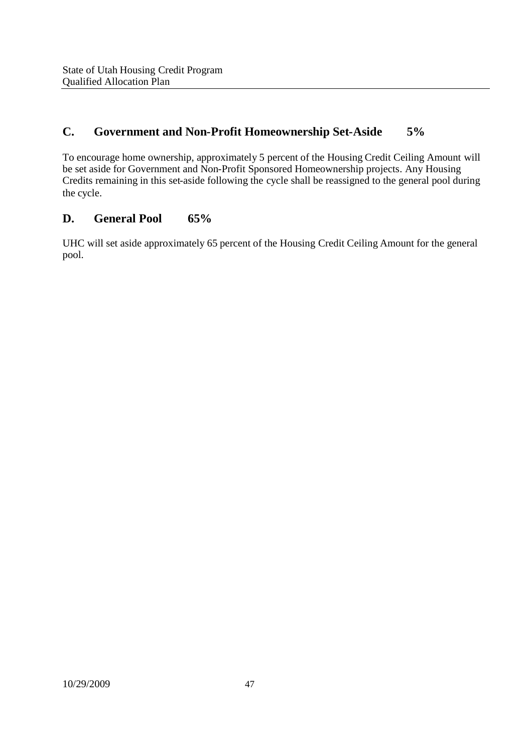## C. Government and Non-Profit Homeownership Set-Aside 5%

To encourage home ownership, approximately 5 percent of the Housing Credit Ceiling Amount will be set aside for Government and Non-Profit Sponsored Homeownership projects. Any Housing Credits remaining in this set-aside following the cycle shall be reassigned to the general pool during the cycle.

## D. General Pool 65%

UHC will set aside approximately 65 percent of the Housing Credit Ceiling Amount for the general pool.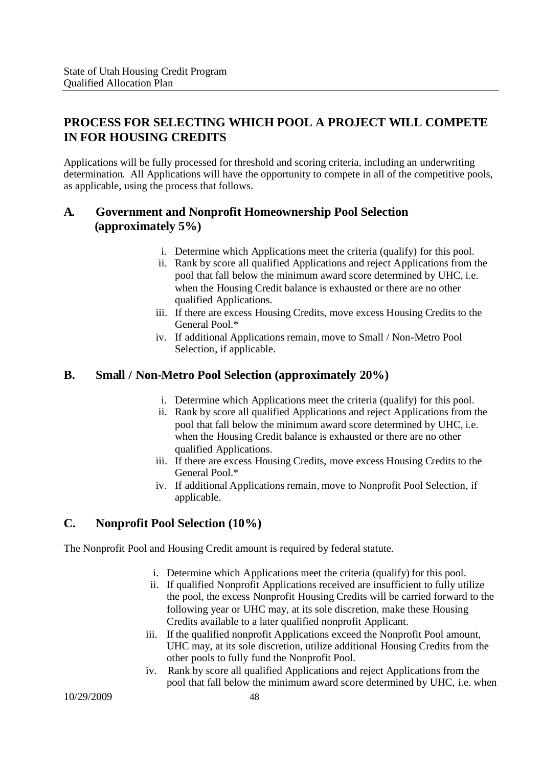## PROCESS FOR SELECTING WHICH POOL A PROJECT WILL COMPETE IN FOR HOUSING CREDITS

Applications will be fully processed for threshold and scoring criteria, including an underwriting determination. All Applications will have the opportunity to compete in all of the competitive pools, as applicable, using the process that follows.

### A. Government and Nonprofit Homeownership Pool Selection (approximately 5%)

i. Determine which Applications meet the criteria (qualify) for this pool.
ii. Rank by score all qualified Applications and reject Applications from the pool that fall below the minimum award score determined by UHC, i.e. when the Housing Credit balance is exhausted or there are no other qualified Applications.
iii. If there are excess Housing Credits, move excess Housing Credits to the General Pool.*
iv. If additional Applications remain, move to Small / Non-Metro Pool Selection, if applicable.

### B. Small / Non-Metro Pool Selection (approximately 20%)

i. Determine which Applications meet the criteria (qualify) for this pool.
ii. Rank by score all qualified Applications and reject Applications from the pool that fall below the minimum award score determined by UHC, i.e. when the Housing Credit balance is exhausted or there are no other qualified Applications.
iii. If there are excess Housing Credits, move excess Housing Credits to the General Pool.*
iv. If additional Applications remain, move to Nonprofit Pool Selection, if applicable.

### C. Nonprofit Pool Selection (10%)

The Nonprofit Pool and Housing Credit amount is required by federal statute.

i. Determine which Applications meet the criteria (qualify) for this pool.
ii. If qualified Nonprofit Applications received are insufficient to fully utilize the pool, the excess Nonprofit Housing Credits will be carried forward to the following year or UHC may, at its sole discretion, make these Housing Credits available to a later qualified nonprofit Applicant.
iii. If the qualified nonprofit Applications exceed the Nonprofit Pool amount, UHC may, at its sole discretion, utilize additional Housing Credits from the other pools to fully fund the Nonprofit Pool.
iv. Rank by score all qualified Applications and reject Applications from the pool that fall below the minimum award score determined by UHC, i.e. when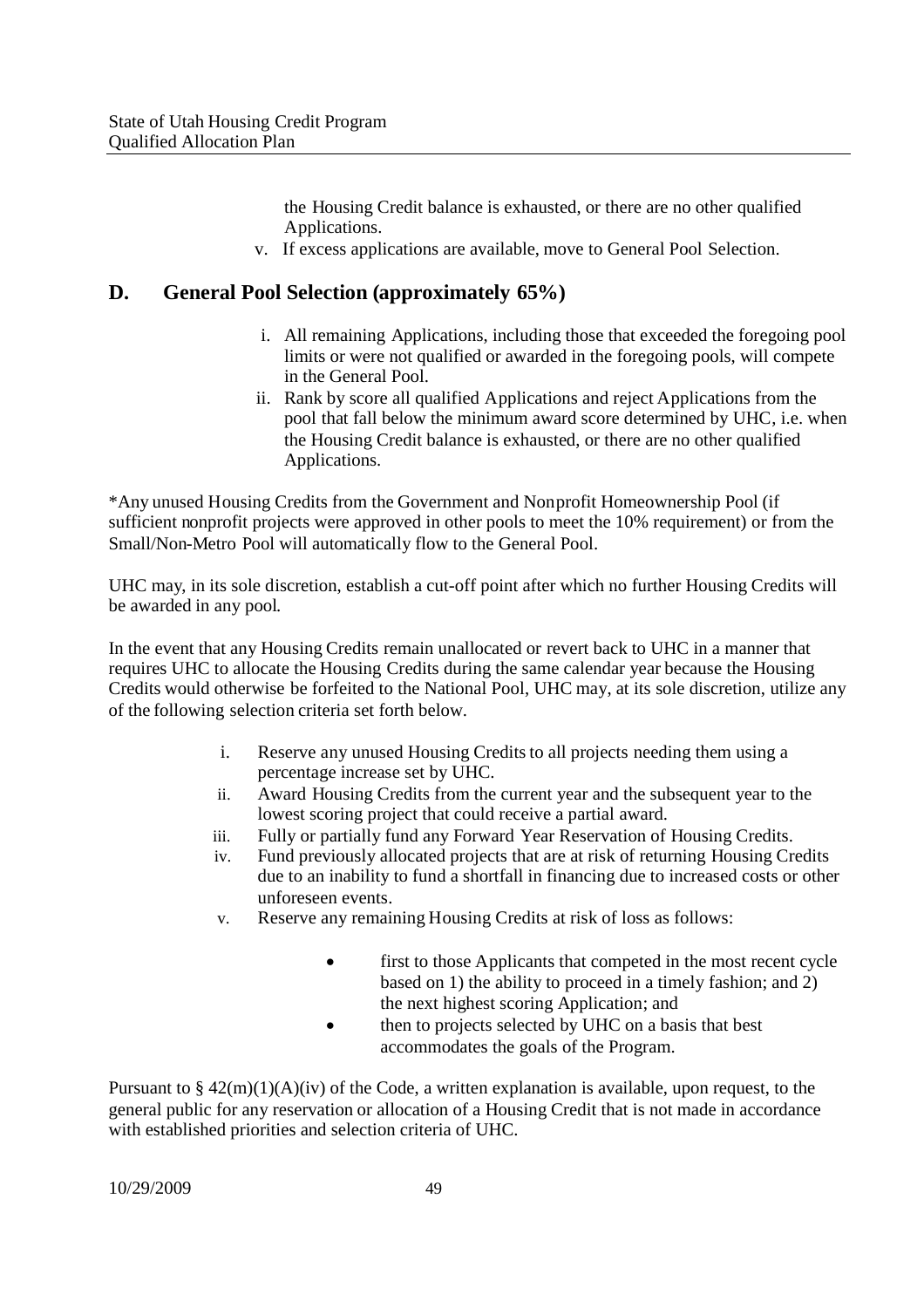the Housing Credit balance is exhausted, or there are no other qualified Applications.

v. If excess applications are available, move to General Pool Selection.

## D. General Pool Selection (approximately 65%)

i. All remaining Applications, including those that exceeded the foregoing pool limits or were not qualified or awarded in the foregoing pools, will compete in the General Pool.

ii. Rank by score all qualified Applications and reject Applications from the pool that fall below the minimum award score determined by UHC, i.e. when the Housing Credit balance is exhausted, or there are no other qualified Applications.

*Any unused Housing Credits from the Government and Nonprofit Homeownership Pool (if sufficient nonprofit projects were approved in other pools to meet the 10% requirement) or from the Small/Non-Metro Pool will automatically flow to the General Pool.

UHC may, in its sole discretion, establish a cut-off point after which no further Housing Credits will be awarded in any pool.

In the event that any Housing Credits remain unallocated or revert back to UHC in a manner that requires UHC to allocate the Housing Credits during the same calendar year because the Housing Credits would otherwise be forfeited to the National Pool, UHC may, at its sole discretion, utilize any of the following selection criteria set forth below.

i. Reserve any unused Housing Credits to all projects needing them using a percentage increase set by UHC.

ii. Award Housing Credits from the current year and the subsequent year to the lowest scoring project that could receive a partial award.

iii. Fully or partially fund any Forward Year Reservation of Housing Credits.

iv. Fund previously allocated projects that are at risk of returning Housing Credits due to an inability to fund a shortfall in financing due to increased costs or other unforeseen events.

v. Reserve any remaining Housing Credits at risk of loss as follows:

- first to those Applicants that competed in the most recent cycle based on 1) the ability to proceed in a timely fashion; and 2) the next highest scoring Application; and
- then to projects selected by UHC on a basis that best accommodates the goals of the Program.

Pursuant to § 42(m)(1)(A)(iv) of the Code, a written explanation is available, upon request, to the general public for any reservation or allocation of a Housing Credit that is not made in accordance with established priorities and selection criteria of UHC.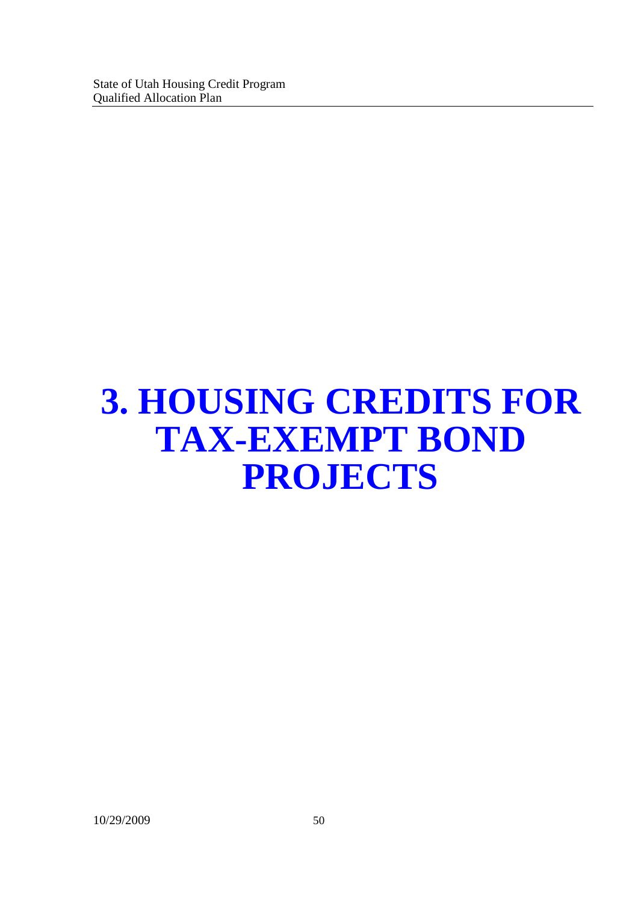# 3. HOUSING CREDITS FOR TAX-EXEMPT BOND PROJECTS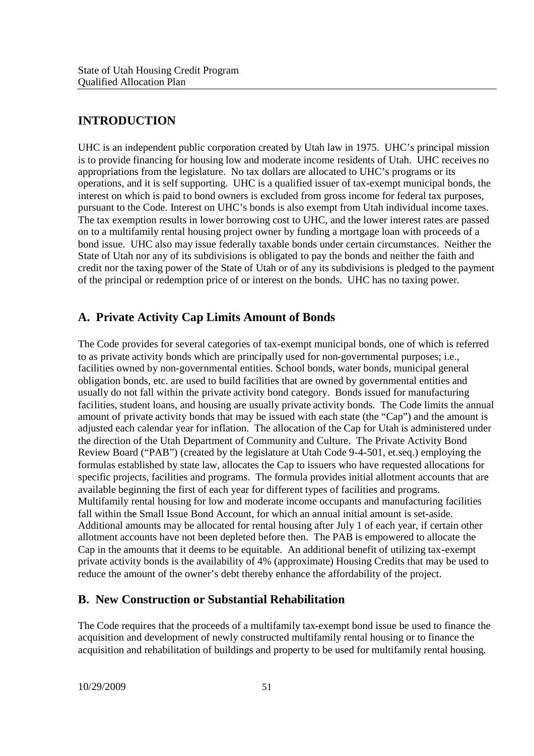## INTRODUCTION

UHC is an independent public corporation created by Utah law in 1975. UHC's principal mission is to provide financing for housing low and moderate income residents of Utah. UHC receives no appropriations from the legislature. No tax dollars are allocated to UHC's programs or its operations, and it is self supporting. UHC is a qualified issuer of tax-exempt municipal bonds, the interest on which is paid to bond owners is excluded from gross income for federal tax purposes, pursuant to the Code. Interest on UHC's bonds is also exempt from Utah individual income taxes. The tax exemption results in lower borrowing cost to UHC, and the lower interest rates are passed on to a multifamily rental housing project owner by funding a mortgage loan with proceeds of a bond issue. UHC also may issue federally taxable bonds under certain circumstances. Neither the State of Utah nor any of its subdivisions is obligated to pay the bonds and neither the faith and credit nor the taxing power of the State of Utah or of any its subdivisions is pledged to the payment of the principal or redemption price of or interest on the bonds. UHC has no taxing power.

## A. Private Activity Cap Limits Amount of Bonds

The Code provides for several categories of tax-exempt municipal bonds, one of which is referred to as private activity bonds which are principally used for non-governmental purposes; i.e., facilities owned by non-governmental entities. School bonds, water bonds, municipal general obligation bonds, etc. are used to build facilities that are owned by governmental entities and usually do not fall within the private activity bond category. Bonds issued for manufacturing facilities, student loans, and housing are usually private activity bonds. The Code limits the annual amount of private activity bonds that may be issued with each state (the "Cap") and the amount is adjusted each calendar year for inflation. The allocation of the Cap for Utah is administered under the direction of the Utah Department of Community and Culture. The Private Activity Bond Review Board ("PAB") (created by the legislature at Utah Code 9-4-501, et.seq.) employing the formulas established by state law, allocates the Cap to issuers who have requested allocations for specific projects, facilities and programs. The formula provides initial allotment accounts that are available beginning the first of each year for different types of facilities and programs. Multifamily rental housing for low and moderate income occupants and manufacturing facilities fall within the Small Issue Bond Account, for which an annual initial amount is set-aside. Additional amounts may be allocated for rental housing after July 1 of each year, if certain other allotment accounts have not been depleted before then. The PAB is empowered to allocate the Cap in the amounts that it deems to be equitable. An additional benefit of utilizing tax-exempt private activity bonds is the availability of 4% (approximate) Housing Credits that may be used to reduce the amount of the owner's debt thereby enhance the affordability of the project.

## B. New Construction or Substantial Rehabilitation

The Code requires that the proceeds of a multifamily tax-exempt bond issue be used to finance the acquisition and development of newly constructed multifamily rental housing or to finance the acquisition and rehabilitation of buildings and property to be used for multifamily rental housing.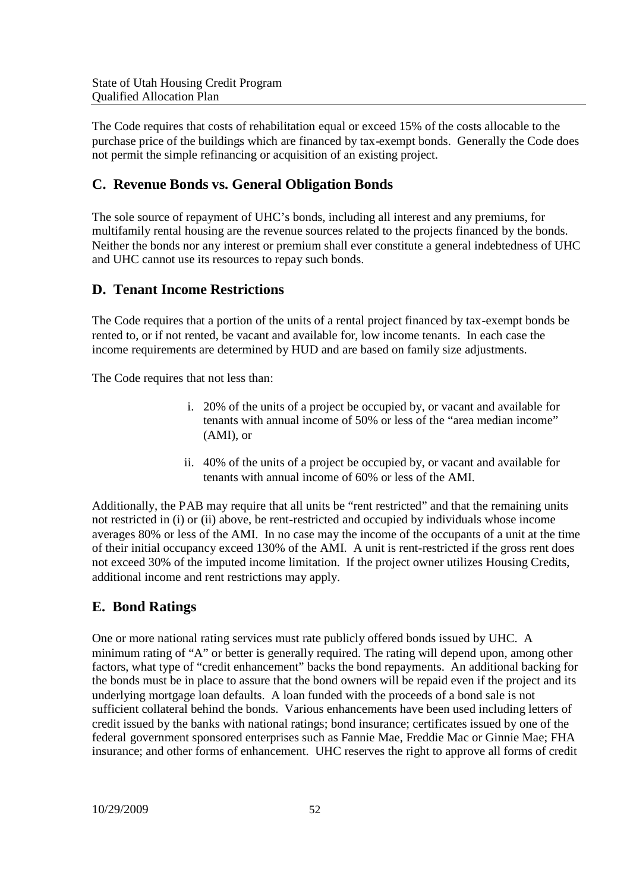The Code requires that costs of rehabilitation equal or exceed 15% of the costs allocable to the purchase price of the buildings which are financed by tax-exempt bonds. Generally the Code does not permit the simple refinancing or acquisition of an existing project.

## C. Revenue Bonds vs. General Obligation Bonds

The sole source of repayment of UHC's bonds, including all interest and any premiums, for multifamily rental housing are the revenue sources related to the projects financed by the bonds. Neither the bonds nor any interest or premium shall ever constitute a general indebtedness of UHC and UHC cannot use its resources to repay such bonds.

## D. Tenant Income Restrictions

The Code requires that a portion of the units of a rental project financed by tax-exempt bonds be rented to, or if not rented, be vacant and available for, low income tenants. In each case the income requirements are determined by HUD and are based on family size adjustments.

The Code requires that not less than:

- i. 20% of the units of a project be occupied by, or vacant and available for tenants with annual income of 50% or less of the "area median income" (AMI), or
- ii. 40% of the units of a project be occupied by, or vacant and available for tenants with annual income of 60% or less of the AMI.

Additionally, the PAB may require that all units be "rent restricted" and that the remaining units not restricted in (i) or (ii) above, be rent-restricted and occupied by individuals whose income averages 80% or less of the AMI. In no case may the income of the occupants of a unit at the time of their initial occupancy exceed 130% of the AMI. A unit is rent-restricted if the gross rent does not exceed 30% of the imputed income limitation. If the project owner utilizes Housing Credits, additional income and rent restrictions may apply.

## E. Bond Ratings

One or more national rating services must rate publicly offered bonds issued by UHC. A minimum rating of "A" or better is generally required. The rating will depend upon, among other factors, what type of "credit enhancement" backs the bond repayments. An additional backing for the bonds must be in place to assure that the bond owners will be repaid even if the project and its underlying mortgage loan defaults. A loan funded with the proceeds of a bond sale is not sufficient collateral behind the bonds. Various enhancements have been used including letters of credit issued by the banks with national ratings; bond insurance; certificates issued by one of the federal government sponsored enterprises such as Fannie Mae, Freddie Mac or Ginnie Mae; FHA insurance; and other forms of enhancement. UHC reserves the right to approve all forms of credit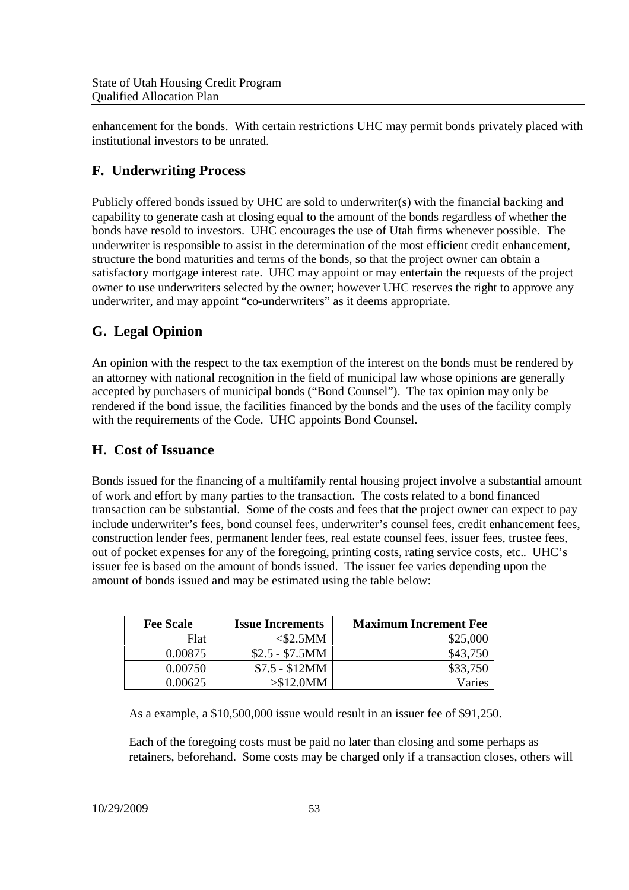enhancement for the bonds. With certain restrictions UHC may permit bonds privately placed with institutional investors to be unrated.

## F. Underwriting Process

Publicly offered bonds issued by UHC are sold to underwriter(s) with the financial backing and capability to generate cash at closing equal to the amount of the bonds regardless of whether the bonds have resold to investors. UHC encourages the use of Utah firms whenever possible. The underwriter is responsible to assist in the determination of the most efficient credit enhancement, structure the bond maturities and terms of the bonds, so that the project owner can obtain a satisfactory mortgage interest rate. UHC may appoint or may entertain the requests of the project owner to use underwriters selected by the owner; however UHC reserves the right to approve any underwriter, and may appoint "co-underwriters" as it deems appropriate.

## G. Legal Opinion

An opinion with the respect to the tax exemption of the interest on the bonds must be rendered by an attorney with national recognition in the field of municipal law whose opinions are generally accepted by purchasers of municipal bonds ("Bond Counsel"). The tax opinion may only be rendered if the bond issue, the facilities financed by the bonds and the uses of the facility comply with the requirements of the Code. UHC appoints Bond Counsel.

## H. Cost of Issuance

Bonds issued for the financing of a multifamily rental housing project involve a substantial amount of work and effort by many parties to the transaction. The costs related to a bond financed transaction can be substantial. Some of the costs and fees that the project owner can expect to pay include underwriter's fees, bond counsel fees, underwriter's counsel fees, credit enhancement fees, construction lender fees, permanent lender fees, real estate counsel fees, issuer fees, trustee fees, out of pocket expenses for any of the foregoing, printing costs, rating service costs, etc.. UHC's issuer fee is based on the amount of bonds issued. The issuer fee varies depending upon the amount of bonds issued and may be estimated using the table below:

| Fee Scale | Issue Increments | Maximum Increment Fee |
|---:|:---:|---:|
| Flat | <$2.5MM | $25,000 |
| 0.00875 | $2.5 - $7.5MM | $43,750 |
| 0.00750 | $7.5 - $12MM | $33,750 |
| 0.00625 | >$12.0MM | Varies |

As a example, a $10,500,000 issue would result in an issuer fee of $91,250.

Each of the foregoing costs must be paid no later than closing and some perhaps as retainers, beforehand. Some costs may be charged only if a transaction closes, others will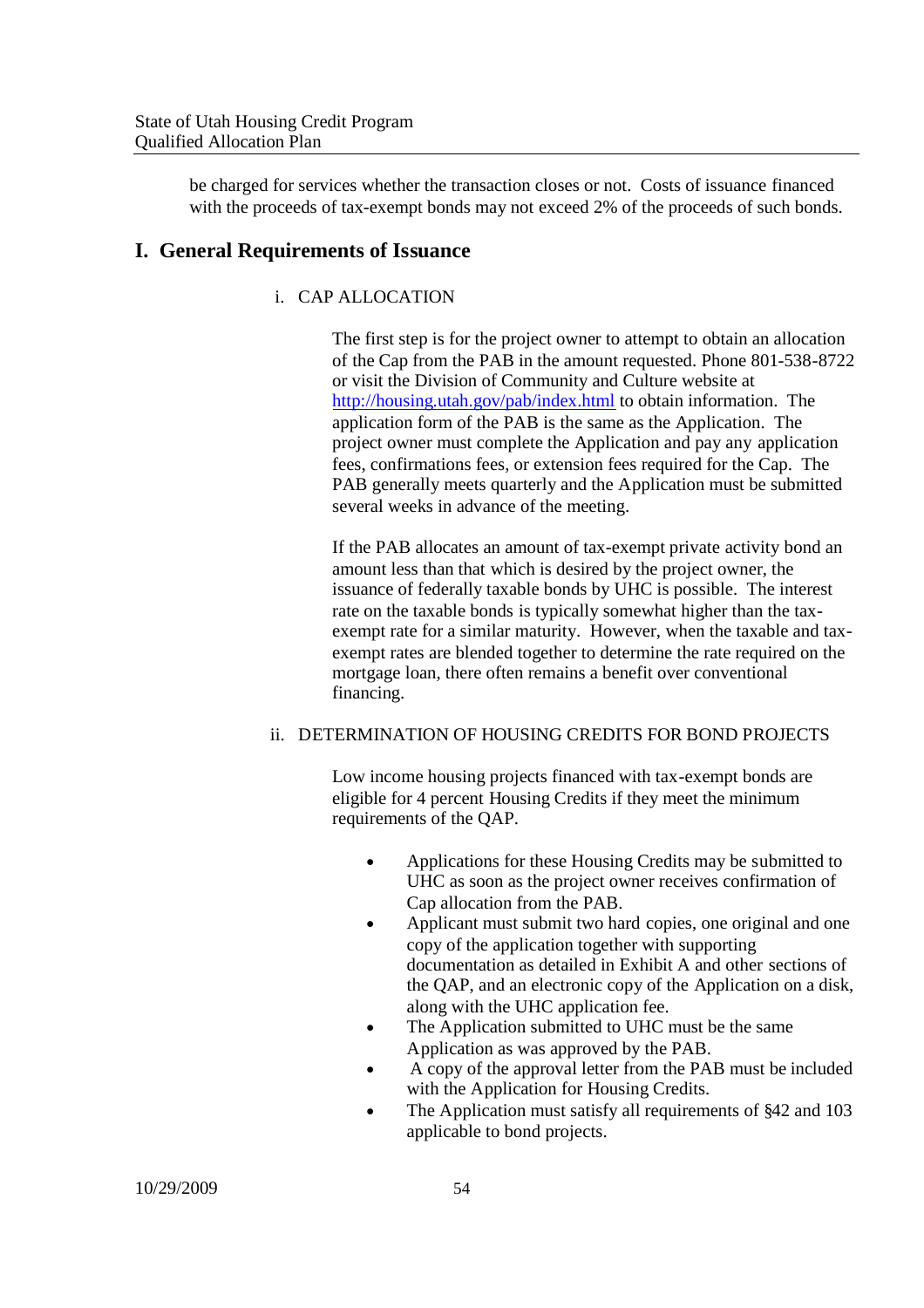be charged for services whether the transaction closes or not. Costs of issuance financed with the proceeds of tax-exempt bonds may not exceed 2% of the proceeds of such bonds.

## I. General Requirements of Issuance

### i. CAP ALLOCATION

The first step is for the project owner to attempt to obtain an allocation of the Cap from the PAB in the amount requested. Phone 801-538-8722 or visit the Division of Community and Culture website at [http://housing.utah.gov/pab/index.html](http://housing.utah.gov/pab/index.html) to obtain information. The application form of the PAB is the same as the Application. The project owner must complete the Application and pay any application fees, confirmations fees, or extension fees required for the Cap. The PAB generally meets quarterly and the Application must be submitted several weeks in advance of the meeting.

If the PAB allocates an amount of tax-exempt private activity bond an amount less than that which is desired by the project owner, the issuance of federally taxable bonds by UHC is possible. The interest rate on the taxable bonds is typically somewhat higher than the tax-exempt rate for a similar maturity. However, when the taxable and tax-exempt rates are blended together to determine the rate required on the mortgage loan, there often remains a benefit over conventional financing.

### ii. DETERMINATION OF HOUSING CREDITS FOR BOND PROJECTS

Low income housing projects financed with tax-exempt bonds are eligible for 4 percent Housing Credits if they meet the minimum requirements of the QAP.

- Applications for these Housing Credits may be submitted to UHC as soon as the project owner receives confirmation of Cap allocation from the PAB.
- Applicant must submit two hard copies, one original and one copy of the application together with supporting documentation as detailed in Exhibit A and other sections of the QAP, and an electronic copy of the Application on a disk, along with the UHC application fee.
- The Application submitted to UHC must be the same Application as was approved by the PAB.
- A copy of the approval letter from the PAB must be included with the Application for Housing Credits.
- The Application must satisfy all requirements of §42 and 103 applicable to bond projects.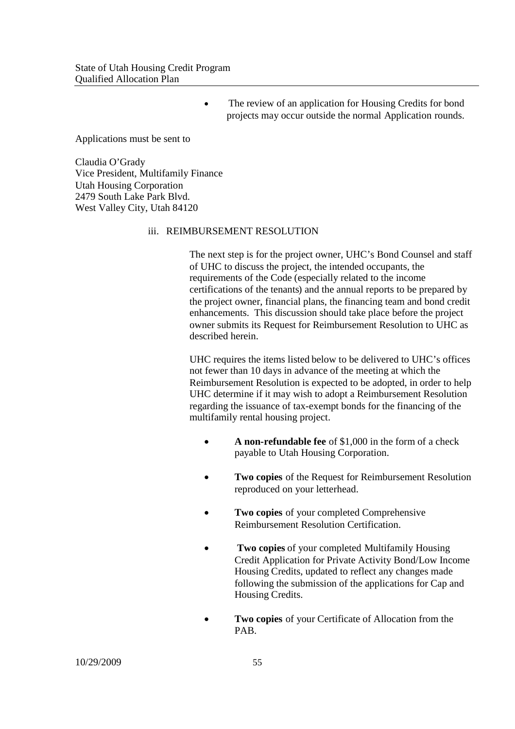- The review of an application for Housing Credits for bond projects may occur outside the normal Application rounds.

Applications must be sent to

Claudia O'Grady
Vice President, Multifamily Finance
Utah Housing Corporation
2479 South Lake Park Blvd.
West Valley City, Utah 84120

iii. REIMBURSEMENT RESOLUTION

The next step is for the project owner, UHC's Bond Counsel and staff of UHC to discuss the project, the intended occupants, the requirements of the Code (especially related to the income certifications of the tenants) and the annual reports to be prepared by the project owner, financial plans, the financing team and bond credit enhancements. This discussion should take place before the project owner submits its Request for Reimbursement Resolution to UHC as described herein.

UHC requires the items listed below to be delivered to UHC's offices not fewer than 10 days in advance of the meeting at which the Reimbursement Resolution is expected to be adopted, in order to help UHC determine if it may wish to adopt a Reimbursement Resolution regarding the issuance of tax-exempt bonds for the financing of the multifamily rental housing project.

- **A non-refundable fee** of $1,000 in the form of a check payable to Utah Housing Corporation.
- **Two copies** of the Request for Reimbursement Resolution reproduced on your letterhead.
- **Two copies** of your completed Comprehensive Reimbursement Resolution Certification.
- **Two copies** of your completed Multifamily Housing Credit Application for Private Activity Bond/Low Income Housing Credits, updated to reflect any changes made following the submission of the applications for Cap and Housing Credits.
- **Two copies** of your Certificate of Allocation from the PAB.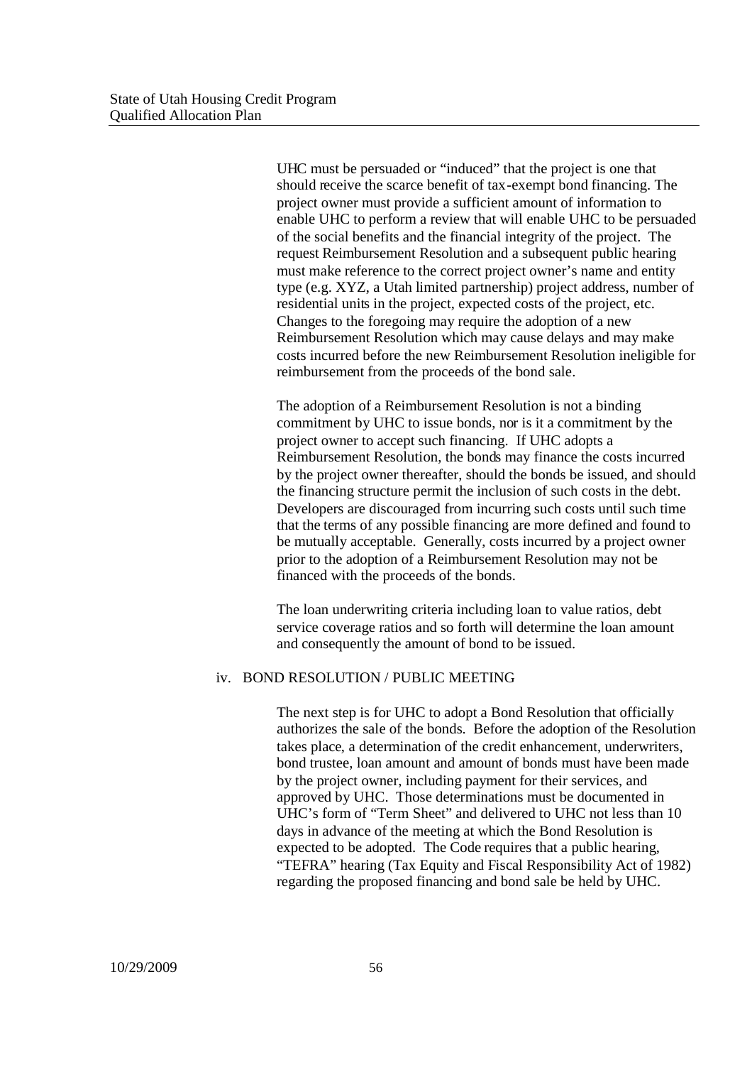UHC must be persuaded or "induced" that the project is one that should receive the scarce benefit of tax-exempt bond financing. The project owner must provide a sufficient amount of information to enable UHC to perform a review that will enable UHC to be persuaded of the social benefits and the financial integrity of the project. The request Reimbursement Resolution and a subsequent public hearing must make reference to the correct project owner's name and entity type (e.g. XYZ, a Utah limited partnership) project address, number of residential units in the project, expected costs of the project, etc. Changes to the foregoing may require the adoption of a new Reimbursement Resolution which may cause delays and may make costs incurred before the new Reimbursement Resolution ineligible for reimbursement from the proceeds of the bond sale.

The adoption of a Reimbursement Resolution is not a binding commitment by UHC to issue bonds, nor is it a commitment by the project owner to accept such financing. If UHC adopts a Reimbursement Resolution, the bonds may finance the costs incurred by the project owner thereafter, should the bonds be issued, and should the financing structure permit the inclusion of such costs in the debt. Developers are discouraged from incurring such costs until such time that the terms of any possible financing are more defined and found to be mutually acceptable. Generally, costs incurred by a project owner prior to the adoption of a Reimbursement Resolution may not be financed with the proceeds of the bonds.

The loan underwriting criteria including loan to value ratios, debt service coverage ratios and so forth will determine the loan amount and consequently the amount of bond to be issued.

iv. BOND RESOLUTION / PUBLIC MEETING

The next step is for UHC to adopt a Bond Resolution that officially authorizes the sale of the bonds. Before the adoption of the Resolution takes place, a determination of the credit enhancement, underwriters, bond trustee, loan amount and amount of bonds must have been made by the project owner, including payment for their services, and approved by UHC. Those determinations must be documented in UHC's form of "Term Sheet" and delivered to UHC not less than 10 days in advance of the meeting at which the Bond Resolution is expected to be adopted. The Code requires that a public hearing, "TEFRA" hearing (Tax Equity and Fiscal Responsibility Act of 1982) regarding the proposed financing and bond sale be held by UHC.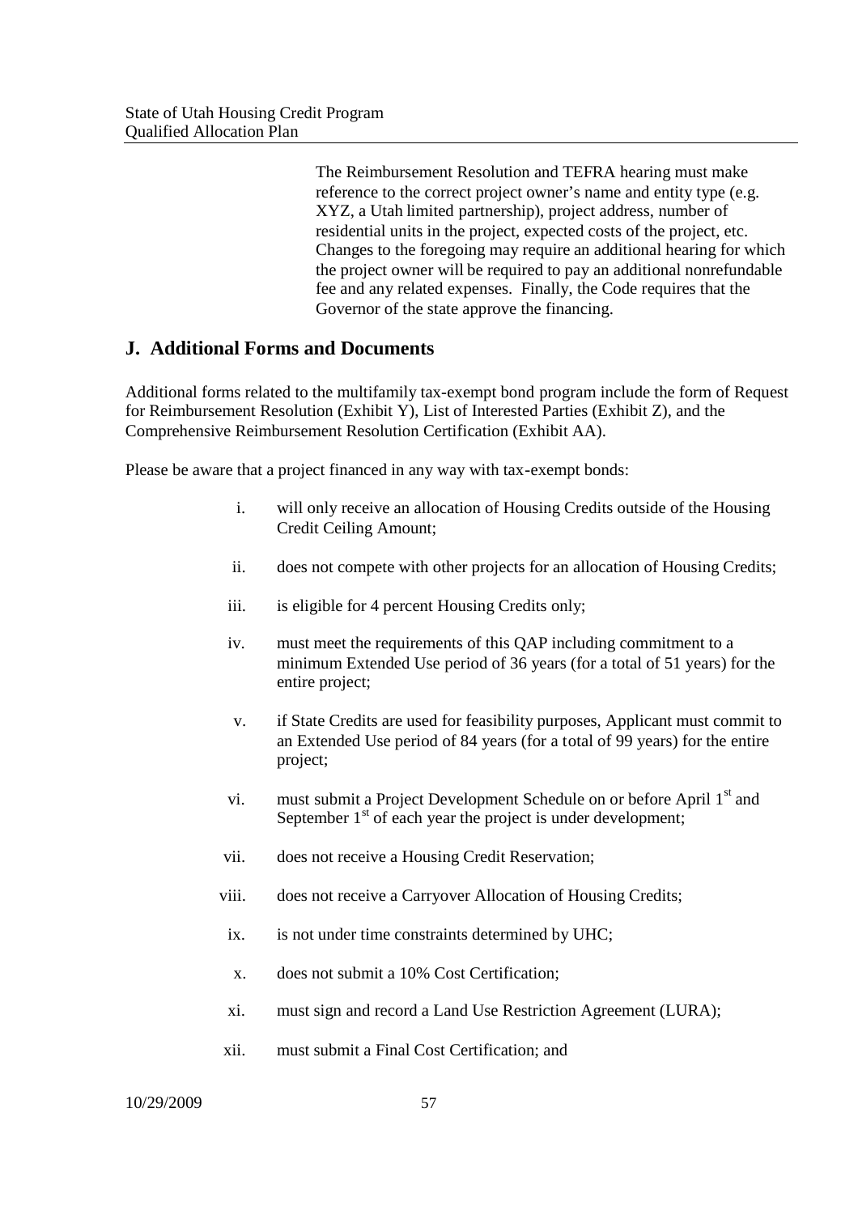The Reimbursement Resolution and TEFRA hearing must make reference to the correct project owner's name and entity type (e.g. XYZ, a Utah limited partnership), project address, number of residential units in the project, expected costs of the project, etc. Changes to the foregoing may require an additional hearing for which the project owner will be required to pay an additional nonrefundable fee and any related expenses. Finally, the Code requires that the Governor of the state approve the financing.

## J. Additional Forms and Documents

Additional forms related to the multifamily tax-exempt bond program include the form of Request for Reimbursement Resolution (Exhibit Y), List of Interested Parties (Exhibit Z), and the Comprehensive Reimbursement Resolution Certification (Exhibit AA).

Please be aware that a project financed in any way with tax-exempt bonds:

i. will only receive an allocation of Housing Credits outside of the Housing Credit Ceiling Amount;

ii. does not compete with other projects for an allocation of Housing Credits;

iii. is eligible for 4 percent Housing Credits only;

iv. must meet the requirements of this QAP including commitment to a minimum Extended Use period of 36 years (for a total of 51 years) for the entire project;

v. if State Credits are used for feasibility purposes, Applicant must commit to an Extended Use period of 84 years (for a total of 99 years) for the entire project;

vi. must submit a Project Development Schedule on or before April 1st and September 1st of each year the project is under development;

vii. does not receive a Housing Credit Reservation;

viii. does not receive a Carryover Allocation of Housing Credits;

ix. is not under time constraints determined by UHC;

x. does not submit a 10% Cost Certification;

xi. must sign and record a Land Use Restriction Agreement (LURA);

xii. must submit a Final Cost Certification; and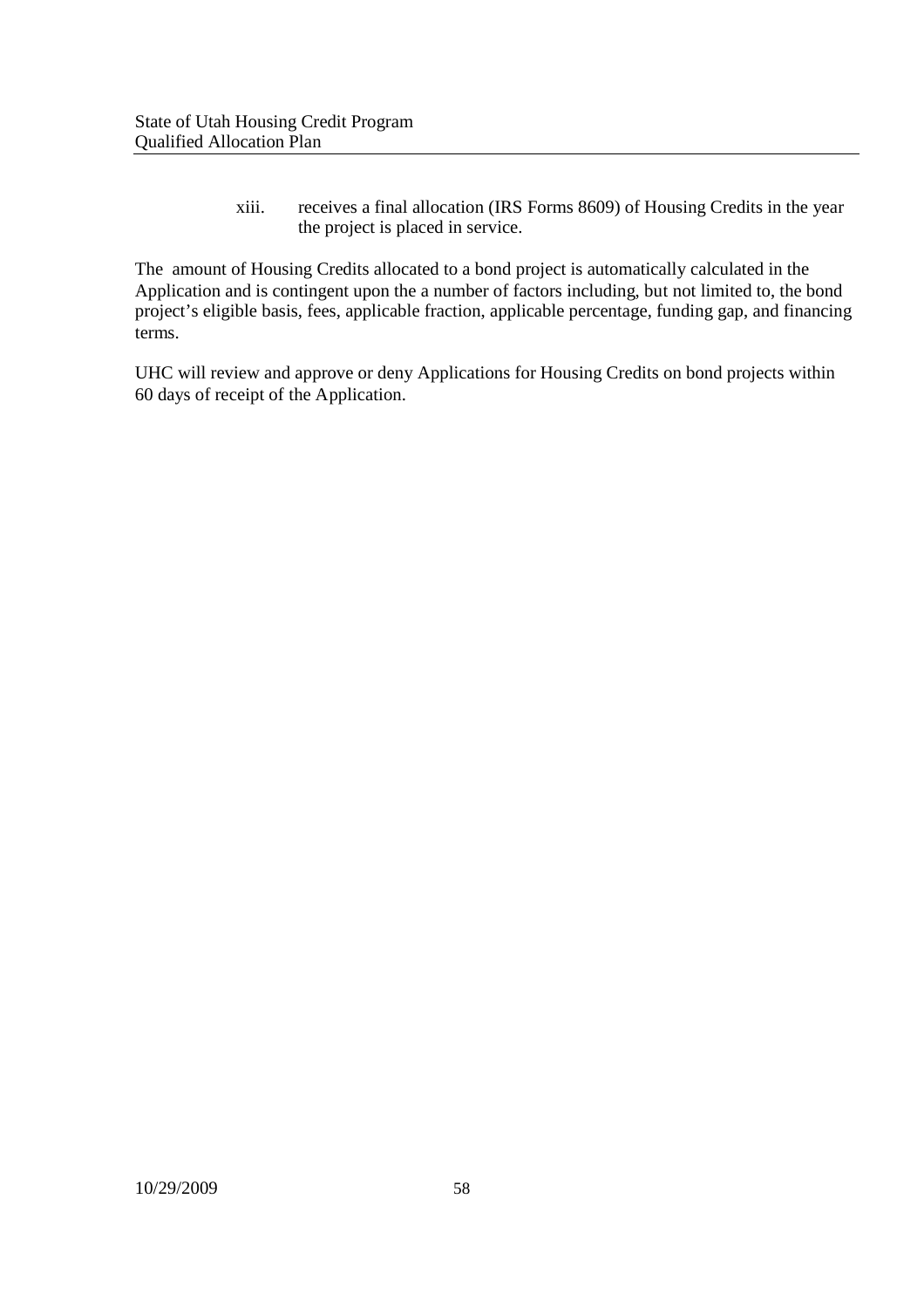xiii. receives a final allocation (IRS Forms 8609) of Housing Credits in the year the project is placed in service.

The amount of Housing Credits allocated to a bond project is automatically calculated in the Application and is contingent upon the a number of factors including, but not limited to, the bond project's eligible basis, fees, applicable fraction, applicable percentage, funding gap, and financing terms.

UHC will review and approve or deny Applications for Housing Credits on bond projects within 60 days of receipt of the Application.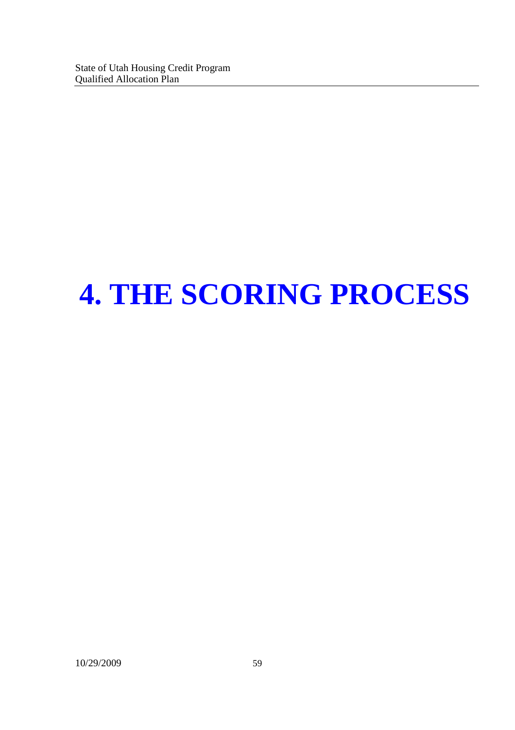# 4. THE SCORING PROCESS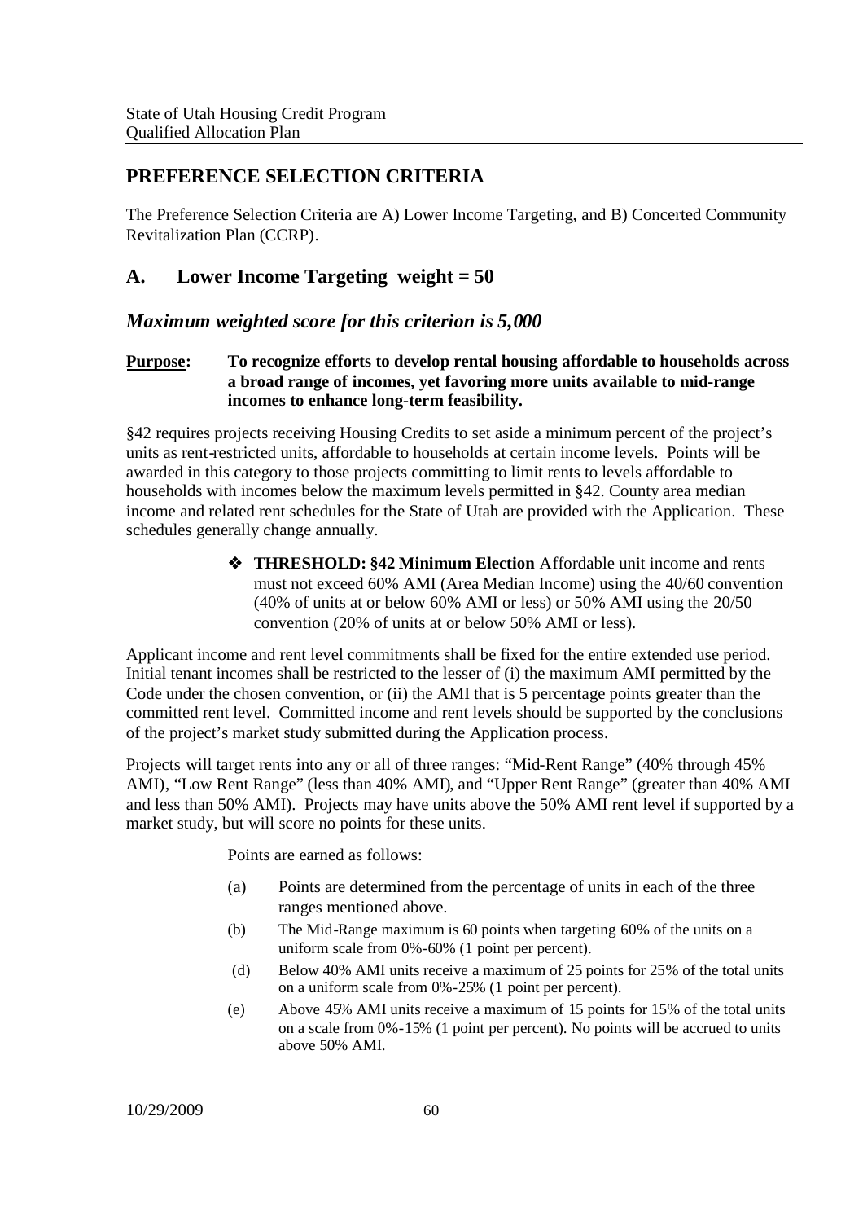## PREFERENCE SELECTION CRITERIA

The Preference Selection Criteria are A) Lower Income Targeting, and B) Concerted Community Revitalization Plan (CCRP).

## A. Lower Income Targeting weight = 50

### *Maximum weighted score for this criterion is 5,000*

**Purpose: To recognize efforts to develop rental housing affordable to households across a broad range of incomes, yet favoring more units available to mid-range incomes to enhance long-term feasibility.**

§42 requires projects receiving Housing Credits to set aside a minimum percent of the project's units as rent-restricted units, affordable to households at certain income levels. Points will be awarded in this category to those projects committing to limit rents to levels affordable to households with incomes below the maximum levels permitted in §42. County area median income and related rent schedules for the State of Utah are provided with the Application. These schedules generally change annually.

- **THRESHOLD: §42 Minimum Election** Affordable unit income and rents must not exceed 60% AMI (Area Median Income) using the 40/60 convention (40% of units at or below 60% AMI or less) or 50% AMI using the 20/50 convention (20% of units at or below 50% AMI or less).

Applicant income and rent level commitments shall be fixed for the entire extended use period. Initial tenant incomes shall be restricted to the lesser of (i) the maximum AMI permitted by the Code under the chosen convention, or (ii) the AMI that is 5 percentage points greater than the committed rent level. Committed income and rent levels should be supported by the conclusions of the project's market study submitted during the Application process.

Projects will target rents into any or all of three ranges: "Mid-Rent Range" (40% through 45% AMI), "Low Rent Range" (less than 40% AMI), and "Upper Rent Range" (greater than 40% AMI and less than 50% AMI). Projects may have units above the 50% AMI rent level if supported by a market study, but will score no points for these units.

Points are earned as follows:

(a) Points are determined from the percentage of units in each of the three ranges mentioned above.

(b) The Mid-Range maximum is 60 points when targeting 60% of the units on a uniform scale from 0%-60% (1 point per percent).

(d) Below 40% AMI units receive a maximum of 25 points for 25% of the total units on a uniform scale from 0%-25% (1 point per percent).

(e) Above 45% AMI units receive a maximum of 15 points for 15% of the total units on a scale from 0%-15% (1 point per percent). No points will be accrued to units above 50% AMI.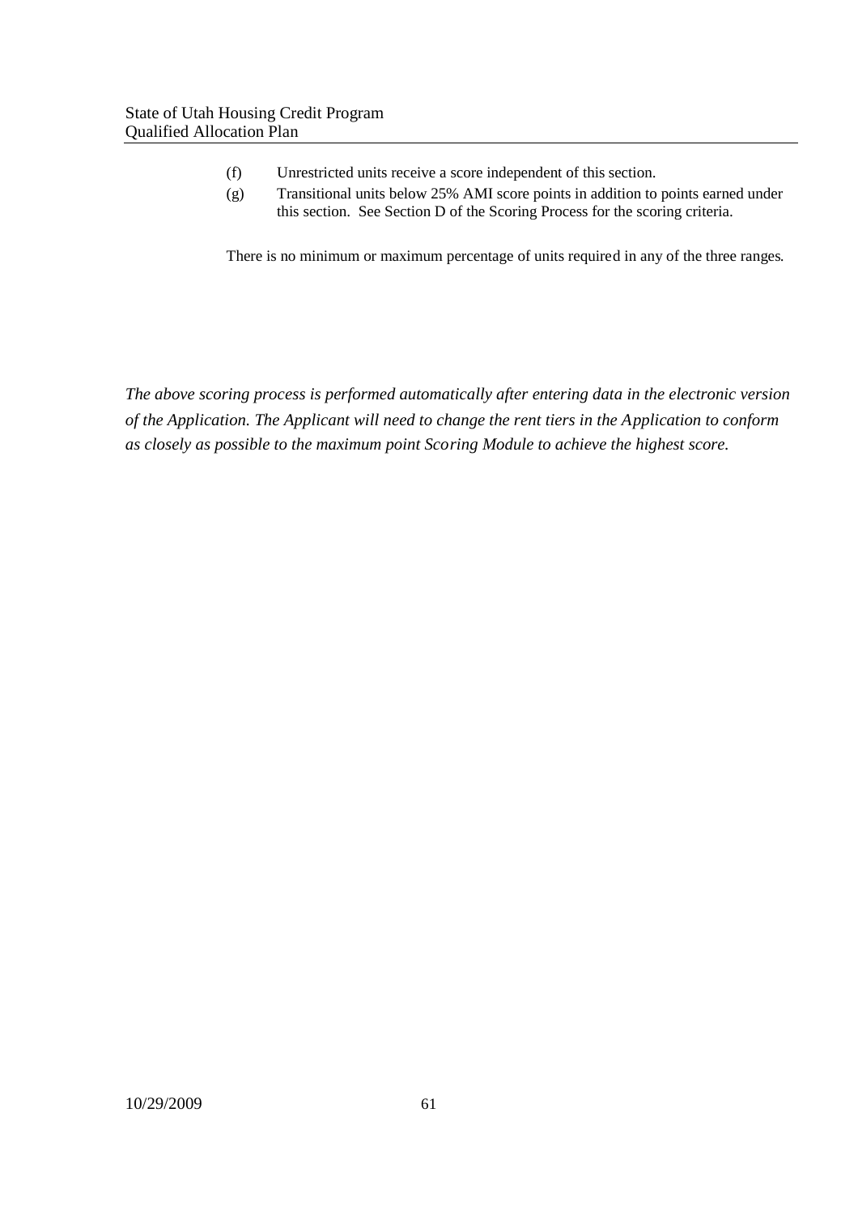(f) Unrestricted units receive a score independent of this section.

(g) Transitional units below 25% AMI score points in addition to points earned under this section. See Section D of the Scoring Process for the scoring criteria.

There is no minimum or maximum percentage of units required in any of the three ranges.

*The above scoring process is performed automatically after entering data in the electronic version of the Application. The Applicant will need to change the rent tiers in the Application to conform as closely as possible to the maximum point Scoring Module to achieve the highest score.*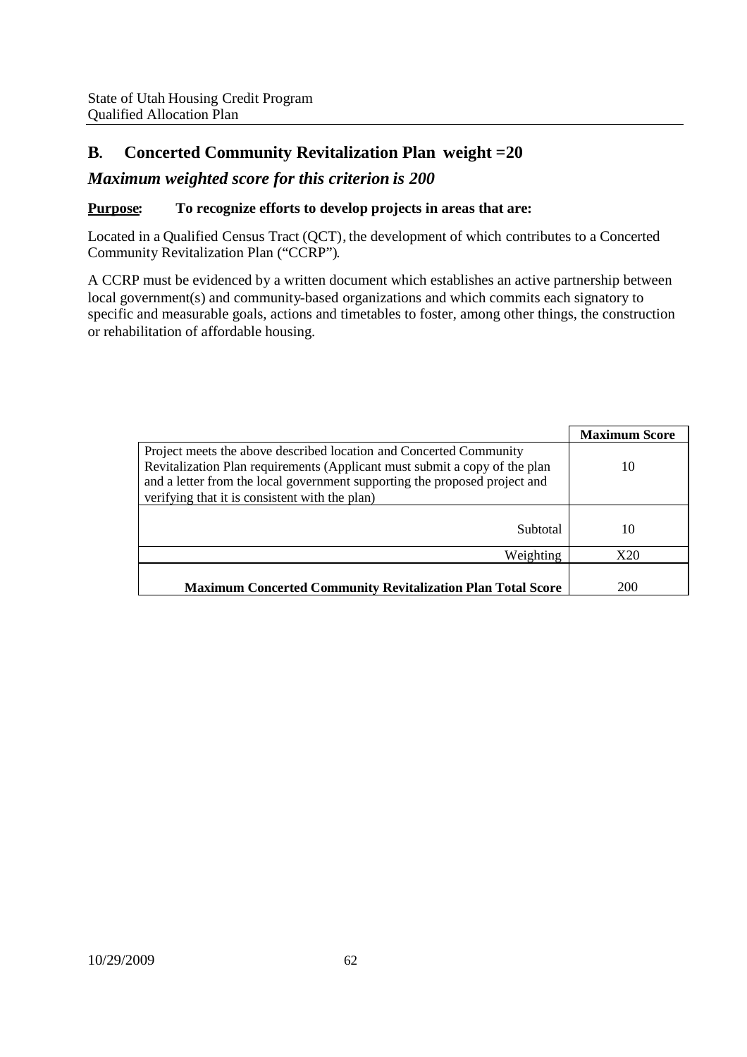## B. Concerted Community Revitalization Plan weight =20

### *Maximum weighted score for this criterion is 200*

**Purpose:** **To recognize efforts to develop projects in areas that are:**

Located in a Qualified Census Tract (QCT), the development of which contributes to a Concerted Community Revitalization Plan ("CCRP").

A CCRP must be evidenced by a written document which establishes an active partnership between local government(s) and community-based organizations and which commits each signatory to specific and measurable goals, actions and timetables to foster, among other things, the construction or rehabilitation of affordable housing.

| | Maximum Score |
|---|---|
| Project meets the above described location and Concerted Community Revitalization Plan requirements (Applicant must submit a copy of the plan and a letter from the local government supporting the proposed project and verifying that it is consistent with the plan) | 10 |
| Subtotal | 10 |
| Weighting | X20 |
| **Maximum Concerted Community Revitalization Plan Total Score** | 200 |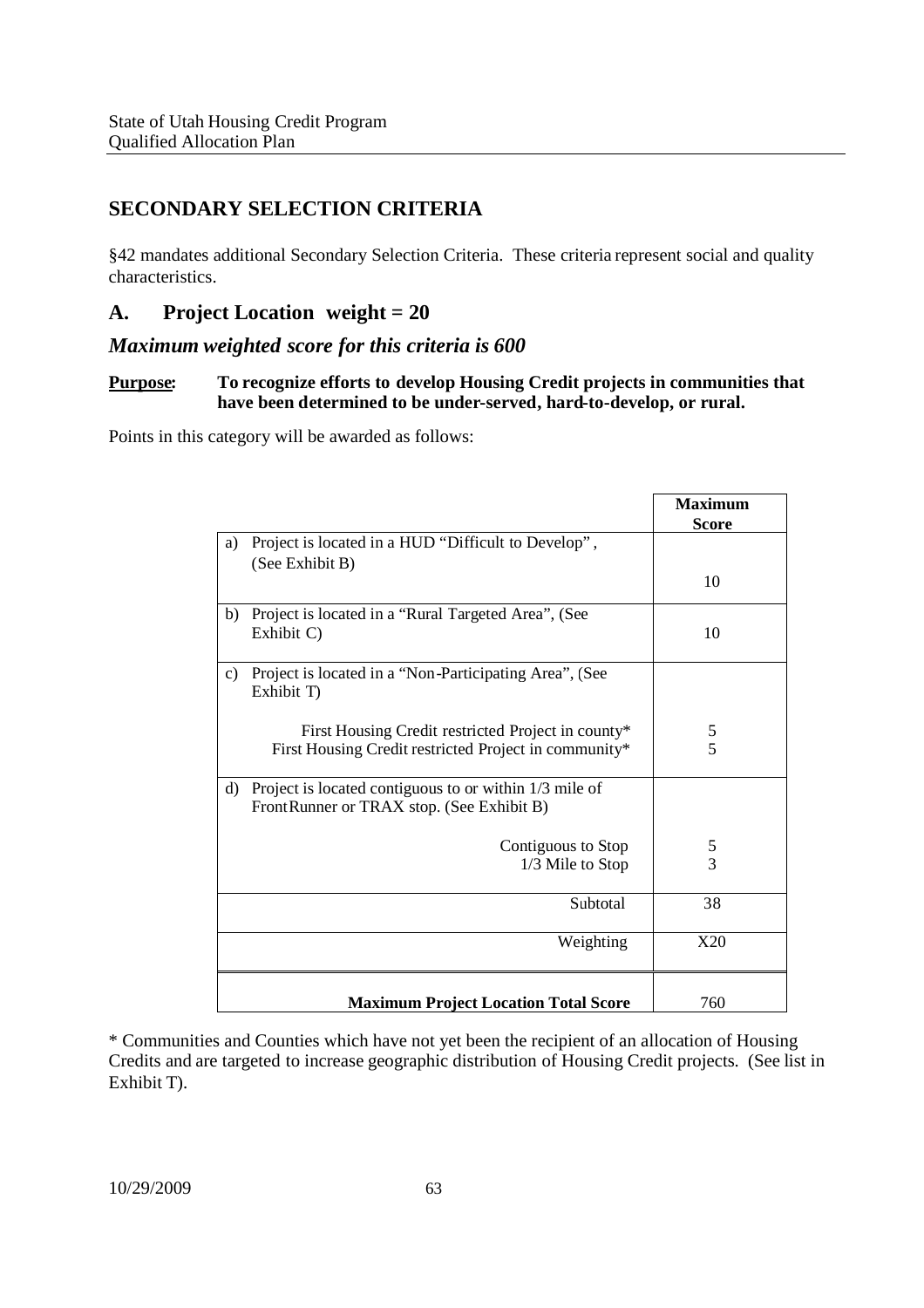# SECONDARY SELECTION CRITERIA

§42 mandates additional Secondary Selection Criteria. These criteria represent social and quality characteristics.

## A. Project Location weight = 20

### *Maximum weighted score for this criteria is 600*

**Purpose: To recognize efforts to develop Housing Credit projects in communities that have been determined to be under-served, hard-to-develop, or rural.**

Points in this category will be awarded as follows:

| | Maximum Score |
|---|---|
| a) Project is located in a HUD "Difficult to Develop", (See Exhibit B) | 10 |
| b) Project is located in a "Rural Targeted Area", (See Exhibit C) | 10 |
| c) Project is located in a "Non-Participating Area", (See Exhibit T) | |
| First Housing Credit restricted Project in county* | 5 |
| First Housing Credit restricted Project in community* | 5 |
| d) Project is located contiguous to or within 1/3 mile of FrontRunner or TRAX stop. (See Exhibit B) | |
| Contiguous to Stop | 5 |
| 1/3 Mile to Stop | 3 |
| Subtotal | 38 |
| Weighting | X20 |
| **Maximum Project Location Total Score** | 760 |

* Communities and Counties which have not yet been the recipient of an allocation of Housing Credits and are targeted to increase geographic distribution of Housing Credit projects. (See list in Exhibit T).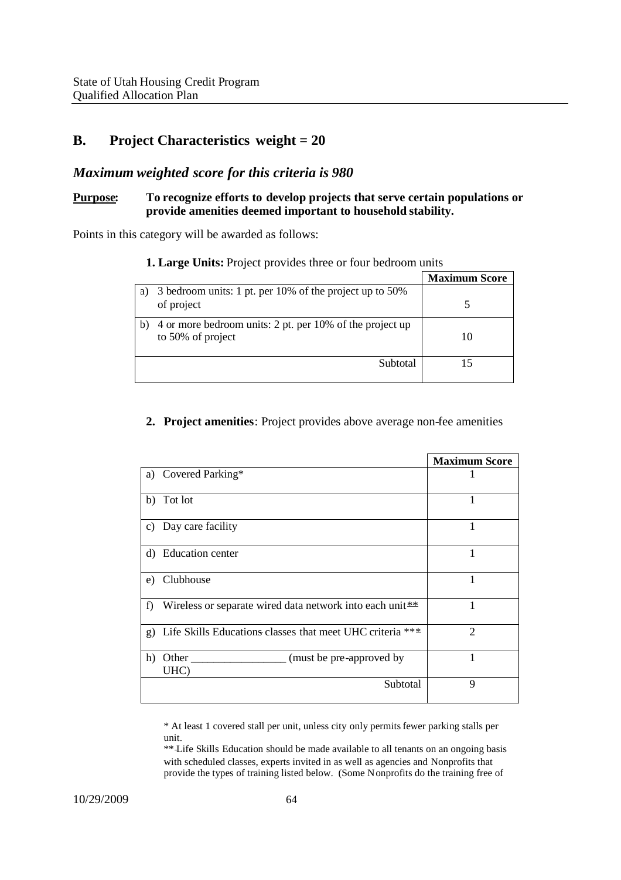## B. Project Characteristics weight = 20

### *Maximum weighted score for this criteria is 980*

**Purpose: To recognize efforts to develop projects that serve certain populations or provide amenities deemed important to household stability.**

Points in this category will be awarded as follows:

**1. Large Units:** Project provides three or four bedroom units

| | Maximum Score |
|---|---|
| a) 3 bedroom units: 1 pt. per 10% of the project up to 50% of project | 5 |
| b) 4 or more bedroom units: 2 pt. per 10% of the project up to 50% of project | 10 |
| Subtotal | 15 |

**2. Project amenities**: Project provides above average non-fee amenities

| | Maximum Score |
|---|---|
| a) Covered Parking* | 1 |
| b) Tot lot | 1 |
| c) Day care facility | 1 |
| d) Education center | 1 |
| e) Clubhouse | 1 |
| f) Wireless or separate wired data network into each unit** | 1 |
| g) Life Skills Educations classes that meet UHC criteria *** | 2 |
| h) Other _________________ (must be pre-approved by UHC) | 1 |
| Subtotal | 9 |

\* At least 1 covered stall per unit, unless city only permits fewer parking stalls per unit.

** Life Skills Education should be made available to all tenants on an ongoing basis with scheduled classes, experts invited in as well as agencies and Nonprofits that provide the types of training listed below. (Some Nonprofits do the training free of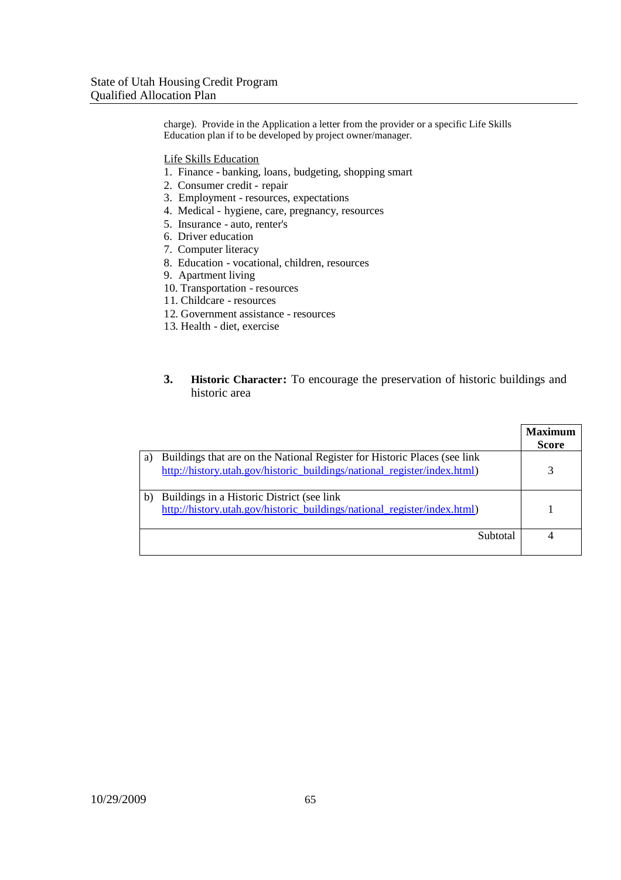charge). Provide in the Application a letter from the provider or a specific Life Skills Education plan if to be developed by project owner/manager.

<u>Life Skills Education</u>

1. Finance - banking, loans, budgeting, shopping smart
2. Consumer credit - repair
3. Employment - resources, expectations
4. Medical - hygiene, care, pregnancy, resources
5. Insurance - auto, renter's
6. Driver education
7. Computer literacy
8. Education - vocational, children, resources
9. Apartment living
10. Transportation - resources
11. Childcare - resources
12. Government assistance - resources
13. Health - diet, exercise

**3. Historic Character:** To encourage the preservation of historic buildings and historic area

| | | Maximum Score |
|---|---|---|
| a) | Buildings that are on the National Register for Historic Places (see link http://history.utah.gov/historic_buildings/national_register/index.html) | 3 |
| b) | Buildings in a Historic District (see link http://history.utah.gov/historic_buildings/national_register/index.html) | 1 |
| | Subtotal | 4 |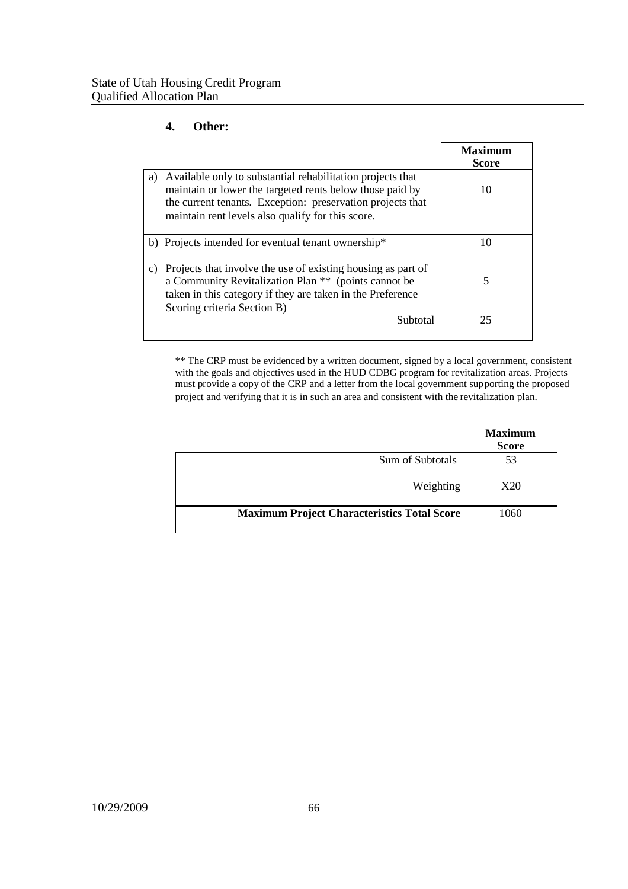### 4. Other:

| | Maximum Score |
|---|---|
| a) Available only to substantial rehabilitation projects that maintain or lower the targeted rents below those paid by the current tenants. Exception: preservation projects that maintain rent levels also qualify for this score. | 10 |
| b) Projects intended for eventual tenant ownership* | 10 |
| c) Projects that involve the use of existing housing as part of a Community Revitalization Plan ** (points cannot be taken in this category if they are taken in the Preference Scoring criteria Section B) | 5 |
| Subtotal | 25 |

** The CRP must be evidenced by a written document, signed by a local government, consistent with the goals and objectives used in the HUD CDBG program for revitalization areas. Projects must provide a copy of the CRP and a letter from the local government supporting the proposed project and verifying that it is in such an area and consistent with the revitalization plan.

| | Maximum Score |
|---|---|
| Sum of Subtotals | 53 |
| Weighting | X20 |
| **Maximum Project Characteristics Total Score** | 1060 |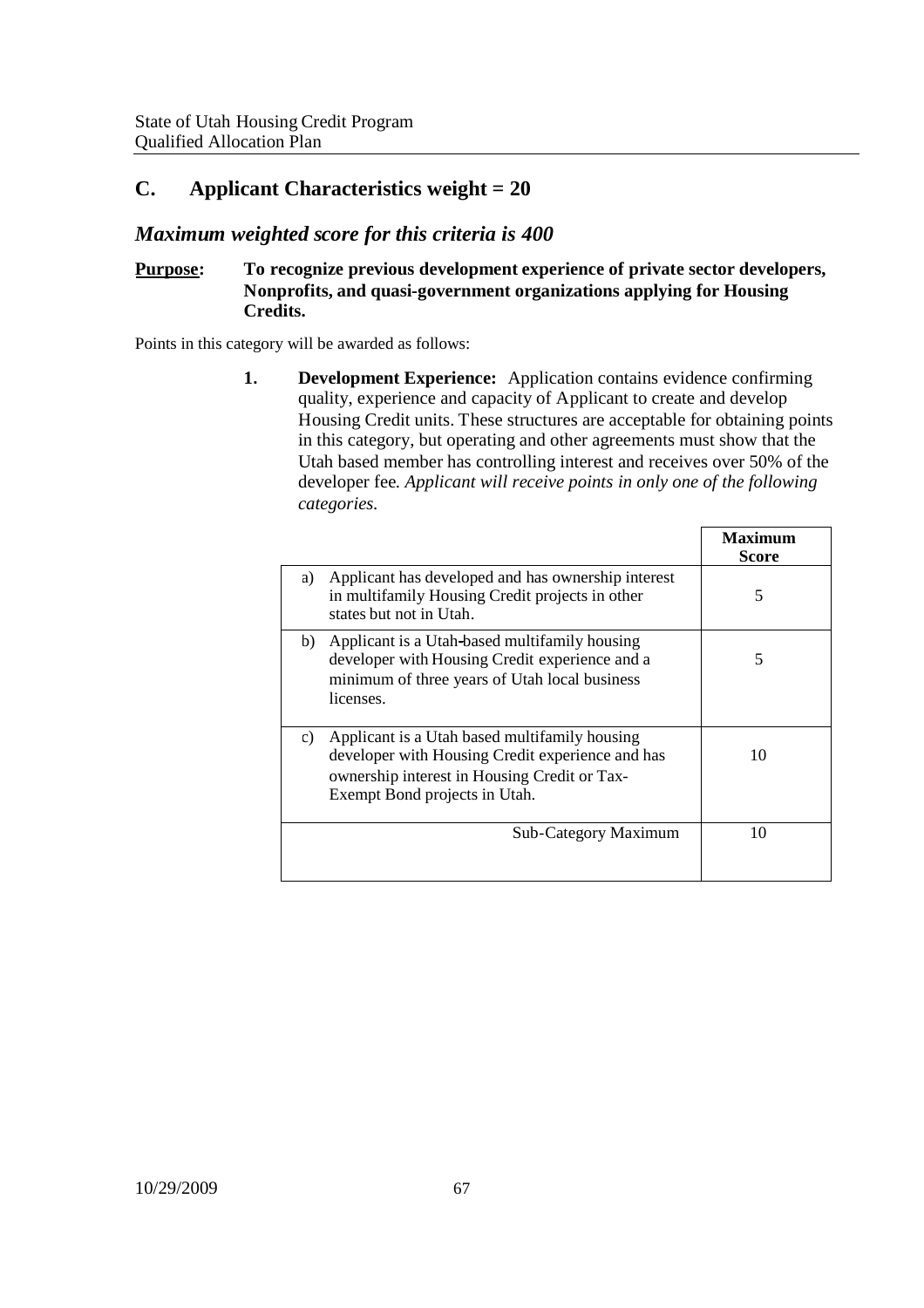## C. Applicant Characteristics weight = 20

### *Maximum weighted score for this criteria is 400*

**Purpose:** **To recognize previous development experience of private sector developers, Nonprofits, and quasi-government organizations applying for Housing Credits.**

Points in this category will be awarded as follows:

**1. Development Experience:** Application contains evidence confirming quality, experience and capacity of Applicant to create and develop Housing Credit units. These structures are acceptable for obtaining points in this category, but operating and other agreements must show that the Utah based member has controlling interest and receives over 50% of the developer fee. *Applicant will receive points in only one of the following categories.*

| | Maximum Score |
|---|---|
| a) Applicant has developed and has ownership interest in multifamily Housing Credit projects in other states but not in Utah. | 5 |
| b) Applicant is a Utah-based multifamily housing developer with Housing Credit experience and a minimum of three years of Utah local business licenses. | 5 |
| c) Applicant is a Utah based multifamily housing developer with Housing Credit experience and has ownership interest in Housing Credit or Tax-Exempt Bond projects in Utah. | 10 |
| Sub-Category Maximum | 10 |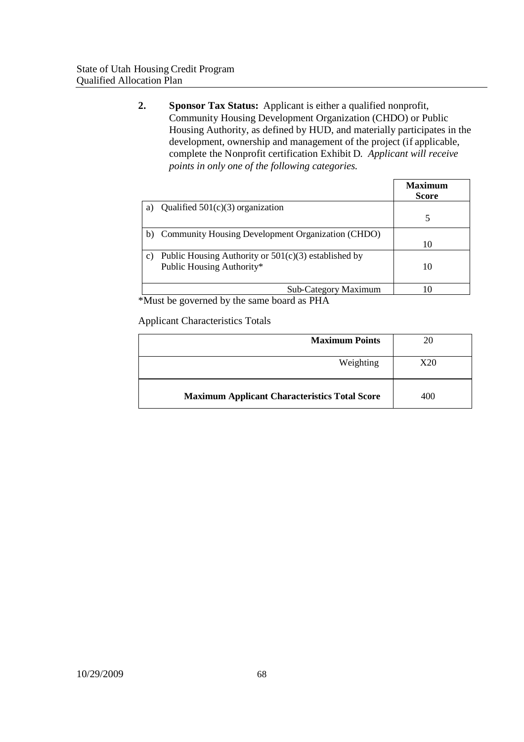**2. Sponsor Tax Status:** Applicant is either a qualified nonprofit, Community Housing Development Organization (CHDO) or Public Housing Authority, as defined by HUD, and materially participates in the development, ownership and management of the project (if applicable, complete the Nonprofit certification Exhibit D. *Applicant will receive points in only one of the following categories.*

| | **Maximum Score** |
|---|---|
| a) Qualified 501(c)(3) organization | 5 |
| b) Community Housing Development Organization (CHDO) | 10 |
| c) Public Housing Authority or 501(c)(3) established by Public Housing Authority* | 10 |
| Sub-Category Maximum | 10 |

*Must be governed by the same board as PHA

Applicant Characteristics Totals

| | |
|---|---|
| **Maximum Points** | 20 |
| Weighting | X20 |
| **Maximum Applicant Characteristics Total Score** | 400 |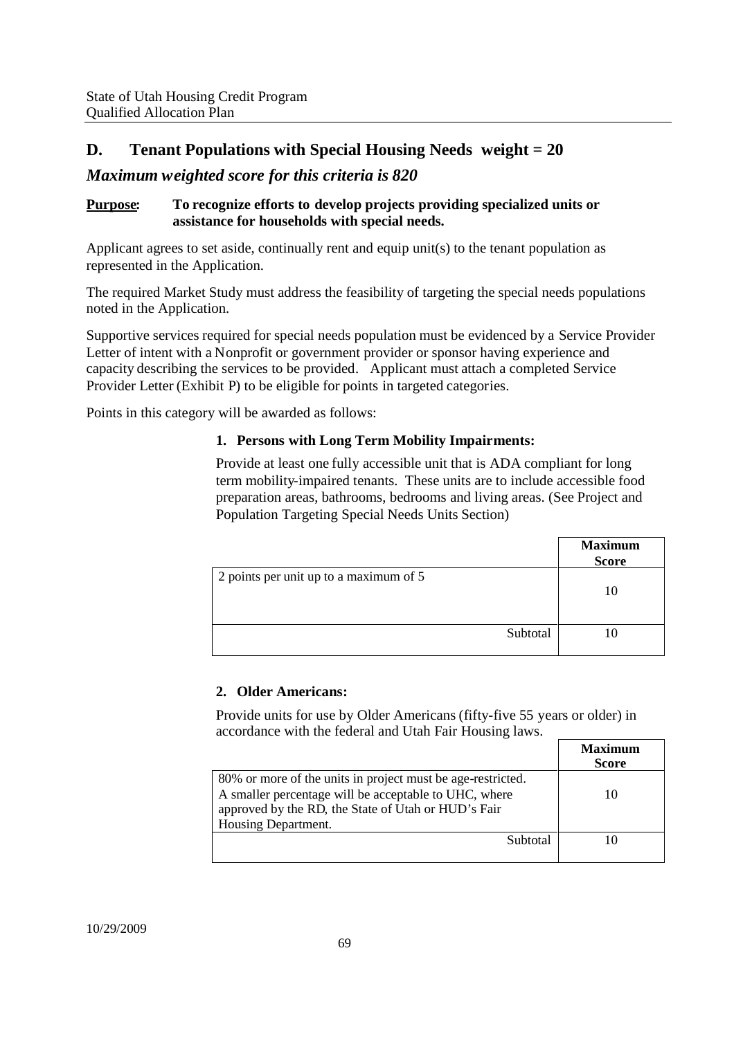## D. Tenant Populations with Special Housing Needs weight = 20

### *Maximum weighted score for this criteria is 820*

**Purpose: To recognize efforts to develop projects providing specialized units or assistance for households with special needs.**

Applicant agrees to set aside, continually rent and equip unit(s) to the tenant population as represented in the Application.

The required Market Study must address the feasibility of targeting the special needs populations noted in the Application.

Supportive services required for special needs population must be evidenced by a Service Provider Letter of intent with a Nonprofit or government provider or sponsor having experience and capacity describing the services to be provided. Applicant must attach a completed Service Provider Letter (Exhibit P) to be eligible for points in targeted categories.

Points in this category will be awarded as follows:

**1. Persons with Long Term Mobility Impairments:**

Provide at least one fully accessible unit that is ADA compliant for long term mobility-impaired tenants. These units are to include accessible food preparation areas, bathrooms, bedrooms and living areas. (See Project and Population Targeting Special Needs Units Section)

| | **Maximum Score** |
|---|---|
| 2 points per unit up to a maximum of 5 | 10 |
| Subtotal | 10 |

**2. Older Americans:**

Provide units for use by Older Americans (fifty-five 55 years or older) in accordance with the federal and Utah Fair Housing laws.

| | **Maximum Score** |
|---|---|
| 80% or more of the units in project must be age-restricted. A smaller percentage will be acceptable to UHC, where approved by the RD, the State of Utah or HUD's Fair Housing Department. | 10 |
| Subtotal | 10 |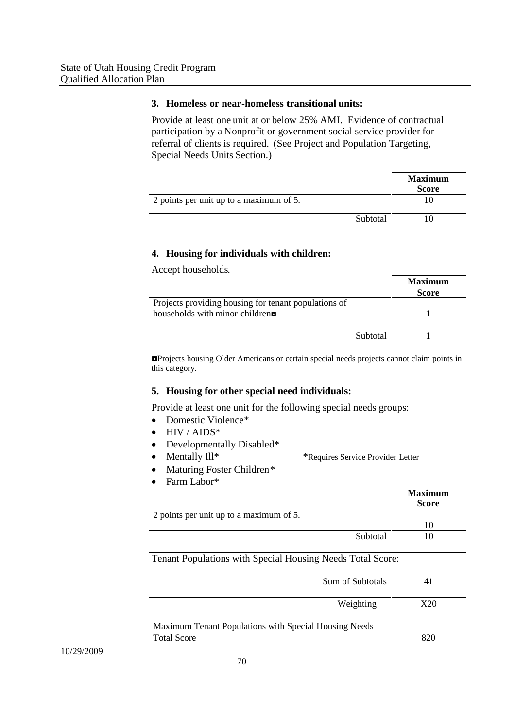### 3. Homeless or near-homeless transitional units:

Provide at least one unit at or below 25% AMI. Evidence of contractual participation by a Nonprofit or government social service provider for referral of clients is required. (See Project and Population Targeting, Special Needs Units Section.)

| | Maximum Score |
|---|---|
| 2 points per unit up to a maximum of 5. | 10 |
| Subtotal | 10 |

### 4. Housing for individuals with children:

Accept households.

| | Maximum Score |
|---|---|
| Projects providing housing for tenant populations of households with minor children◘ | 1 |
| Subtotal | 1 |

◘Projects housing Older Americans or certain special needs projects cannot claim points in this category.

### 5. Housing for other special need individuals:

Provide at least one unit for the following special needs groups:

- Domestic Violence*
- HIV / AIDS*
- Developmentally Disabled*
- Mentally Ill*
- Maturing Foster Children*
- Farm Labor*

*Requires Service Provider Letter

| | Maximum Score |
|---|---|
| 2 points per unit up to a maximum of 5. | 10 |
| Subtotal | 10 |

Tenant Populations with Special Housing Needs Total Score:

| | |
|---|---|
| Sum of Subtotals | 41 |
| Weighting | X20 |
| Maximum Tenant Populations with Special Housing Needs Total Score | 820 |

10/29/2009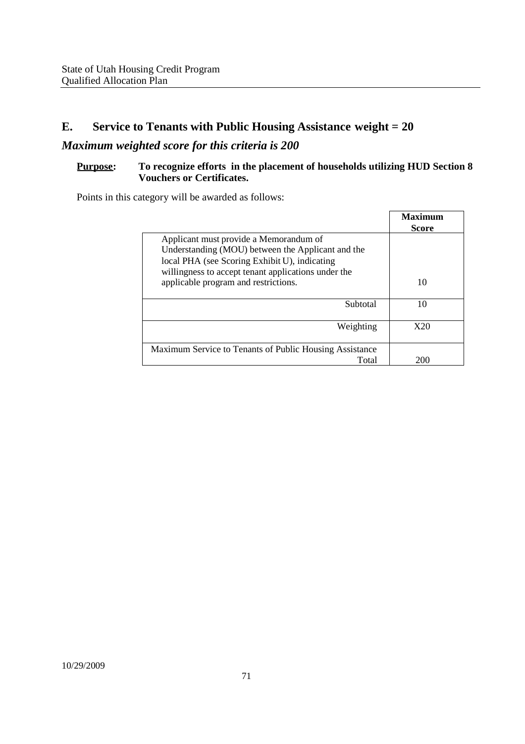## E. Service to Tenants with Public Housing Assistance weight = 20

### *Maximum weighted score for this criteria is 200*

**Purpose:** **To recognize efforts in the placement of households utilizing HUD Section 8 Vouchers or Certificates.**

Points in this category will be awarded as follows:

| | **Maximum Score** |
|---|---|
| Applicant must provide a Memorandum of Understanding (MOU) between the Applicant and the local PHA (see Scoring Exhibit U), indicating willingness to accept tenant applications under the applicable program and restrictions. | 10 |
| Subtotal | 10 |
| Weighting | X20 |
| Maximum Service to Tenants of Public Housing Assistance Total | 200 |

10/29/2009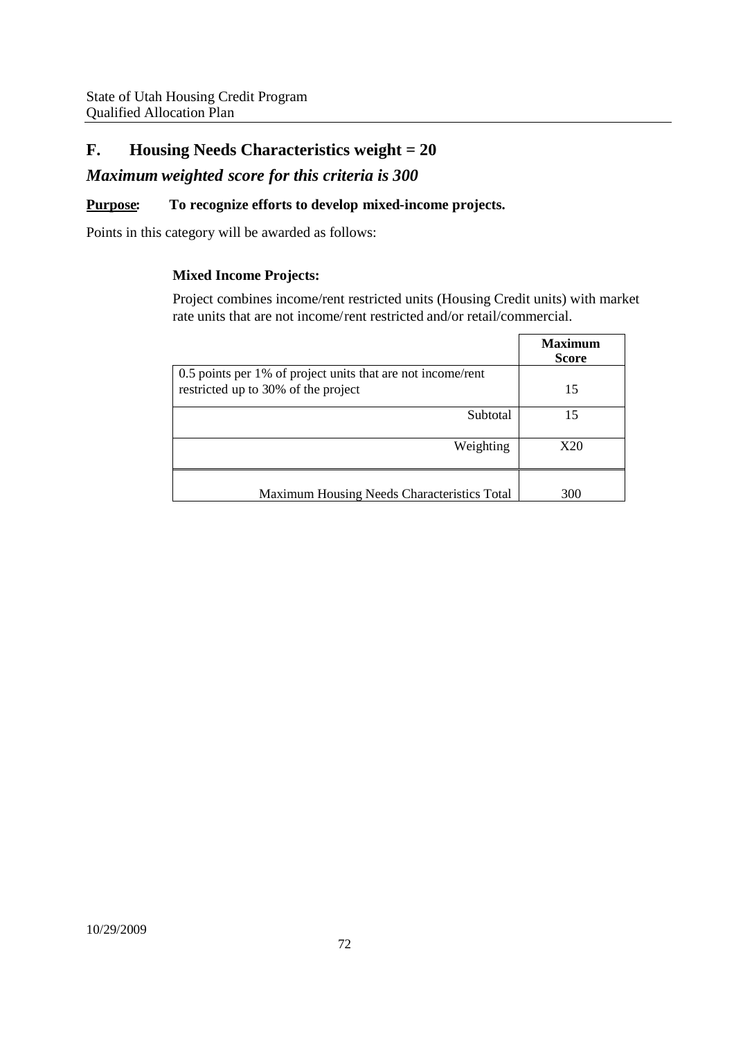## F. Housing Needs Characteristics weight = 20

### *Maximum weighted score for this criteria is 300*

**Purpose: To recognize efforts to develop mixed-income projects.**

Points in this category will be awarded as follows:

**Mixed Income Projects:**

Project combines income/rent restricted units (Housing Credit units) with market rate units that are not income/rent restricted and/or retail/commercial.

| | Maximum Score |
|---|---|
| 0.5 points per 1% of project units that are not income/rent restricted up to 30% of the project | 15 |
| Subtotal | 15 |
| Weighting | X20 |
| Maximum Housing Needs Characteristics Total | 300 |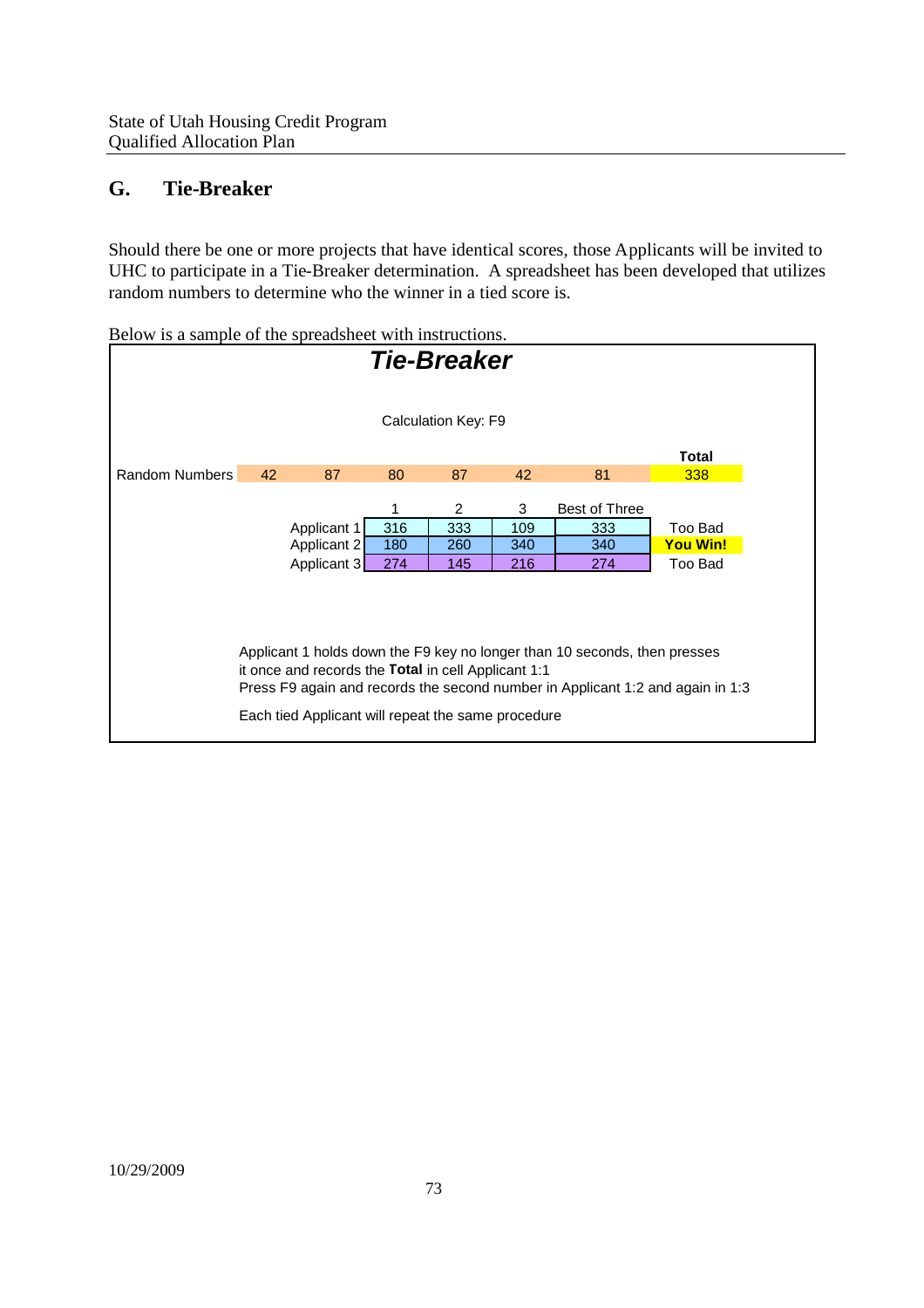## G. Tie-Breaker

Should there be one or more projects that have identical scores, those Applicants will be invited to UHC to participate in a Tie-Breaker determination. A spreadsheet has been developed that utilizes random numbers to determine who the winner in a tied score is.

Below is a sample of the spreadsheet with instructions.

### *Tie-Breaker*

Calculation Key: F9

| | | | | | | | Total |
|---|---|---|---|---|---|---|---|
| Random Numbers | 42 | 87 | 80 | 87 | 42 | 81 | 338 |

| | 1 | 2 | 3 | Best of Three | |
|---|---|---|---|---|---|
| Applicant 1 | 316 | 333 | 109 | 333 | Too Bad |
| Applicant 2 | 180 | 260 | 340 | 340 | **You Win!** |
| Applicant 3 | 274 | 145 | 216 | 274 | Too Bad |

Applicant 1 holds down the F9 key no longer than 10 seconds, then presses it once and records the **Total** in cell Applicant 1:1
Press F9 again and records the second number in Applicant 1:2 and again in 1:3

Each tied Applicant will repeat the same procedure

10/29/2009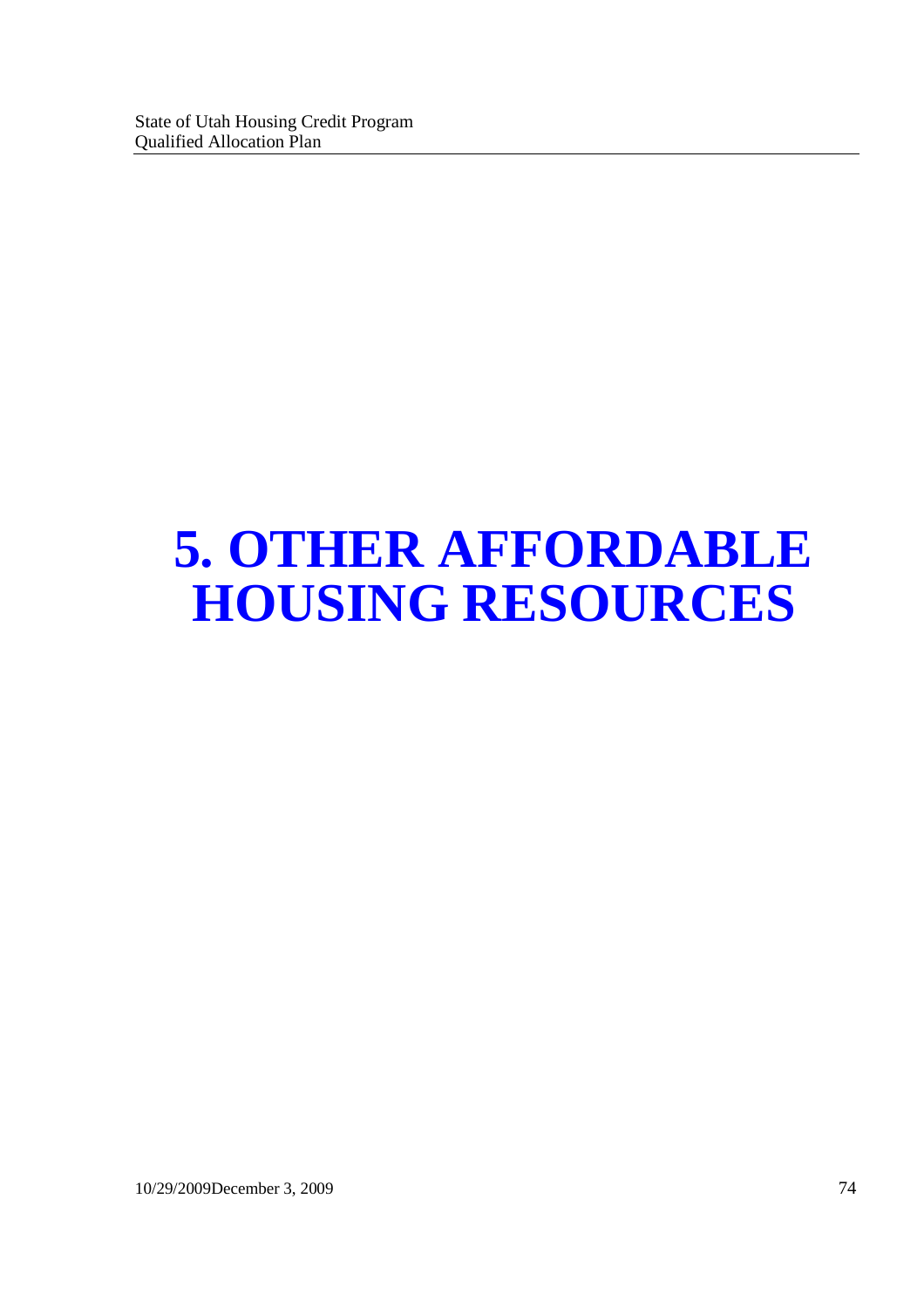# 5. OTHER AFFORDABLE HOUSING RESOURCES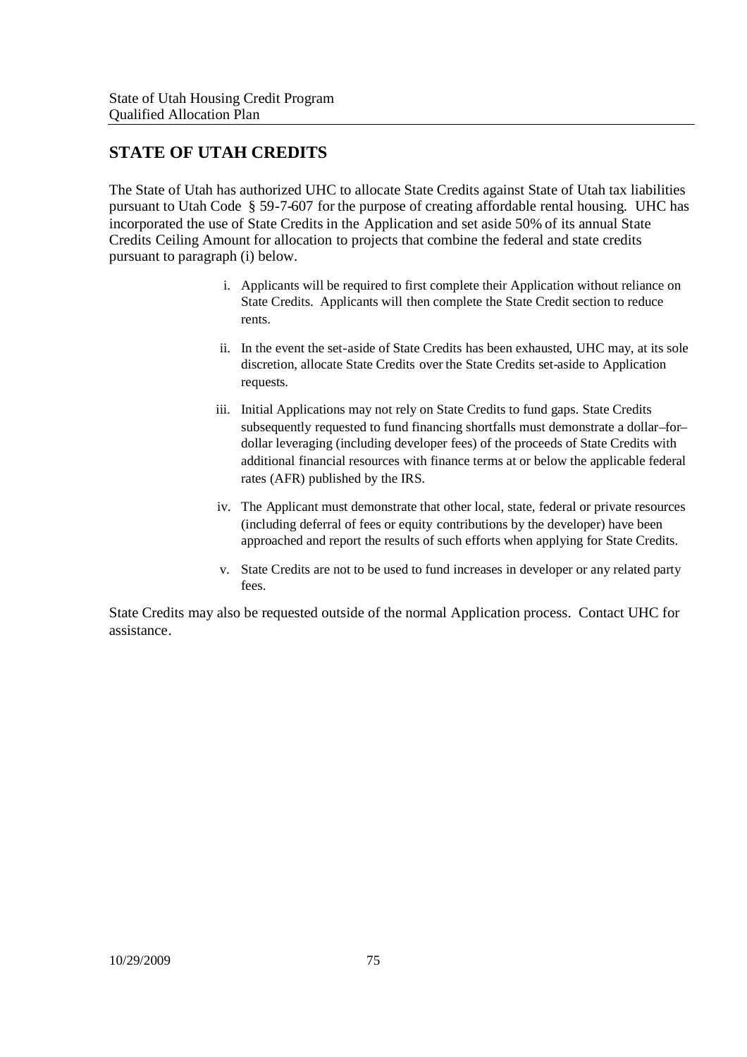## STATE OF UTAH CREDITS

The State of Utah has authorized UHC to allocate State Credits against State of Utah tax liabilities pursuant to Utah Code § 59-7-607 for the purpose of creating affordable rental housing. UHC has incorporated the use of State Credits in the Application and set aside 50% of its annual State Credits Ceiling Amount for allocation to projects that combine the federal and state credits pursuant to paragraph (i) below.

i. Applicants will be required to first complete their Application without reliance on State Credits. Applicants will then complete the State Credit section to reduce rents.

ii. In the event the set-aside of State Credits has been exhausted, UHC may, at its sole discretion, allocate State Credits over the State Credits set-aside to Application requests.

iii. Initial Applications may not rely on State Credits to fund gaps. State Credits subsequently requested to fund financing shortfalls must demonstrate a dollar–for–dollar leveraging (including developer fees) of the proceeds of State Credits with additional financial resources with finance terms at or below the applicable federal rates (AFR) published by the IRS.

iv. The Applicant must demonstrate that other local, state, federal or private resources (including deferral of fees or equity contributions by the developer) have been approached and report the results of such efforts when applying for State Credits.

v. State Credits are not to be used to fund increases in developer or any related party fees.

State Credits may also be requested outside of the normal Application process. Contact UHC for assistance.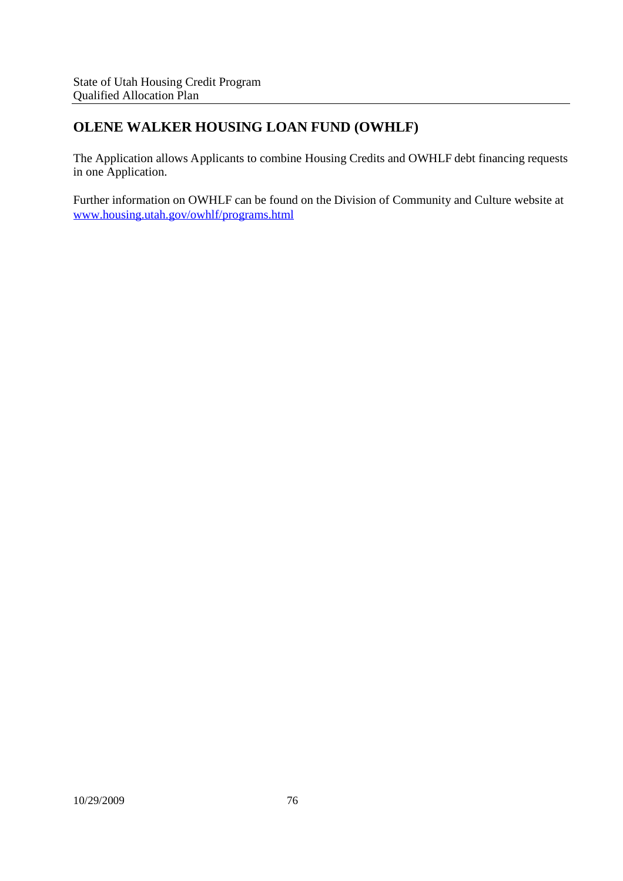## OLENE WALKER HOUSING LOAN FUND (OWHLF)

The Application allows Applicants to combine Housing Credits and OWHLF debt financing requests in one Application.

Further information on OWHLF can be found on the Division of Community and Culture website at [www.housing.utah.gov/owhlf/programs.html](www.housing.utah.gov/owhlf/programs.html)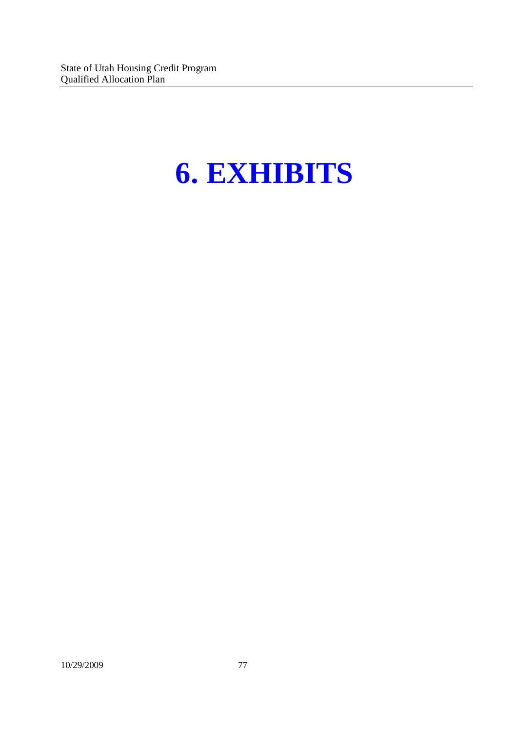# 6. EXHIBITS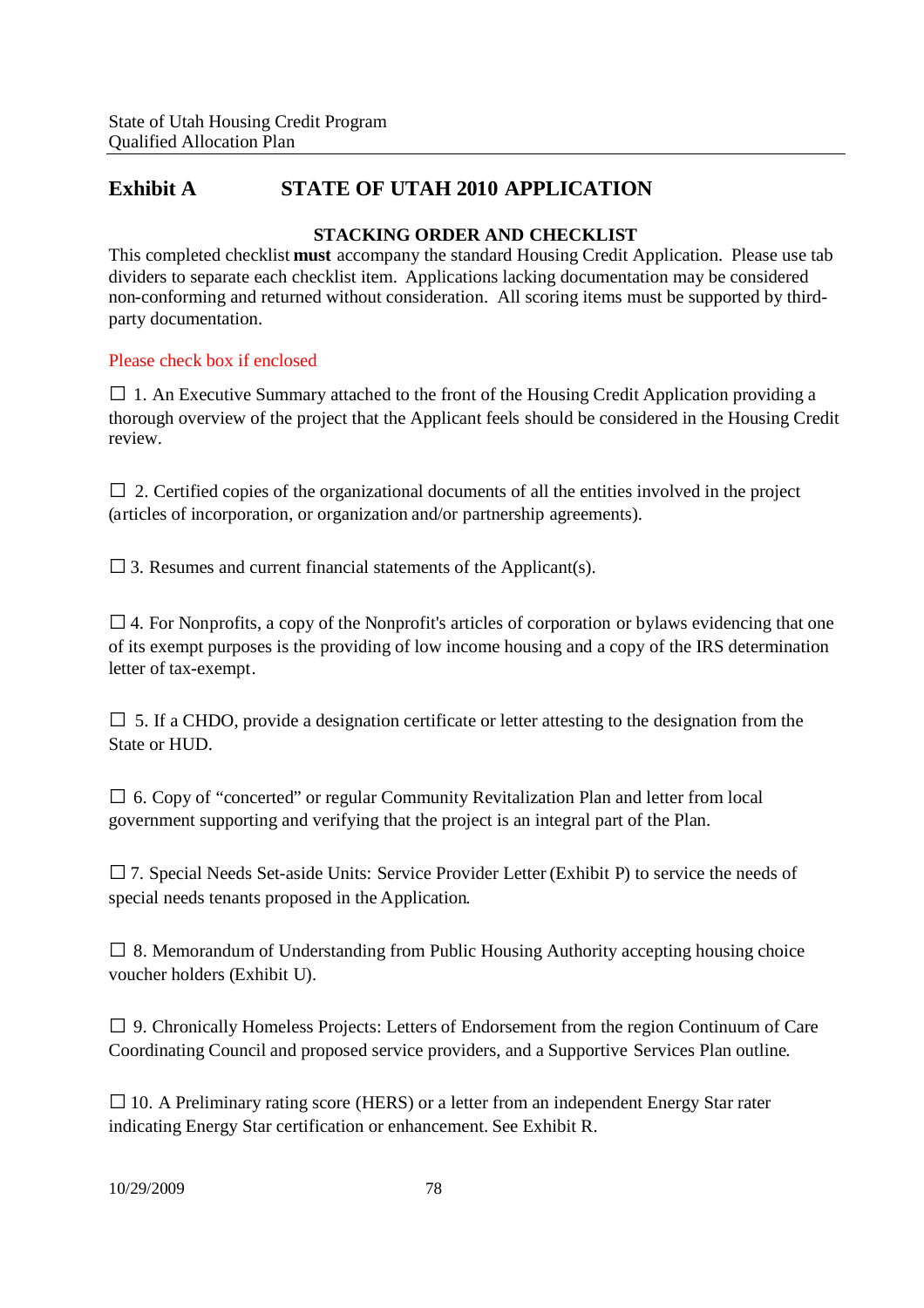# Exhibit A STATE OF UTAH 2010 APPLICATION

### STACKING ORDER AND CHECKLIST

This completed checklist **must** accompany the standard Housing Credit Application. Please use tab dividers to separate each checklist item. Applications lacking documentation may be considered non-conforming and returned without consideration. All scoring items must be supported by third-party documentation.

Please check box if enclosed

☐ 1. An Executive Summary attached to the front of the Housing Credit Application providing a thorough overview of the project that the Applicant feels should be considered in the Housing Credit review.

☐ 2. Certified copies of the organizational documents of all the entities involved in the project (articles of incorporation, or organization and/or partnership agreements).

☐ 3. Resumes and current financial statements of the Applicant(s).

☐ 4. For Nonprofits, a copy of the Nonprofit's articles of corporation or bylaws evidencing that one of its exempt purposes is the providing of low income housing and a copy of the IRS determination letter of tax-exempt.

☐ 5. If a CHDO, provide a designation certificate or letter attesting to the designation from the State or HUD.

☐ 6. Copy of "concerted" or regular Community Revitalization Plan and letter from local government supporting and verifying that the project is an integral part of the Plan.

☐ 7. Special Needs Set-aside Units: Service Provider Letter (Exhibit P) to service the needs of special needs tenants proposed in the Application.

☐ 8. Memorandum of Understanding from Public Housing Authority accepting housing choice voucher holders (Exhibit U).

☐ 9. Chronically Homeless Projects: Letters of Endorsement from the region Continuum of Care Coordinating Council and proposed service providers, and a Supportive Services Plan outline.

☐ 10. A Preliminary rating score (HERS) or a letter from an independent Energy Star rater indicating Energy Star certification or enhancement. See Exhibit R.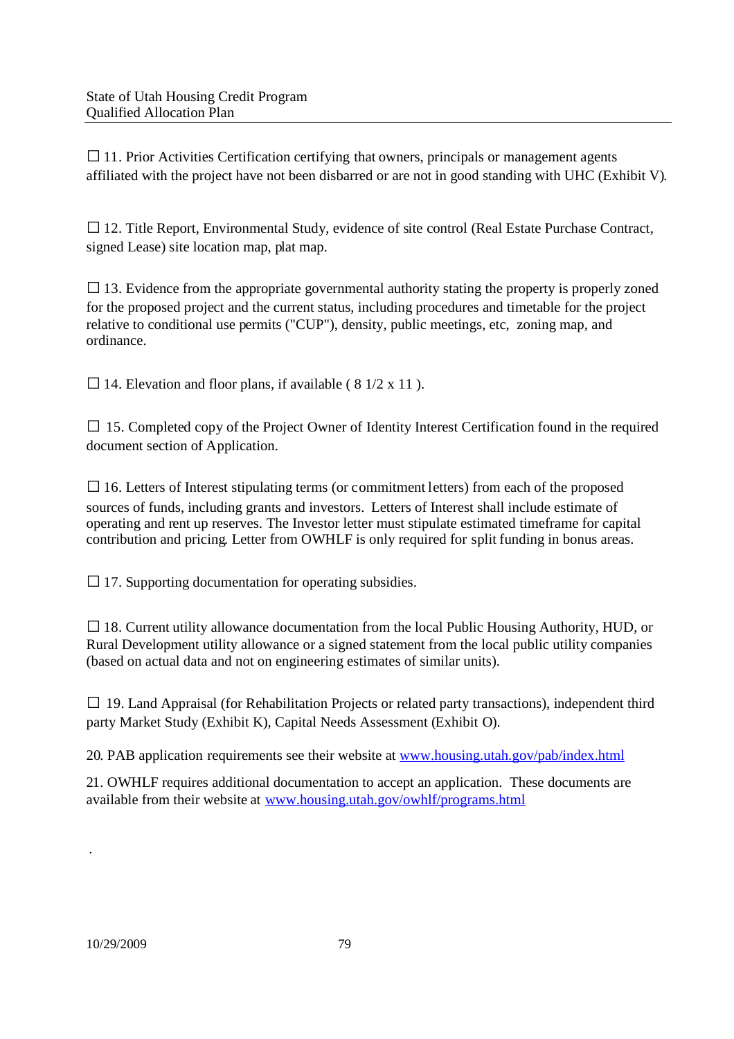☐ 11. Prior Activities Certification certifying that owners, principals or management agents affiliated with the project have not been disbarred or are not in good standing with UHC (Exhibit V).

☐ 12. Title Report, Environmental Study, evidence of site control (Real Estate Purchase Contract, signed Lease) site location map, plat map.

☐ 13. Evidence from the appropriate governmental authority stating the property is properly zoned for the proposed project and the current status, including procedures and timetable for the project relative to conditional use permits ("CUP"), density, public meetings, etc, zoning map, and ordinance.

☐ 14. Elevation and floor plans, if available ( 8 1/2 x 11 ).

☐ 15. Completed copy of the Project Owner of Identity Interest Certification found in the required document section of Application.

☐ 16. Letters of Interest stipulating terms (or commitment letters) from each of the proposed sources of funds, including grants and investors. Letters of Interest shall include estimate of operating and rent up reserves. The Investor letter must stipulate estimated timeframe for capital contribution and pricing. Letter from OWHLF is only required for split funding in bonus areas.

☐ 17. Supporting documentation for operating subsidies.

☐ 18. Current utility allowance documentation from the local Public Housing Authority, HUD, or Rural Development utility allowance or a signed statement from the local public utility companies (based on actual data and not on engineering estimates of similar units).

☐ 19. Land Appraisal (for Rehabilitation Projects or related party transactions), independent third party Market Study (Exhibit K), Capital Needs Assessment (Exhibit O).

20. PAB application requirements see their website at www.housing.utah.gov/pab/index.html

21. OWHLF requires additional documentation to accept an application. These documents are available from their website at www.housing.utah.gov/owhlf/programs.html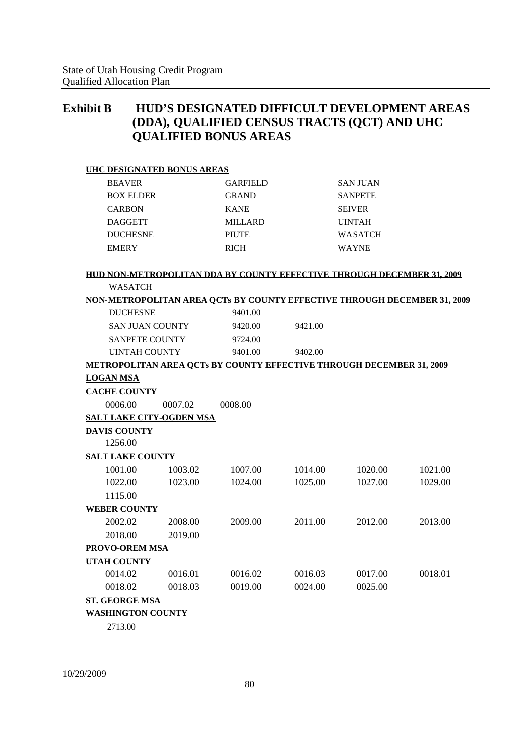# Exhibit B HUD'S DESIGNATED DIFFICULT DEVELOPMENT AREAS (DDA), QUALIFIED CENSUS TRACTS (QCT) AND UHC QUALIFIED BONUS AREAS

**UHC DESIGNATED BONUS AREAS**

| | | |
|---|---|---|
| BEAVER | GARFIELD | SAN JUAN |
| BOX ELDER | GRAND | SANPETE |
| CARBON | KANE | SEIVER |
| DAGGETT | MILLARD | UINTAH |
| DUCHESNE | PIUTE | WASATCH |
| EMERY | RICH | WAYNE |

**HUD NON-METROPOLITAN DDA BY COUNTY EFFECTIVE THROUGH DECEMBER 31, 2009**

WASATCH

**NON-METROPOLITAN AREA QCTs BY COUNTY EFFECTIVE THROUGH DECEMBER 31, 2009**

| | | |
|---|---|---|
| DUCHESNE | 9401.00 | |
| SAN JUAN COUNTY | 9420.00 | 9421.00 |
| SANPETE COUNTY | 9724.00 | |
| UINTAH COUNTY | 9401.00 | 9402.00 |

**METROPOLITAN AREA QCTs BY COUNTY EFFECTIVE THROUGH DECEMBER 31, 2009**

**LOGAN MSA**

**CACHE COUNTY**

0006.00 0007.02 0008.00

**SALT LAKE CITY-OGDEN MSA**

**DAVIS COUNTY**

1256.00

**SALT LAKE COUNTY**

| | | | | | |
|---|---|---|---|---|---|
| 1001.00 | 1003.02 | 1007.00 | 1014.00 | 1020.00 | 1021.00 |
| 1022.00 | 1023.00 | 1024.00 | 1025.00 | 1027.00 | 1029.00 |
| 1115.00 | | | | | |

**WEBER COUNTY**

| | | | | | |
|---|---|---|---|---|---|
| 2002.02 | 2008.00 | 2009.00 | 2011.00 | 2012.00 | 2013.00 |
| 2018.00 | 2019.00 | | | | |

**PROVO-OREM MSA**

**UTAH COUNTY**

| | | | | | |
|---|---|---|---|---|---|
| 0014.02 | 0016.01 | 0016.02 | 0016.03 | 0017.00 | 0018.01 |
| 0018.02 | 0018.03 | 0019.00 | 0024.00 | 0025.00 | |

**ST. GEORGE MSA**

**WASHINGTON COUNTY**

2713.00

10/29/2009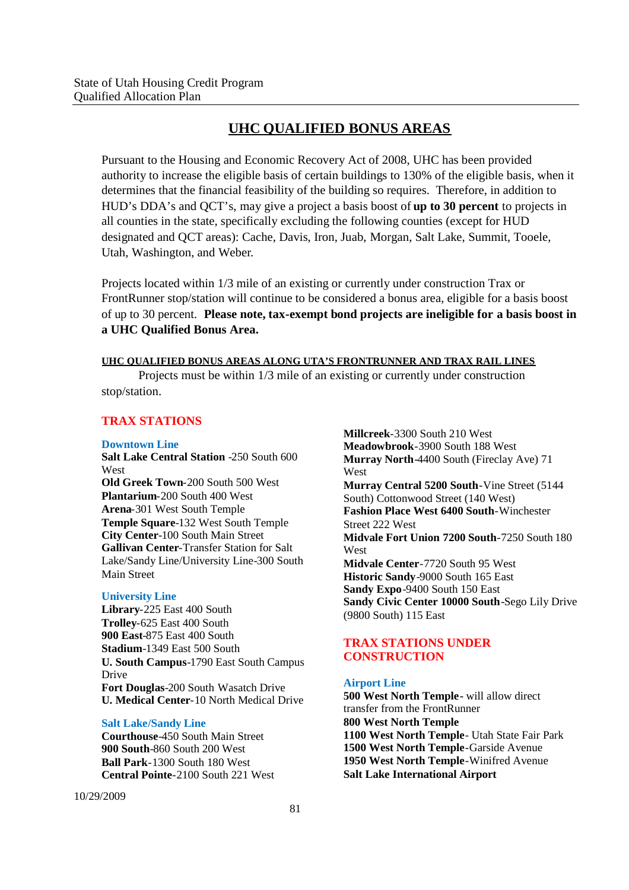## UHC QUALIFIED BONUS AREAS

Pursuant to the Housing and Economic Recovery Act of 2008, UHC has been provided authority to increase the eligible basis of certain buildings to 130% of the eligible basis, when it determines that the financial feasibility of the building so requires. Therefore, in addition to HUD's DDA's and QCT's, may give a project a basis boost of **up to 30 percent** to projects in all counties in the state, specifically excluding the following counties (except for HUD designated and QCT areas): Cache, Davis, Iron, Juab, Morgan, Salt Lake, Summit, Tooele, Utah, Washington, and Weber.

Projects located within 1/3 mile of an existing or currently under construction Trax or FrontRunner stop/station will continue to be considered a bonus area, eligible for a basis boost of up to 30 percent. **Please note, tax-exempt bond projects are ineligible for a basis boost in a UHC Qualified Bonus Area.**

#### UHC QUALIFIED BONUS AREAS ALONG UTA'S FRONTRUNNER AND TRAX RAIL LINES

Projects must be within 1/3 mile of an existing or currently under construction stop/station.

### TRAX STATIONS

#### Downtown Line

**Salt Lake Central Station** -250 South 600 West
**Old Greek Town**-200 South 500 West
**Plantarium**-200 South 400 West
**Arena**-301 West South Temple
**Temple Square**-132 West South Temple
**City Center**-100 South Main Street
**Gallivan Center**-Transfer Station for Salt Lake/Sandy Line/University Line-300 South Main Street

#### University Line

**Library**-225 East 400 South
**Trolley**-625 East 400 South
**900 East**-875 East 400 South
**Stadium**-1349 East 500 South
**U. South Campus**-1790 East South Campus Drive
**Fort Douglas**-200 South Wasatch Drive
**U. Medical Center**-10 North Medical Drive

#### Salt Lake/Sandy Line

**Courthouse**-450 South Main Street
**900 South**-860 South 200 West
**Ball Park**-1300 South 180 West
**Central Pointe**-2100 South 221 West
**Millcreek**-3300 South 210 West
**Meadowbrook**-3900 South 188 West
**Murray North**-4400 South (Fireclay Ave) 71 West
**Murray Central 5200 South**-Vine Street (5144 South) Cottonwood Street (140 West)
**Fashion Place West 6400 South**-Winchester Street 222 West
**Midvale Fort Union 7200 South**-7250 South 180 West
**Midvale Center**-7720 South 95 West
**Historic Sandy**-9000 South 165 East
**Sandy Expo**-9400 South 150 East
**Sandy Civic Center 10000 South**-Sego Lily Drive (9800 South) 115 East

### TRAX STATIONS UNDER CONSTRUCTION

#### Airport Line

**500 West North Temple**- will allow direct transfer from the FrontRunner
**800 West North Temple**
**1100 West North Temple**- Utah State Fair Park
**1500 West North Temple**-Garside Avenue
**1950 West North Temple**-Winifred Avenue
**Salt Lake International Airport**

10/29/2009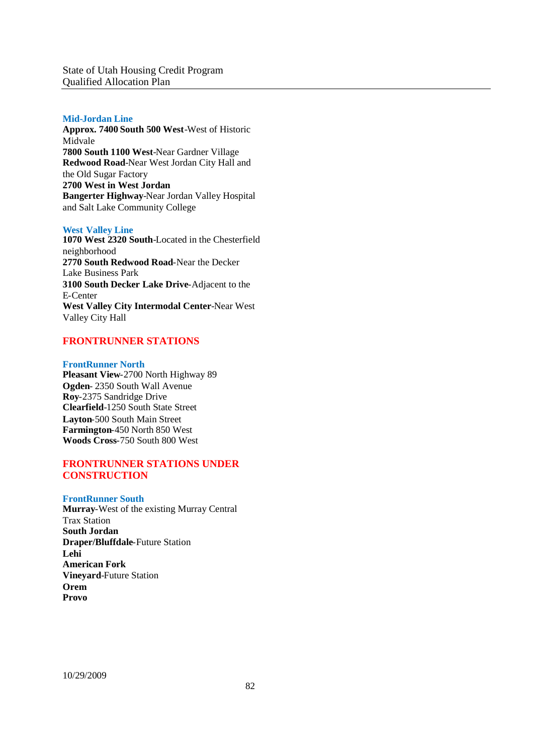### Mid-Jordan Line

**Approx. 7400 South 500 West**-West of Historic Midvale
**7800 South 1100 West**-Near Gardner Village
**Redwood Road**-Near West Jordan City Hall and the Old Sugar Factory
**2700 West in West Jordan**
**Bangerter Highway**-Near Jordan Valley Hospital and Salt Lake Community College

### West Valley Line

**1070 West 2320 South**-Located in the Chesterfield neighborhood
**2770 South Redwood Road**-Near the Decker Lake Business Park
**3100 South Decker Lake Drive**-Adjacent to the E-Center
**West Valley City Intermodal Center**-Near West Valley City Hall

## FRONTRUNNER STATIONS

### FrontRunner North

**Pleasant View**-2700 North Highway 89
**Ogden**- 2350 South Wall Avenue
**Roy**-2375 Sandridge Drive
**Clearfield**-1250 South State Street
**Layton**-500 South Main Street
**Farmington**-450 North 850 West
**Woods Cross**-750 South 800 West

## FRONTRUNNER STATIONS UNDER CONSTRUCTION

### FrontRunner South

**Murray**-West of the existing Murray Central Trax Station
**South Jordan**
**Draper/Bluffdale**-Future Station
**Lehi**
**American Fork**
**Vineyard**-Future Station
**Orem**
**Provo**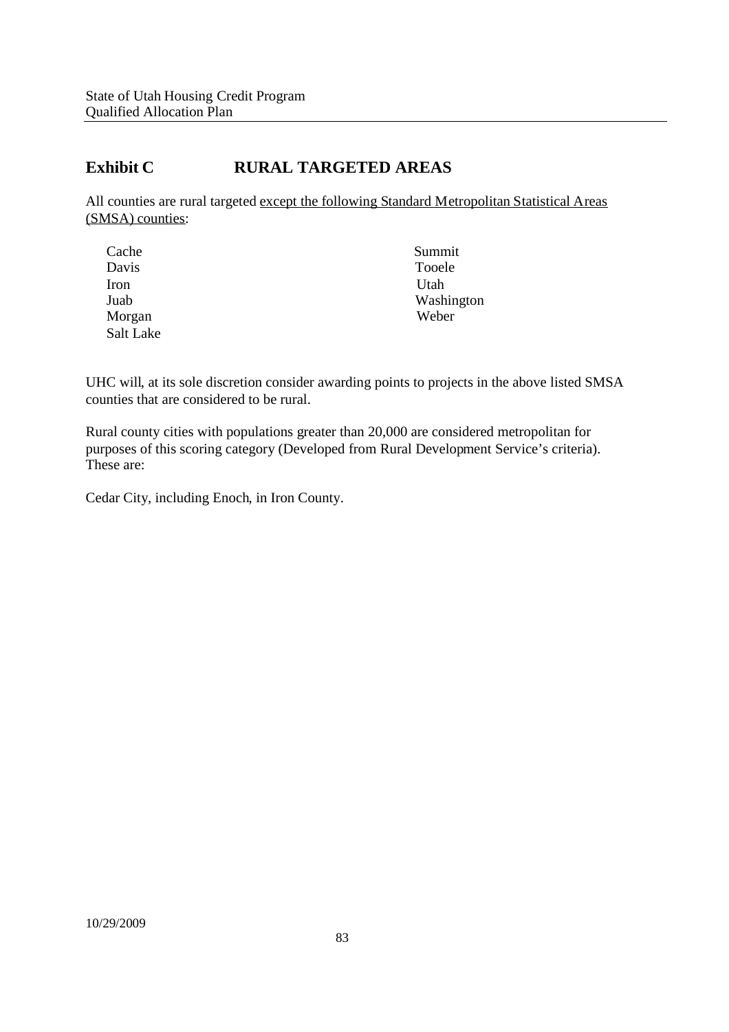## Exhibit C RURAL TARGETED AREAS

All counties are rural targeted except the following Standard Metropolitan Statistical Areas (SMSA) counties:

| | |
|---|---|
| Cache | Summit |
| Davis | Tooele |
| Iron | Utah |
| Juab | Washington |
| Morgan | Weber |
| Salt Lake | |

UHC will, at its sole discretion consider awarding points to projects in the above listed SMSA counties that are considered to be rural.

Rural county cities with populations greater than 20,000 are considered metropolitan for purposes of this scoring category (Developed from Rural Development Service's criteria). These are:

Cedar City, including Enoch, in Iron County.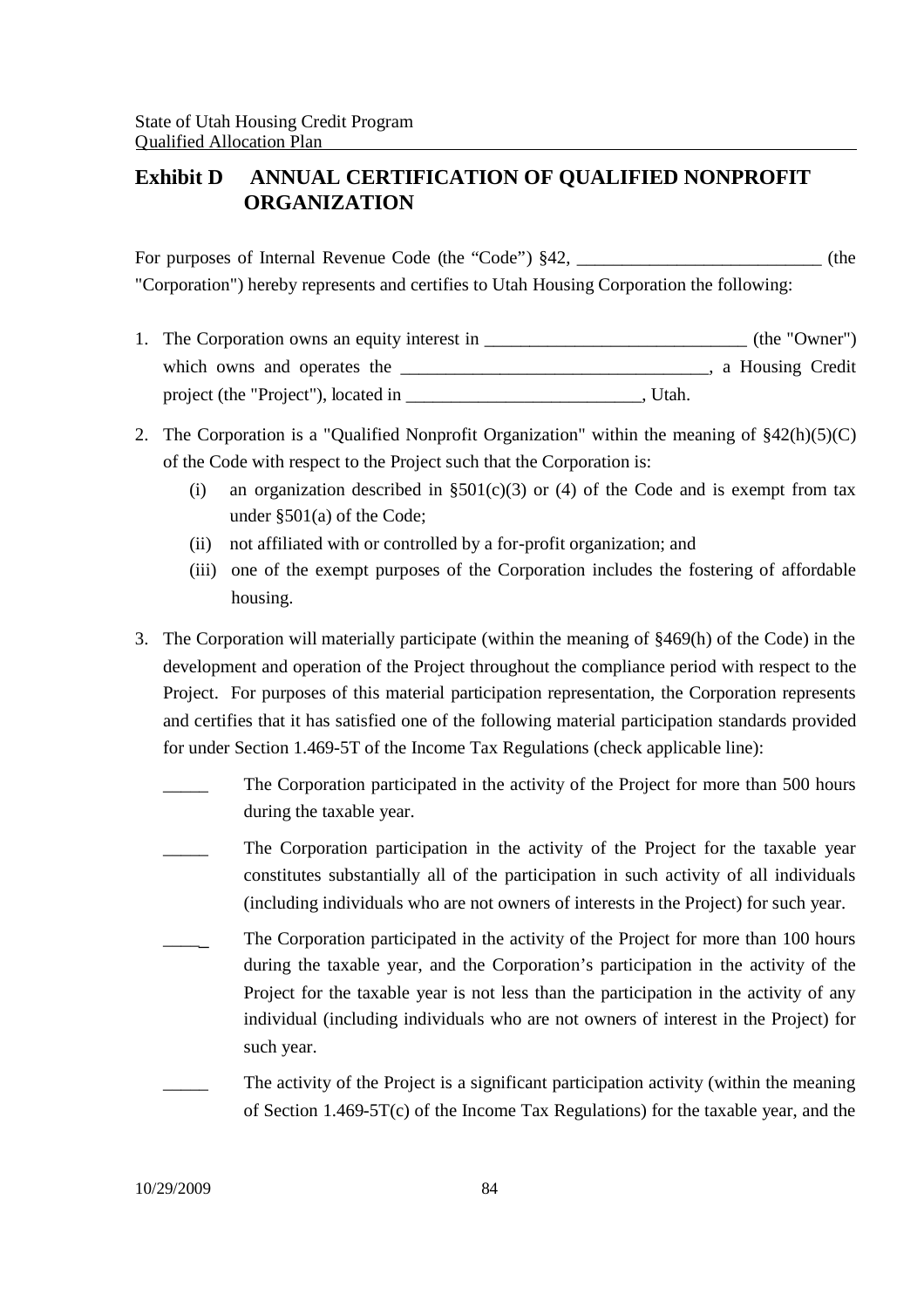## Exhibit D ANNUAL CERTIFICATION OF QUALIFIED NONPROFIT ORGANIZATION

For purposes of Internal Revenue Code (the "Code") §42, ___________________________ (the "Corporation") hereby represents and certifies to Utah Housing Corporation the following:

1. The Corporation owns an equity interest in _____________________________ (the "Owner") which owns and operates the __________________________________, a Housing Credit project (the "Project"), located in __________________________, Utah.

2. The Corporation is a "Qualified Nonprofit Organization" within the meaning of §42(h)(5)(C) of the Code with respect to the Project such that the Corporation is:
   - (i) an organization described in §501(c)(3) or (4) of the Code and is exempt from tax under §501(a) of the Code;
   - (ii) not affiliated with or controlled by a for-profit organization; and
   - (iii) one of the exempt purposes of the Corporation includes the fostering of affordable housing.

3. The Corporation will materially participate (within the meaning of §469(h) of the Code) in the development and operation of the Project throughout the compliance period with respect to the Project. For purposes of this material participation representation, the Corporation represents and certifies that it has satisfied one of the following material participation standards provided for under Section 1.469-5T of the Income Tax Regulations (check applicable line):

   _____ The Corporation participated in the activity of the Project for more than 500 hours during the taxable year.

   _____ The Corporation participation in the activity of the Project for the taxable year constitutes substantially all of the participation in such activity of all individuals (including individuals who are not owners of interests in the Project) for such year.

   _____ The Corporation participated in the activity of the Project for more than 100 hours during the taxable year, and the Corporation's participation in the activity of the Project for the taxable year is not less than the participation in the activity of any individual (including individuals who are not owners of interest in the Project) for such year.

   _____ The activity of the Project is a significant participation activity (within the meaning of Section 1.469-5T(c) of the Income Tax Regulations) for the taxable year, and the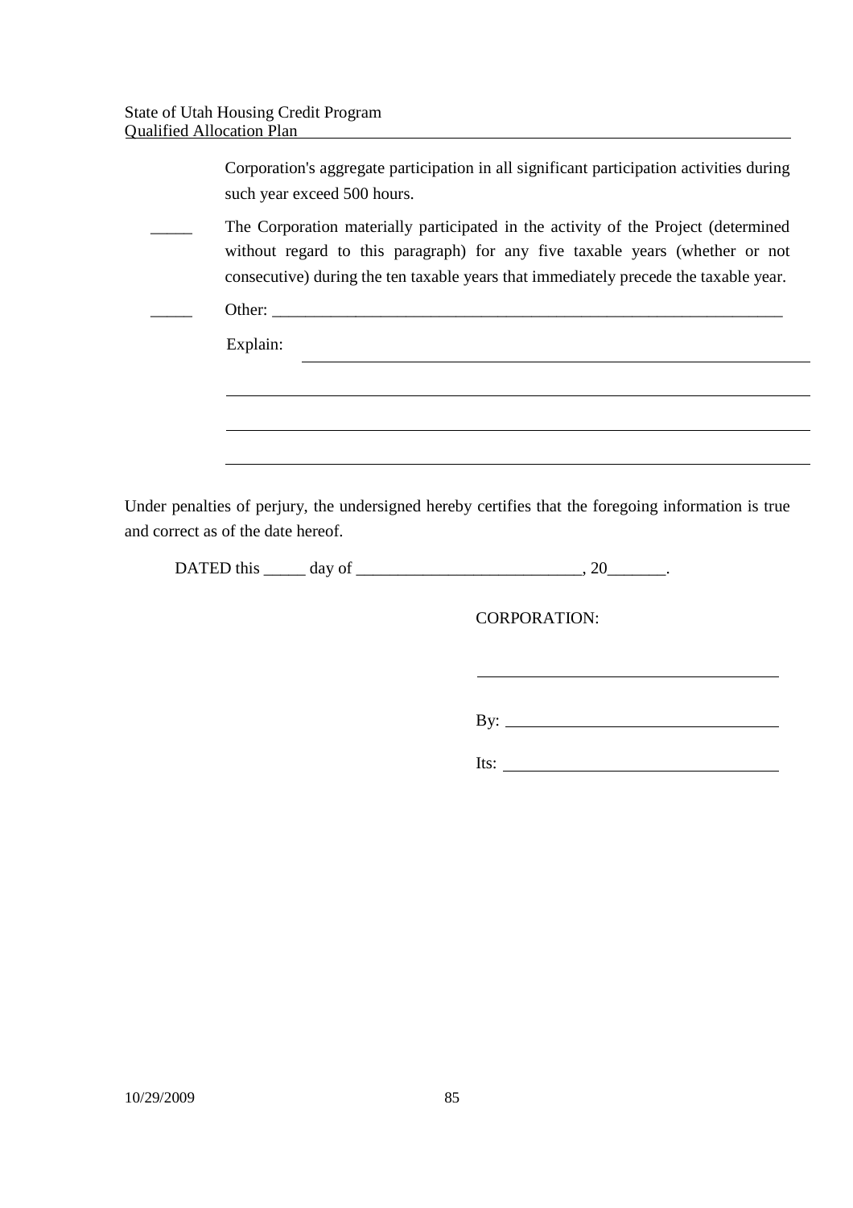Corporation's aggregate participation in all significant participation activities during such year exceed 500 hours.

_____ The Corporation materially participated in the activity of the Project (determined without regard to this paragraph) for any five taxable years (whether or not consecutive) during the ten taxable years that immediately precede the taxable year.

_____ Other: ___________________________________________________________

Explain: ___________________________________________________________

___________________________________________________________

___________________________________________________________

___________________________________________________________

Under penalties of perjury, the undersigned hereby certifies that the foregoing information is true and correct as of the date hereof.

DATED this _____ day of ___________________________, 20_______.

CORPORATION:

___________________________________

By: _________________________________

Its: _________________________________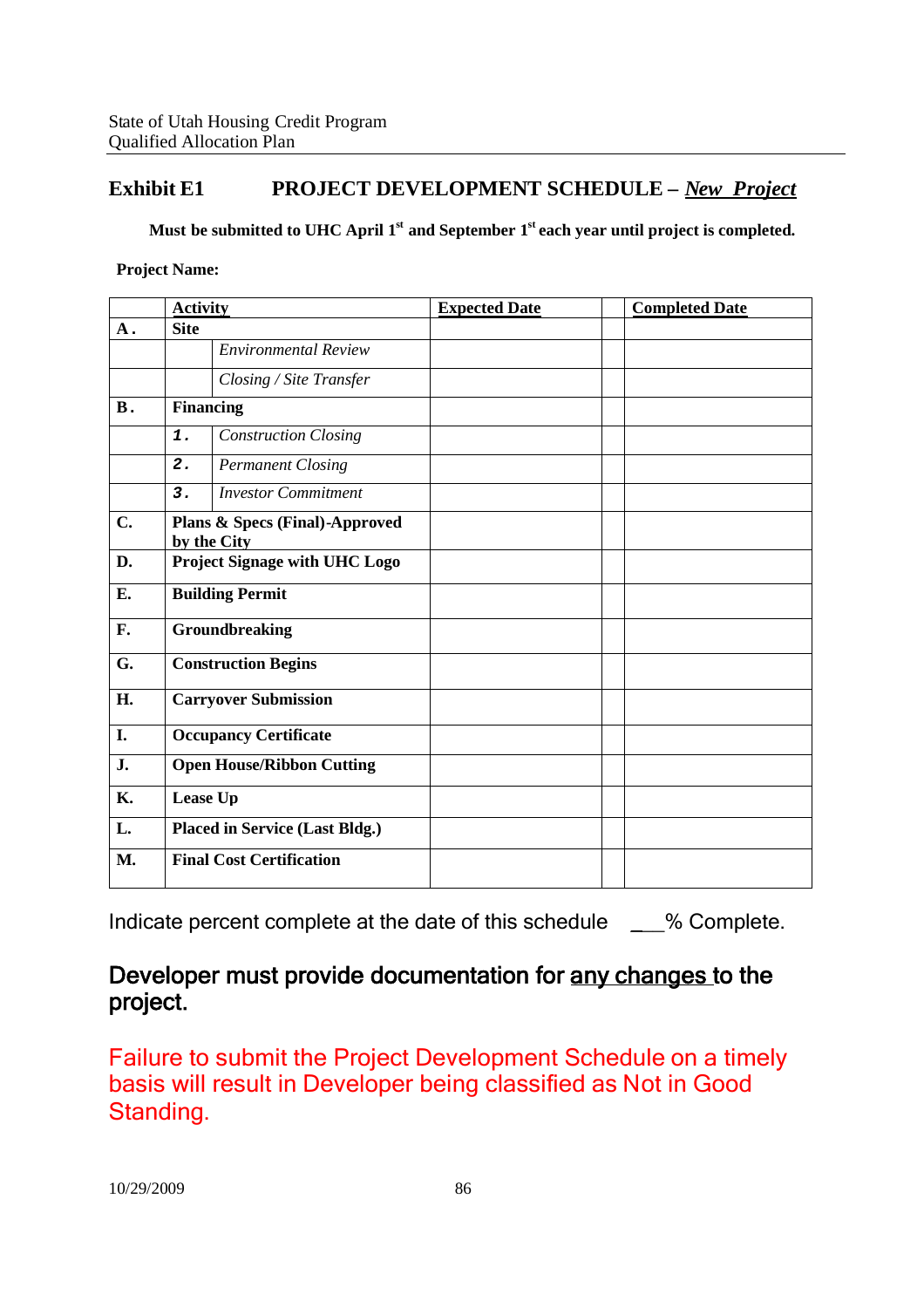## Exhibit E1 PROJECT DEVELOPMENT SCHEDULE – *New Project*

**Must be submitted to UHC April 1st and September 1st each year until project is completed.**

**Project Name:**

| | Activity | | Expected Date | | Completed Date |
|---|---|---|---|---|---|
| **A.** | **Site** | | | | |
| | | *Environmental Review* | | | |
| | | *Closing / Site Transfer* | | | |
| **B.** | **Financing** | | | | |
| | **1.** | *Construction Closing* | | | |
| | **2.** | *Permanent Closing* | | | |
| | **3.** | *Investor Commitment* | | | |
| **C.** | **Plans & Specs (Final)-Approved by the City** | | | | |
| **D.** | **Project Signage with UHC Logo** | | | | |
| **E.** | **Building Permit** | | | | |
| **F.** | **Groundbreaking** | | | | |
| **G.** | **Construction Begins** | | | | |
| **H.** | **Carryover Submission** | | | | |
| **I.** | **Occupancy Certificate** | | | | |
| **J.** | **Open House/Ribbon Cutting** | | | | |
| **K.** | **Lease Up** | | | | |
| **L.** | **Placed in Service (Last Bldg.)** | | | | |
| **M.** | **Final Cost Certification** | | | | |

Indicate percent complete at the date of this schedule ___% Complete.

### Developer must provide documentation for any changes to the project.

### Failure to submit the Project Development Schedule on a timely basis will result in Developer being classified as Not in Good Standing.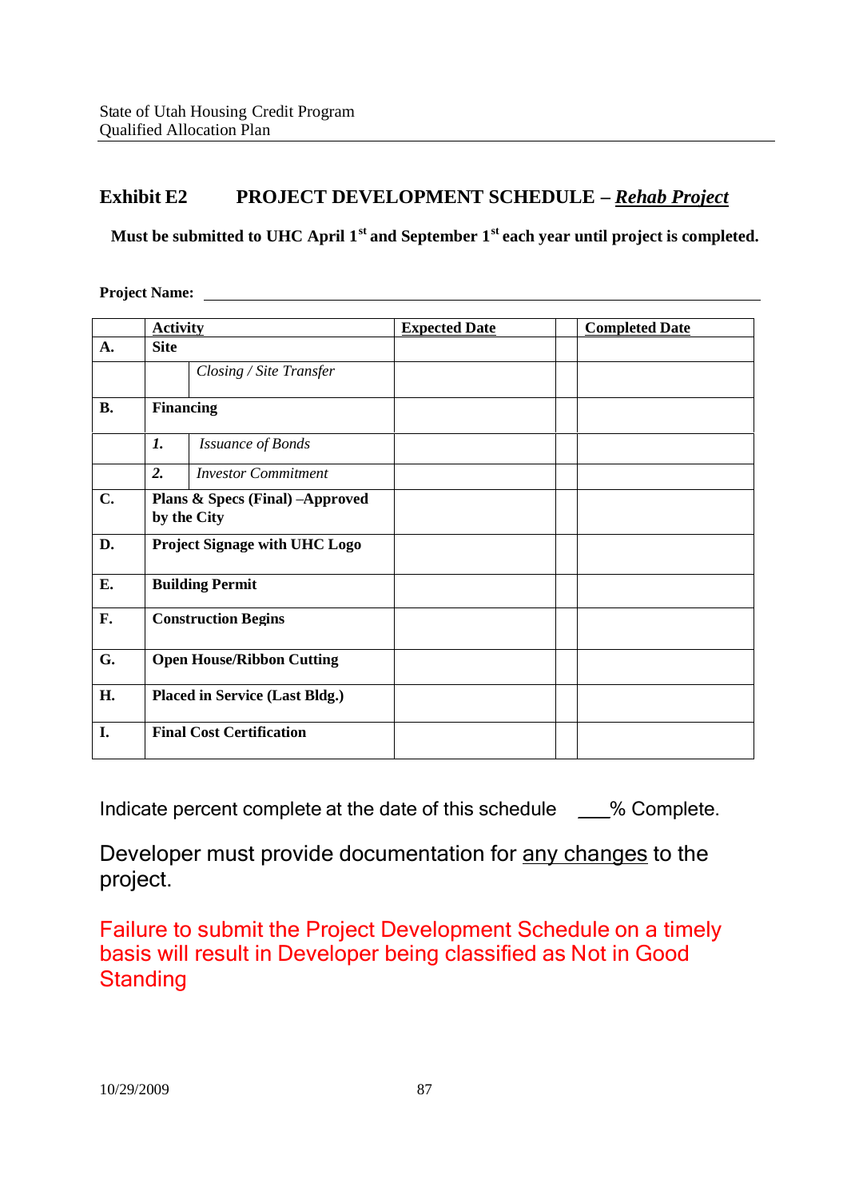## Exhibit E2 PROJECT DEVELOPMENT SCHEDULE – ***Rehab Project***

**Must be submitted to UHC April 1st and September 1st each year until project is completed.**

**Project Name:** ____________________________________________

| | Activity | | Expected Date | | Completed Date |
|---|---|---|---|---|---|
| **A.** | **Site** | | | | |
| | | *Closing / Site Transfer* | | | |
| **B.** | **Financing** | | | | |
| | ***1.*** | *Issuance of Bonds* | | | |
| | ***2.*** | *Investor Commitment* | | | |
| **C.** | **Plans & Specs (Final) –Approved by the City** | | | | |
| **D.** | **Project Signage with UHC Logo** | | | | |
| **E.** | **Building Permit** | | | | |
| **F.** | **Construction Begins** | | | | |
| **G.** | **Open House/Ribbon Cutting** | | | | |
| **H.** | **Placed in Service (Last Bldg.)** | | | | |
| **I.** | **Final Cost Certification** | | | | |

Indicate percent complete at the date of this schedule ___% Complete.

Developer must provide documentation for any changes to the project.

Failure to submit the Project Development Schedule on a timely basis will result in Developer being classified as Not in Good Standing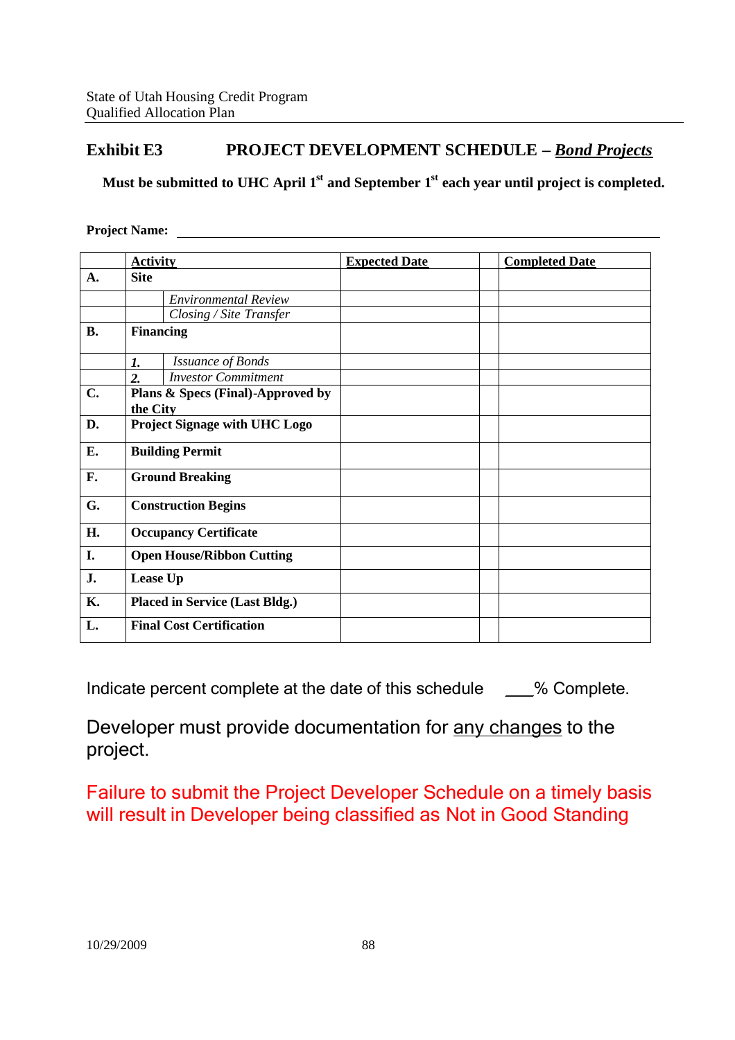## Exhibit E3 PROJECT DEVELOPMENT SCHEDULE – ***Bond Projects***

**Must be submitted to UHC April 1st and September 1st each year until project is completed.**

**Project Name:** \_\_\_\_\_\_\_\_\_\_\_\_\_\_\_\_\_\_\_\_\_\_\_\_\_\_\_\_\_\_\_\_\_\_\_\_\_\_\_\_\_\_\_\_\_\_\_\_\_\_

| | **Activity** | | **Expected Date** | | **Completed Date** |
|---|---|---|---|---|---|
| **A.** | **Site** | | | | |
| | | *Environmental Review* | | | |
| | | *Closing / Site Transfer* | | | |
| **B.** | **Financing** | | | | |
| | ***1.*** | *Issuance of Bonds* | | | |
| | ***2.*** | *Investor Commitment* | | | |
| **C.** | **Plans & Specs (Final)-Approved by the City** | | | | |
| **D.** | **Project Signage with UHC Logo** | | | | |
| **E.** | **Building Permit** | | | | |
| **F.** | **Ground Breaking** | | | | |
| **G.** | **Construction Begins** | | | | |
| **H.** | **Occupancy Certificate** | | | | |
| **I.** | **Open House/Ribbon Cutting** | | | | |
| **J.** | **Lease Up** | | | | |
| **K.** | **Placed in Service (Last Bldg.)** | | | | |
| **L.** | **Final Cost Certification** | | | | |

Indicate percent complete at the date of this schedule \_\_\_% Complete.

Developer must provide documentation for any changes to the project.

Failure to submit the Project Developer Schedule on a timely basis will result in Developer being classified as Not in Good Standing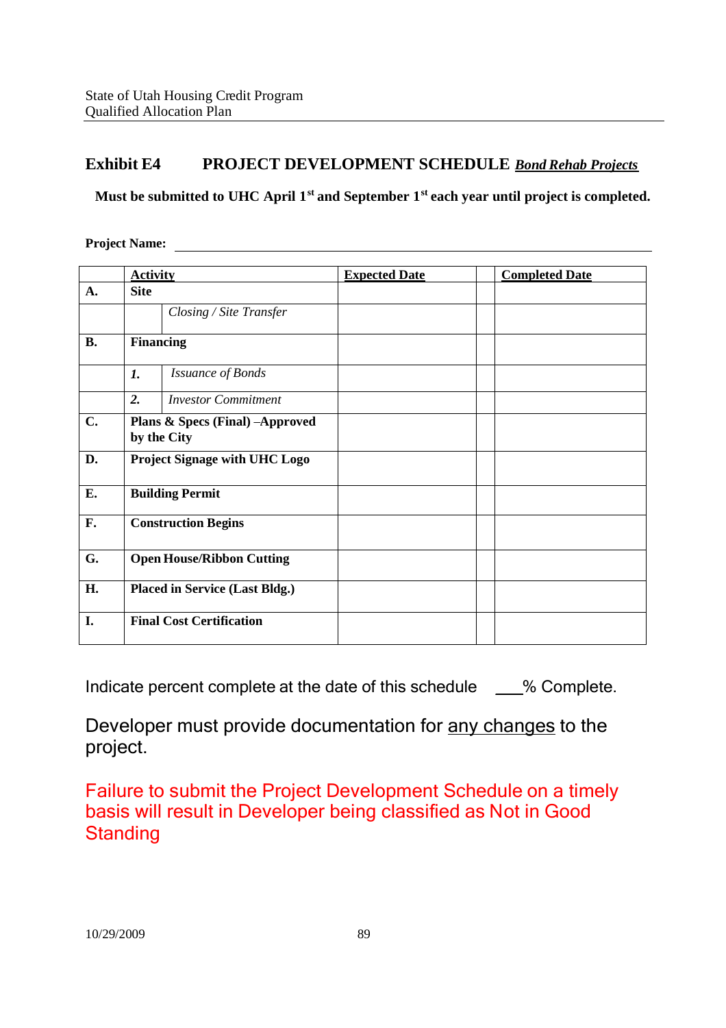## Exhibit E4 PROJECT DEVELOPMENT SCHEDULE ***Bond Rehab Projects***

**Must be submitted to UHC April 1st and September 1st each year until project is completed.**

**Project Name:** ______________________________

| | Activity | | Expected Date | | Completed Date |
|---|---|---|---|---|---|
| **A.** | **Site** | | | | |
| | | *Closing / Site Transfer* | | | |
| **B.** | **Financing** | | | | |
| | ***1.*** | *Issuance of Bonds* | | | |
| | ***2.*** | *Investor Commitment* | | | |
| **C.** | **Plans & Specs (Final) –Approved by the City** | | | | |
| **D.** | **Project Signage with UHC Logo** | | | | |
| **E.** | **Building Permit** | | | | |
| **F.** | **Construction Begins** | | | | |
| **G.** | **Open House/Ribbon Cutting** | | | | |
| **H.** | **Placed in Service (Last Bldg.)** | | | | |
| **I.** | **Final Cost Certification** | | | | |

Indicate percent complete at the date of this schedule ___% Complete.

Developer must provide documentation for any changes to the project.

Failure to submit the Project Development Schedule on a timely basis will result in Developer being classified as Not in Good Standing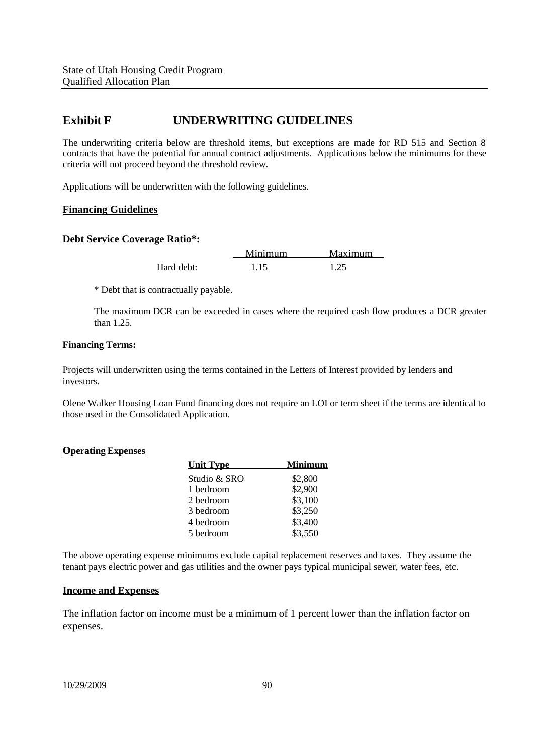# Exhibit F UNDERWRITING GUIDELINES

The underwriting criteria below are threshold items, but exceptions are made for RD 515 and Section 8 contracts that have the potential for annual contract adjustments. Applications below the minimums for these criteria will not proceed beyond the threshold review.

Applications will be underwritten with the following guidelines.

## Financing Guidelines

### Debt Service Coverage Ratio*:

| | Minimum | Maximum |
|---|---|---|
| Hard debt: | 1.15 | 1.25 |

* Debt that is contractually payable.

The maximum DCR can be exceeded in cases where the required cash flow produces a DCR greater than 1.25.

**Financing Terms:**

Projects will underwritten using the terms contained in the Letters of Interest provided by lenders and investors.

Olene Walker Housing Loan Fund financing does not require an LOI or term sheet if the terms are identical to those used in the Consolidated Application.

## Operating Expenses

| Unit Type | Minimum |
|---|---|
| Studio & SRO | \$2,800 |
| 1 bedroom | \$2,900 |
| 2 bedroom | \$3,100 |
| 3 bedroom | \$3,250 |
| 4 bedroom | \$3,400 |
| 5 bedroom | \$3,550 |

The above operating expense minimums exclude capital replacement reserves and taxes. They assume the tenant pays electric power and gas utilities and the owner pays typical municipal sewer, water fees, etc.

## Income and Expenses

The inflation factor on income must be a minimum of 1 percent lower than the inflation factor on expenses.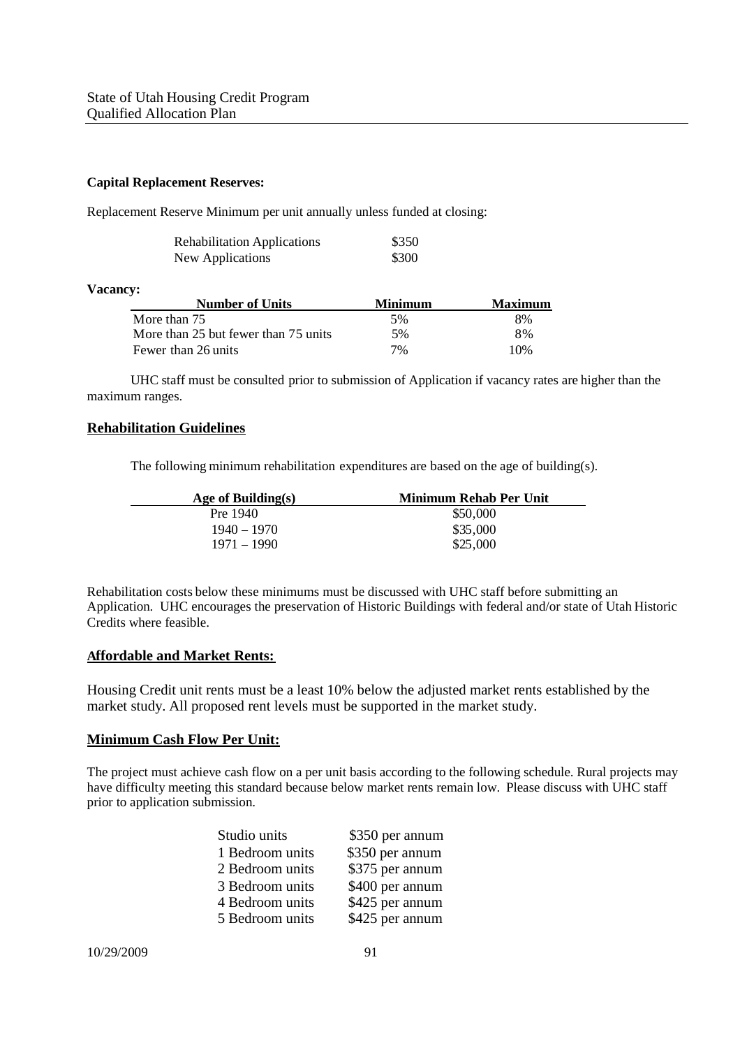**Capital Replacement Reserves:**

Replacement Reserve Minimum per unit annually unless funded at closing:

| | |
|---|---|
| Rehabilitation Applications | $350 |
| New Applications | $300 |

**Vacancy:**

| Number of Units | Minimum | Maximum |
|---|---|---|
| More than 75 | 5% | 8% |
| More than 25 but fewer than 75 units | 5% | 8% |
| Fewer than 26 units | 7% | 10% |

UHC staff must be consulted prior to submission of Application if vacancy rates are higher than the maximum ranges.

## Rehabilitation Guidelines

The following minimum rehabilitation expenditures are based on the age of building(s).

| Age of Building(s) | Minimum Rehab Per Unit |
|---|---|
| Pre 1940 | $50,000 |
| 1940 – 1970 | $35,000 |
| 1971 – 1990 | $25,000 |

Rehabilitation costs below these minimums must be discussed with UHC staff before submitting an Application. UHC encourages the preservation of Historic Buildings with federal and/or state of Utah Historic Credits where feasible.

## Affordable and Market Rents:

Housing Credit unit rents must be a least 10% below the adjusted market rents established by the market study. All proposed rent levels must be supported in the market study.

## Minimum Cash Flow Per Unit:

The project must achieve cash flow on a per unit basis according to the following schedule. Rural projects may have difficulty meeting this standard because below market rents remain low. Please discuss with UHC staff prior to application submission.

| | |
|---|---|
| Studio units | $350 per annum |
| 1 Bedroom units | $350 per annum |
| 2 Bedroom units | $375 per annum |
| 3 Bedroom units | $400 per annum |
| 4 Bedroom units | $425 per annum |
| 5 Bedroom units | $425 per annum |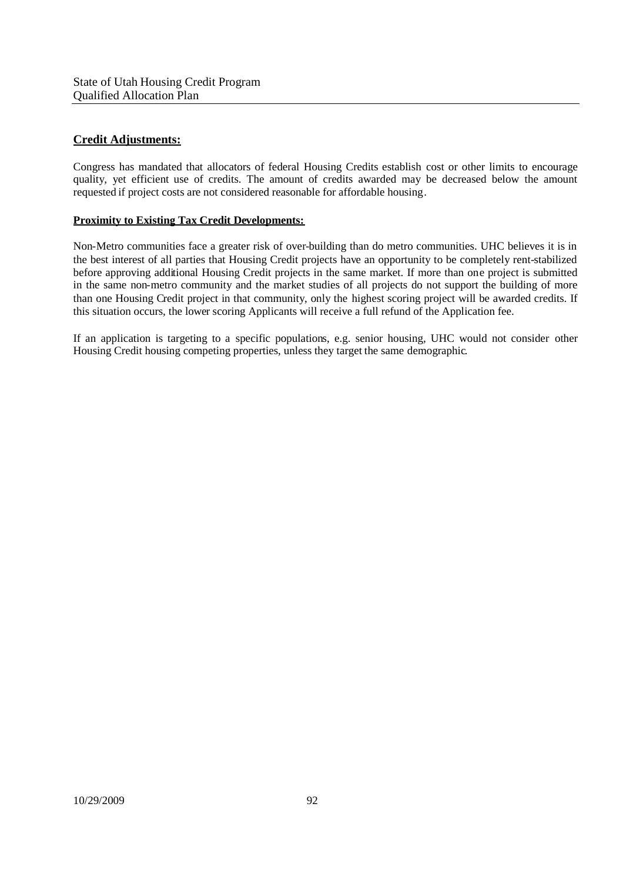## Credit Adjustments:

Congress has mandated that allocators of federal Housing Credits establish cost or other limits to encourage quality, yet efficient use of credits. The amount of credits awarded may be decreased below the amount requested if project costs are not considered reasonable for affordable housing.

### Proximity to Existing Tax Credit Developments:

Non-Metro communities face a greater risk of over-building than do metro communities. UHC believes it is in the best interest of all parties that Housing Credit projects have an opportunity to be completely rent-stabilized before approving additional Housing Credit projects in the same market. If more than one project is submitted in the same non-metro community and the market studies of all projects do not support the building of more than one Housing Credit project in that community, only the highest scoring project will be awarded credits. If this situation occurs, the lower scoring Applicants will receive a full refund of the Application fee.

If an application is targeting to a specific populations, e.g. senior housing, UHC would not consider other Housing Credit housing competing properties, unless they target the same demographic.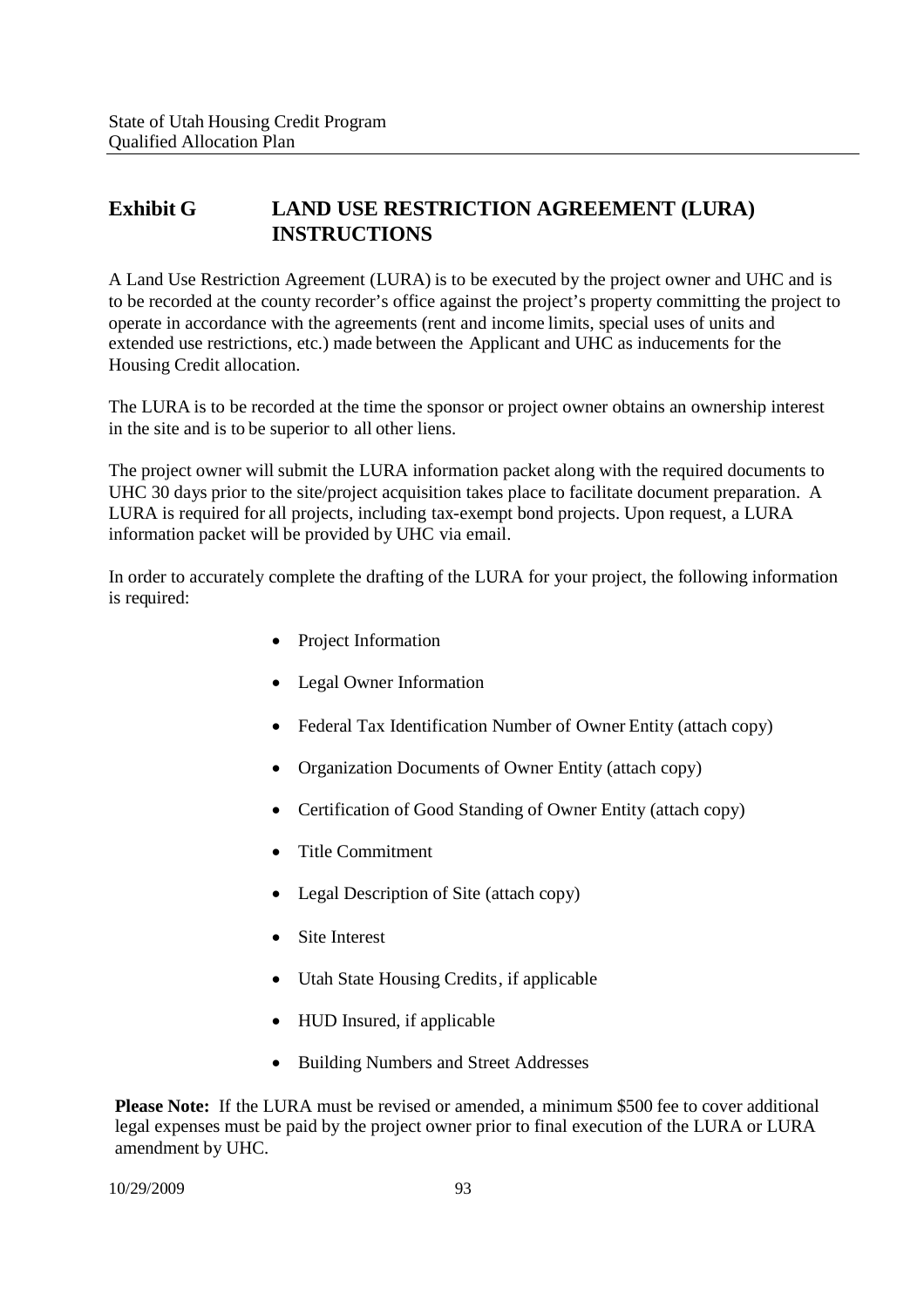## Exhibit G LAND USE RESTRICTION AGREEMENT (LURA) INSTRUCTIONS

A Land Use Restriction Agreement (LURA) is to be executed by the project owner and UHC and is to be recorded at the county recorder's office against the project's property committing the project to operate in accordance with the agreements (rent and income limits, special uses of units and extended use restrictions, etc.) made between the Applicant and UHC as inducements for the Housing Credit allocation.

The LURA is to be recorded at the time the sponsor or project owner obtains an ownership interest in the site and is to be superior to all other liens.

The project owner will submit the LURA information packet along with the required documents to UHC 30 days prior to the site/project acquisition takes place to facilitate document preparation. A LURA is required for all projects, including tax-exempt bond projects. Upon request, a LURA information packet will be provided by UHC via email.

In order to accurately complete the drafting of the LURA for your project, the following information is required:

- Project Information
- Legal Owner Information
- Federal Tax Identification Number of Owner Entity (attach copy)
- Organization Documents of Owner Entity (attach copy)
- Certification of Good Standing of Owner Entity (attach copy)
- Title Commitment
- Legal Description of Site (attach copy)
- Site Interest
- Utah State Housing Credits, if applicable
- HUD Insured, if applicable
- Building Numbers and Street Addresses

**Please Note:** If the LURA must be revised or amended, a minimum $500 fee to cover additional legal expenses must be paid by the project owner prior to final execution of the LURA or LURA amendment by UHC.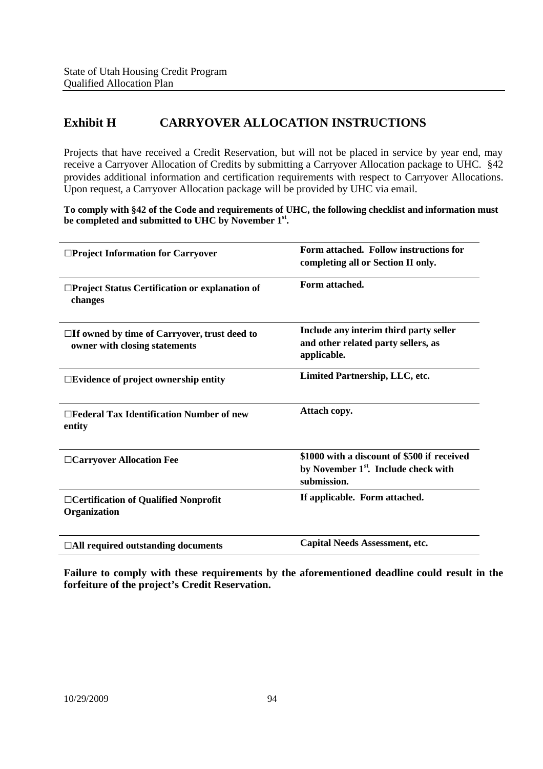## Exhibit H CARRYOVER ALLOCATION INSTRUCTIONS

Projects that have received a Credit Reservation, but will not be placed in service by year end, may receive a Carryover Allocation of Credits by submitting a Carryover Allocation package to UHC. §42 provides additional information and certification requirements with respect to Carryover Allocations. Upon request, a Carryover Allocation package will be provided by UHC via email.

**To comply with §42 of the Code and requirements of UHC, the following checklist and information must be completed and submitted to UHC by November 1st.**

| | |
|---|---|
| **☐Project Information for Carryover** | **Form attached. Follow instructions for completing all or Section II only.** |
| **☐Project Status Certification or explanation of changes** | **Form attached.** |
| **☐If owned by time of Carryover, trust deed to owner with closing statements** | **Include any interim third party seller and other related party sellers, as applicable.** |
| **☐Evidence of project ownership entity** | **Limited Partnership, LLC, etc.** |
| **☐Federal Tax Identification Number of new entity** | **Attach copy.** |
| **☐Carryover Allocation Fee** | **$1000 with a discount of $500 if received by November 1st. Include check with submission.** |
| **☐Certification of Qualified Nonprofit Organization** | **If applicable. Form attached.** |
| **☐All required outstanding documents** | **Capital Needs Assessment, etc.** |

**Failure to comply with these requirements by the aforementioned deadline could result in the forfeiture of the project's Credit Reservation.**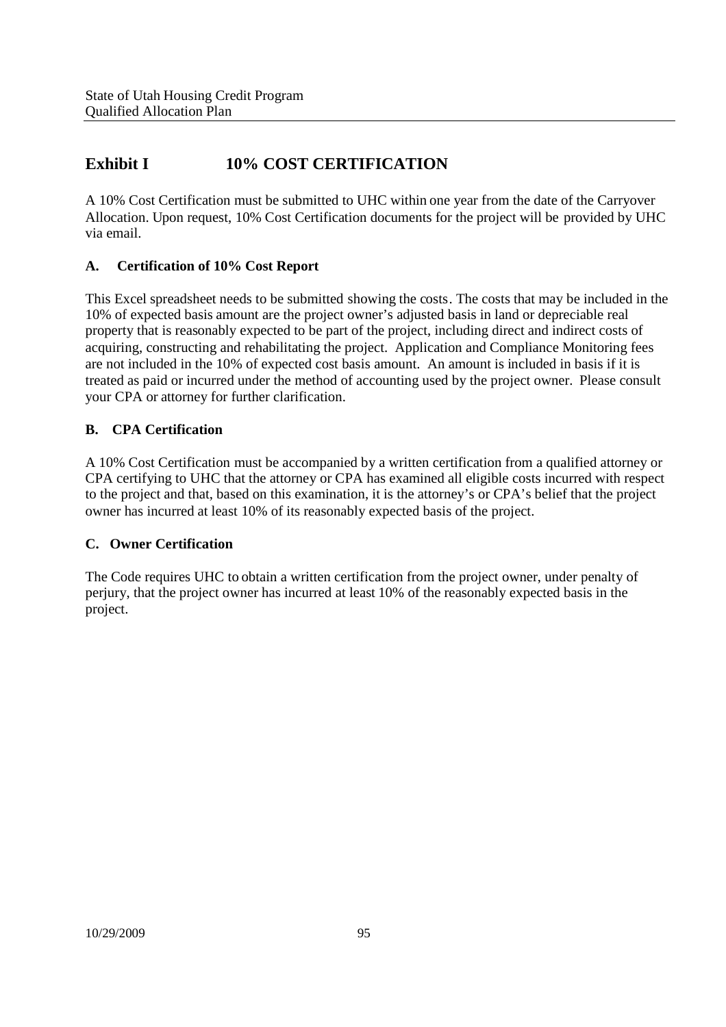## Exhibit I 10% COST CERTIFICATION

A 10% Cost Certification must be submitted to UHC within one year from the date of the Carryover Allocation. Upon request, 10% Cost Certification documents for the project will be provided by UHC via email.

### A. Certification of 10% Cost Report

This Excel spreadsheet needs to be submitted showing the costs. The costs that may be included in the 10% of expected basis amount are the project owner's adjusted basis in land or depreciable real property that is reasonably expected to be part of the project, including direct and indirect costs of acquiring, constructing and rehabilitating the project. Application and Compliance Monitoring fees are not included in the 10% of expected cost basis amount. An amount is included in basis if it is treated as paid or incurred under the method of accounting used by the project owner. Please consult your CPA or attorney for further clarification.

### B. CPA Certification

A 10% Cost Certification must be accompanied by a written certification from a qualified attorney or CPA certifying to UHC that the attorney or CPA has examined all eligible costs incurred with respect to the project and that, based on this examination, it is the attorney's or CPA's belief that the project owner has incurred at least 10% of its reasonably expected basis of the project.

### C. Owner Certification

The Code requires UHC to obtain a written certification from the project owner, under penalty of perjury, that the project owner has incurred at least 10% of the reasonably expected basis in the project.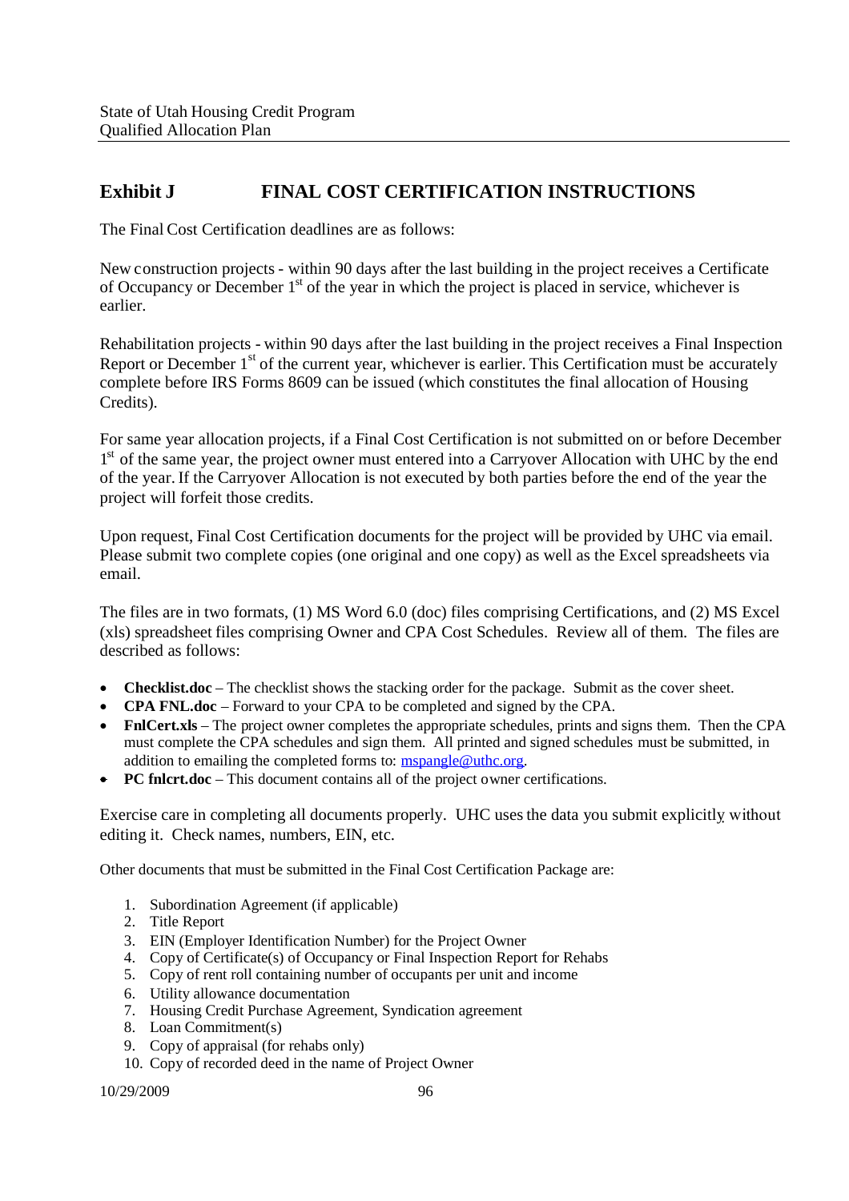## Exhibit J FINAL COST CERTIFICATION INSTRUCTIONS

The Final Cost Certification deadlines are as follows:

New construction projects - within 90 days after the last building in the project receives a Certificate of Occupancy or December 1st of the year in which the project is placed in service, whichever is earlier.

Rehabilitation projects - within 90 days after the last building in the project receives a Final Inspection Report or December 1st of the current year, whichever is earlier. This Certification must be accurately complete before IRS Forms 8609 can be issued (which constitutes the final allocation of Housing Credits).

For same year allocation projects, if a Final Cost Certification is not submitted on or before December 1st of the same year, the project owner must entered into a Carryover Allocation with UHC by the end of the year. If the Carryover Allocation is not executed by both parties before the end of the year the project will forfeit those credits.

Upon request, Final Cost Certification documents for the project will be provided by UHC via email. Please submit two complete copies (one original and one copy) as well as the Excel spreadsheets via email.

The files are in two formats, (1) MS Word 6.0 (doc) files comprising Certifications, and (2) MS Excel (xls) spreadsheet files comprising Owner and CPA Cost Schedules. Review all of them. The files are described as follows:

- **Checklist.doc** – The checklist shows the stacking order for the package. Submit as the cover sheet.
- **CPA FNL.doc** – Forward to your CPA to be completed and signed by the CPA.
- **FnlCert.xls** – The project owner completes the appropriate schedules, prints and signs them. Then the CPA must complete the CPA schedules and sign them. All printed and signed schedules must be submitted, in addition to emailing the completed forms to: mspangle@uthc.org.
- **PC fnlcrt.doc** – This document contains all of the project owner certifications.

Exercise care in completing all documents properly. UHC uses the data you submit explicitly without editing it. Check names, numbers, EIN, etc.

Other documents that must be submitted in the Final Cost Certification Package are:

1. Subordination Agreement (if applicable)
2. Title Report
3. EIN (Employer Identification Number) for the Project Owner
4. Copy of Certificate(s) of Occupancy or Final Inspection Report for Rehabs
5. Copy of rent roll containing number of occupants per unit and income
6. Utility allowance documentation
7. Housing Credit Purchase Agreement, Syndication agreement
8. Loan Commitment(s)
9. Copy of appraisal (for rehabs only)
10. Copy of recorded deed in the name of Project Owner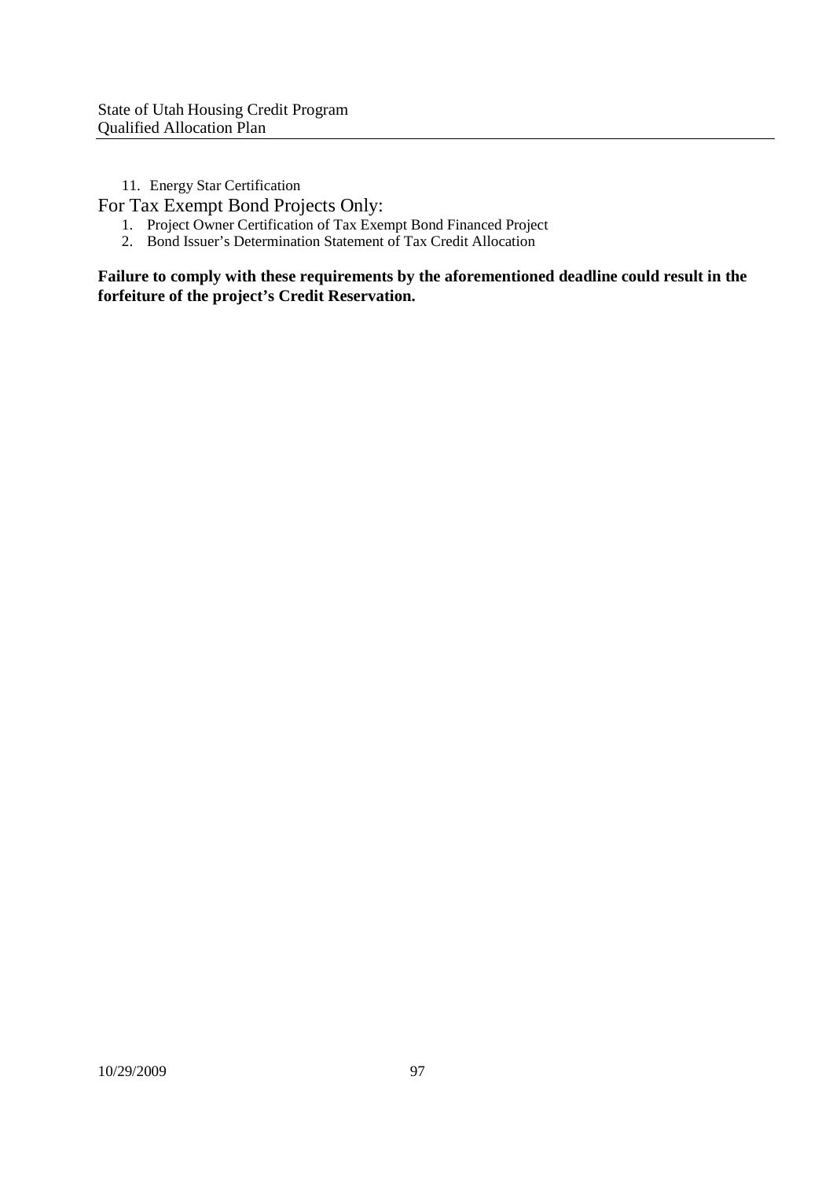11. Energy Star Certification

For Tax Exempt Bond Projects Only:

1. Project Owner Certification of Tax Exempt Bond Financed Project
2. Bond Issuer's Determination Statement of Tax Credit Allocation

**Failure to comply with these requirements by the aforementioned deadline could result in the forfeiture of the project's Credit Reservation.**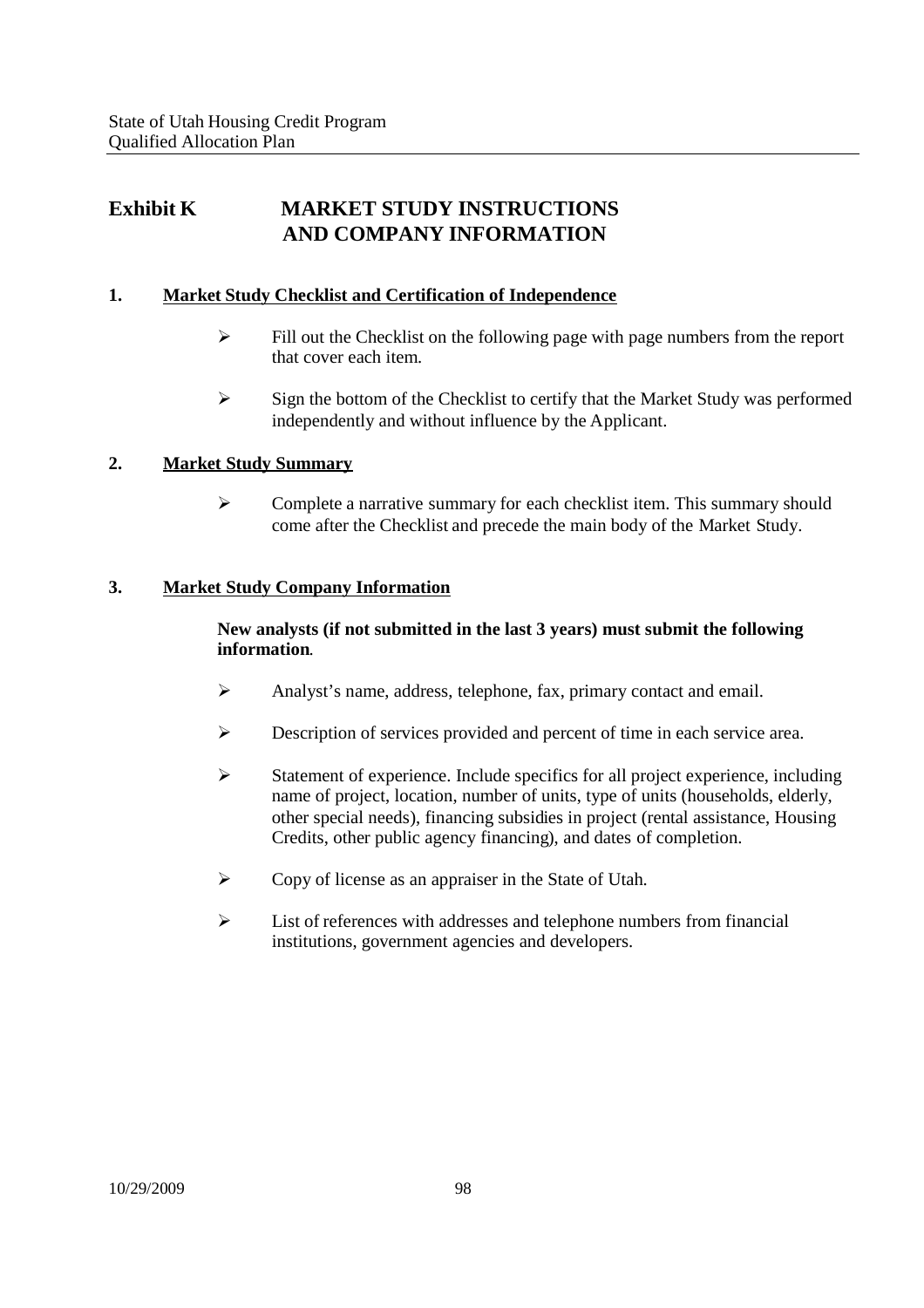# Exhibit K MARKET STUDY INSTRUCTIONS AND COMPANY INFORMATION

## 1. Market Study Checklist and Certification of Independence

- Fill out the Checklist on the following page with page numbers from the report that cover each item.
- Sign the bottom of the Checklist to certify that the Market Study was performed independently and without influence by the Applicant.

## 2. Market Study Summary

- Complete a narrative summary for each checklist item. This summary should come after the Checklist and precede the main body of the Market Study.

## 3. Market Study Company Information

**New analysts (if not submitted in the last 3 years) must submit the following information.**

- Analyst's name, address, telephone, fax, primary contact and email.
- Description of services provided and percent of time in each service area.
- Statement of experience. Include specifics for all project experience, including name of project, location, number of units, type of units (households, elderly, other special needs), financing subsidies in project (rental assistance, Housing Credits, other public agency financing), and dates of completion.
- Copy of license as an appraiser in the State of Utah.
- List of references with addresses and telephone numbers from financial institutions, government agencies and developers.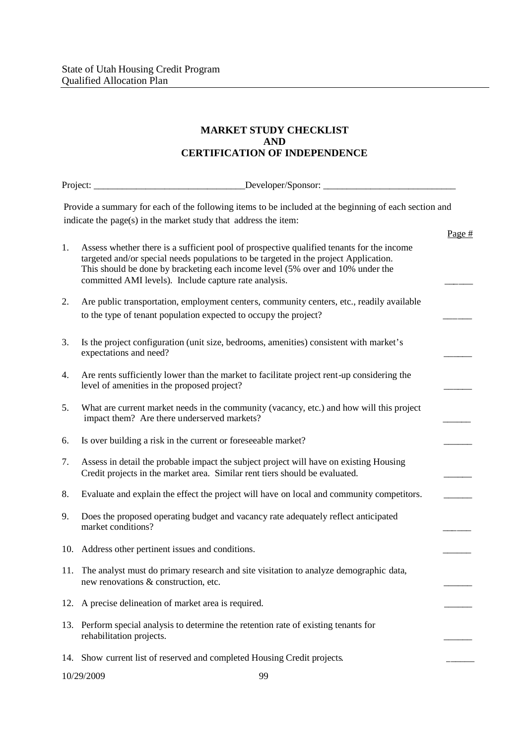## MARKET STUDY CHECKLIST AND CERTIFICATION OF INDEPENDENCE

Project: _______________________________Developer/Sponsor: ___________________________

Provide a summary for each of the following items to be included at the beginning of each section and indicate the page(s) in the market study that address the item:

| | | Page # |
|---|---|---|
| 1. | Assess whether there is a sufficient pool of prospective qualified tenants for the income targeted and/or special needs populations to be targeted in the project Application. This should be done by bracketing each income level (5% over and 10% under the committed AMI levels). Include capture rate analysis. | ______ |
| 2. | Are public transportation, employment centers, community centers, etc., readily available to the type of tenant population expected to occupy the project? | ______ |
| 3. | Is the project configuration (unit size, bedrooms, amenities) consistent with market's expectations and need? | ______ |
| 4. | Are rents sufficiently lower than the market to facilitate project rent-up considering the level of amenities in the proposed project? | ______ |
| 5. | What are current market needs in the community (vacancy, etc.) and how will this project impact them? Are there underserved markets? | ______ |
| 6. | Is over building a risk in the current or foreseeable market? | ______ |
| 7. | Assess in detail the probable impact the subject project will have on existing Housing Credit projects in the market area. Similar rent tiers should be evaluated. | ______ |
| 8. | Evaluate and explain the effect the project will have on local and community competitors. | ______ |
| 9. | Does the proposed operating budget and vacancy rate adequately reflect anticipated market conditions? | ______ |
| 10. | Address other pertinent issues and conditions. | ______ |
| 11. | The analyst must do primary research and site visitation to analyze demographic data, new renovations & construction, etc. | ______ |
| 12. | A precise delineation of market area is required. | ______ |
| 13. | Perform special analysis to determine the retention rate of existing tenants for rehabilitation projects. | ______ |
| 14. | Show current list of reserved and completed Housing Credit projects. | ______ |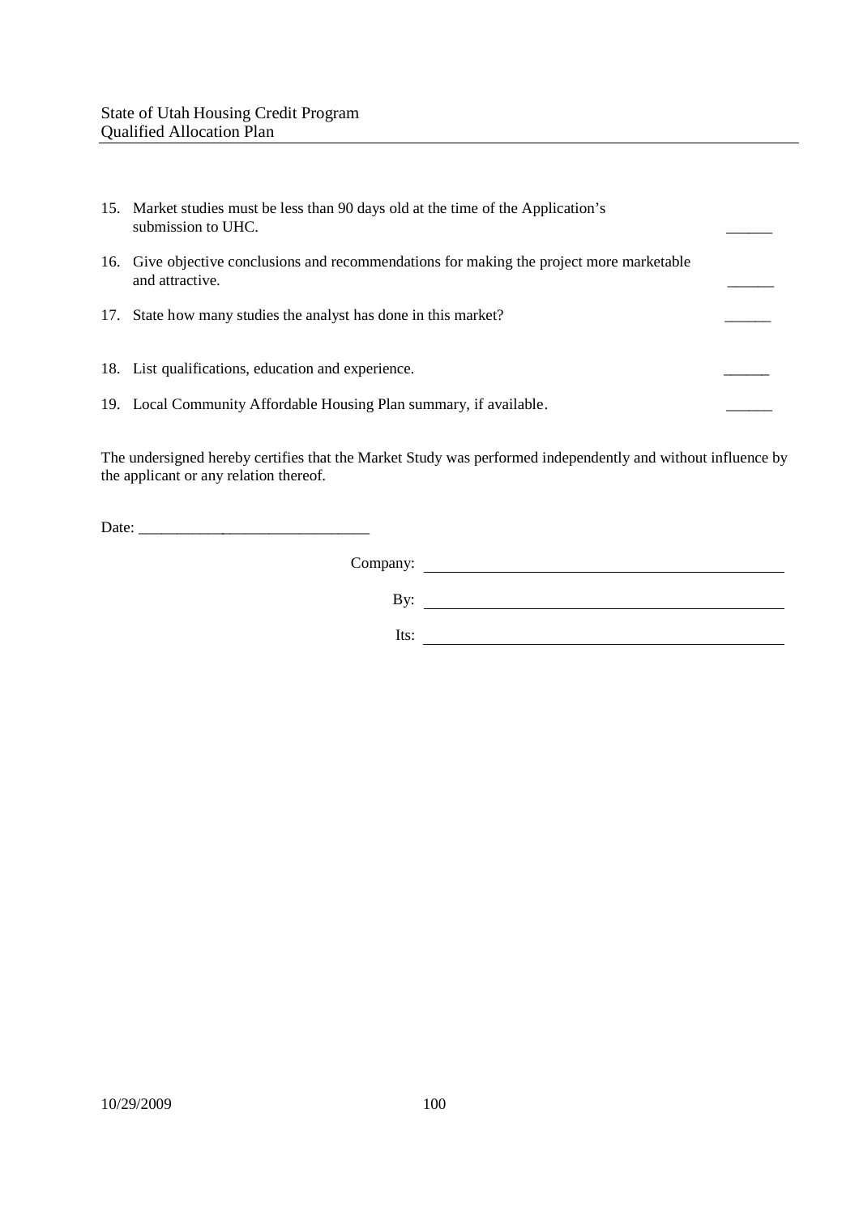15. Market studies must be less than 90 days old at the time of the Application's submission to UHC. ______

16. Give objective conclusions and recommendations for making the project more marketable and attractive. ______

17. State how many studies the analyst has done in this market? ______

18. List qualifications, education and experience. ______

19. Local Community Affordable Housing Plan summary, if available. ______

The undersigned hereby certifies that the Market Study was performed independently and without influence by the applicant or any relation thereof.

Date: ______________________________

Company: ______________________________

By: ______________________________

Its: ______________________________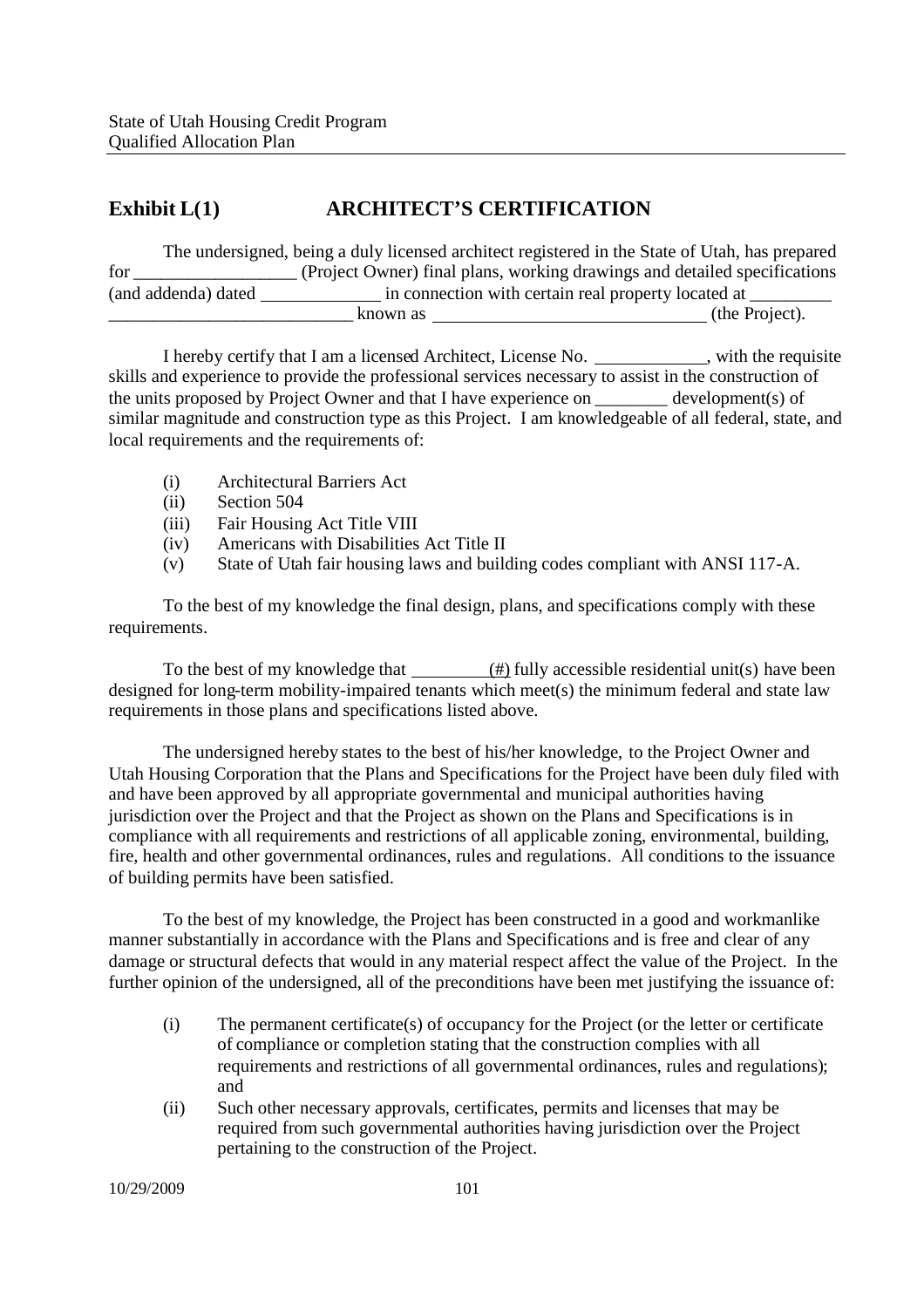## Exhibit L(1) ARCHITECT'S CERTIFICATION

The undersigned, being a duly licensed architect registered in the State of Utah, has prepared for _________________ (Project Owner) final plans, working drawings and detailed specifications (and addenda) dated _____________ in connection with certain real property located at _________ ___________________________ known as ______________________________ (the Project).

I hereby certify that I am a licensed Architect, License No. ____________, with the requisite skills and experience to provide the professional services necessary to assist in the construction of the units proposed by Project Owner and that I have experience on ________ development(s) of similar magnitude and construction type as this Project. I am knowledgeable of all federal, state, and local requirements and the requirements of:

- (i) Architectural Barriers Act
- (ii) Section 504
- (iii) Fair Housing Act Title VIII
- (iv) Americans with Disabilities Act Title II
- (v) State of Utah fair housing laws and building codes compliant with ANSI 117-A.

To the best of my knowledge the final design, plans, and specifications comply with these requirements.

To the best of my knowledge that ________(#) fully accessible residential unit(s) have been designed for long-term mobility-impaired tenants which meet(s) the minimum federal and state law requirements in those plans and specifications listed above.

The undersigned hereby states to the best of his/her knowledge, to the Project Owner and Utah Housing Corporation that the Plans and Specifications for the Project have been duly filed with and have been approved by all appropriate governmental and municipal authorities having jurisdiction over the Project and that the Project as shown on the Plans and Specifications is in compliance with all requirements and restrictions of all applicable zoning, environmental, building, fire, health and other governmental ordinances, rules and regulations. All conditions to the issuance of building permits have been satisfied.

To the best of my knowledge, the Project has been constructed in a good and workmanlike manner substantially in accordance with the Plans and Specifications and is free and clear of any damage or structural defects that would in any material respect affect the value of the Project. In the further opinion of the undersigned, all of the preconditions have been met justifying the issuance of:

- (i) The permanent certificate(s) of occupancy for the Project (or the letter or certificate of compliance or completion stating that the construction complies with all requirements and restrictions of all governmental ordinances, rules and regulations); and
- (ii) Such other necessary approvals, certificates, permits and licenses that may be required from such governmental authorities having jurisdiction over the Project pertaining to the construction of the Project.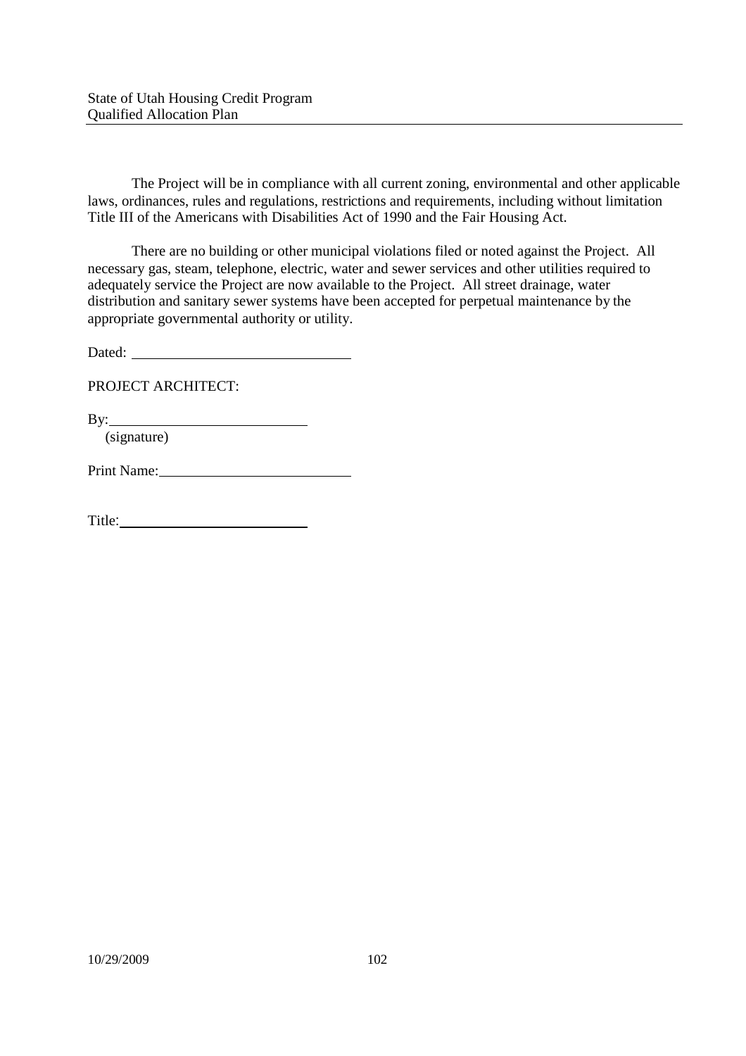The Project will be in compliance with all current zoning, environmental and other applicable laws, ordinances, rules and regulations, restrictions and requirements, including without limitation Title III of the Americans with Disabilities Act of 1990 and the Fair Housing Act.

There are no building or other municipal violations filed or noted against the Project. All necessary gas, steam, telephone, electric, water and sewer services and other utilities required to adequately service the Project are now available to the Project. All street drainage, water distribution and sanitary sewer systems have been accepted for perpetual maintenance by the appropriate governmental authority or utility.

Dated: ______________________________

PROJECT ARCHITECT:

By:___________________________
(signature)

Print Name:__________________________

Title:___________________________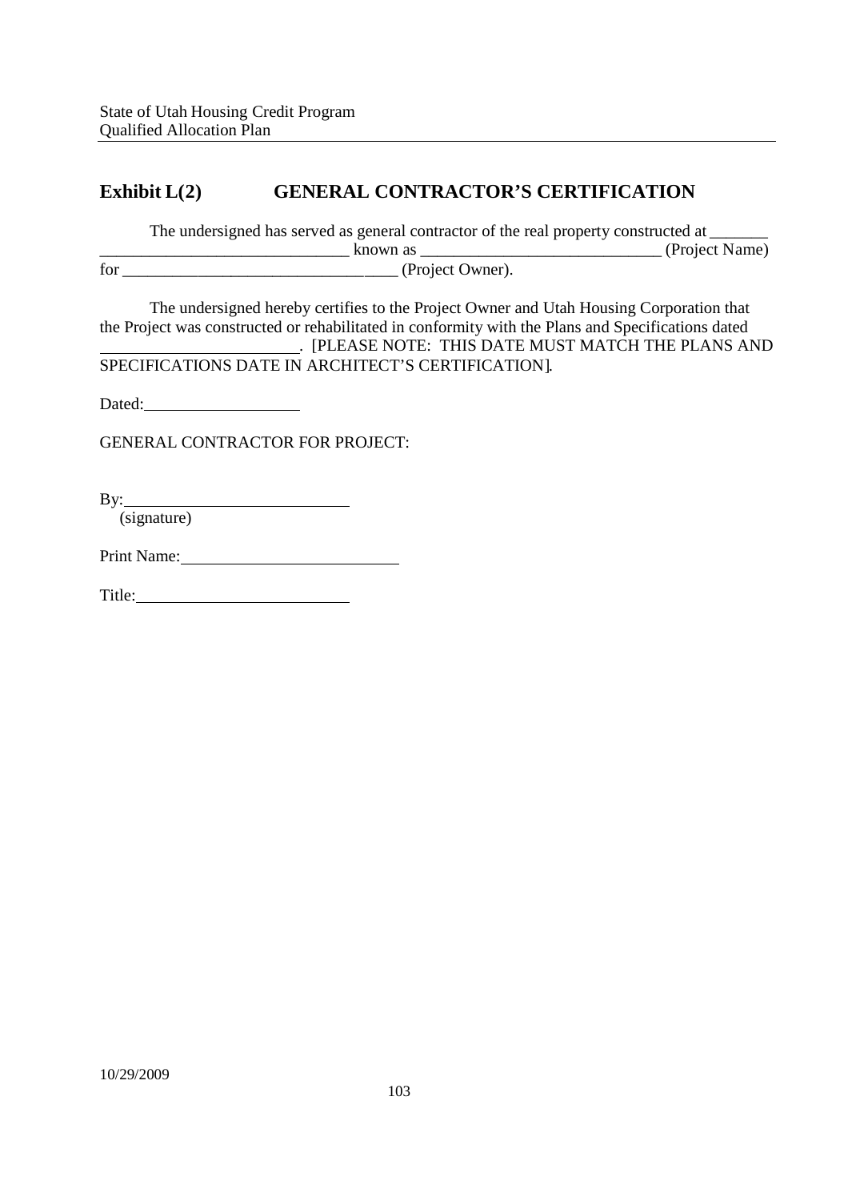## Exhibit L(2) GENERAL CONTRACTOR'S CERTIFICATION

The undersigned has served as general contractor of the real property constructed at _______ ______________________________ known as _____________________________ (Project Name) for ________________________________ (Project Owner).

The undersigned hereby certifies to the Project Owner and Utah Housing Corporation that the Project was constructed or rehabilitated in conformity with the Plans and Specifications dated ________________________. [PLEASE NOTE: THIS DATE MUST MATCH THE PLANS AND SPECIFICATIONS DATE IN ARCHITECT'S CERTIFICATION].

Dated: ___________________

GENERAL CONTRACTOR FOR PROJECT:

By: ____________________________
(signature)

Print Name: __________________________

Title: __________________________

10/29/2009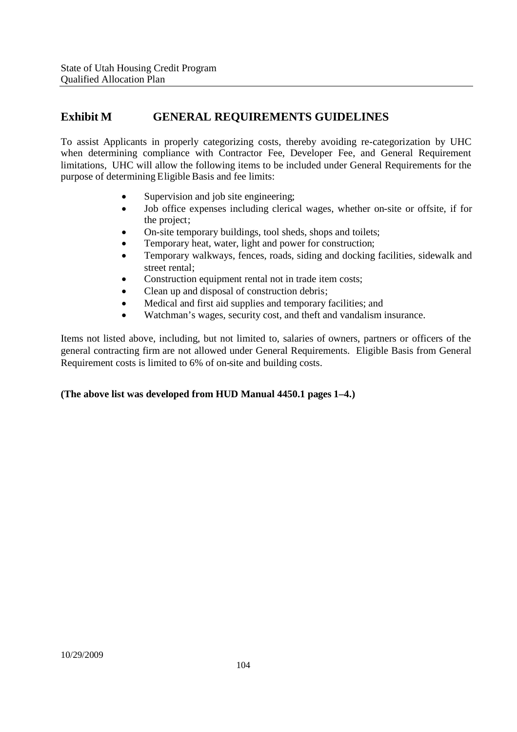## Exhibit M GENERAL REQUIREMENTS GUIDELINES

To assist Applicants in properly categorizing costs, thereby avoiding re-categorization by UHC when determining compliance with Contractor Fee, Developer Fee, and General Requirement limitations, UHC will allow the following items to be included under General Requirements for the purpose of determining Eligible Basis and fee limits:

- Supervision and job site engineering;
- Job office expenses including clerical wages, whether on-site or offsite, if for the project;
- On-site temporary buildings, tool sheds, shops and toilets;
- Temporary heat, water, light and power for construction;
- Temporary walkways, fences, roads, siding and docking facilities, sidewalk and street rental;
- Construction equipment rental not in trade item costs;
- Clean up and disposal of construction debris;
- Medical and first aid supplies and temporary facilities; and
- Watchman's wages, security cost, and theft and vandalism insurance.

Items not listed above, including, but not limited to, salaries of owners, partners or officers of the general contracting firm are not allowed under General Requirements. Eligible Basis from General Requirement costs is limited to 6% of on-site and building costs.

**(The above list was developed from HUD Manual 4450.1 pages 1–4.)**

10/29/2009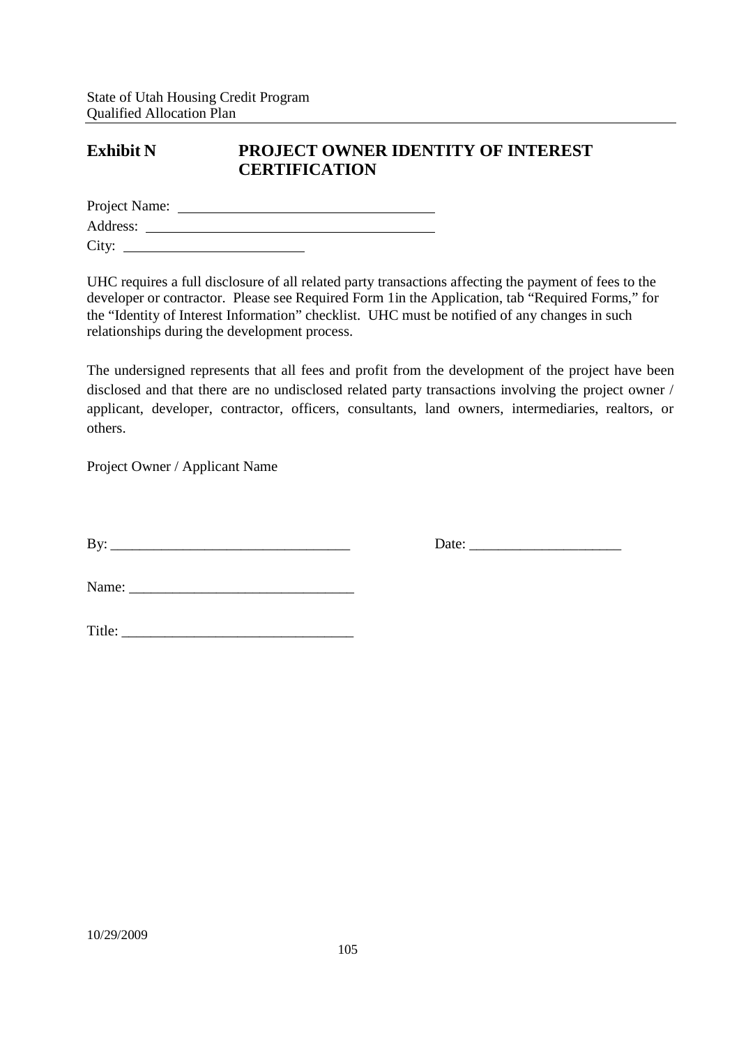# Exhibit N PROJECT OWNER IDENTITY OF INTEREST CERTIFICATION

Project Name: ___________________________________

Address: ________________________________________

City: _________________________

UHC requires a full disclosure of all related party transactions affecting the payment of fees to the developer or contractor. Please see Required Form 1in the Application, tab "Required Forms," for the "Identity of Interest Information" checklist. UHC must be notified of any changes in such relationships during the development process.

The undersigned represents that all fees and profit from the development of the project have been disclosed and that there are no undisclosed related party transactions involving the project owner / applicant, developer, contractor, officers, consultants, land owners, intermediaries, realtors, or others.

Project Owner / Applicant Name

By: _________________________________ Date: _____________________

Name: _______________________________

Title: ________________________________

10/29/2009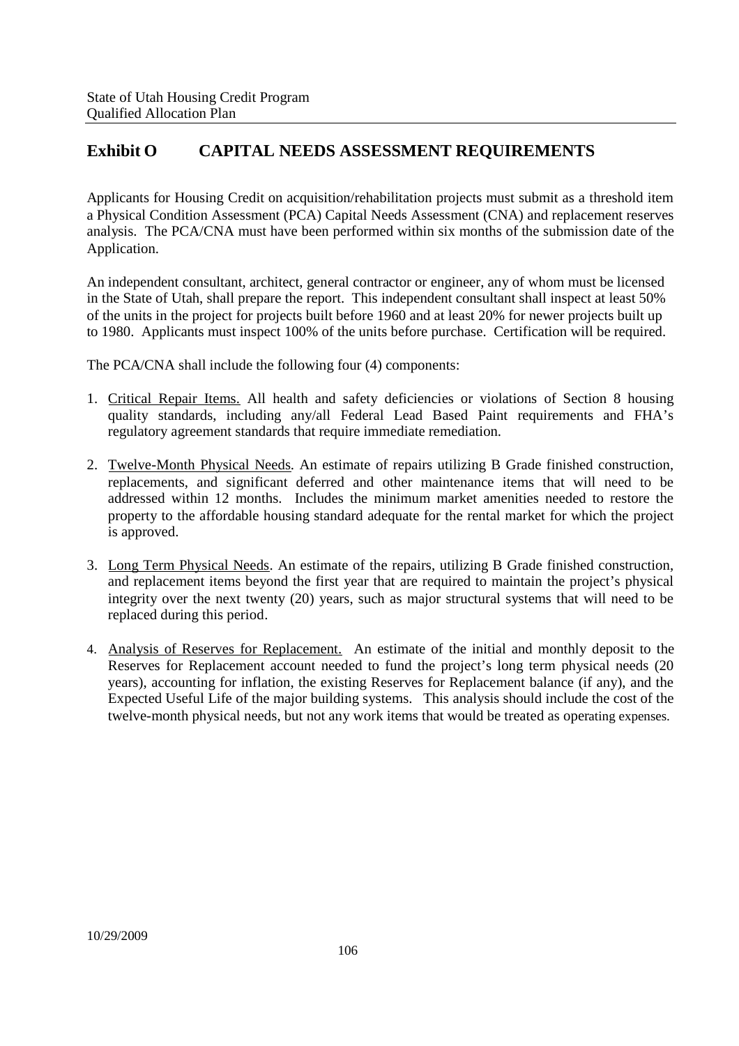## Exhibit O CAPITAL NEEDS ASSESSMENT REQUIREMENTS

Applicants for Housing Credit on acquisition/rehabilitation projects must submit as a threshold item a Physical Condition Assessment (PCA) Capital Needs Assessment (CNA) and replacement reserves analysis. The PCA/CNA must have been performed within six months of the submission date of the Application.

An independent consultant, architect, general contractor or engineer, any of whom must be licensed in the State of Utah, shall prepare the report. This independent consultant shall inspect at least 50% of the units in the project for projects built before 1960 and at least 20% for newer projects built up to 1980. Applicants must inspect 100% of the units before purchase. Certification will be required.

The PCA/CNA shall include the following four (4) components:

1. <u>Critical Repair Items.</u> All health and safety deficiencies or violations of Section 8 housing quality standards, including any/all Federal Lead Based Paint requirements and FHA's regulatory agreement standards that require immediate remediation.
2. <u>Twelve-Month Physical Needs</u>. An estimate of repairs utilizing B Grade finished construction, replacements, and significant deferred and other maintenance items that will need to be addressed within 12 months. Includes the minimum market amenities needed to restore the property to the affordable housing standard adequate for the rental market for which the project is approved.
3. <u>Long Term Physical Needs</u>. An estimate of the repairs, utilizing B Grade finished construction, and replacement items beyond the first year that are required to maintain the project's physical integrity over the next twenty (20) years, such as major structural systems that will need to be replaced during this period.
4. <u>Analysis of Reserves for Replacement.</u> An estimate of the initial and monthly deposit to the Reserves for Replacement account needed to fund the project's long term physical needs (20 years), accounting for inflation, the existing Reserves for Replacement balance (if any), and the Expected Useful Life of the major building systems. This analysis should include the cost of the twelve-month physical needs, but not any work items that would be treated as operating expenses.

10/29/2009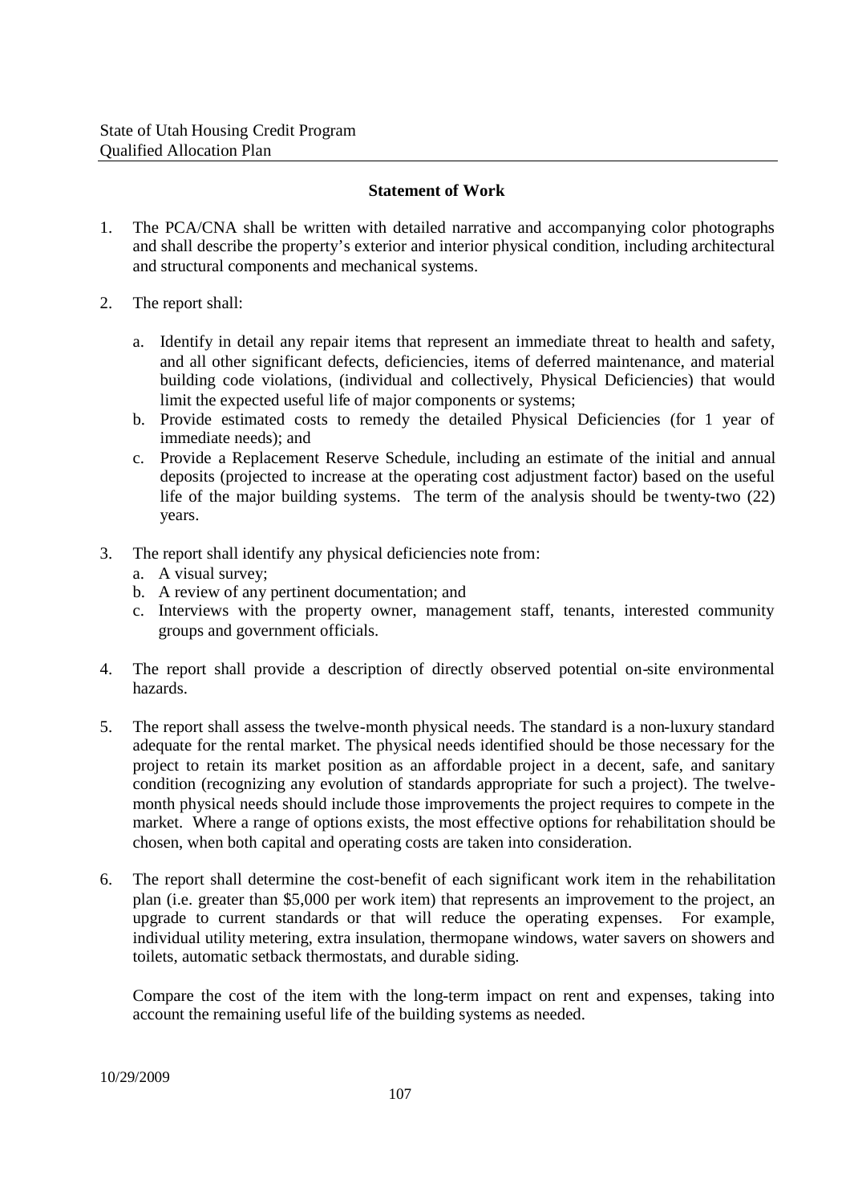## Statement of Work

1. The PCA/CNA shall be written with detailed narrative and accompanying color photographs and shall describe the property's exterior and interior physical condition, including architectural and structural components and mechanical systems.

2. The report shall:

   a. Identify in detail any repair items that represent an immediate threat to health and safety, and all other significant defects, deficiencies, items of deferred maintenance, and material building code violations, (individual and collectively, Physical Deficiencies) that would limit the expected useful life of major components or systems;
   b. Provide estimated costs to remedy the detailed Physical Deficiencies (for 1 year of immediate needs); and
   c. Provide a Replacement Reserve Schedule, including an estimate of the initial and annual deposits (projected to increase at the operating cost adjustment factor) based on the useful life of the major building systems. The term of the analysis should be twenty-two (22) years.

3. The report shall identify any physical deficiencies note from:
   a. A visual survey;
   b. A review of any pertinent documentation; and
   c. Interviews with the property owner, management staff, tenants, interested community groups and government officials.

4. The report shall provide a description of directly observed potential on-site environmental hazards.

5. The report shall assess the twelve-month physical needs. The standard is a non-luxury standard adequate for the rental market. The physical needs identified should be those necessary for the project to retain its market position as an affordable project in a decent, safe, and sanitary condition (recognizing any evolution of standards appropriate for such a project). The twelve-month physical needs should include those improvements the project requires to compete in the market. Where a range of options exists, the most effective options for rehabilitation should be chosen, when both capital and operating costs are taken into consideration.

6. The report shall determine the cost-benefit of each significant work item in the rehabilitation plan (i.e. greater than $5,000 per work item) that represents an improvement to the project, an upgrade to current standards or that will reduce the operating expenses. For example, individual utility metering, extra insulation, thermopane windows, water savers on showers and toilets, automatic setback thermostats, and durable siding.

   Compare the cost of the item with the long-term impact on rent and expenses, taking into account the remaining useful life of the building systems as needed.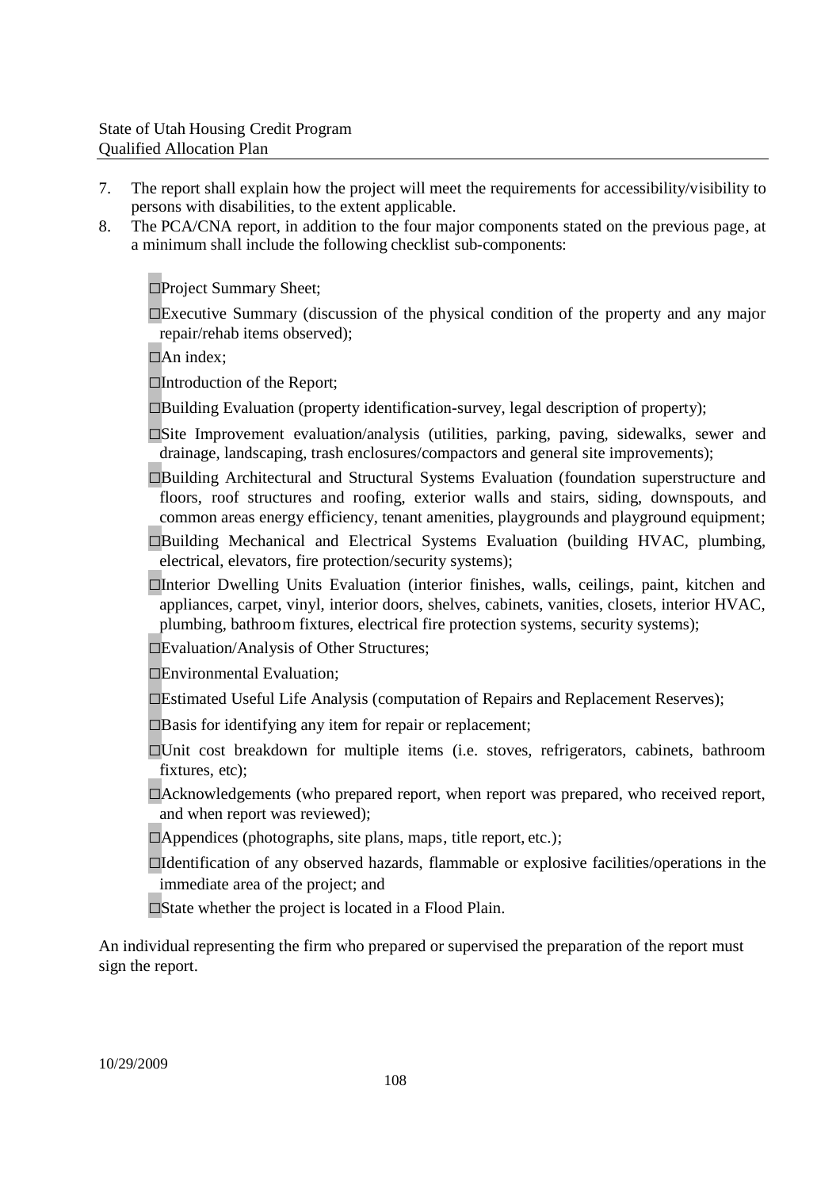7. The report shall explain how the project will meet the requirements for accessibility/visibility to persons with disabilities, to the extent applicable.
8. The PCA/CNA report, in addition to the four major components stated on the previous page, at a minimum shall include the following checklist sub-components:

- ☐Project Summary Sheet;
- ☐Executive Summary (discussion of the physical condition of the property and any major repair/rehab items observed);
- ☐An index;
- ☐Introduction of the Report;
- ☐Building Evaluation (property identification-survey, legal description of property);
- ☐Site Improvement evaluation/analysis (utilities, parking, paving, sidewalks, sewer and drainage, landscaping, trash enclosures/compactors and general site improvements);
- ☐Building Architectural and Structural Systems Evaluation (foundation superstructure and floors, roof structures and roofing, exterior walls and stairs, siding, downspouts, and common areas energy efficiency, tenant amenities, playgrounds and playground equipment;
- ☐Building Mechanical and Electrical Systems Evaluation (building HVAC, plumbing, electrical, elevators, fire protection/security systems);
- ☐Interior Dwelling Units Evaluation (interior finishes, walls, ceilings, paint, kitchen and appliances, carpet, vinyl, interior doors, shelves, cabinets, vanities, closets, interior HVAC, plumbing, bathroom fixtures, electrical fire protection systems, security systems);
- ☐Evaluation/Analysis of Other Structures;
- ☐Environmental Evaluation;
- ☐Estimated Useful Life Analysis (computation of Repairs and Replacement Reserves);
- ☐Basis for identifying any item for repair or replacement;
- ☐Unit cost breakdown for multiple items (i.e. stoves, refrigerators, cabinets, bathroom fixtures, etc);
- ☐Acknowledgements (who prepared report, when report was prepared, who received report, and when report was reviewed);
- ☐Appendices (photographs, site plans, maps, title report, etc.);
- ☐Identification of any observed hazards, flammable or explosive facilities/operations in the immediate area of the project; and
- ☐State whether the project is located in a Flood Plain.

An individual representing the firm who prepared or supervised the preparation of the report must sign the report.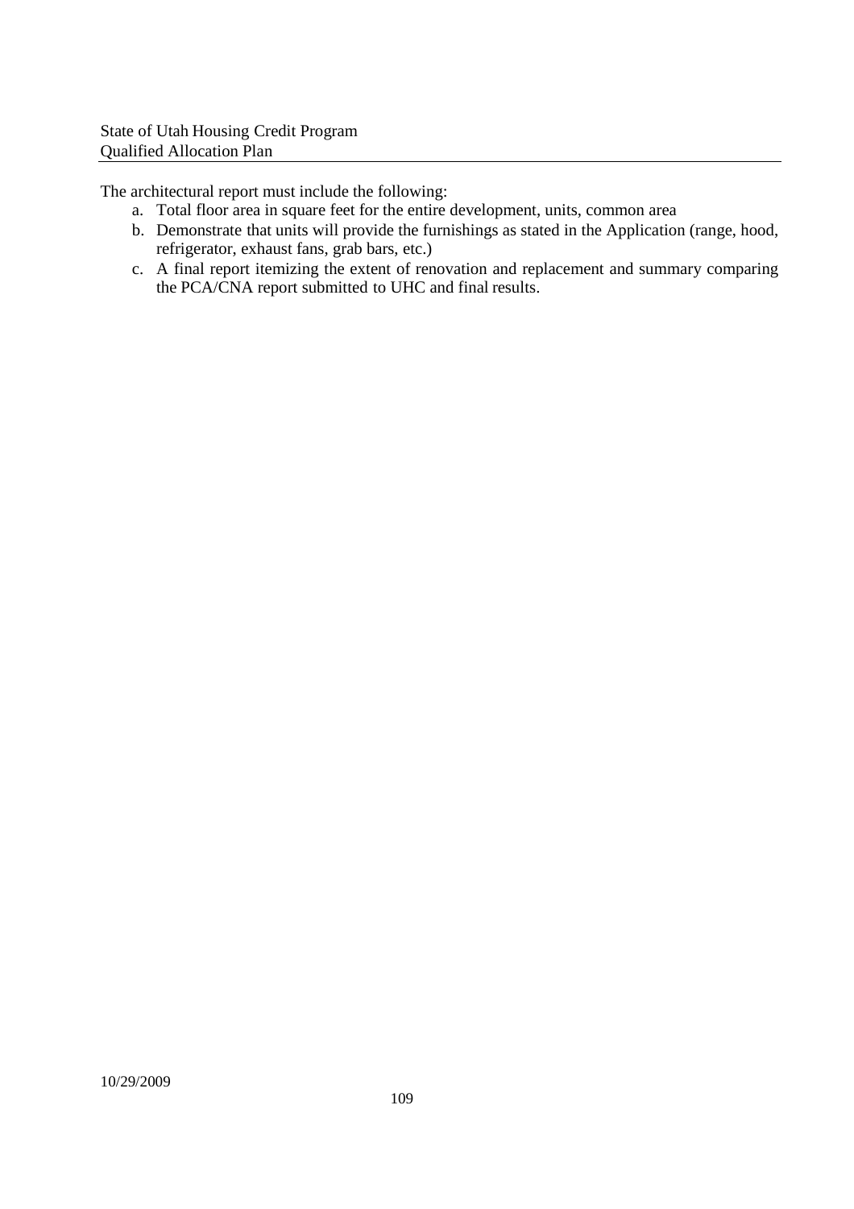The architectural report must include the following:

a. Total floor area in square feet for the entire development, units, common area
b. Demonstrate that units will provide the furnishings as stated in the Application (range, hood, refrigerator, exhaust fans, grab bars, etc.)
c. A final report itemizing the extent of renovation and replacement and summary comparing the PCA/CNA report submitted to UHC and final results.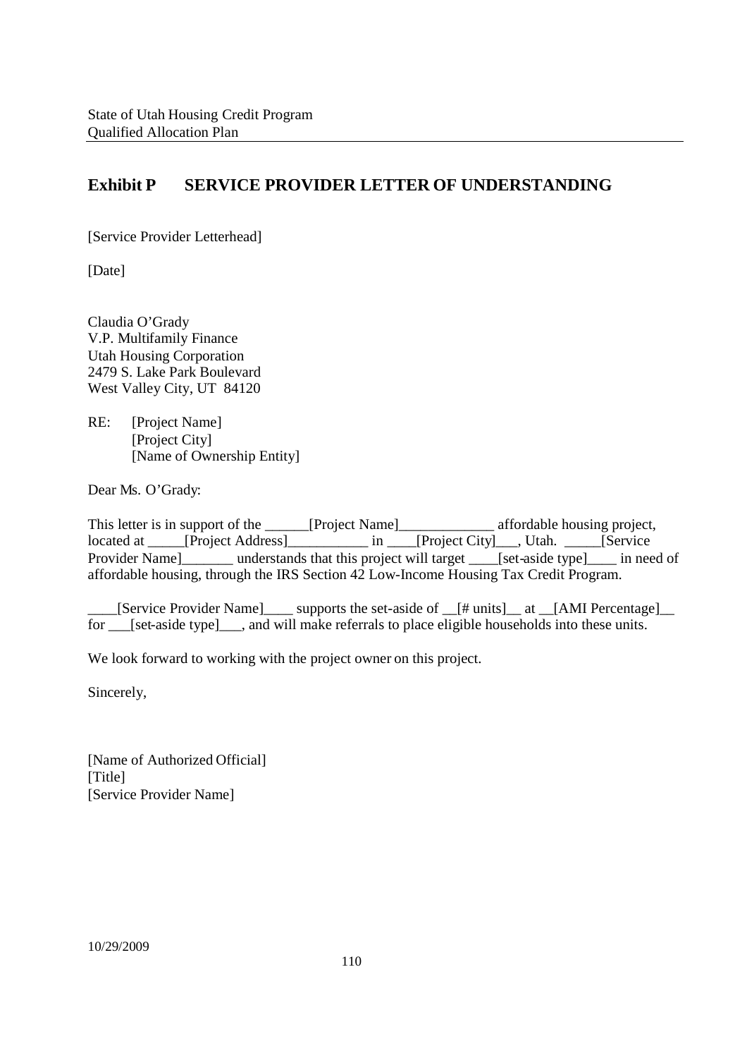## Exhibit P SERVICE PROVIDER LETTER OF UNDERSTANDING

[Service Provider Letterhead]

[Date]

Claudia O'Grady
V.P. Multifamily Finance
Utah Housing Corporation
2479 S. Lake Park Boulevard
West Valley City, UT 84120

RE: [Project Name]
[Project City]
[Name of Ownership Entity]

Dear Ms. O'Grady:

This letter is in support of the ______[Project Name]_____________ affordable housing project, located at _____[Project Address]___________ in ____[Project City]___, Utah. _____[Service Provider Name]_______ understands that this project will target ____[set-aside type]____ in need of affordable housing, through the IRS Section 42 Low-Income Housing Tax Credit Program.

____[Service Provider Name]____ supports the set-aside of __[# units]__ at __[AMI Percentage]__ for ___[set-aside type]___, and will make referrals to place eligible households into these units.

We look forward to working with the project owner on this project.

Sincerely,

[Name of Authorized Official]
[Title]
[Service Provider Name]

10/29/2009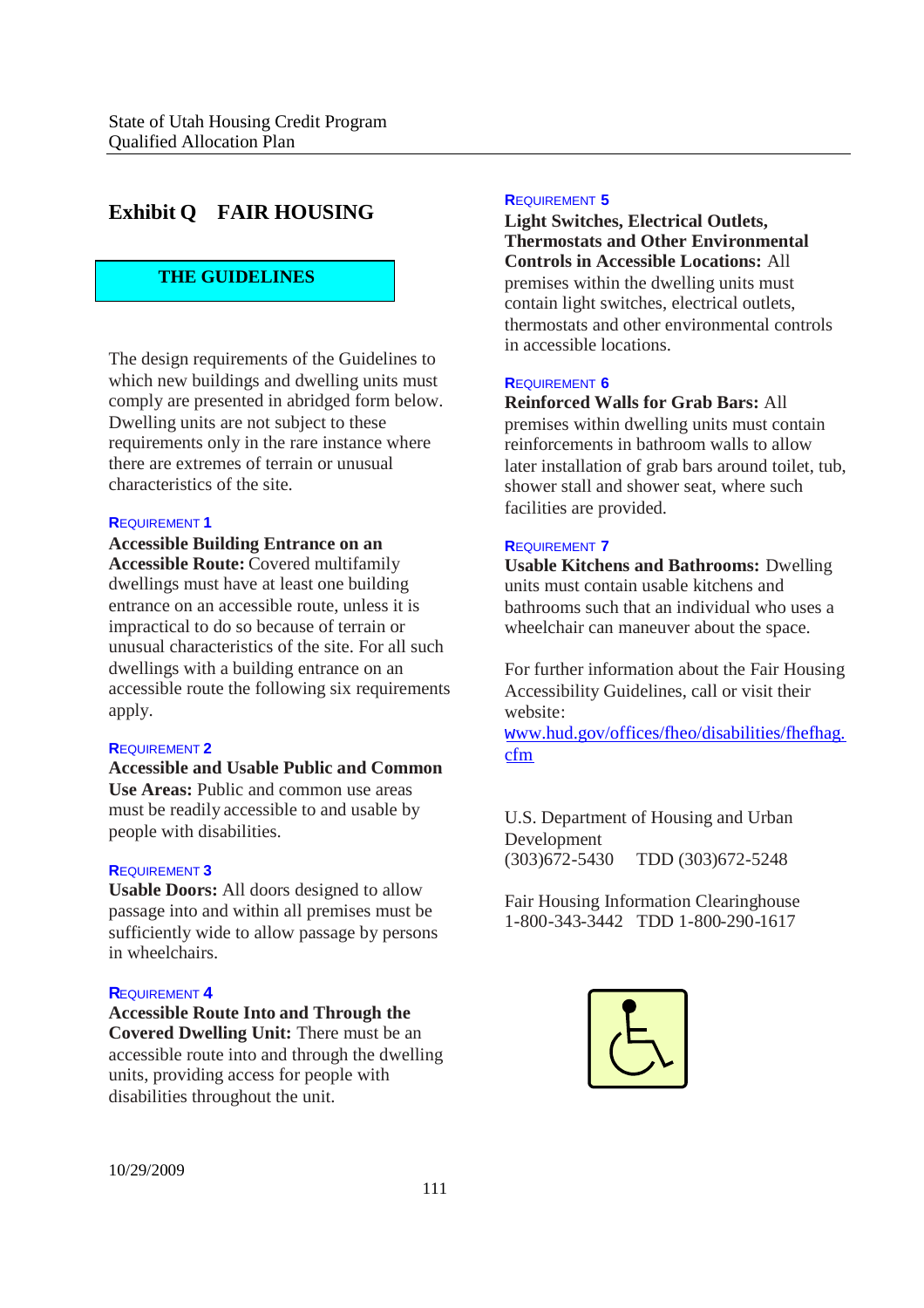# Exhibit Q FAIR HOUSING

## THE GUIDELINES

The design requirements of the Guidelines to which new buildings and dwelling units must comply are presented in abridged form below. Dwelling units are not subject to these requirements only in the rare instance where there are extremes of terrain or unusual characteristics of the site.

### REQUIREMENT 1

**Accessible Building Entrance on an Accessible Route:** Covered multifamily dwellings must have at least one building entrance on an accessible route, unless it is impractical to do so because of terrain or unusual characteristics of the site. For all such dwellings with a building entrance on an accessible route the following six requirements apply.

### REQUIREMENT 2

**Accessible and Usable Public and Common Use Areas:** Public and common use areas must be readily accessible to and usable by people with disabilities.

### REQUIREMENT 3

**Usable Doors:** All doors designed to allow passage into and within all premises must be sufficiently wide to allow passage by persons in wheelchairs.

### REQUIREMENT 4

**Accessible Route Into and Through the Covered Dwelling Unit:** There must be an accessible route into and through the dwelling units, providing access for people with disabilities throughout the unit.

### REQUIREMENT 5

**Light Switches, Electrical Outlets, Thermostats and Other Environmental Controls in Accessible Locations:** All premises within the dwelling units must contain light switches, electrical outlets, thermostats and other environmental controls in accessible locations.

### REQUIREMENT 6

**Reinforced Walls for Grab Bars:** All premises within dwelling units must contain reinforcements in bathroom walls to allow later installation of grab bars around toilet, tub, shower stall and shower seat, where such facilities are provided.

### REQUIREMENT 7

**Usable Kitchens and Bathrooms:** Dwelling units must contain usable kitchens and bathrooms such that an individual who uses a wheelchair can maneuver about the space.

For further information about the Fair Housing Accessibility Guidelines, call or visit their website:
www.hud.gov/offices/fheo/disabilities/fhefhag.cfm

U.S. Department of Housing and Urban Development
(303)672-5430 TDD (303)672-5248

Fair Housing Information Clearinghouse
1-800-343-3442 TDD 1-800-290-1617

10/29/2009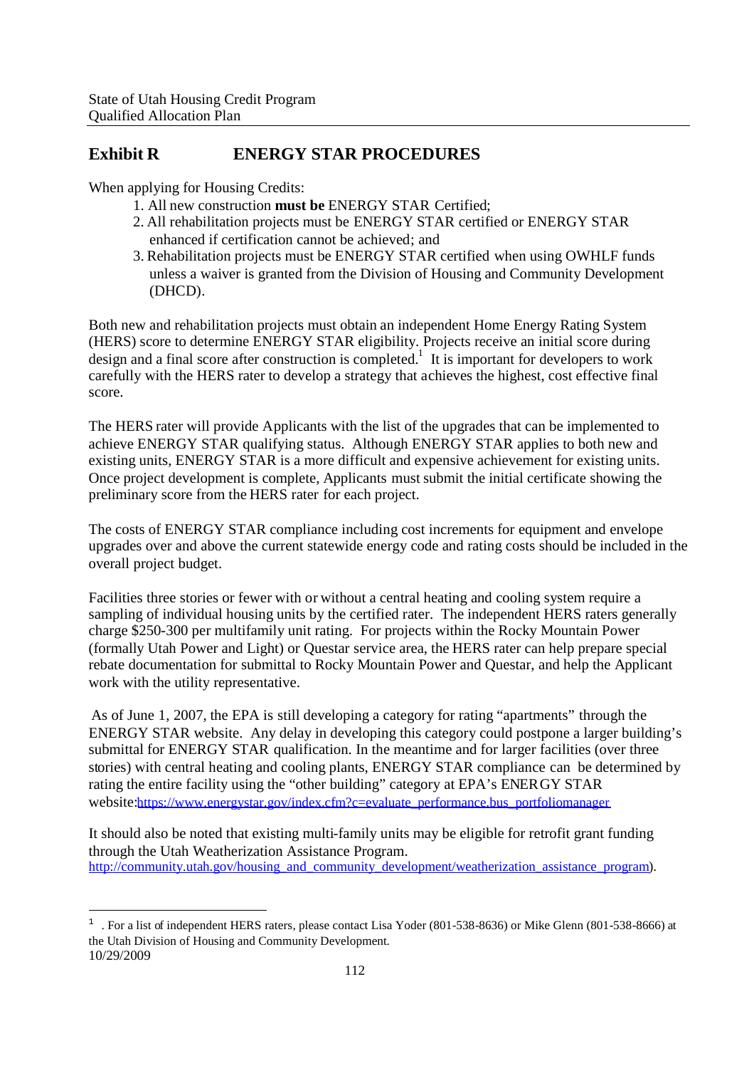## Exhibit R ENERGY STAR PROCEDURES

When applying for Housing Credits:

1. All new construction **must be** ENERGY STAR Certified;
2. All rehabilitation projects must be ENERGY STAR certified or ENERGY STAR enhanced if certification cannot be achieved; and
3. Rehabilitation projects must be ENERGY STAR certified when using OWHLF funds unless a waiver is granted from the Division of Housing and Community Development (DHCD).

Both new and rehabilitation projects must obtain an independent Home Energy Rating System (HERS) score to determine ENERGY STAR eligibility. Projects receive an initial score during design and a final score after construction is completed.[1] It is important for developers to work carefully with the HERS rater to develop a strategy that achieves the highest, cost effective final score.

The HERS rater will provide Applicants with the list of the upgrades that can be implemented to achieve ENERGY STAR qualifying status. Although ENERGY STAR applies to both new and existing units, ENERGY STAR is a more difficult and expensive achievement for existing units. Once project development is complete, Applicants must submit the initial certificate showing the preliminary score from the HERS rater for each project.

The costs of ENERGY STAR compliance including cost increments for equipment and envelope upgrades over and above the current statewide energy code and rating costs should be included in the overall project budget.

Facilities three stories or fewer with or without a central heating and cooling system require a sampling of individual housing units by the certified rater. The independent HERS raters generally charge $250-300 per multifamily unit rating. For projects within the Rocky Mountain Power (formally Utah Power and Light) or Questar service area, the HERS rater can help prepare special rebate documentation for submittal to Rocky Mountain Power and Questar, and help the Applicant work with the utility representative.

As of June 1, 2007, the EPA is still developing a category for rating "apartments" through the ENERGY STAR website. Any delay in developing this category could postpone a larger building's submittal for ENERGY STAR qualification. In the meantime and for larger facilities (over three stories) with central heating and cooling plants, ENERGY STAR compliance can be determined by rating the entire facility using the "other building" category at EPA's ENERGY STAR website:https://www.energystar.gov/index.cfm?c=evaluate_performance.bus_portfoliomanager

It should also be noted that existing multi-family units may be eligible for retrofit grant funding through the Utah Weatherization Assistance Program. http://community.utah.gov/housing_and_community_development/weatherization_assistance_program).

---

[1] . For a list of independent HERS raters, please contact Lisa Yoder (801-538-8636) or Mike Glenn (801-538-8666) at the Utah Division of Housing and Community Development.

10/29/2009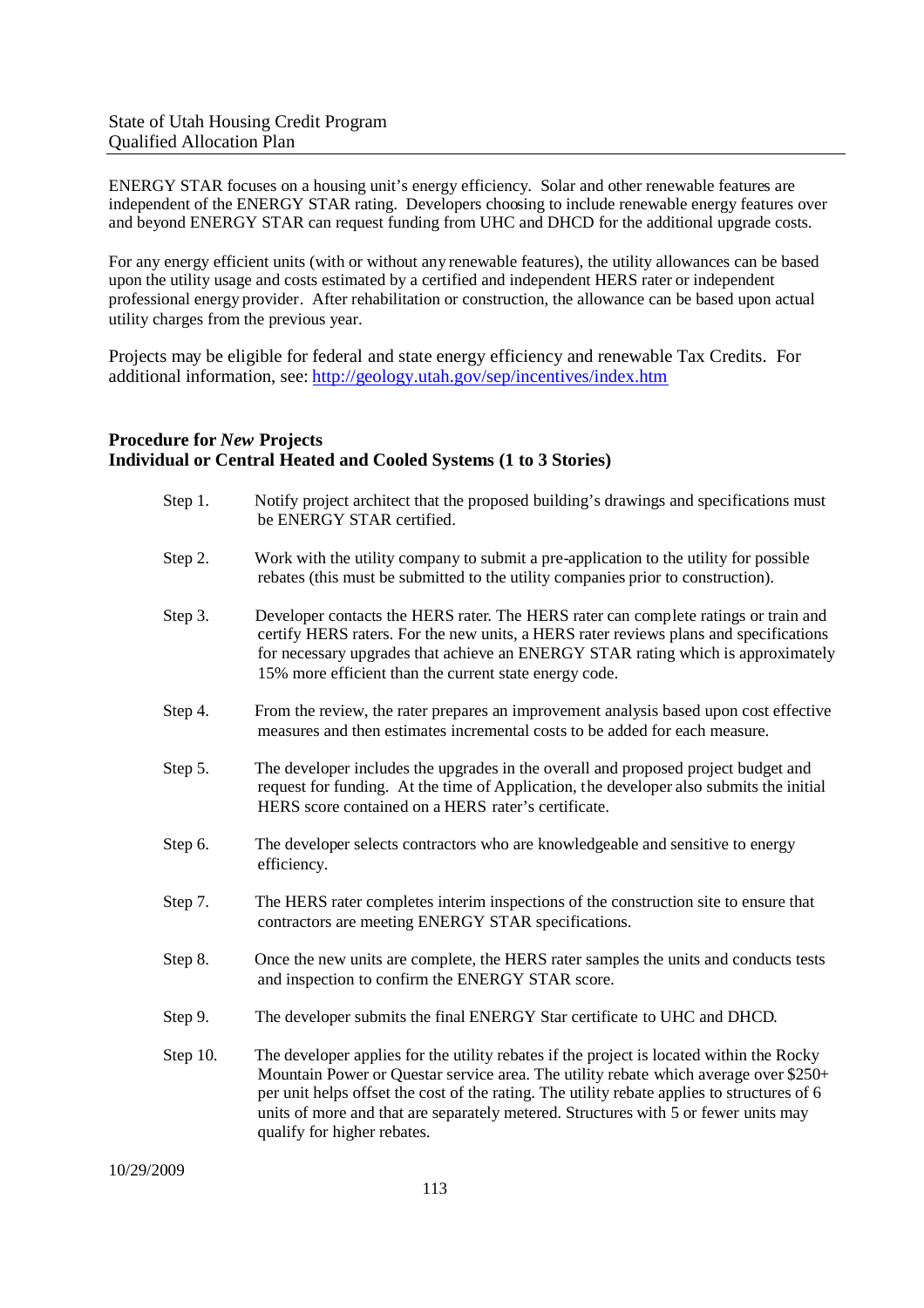ENERGY STAR focuses on a housing unit's energy efficiency. Solar and other renewable features are independent of the ENERGY STAR rating. Developers choosing to include renewable energy features over and beyond ENERGY STAR can request funding from UHC and DHCD for the additional upgrade costs.

For any energy efficient units (with or without any renewable features), the utility allowances can be based upon the utility usage and costs estimated by a certified and independent HERS rater or independent professional energy provider. After rehabilitation or construction, the allowance can be based upon actual utility charges from the previous year.

Projects may be eligible for federal and state energy efficiency and renewable Tax Credits. For additional information, see: [http://geology.utah.gov/sep/incentives/index.htm](http://geology.utah.gov/sep/incentives/index.htm)

**Procedure for *New* Projects**
**Individual or Central Heated and Cooled Systems (1 to 3 Stories)**

Step 1. Notify project architect that the proposed building's drawings and specifications must be ENERGY STAR certified.

Step 2. Work with the utility company to submit a pre-application to the utility for possible rebates (this must be submitted to the utility companies prior to construction).

Step 3. Developer contacts the HERS rater. The HERS rater can complete ratings or train and certify HERS raters. For the new units, a HERS rater reviews plans and specifications for necessary upgrades that achieve an ENERGY STAR rating which is approximately 15% more efficient than the current state energy code.

Step 4. From the review, the rater prepares an improvement analysis based upon cost effective measures and then estimates incremental costs to be added for each measure.

Step 5. The developer includes the upgrades in the overall and proposed project budget and request for funding. At the time of Application, the developer also submits the initial HERS score contained on a HERS rater's certificate.

Step 6. The developer selects contractors who are knowledgeable and sensitive to energy efficiency.

Step 7. The HERS rater completes interim inspections of the construction site to ensure that contractors are meeting ENERGY STAR specifications.

Step 8. Once the new units are complete, the HERS rater samples the units and conducts tests and inspection to confirm the ENERGY STAR score.

Step 9. The developer submits the final ENERGY Star certificate to UHC and DHCD.

Step 10. The developer applies for the utility rebates if the project is located within the Rocky Mountain Power or Questar service area. The utility rebate which average over $250+ per unit helps offset the cost of the rating. The utility rebate applies to structures of 6 units of more and that are separately metered. Structures with 5 or fewer units may qualify for higher rebates.

10/29/2009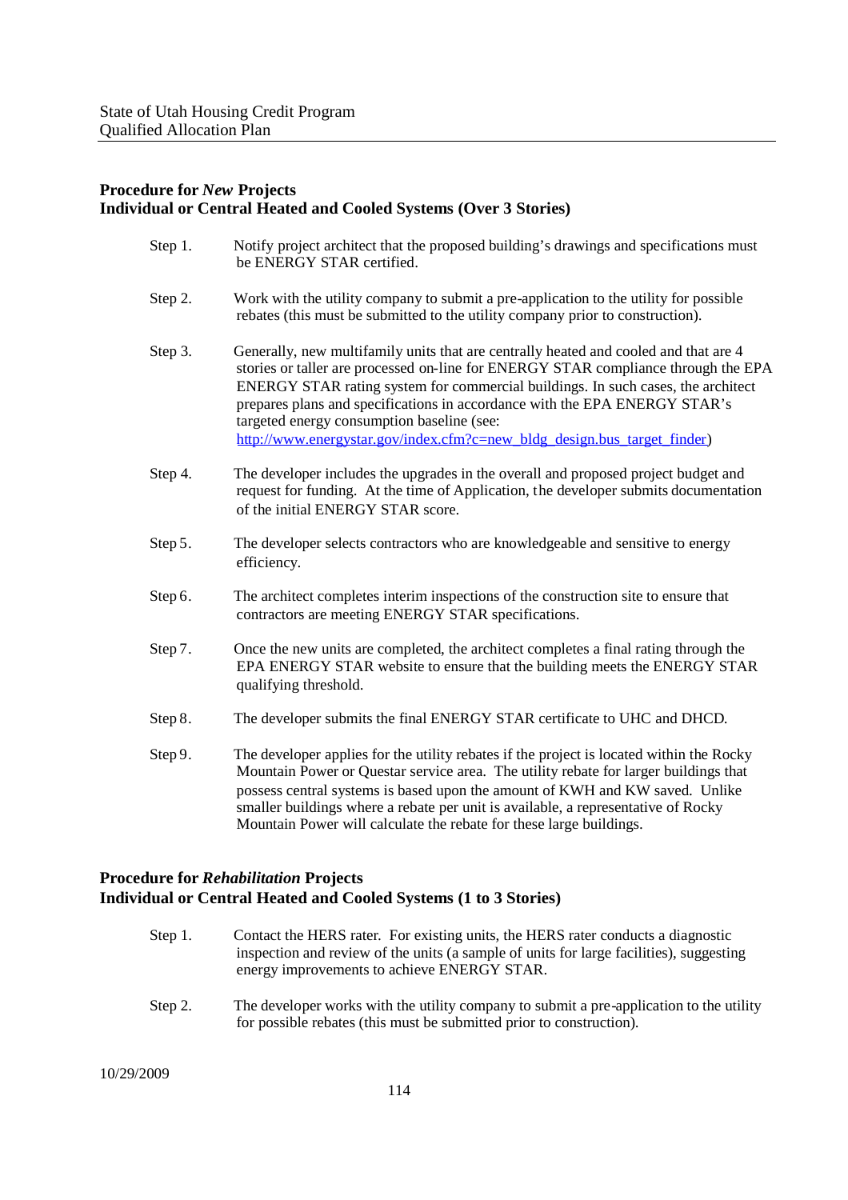**Procedure for *New* Projects**
**Individual or Central Heated and Cooled Systems (Over 3 Stories)**

Step 1. Notify project architect that the proposed building's drawings and specifications must be ENERGY STAR certified.

Step 2. Work with the utility company to submit a pre-application to the utility for possible rebates (this must be submitted to the utility company prior to construction).

Step 3. Generally, new multifamily units that are centrally heated and cooled and that are 4 stories or taller are processed on-line for ENERGY STAR compliance through the EPA ENERGY STAR rating system for commercial buildings. In such cases, the architect prepares plans and specifications in accordance with the EPA ENERGY STAR's targeted energy consumption baseline (see: http://www.energystar.gov/index.cfm?c=new_bldg_design.bus_target_finder)

Step 4. The developer includes the upgrades in the overall and proposed project budget and request for funding. At the time of Application, the developer submits documentation of the initial ENERGY STAR score.

Step 5. The developer selects contractors who are knowledgeable and sensitive to energy efficiency.

Step 6. The architect completes interim inspections of the construction site to ensure that contractors are meeting ENERGY STAR specifications.

Step 7. Once the new units are completed, the architect completes a final rating through the EPA ENERGY STAR website to ensure that the building meets the ENERGY STAR qualifying threshold.

Step 8. The developer submits the final ENERGY STAR certificate to UHC and DHCD.

Step 9. The developer applies for the utility rebates if the project is located within the Rocky Mountain Power or Questar service area. The utility rebate for larger buildings that possess central systems is based upon the amount of KWH and KW saved. Unlike smaller buildings where a rebate per unit is available, a representative of Rocky Mountain Power will calculate the rebate for these large buildings.

**Procedure for *Rehabilitation* Projects**
**Individual or Central Heated and Cooled Systems (1 to 3 Stories)**

Step 1. Contact the HERS rater. For existing units, the HERS rater conducts a diagnostic inspection and review of the units (a sample of units for large facilities), suggesting energy improvements to achieve ENERGY STAR.

Step 2. The developer works with the utility company to submit a pre-application to the utility for possible rebates (this must be submitted prior to construction).

10/29/2009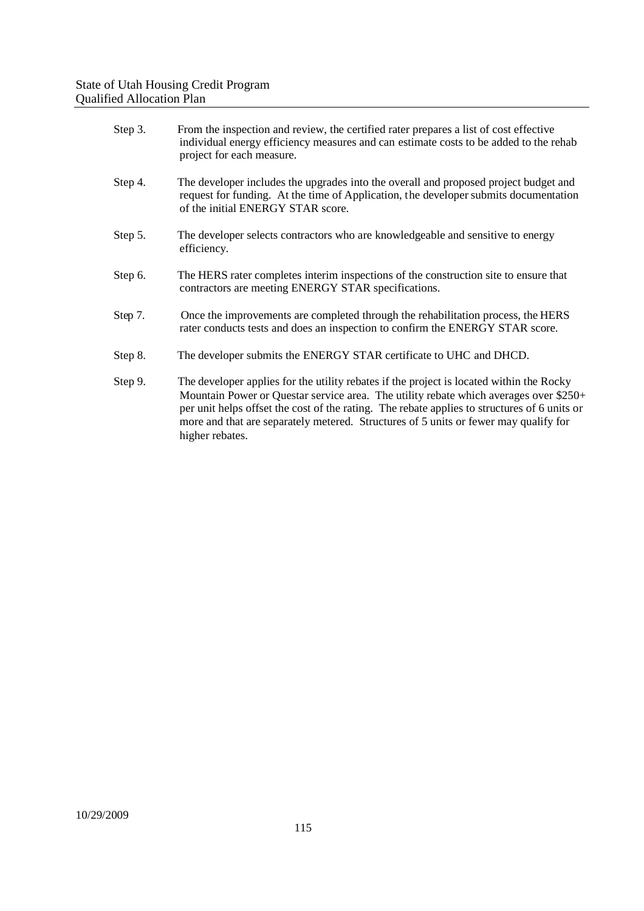Step 3. From the inspection and review, the certified rater prepares a list of cost effective individual energy efficiency measures and can estimate costs to be added to the rehab project for each measure.

Step 4. The developer includes the upgrades into the overall and proposed project budget and request for funding. At the time of Application, the developer submits documentation of the initial ENERGY STAR score.

Step 5. The developer selects contractors who are knowledgeable and sensitive to energy efficiency.

Step 6. The HERS rater completes interim inspections of the construction site to ensure that contractors are meeting ENERGY STAR specifications.

Step 7. Once the improvements are completed through the rehabilitation process, the HERS rater conducts tests and does an inspection to confirm the ENERGY STAR score.

Step 8. The developer submits the ENERGY STAR certificate to UHC and DHCD.

Step 9. The developer applies for the utility rebates if the project is located within the Rocky Mountain Power or Questar service area. The utility rebate which averages over $250+ per unit helps offset the cost of the rating. The rebate applies to structures of 6 units or more and that are separately metered. Structures of 5 units or fewer may qualify for higher rebates.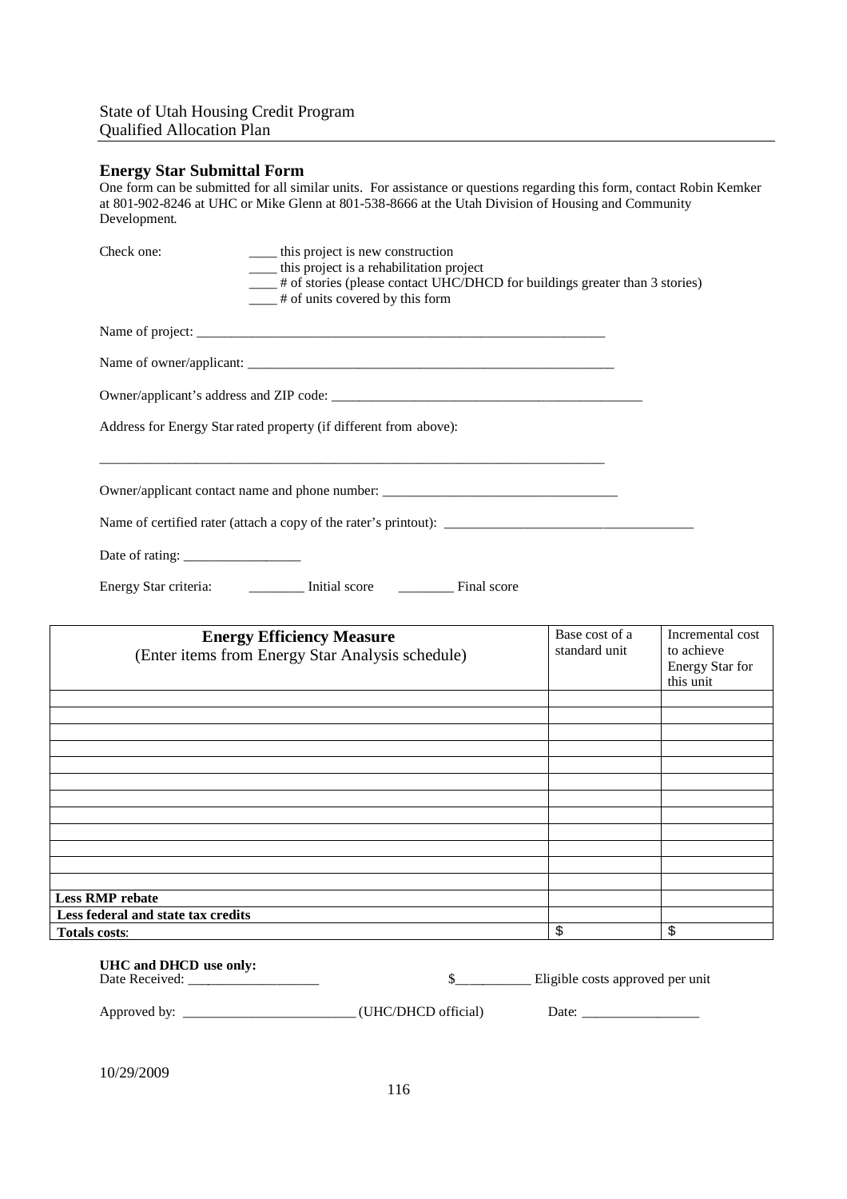## Energy Star Submittal Form

One form can be submitted for all similar units. For assistance or questions regarding this form, contact Robin Kemker at 801-902-8246 at UHC or Mike Glenn at 801-538-8666 at the Utah Division of Housing and Community Development.

Check one:
- ____ this project is new construction
- ____ this project is a rehabilitation project
- ____ # of stories (please contact UHC/DHCD for buildings greater than 3 stories)
- ____ # of units covered by this form

Name of project: ____________________________________________________________

Name of owner/applicant: ______________________________________________________

Owner/applicant's address and ZIP code: ______________________________________________

Address for Energy Star rated property (if different from above):

____________________________________________________________________________

Owner/applicant contact name and phone number: _________________________________

Name of certified rater (attach a copy of the rater's printout): ____________________________________

Date of rating: _________________

Energy Star criteria: ________ Initial score ________ Final score

| **Energy Efficiency Measure** (Enter items from Energy Star Analysis schedule) | Base cost of a standard unit | Incremental cost to achieve Energy Star for this unit |
|---|---|---|
| | | |
| | | |
| | | |
| | | |
| | | |
| | | |
| | | |
| | | |
| | | |
| | | |
| | | |
| | | |
| **Less RMP rebate** | | |
| **Less federal and state tax credits** | | |
| **Totals costs**: | $ | $ |

**UHC and DHCD use only:**

Date Received: ___________________ $___________ Eligible costs approved per unit

Approved by: ________________________ (UHC/DHCD official) Date: _________________

10/29/2009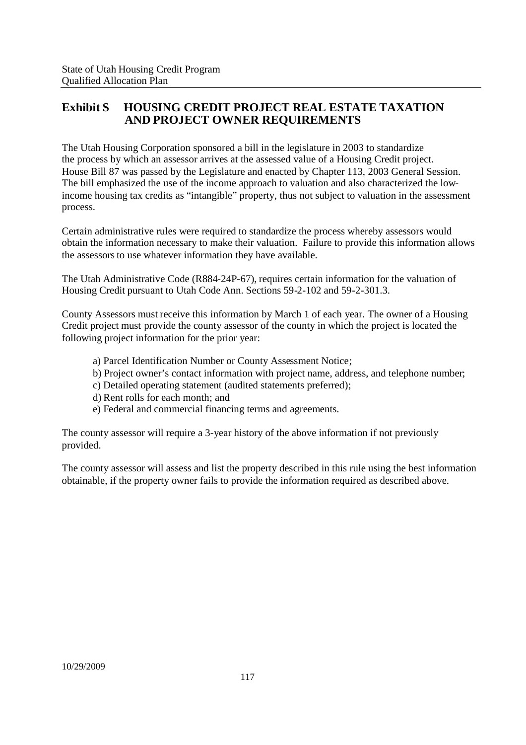## Exhibit S HOUSING CREDIT PROJECT REAL ESTATE TAXATION AND PROJECT OWNER REQUIREMENTS

The Utah Housing Corporation sponsored a bill in the legislature in 2003 to standardize the process by which an assessor arrives at the assessed value of a Housing Credit project. House Bill 87 was passed by the Legislature and enacted by Chapter 113, 2003 General Session. The bill emphasized the use of the income approach to valuation and also characterized the low-income housing tax credits as "intangible" property, thus not subject to valuation in the assessment process.

Certain administrative rules were required to standardize the process whereby assessors would obtain the information necessary to make their valuation. Failure to provide this information allows the assessors to use whatever information they have available.

The Utah Administrative Code (R884-24P-67), requires certain information for the valuation of Housing Credit pursuant to Utah Code Ann. Sections 59-2-102 and 59-2-301.3.

County Assessors must receive this information by March 1 of each year. The owner of a Housing Credit project must provide the county assessor of the county in which the project is located the following project information for the prior year:

a) Parcel Identification Number or County Assessment Notice;
b) Project owner's contact information with project name, address, and telephone number;
c) Detailed operating statement (audited statements preferred);
d) Rent rolls for each month; and
e) Federal and commercial financing terms and agreements.

The county assessor will require a 3-year history of the above information if not previously provided.

The county assessor will assess and list the property described in this rule using the best information obtainable, if the property owner fails to provide the information required as described above.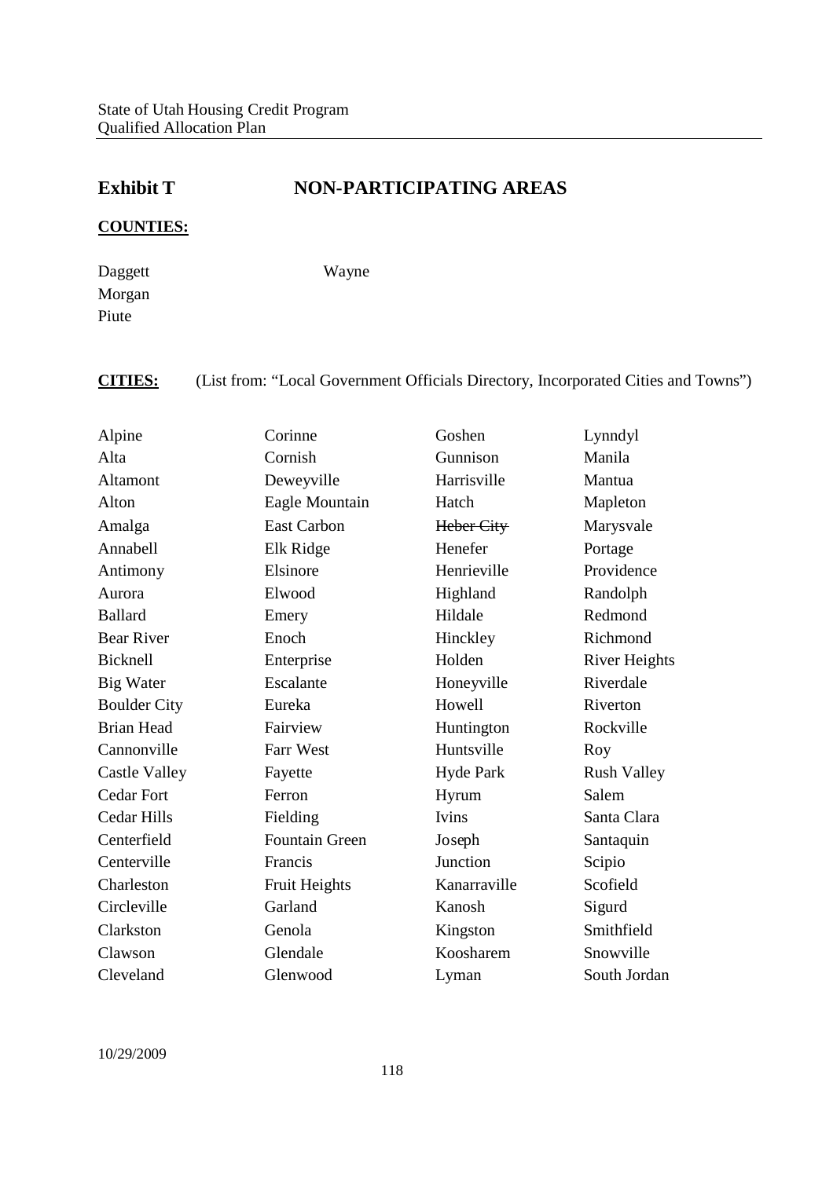## Exhibit T NON-PARTICIPATING AREAS

**COUNTIES:**

Daggett
Morgan
Piute
Wayne

**CITIES:** (List from: "Local Government Officials Directory, Incorporated Cities and Towns")

Alpine
Alta
Altamont
Alton
Amalga
Annabell
Antimony
Aurora
Ballard
Bear River
Bicknell
Big Water
Boulder City
Brian Head
Cannonville
Castle Valley
Cedar Fort
Cedar Hills
Centerfield
Centerville
Charleston
Circleville
Clarkston
Clawson
Cleveland
Corinne
Cornish
Deweyville
Eagle Mountain
East Carbon
Elk Ridge
Elsinore
Elwood
Emery
Enoch
Enterprise
Escalante
Eureka
Fairview
Farr West
Fayette
Ferron
Fielding
Fountain Green
Francis
Fruit Heights
Garland
Genola
Glendale
Glenwood
Goshen
Gunnison
Harrisville
Hatch
~~Heber City~~
Henefer
Henrieville
Highland
Hildale
Hinckley
Holden
Honeyville
Howell
Huntington
Huntsville
Hyde Park
Hyrum
Ivins
Joseph
Junction
Kanarraville
Kanosh
Kingston
Koosharem
Lyman
Lynndyl
Manila
Mantua
Mapleton
Marysvale
Portage
Providence
Randolph
Redmond
Richmond
River Heights
Riverdale
Riverton
Rockville
Roy
Rush Valley
Salem
Santa Clara
Santaquin
Scipio
Scofield
Sigurd
Smithfield
Snowville
South Jordan

10/29/2009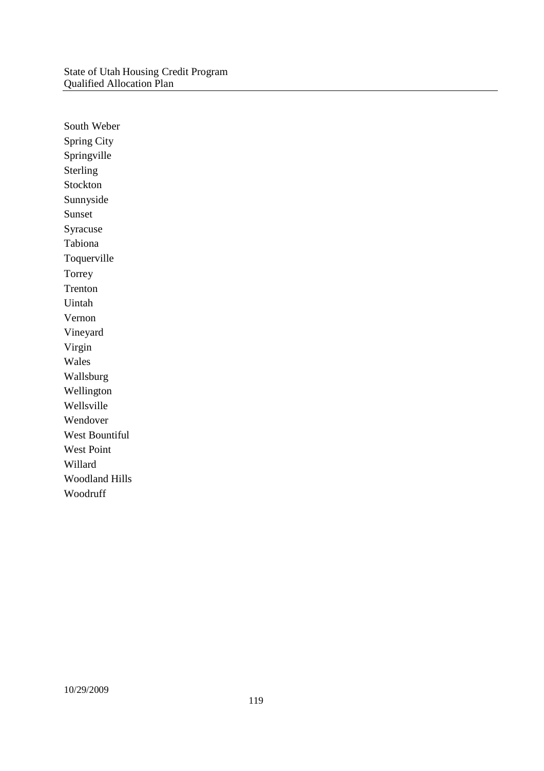South Weber
Spring City
Springville
Sterling
Stockton
Sunnyside
Sunset
Syracuse
Tabiona
Toquerville
Torrey
Trenton
Uintah
Vernon
Vineyard
Virgin
Wales
Wallsburg
Wellington
Wellsville
Wendover
West Bountiful
West Point
Willard
Woodland Hills
Woodruff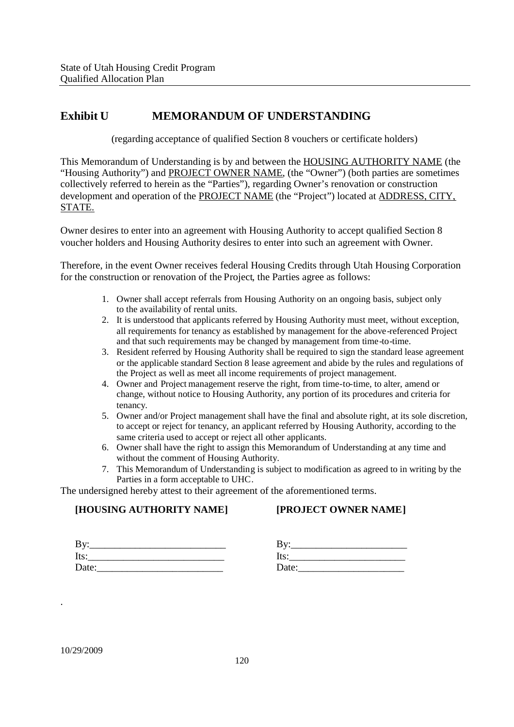# Exhibit U MEMORANDUM OF UNDERSTANDING

(regarding acceptance of qualified Section 8 vouchers or certificate holders)

This Memorandum of Understanding is by and between the HOUSING AUTHORITY NAME (the "Housing Authority") and PROJECT OWNER NAME, (the "Owner") (both parties are sometimes collectively referred to herein as the "Parties"), regarding Owner's renovation or construction development and operation of the PROJECT NAME (the "Project") located at ADDRESS, CITY, STATE.

Owner desires to enter into an agreement with Housing Authority to accept qualified Section 8 voucher holders and Housing Authority desires to enter into such an agreement with Owner.

Therefore, in the event Owner receives federal Housing Credits through Utah Housing Corporation for the construction or renovation of the Project, the Parties agree as follows:

1. Owner shall accept referrals from Housing Authority on an ongoing basis, subject only to the availability of rental units.
2. It is understood that applicants referred by Housing Authority must meet, without exception, all requirements for tenancy as established by management for the above-referenced Project and that such requirements may be changed by management from time-to-time.
3. Resident referred by Housing Authority shall be required to sign the standard lease agreement or the applicable standard Section 8 lease agreement and abide by the rules and regulations of the Project as well as meet all income requirements of project management.
4. Owner and Project management reserve the right, from time-to-time, to alter, amend or change, without notice to Housing Authority, any portion of its procedures and criteria for tenancy.
5. Owner and/or Project management shall have the final and absolute right, at its sole discretion, to accept or reject for tenancy, an applicant referred by Housing Authority, according to the same criteria used to accept or reject all other applicants.
6. Owner shall have the right to assign this Memorandum of Understanding at any time and without the comment of Housing Authority.
7. This Memorandum of Understanding is subject to modification as agreed to in writing by the Parties in a form acceptable to UHC.

The undersigned hereby attest to their agreement of the aforementioned terms.

| **[HOUSING AUTHORITY NAME]** | **[PROJECT OWNER NAME]** |
|---|---|
| By:__________________________ | By:______________________ |
| Its:__________________________ | Its:______________________ |
| Date:________________________ | Date:_____________________ |

.

10/29/2009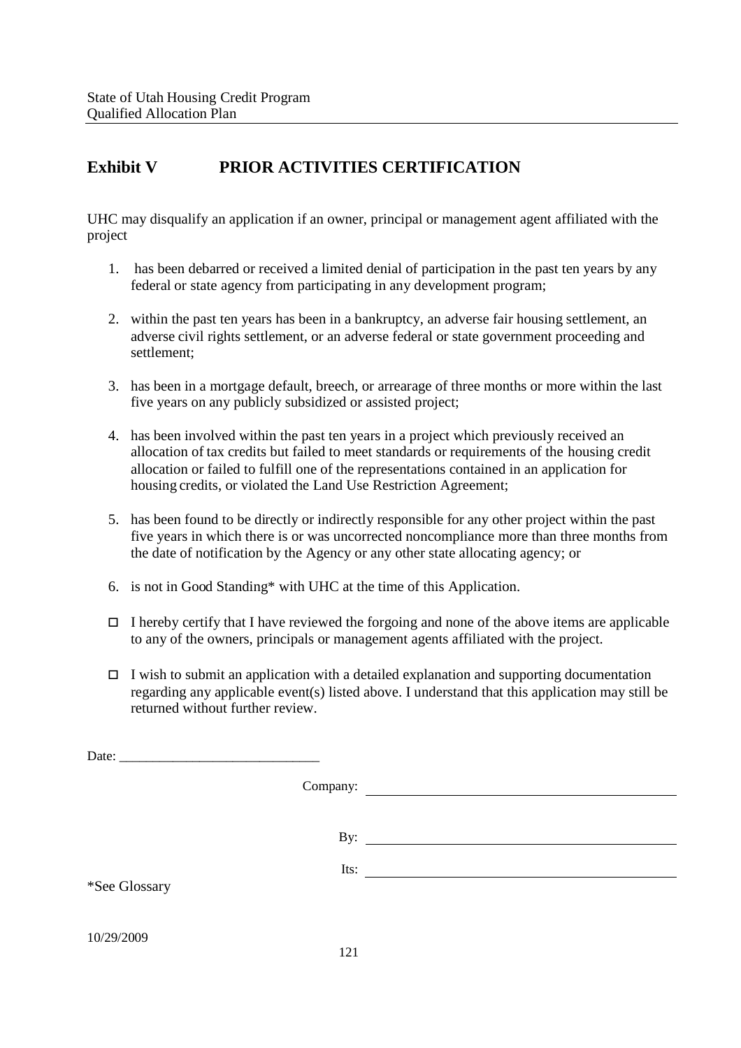## Exhibit V PRIOR ACTIVITIES CERTIFICATION

UHC may disqualify an application if an owner, principal or management agent affiliated with the project

1. has been debarred or received a limited denial of participation in the past ten years by any federal or state agency from participating in any development program;
2. within the past ten years has been in a bankruptcy, an adverse fair housing settlement, an adverse civil rights settlement, or an adverse federal or state government proceeding and settlement;
3. has been in a mortgage default, breech, or arrearage of three months or more within the last five years on any publicly subsidized or assisted project;
4. has been involved within the past ten years in a project which previously received an allocation of tax credits but failed to meet standards or requirements of the housing credit allocation or failed to fulfill one of the representations contained in an application for housing credits, or violated the Land Use Restriction Agreement;
5. has been found to be directly or indirectly responsible for any other project within the past five years in which there is or was uncorrected noncompliance more than three months from the date of notification by the Agency or any other state allocating agency; or
6. is not in Good Standing* with UHC at the time of this Application.

- ☐ I hereby certify that I have reviewed the forgoing and none of the above items are applicable to any of the owners, principals or management agents affiliated with the project.
- ☐ I wish to submit an application with a detailed explanation and supporting documentation regarding any applicable event(s) listed above. I understand that this application may still be returned without further review.

Date: ______________________________

Company: ______________________________

By: ______________________________

Its: ______________________________

*See Glossary

10/29/2009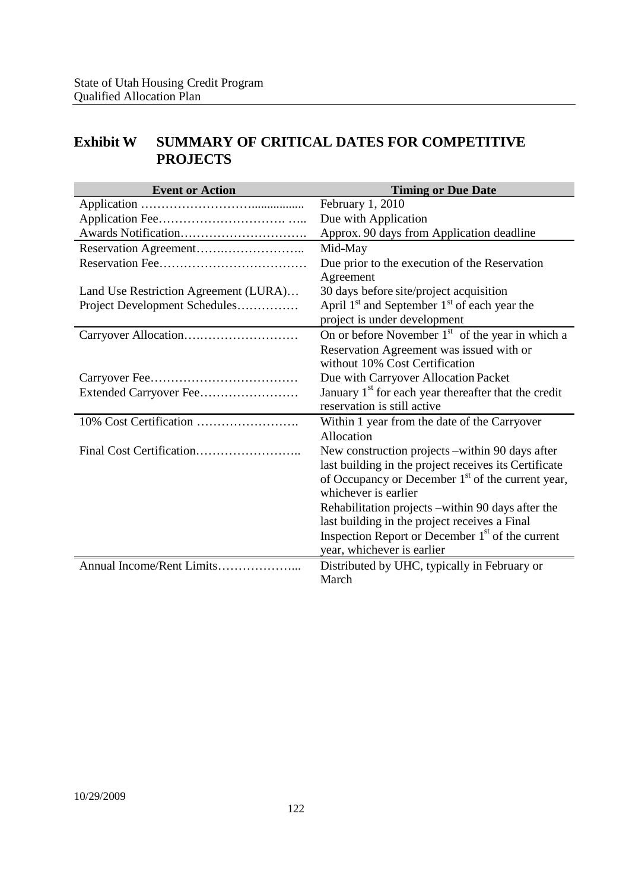## Exhibit W SUMMARY OF CRITICAL DATES FOR COMPETITIVE PROJECTS

| Event or Action | Timing or Due Date |
|---|---|
| Application ……………………................ | February 1, 2010 |
| Application Fee………………………… ….. | Due with Application |
| Awards Notification…………………………. | Approx. 90 days from Application deadline |
| Reservation Agreement……..……………….. | Mid-May |
| Reservation Fee……………………………… | Due prior to the execution of the Reservation Agreement |
| Land Use Restriction Agreement (LURA)… | 30 days before site/project acquisition |
| Project Development Schedules…………… | April 1st and September 1st of each year the project is under development |
| Carryover Allocation….……………………… | On or before November 1st of the year in which a Reservation Agreement was issued with or without 10% Cost Certification |
| Carryover Fee……………………………… | Due with Carryover Allocation Packet |
| Extended Carryover Fee…………………… | January 1st for each year thereafter that the credit reservation is still active |
| 10% Cost Certification ……………………. | Within 1 year from the date of the Carryover Allocation |
| Final Cost Certification…………………….. | New construction projects –within 90 days after last building in the project receives its Certificate of Occupancy or December 1st of the current year, whichever is earlier<br>Rehabilitation projects –within 90 days after the last building in the project receives a Final Inspection Report or December 1st of the current year, whichever is earlier |
| Annual Income/Rent Limits………………... | Distributed by UHC, typically in February or March |

10/29/2009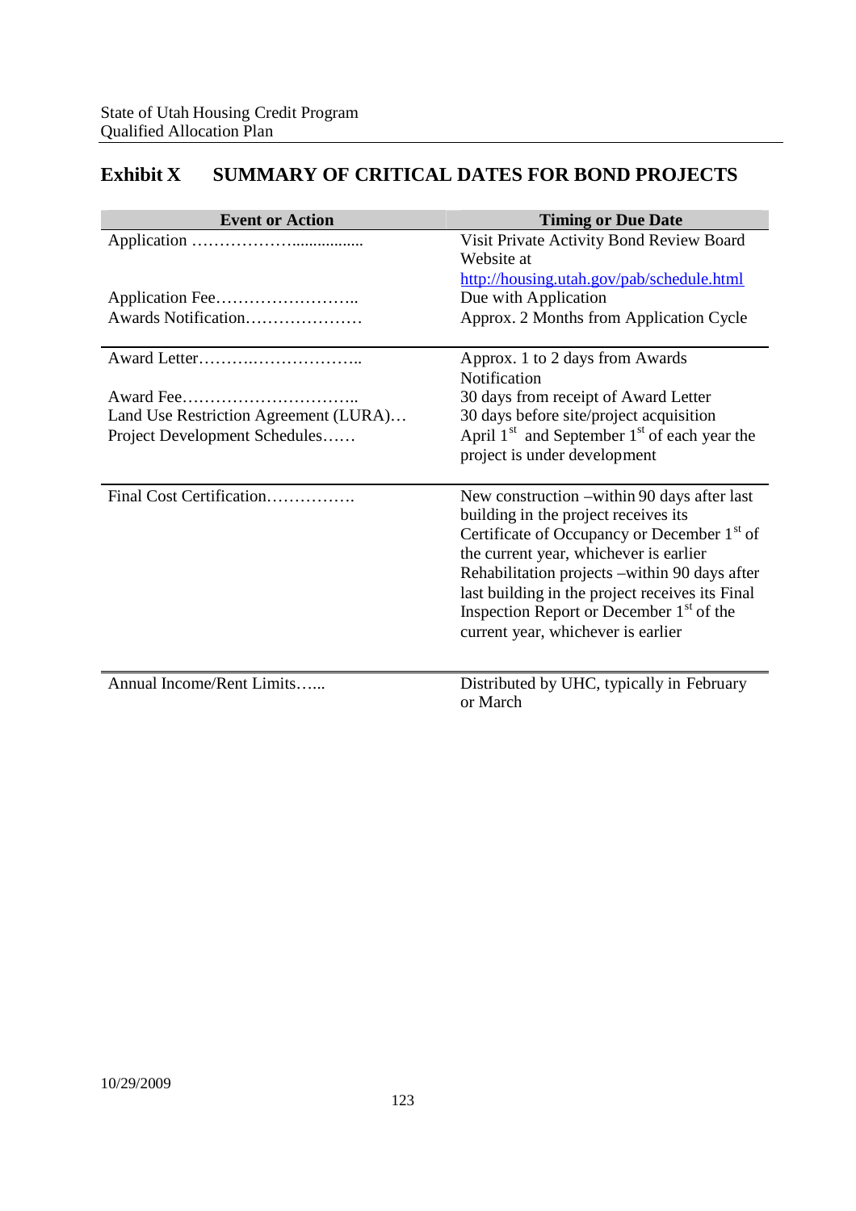## Exhibit X SUMMARY OF CRITICAL DATES FOR BOND PROJECTS

| Event or Action | Timing or Due Date |
|---|---|
| Application ……………….................. | Visit Private Activity Bond Review Board Website at [http://housing.utah.gov/pab/schedule.html](http://housing.utah.gov/pab/schedule.html) |
| Application Fee…………………….. | Due with Application |
| Awards Notification………………… | Approx. 2 Months from Application Cycle |
| Award Letter………..……………….. | Approx. 1 to 2 days from Awards Notification |
| Award Fee………………………….. | 30 days from receipt of Award Letter |
| Land Use Restriction Agreement (LURA)… | 30 days before site/project acquisition |
| Project Development Schedules…… | April 1st and September 1st of each year the project is under development |
| Final Cost Certification……………. | New construction –within 90 days after last building in the project receives its Certificate of Occupancy or December 1st of the current year, whichever is earlier<br>Rehabilitation projects –within 90 days after last building in the project receives its Final Inspection Report or December 1st of the current year, whichever is earlier |
| Annual Income/Rent Limits…... | Distributed by UHC, typically in February or March |

10/29/2009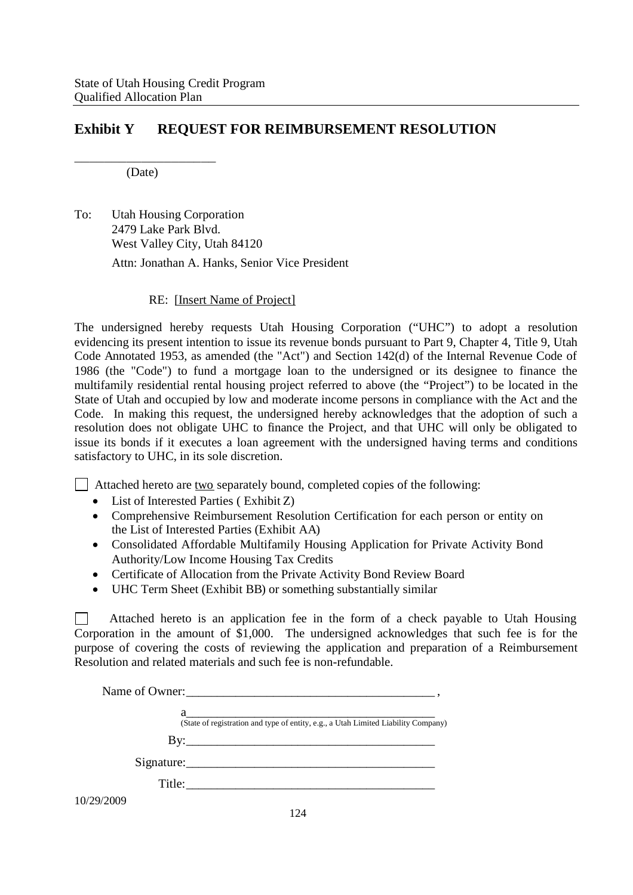# Exhibit Y REQUEST FOR REIMBURSEMENT RESOLUTION

______________________
(Date)

To: Utah Housing Corporation
2479 Lake Park Blvd.
West Valley City, Utah 84120

Attn: Jonathan A. Hanks, Senior Vice President

RE: [Insert Name of Project]

The undersigned hereby requests Utah Housing Corporation ("UHC") to adopt a resolution evidencing its present intention to issue its revenue bonds pursuant to Part 9, Chapter 4, Title 9, Utah Code Annotated 1953, as amended (the "Act") and Section 142(d) of the Internal Revenue Code of 1986 (the "Code") to fund a mortgage loan to the undersigned or its designee to finance the multifamily residential rental housing project referred to above (the "Project") to be located in the State of Utah and occupied by low and moderate income persons in compliance with the Act and the Code. In making this request, the undersigned hereby acknowledges that the adoption of such a resolution does not obligate UHC to finance the Project, and that UHC will only be obligated to issue its bonds if it executes a loan agreement with the undersigned having terms and conditions satisfactory to UHC, in its sole discretion.

☐ Attached hereto are two separately bound, completed copies of the following:

- List of Interested Parties ( Exhibit Z)
- Comprehensive Reimbursement Resolution Certification for each person or entity on the List of Interested Parties (Exhibit AA)
- Consolidated Affordable Multifamily Housing Application for Private Activity Bond Authority/Low Income Housing Tax Credits
- Certificate of Allocation from the Private Activity Bond Review Board
- UHC Term Sheet (Exhibit BB) or something substantially similar

☐ Attached hereto is an application fee in the form of a check payable to Utah Housing Corporation in the amount of $1,000. The undersigned acknowledges that such fee is for the purpose of covering the costs of reviewing the application and preparation of a Reimbursement Resolution and related materials and such fee is non-refundable.

Name of Owner:________________________________________ ,

a________________________________________
(State of registration and type of entity, e.g., a Utah Limited Liability Company)

By:________________________________________

Signature:________________________________________

Title:________________________________________

10/29/2009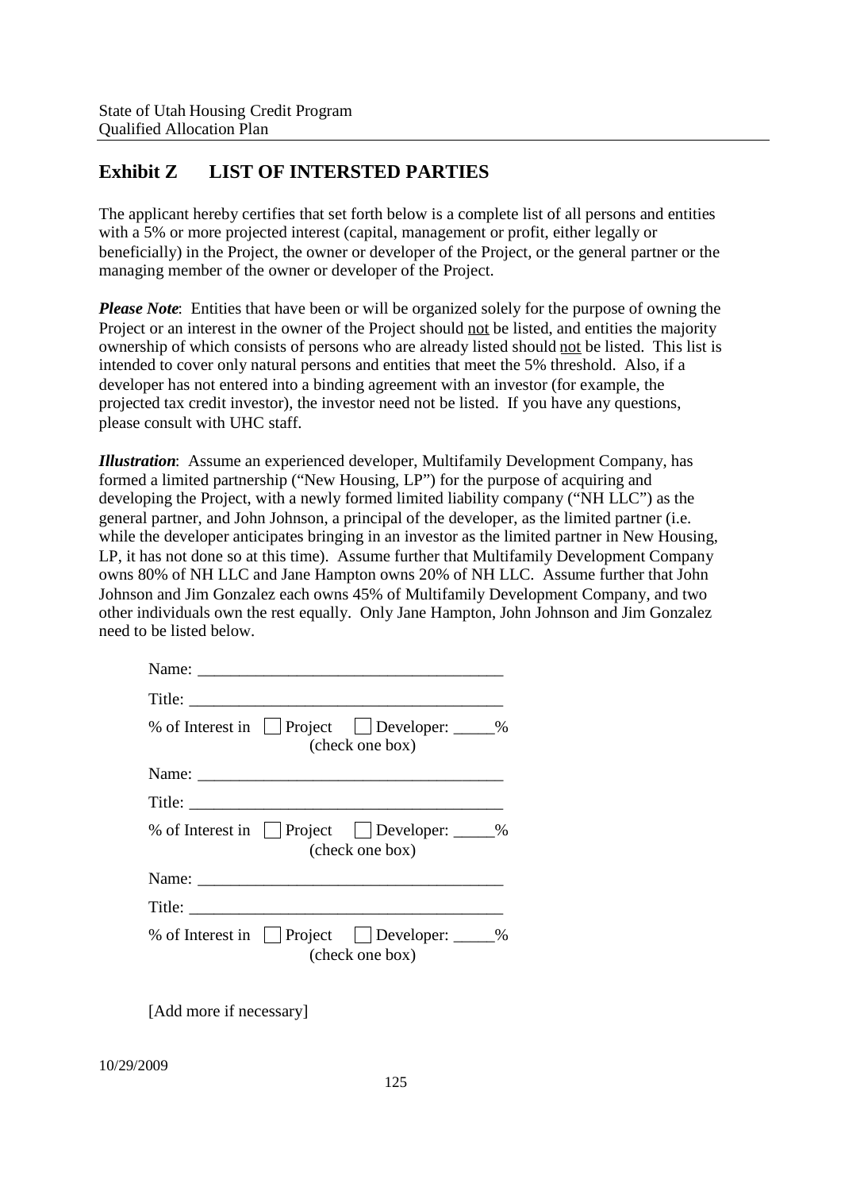## Exhibit Z LIST OF INTERSTED PARTIES

The applicant hereby certifies that set forth below is a complete list of all persons and entities with a 5% or more projected interest (capital, management or profit, either legally or beneficially) in the Project, the owner or developer of the Project, or the general partner or the managing member of the owner or developer of the Project.

***Please Note***: Entities that have been or will be organized solely for the purpose of owning the Project or an interest in the owner of the Project should not be listed, and entities the majority ownership of which consists of persons who are already listed should not be listed. This list is intended to cover only natural persons and entities that meet the 5% threshold. Also, if a developer has not entered into a binding agreement with an investor (for example, the projected tax credit investor), the investor need not be listed. If you have any questions, please consult with UHC staff.

***Illustration***: Assume an experienced developer, Multifamily Development Company, has formed a limited partnership ("New Housing, LP") for the purpose of acquiring and developing the Project, with a newly formed limited liability company ("NH LLC") as the general partner, and John Johnson, a principal of the developer, as the limited partner (i.e. while the developer anticipates bringing in an investor as the limited partner in New Housing, LP, it has not done so at this time). Assume further that Multifamily Development Company owns 80% of NH LLC and Jane Hampton owns 20% of NH LLC. Assume further that John Johnson and Jim Gonzalez each owns 45% of Multifamily Development Company, and two other individuals own the rest equally. Only Jane Hampton, John Johnson and Jim Gonzalez need to be listed below.

Name: ____________________________________

Title: ____________________________________

% of Interest in ☐ Project ☐ Developer: _____%
(check one box)

Name: ____________________________________

Title: ____________________________________

% of Interest in ☐ Project ☐ Developer: _____%
(check one box)

Name: ____________________________________

Title: ____________________________________

% of Interest in ☐ Project ☐ Developer: _____%
(check one box)

[Add more if necessary]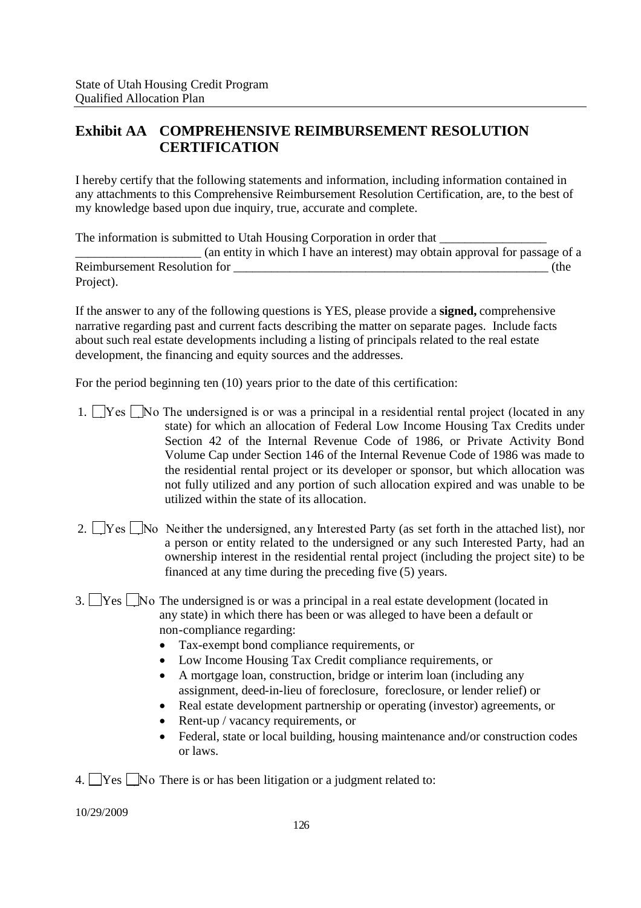## Exhibit AA COMPREHENSIVE REIMBURSEMENT RESOLUTION CERTIFICATION

I hereby certify that the following statements and information, including information contained in any attachments to this Comprehensive Reimbursement Resolution Certification, are, to the best of my knowledge based upon due inquiry, true, accurate and complete.

The information is submitted to Utah Housing Corporation in order that _________________ ____________________ (an entity in which I have an interest) may obtain approval for passage of a Reimbursement Resolution for _____________________________________________________ (the Project).

If the answer to any of the following questions is YES, please provide a **signed,** comprehensive narrative regarding past and current facts describing the matter on separate pages. Include facts about such real estate developments including a listing of principals related to the real estate development, the financing and equity sources and the addresses.

For the period beginning ten (10) years prior to the date of this certification:

1. ☐ Yes ☐ No The undersigned is or was a principal in a residential rental project (located in any state) for which an allocation of Federal Low Income Housing Tax Credits under Section 42 of the Internal Revenue Code of 1986, or Private Activity Bond Volume Cap under Section 146 of the Internal Revenue Code of 1986 was made to the residential rental project or its developer or sponsor, but which allocation was not fully utilized and any portion of such allocation expired and was unable to be utilized within the state of its allocation.

2. ☐ Yes ☐ No Neither the undersigned, any Interested Party (as set forth in the attached list), nor a person or entity related to the undersigned or any such Interested Party, had an ownership interest in the residential rental project (including the project site) to be financed at any time during the preceding five (5) years.

3. ☐ Yes ☐ No The undersigned is or was a principal in a real estate development (located in any state) in which there has been or was alleged to have been a default or non-compliance regarding:
   - Tax-exempt bond compliance requirements, or
   - Low Income Housing Tax Credit compliance requirements, or
   - A mortgage loan, construction, bridge or interim loan (including any assignment, deed-in-lieu of foreclosure, foreclosure, or lender relief) or
   - Real estate development partnership or operating (investor) agreements, or
   - Rent-up / vacancy requirements, or
   - Federal, state or local building, housing maintenance and/or construction codes or laws.

4. ☐ Yes ☐ No There is or has been litigation or a judgment related to:

10/29/2009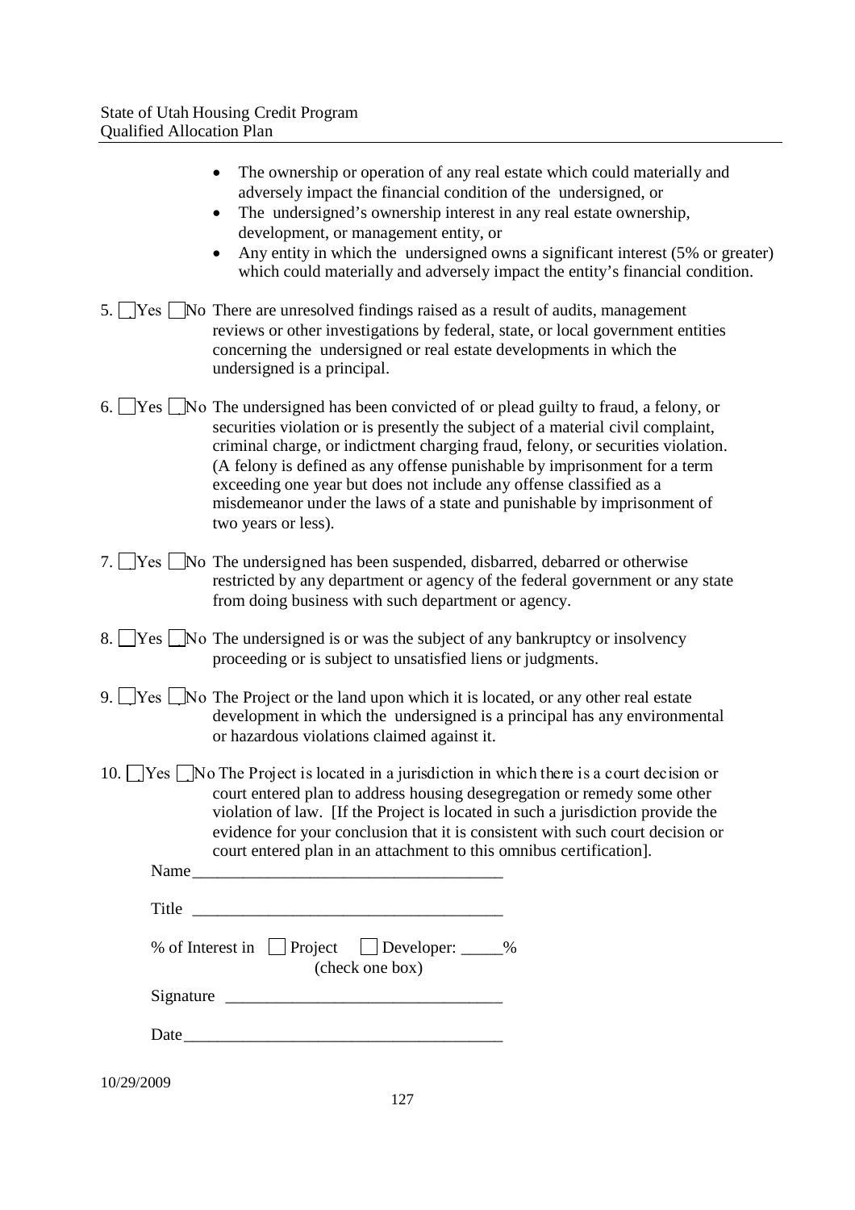- The ownership or operation of any real estate which could materially and adversely impact the financial condition of the undersigned, or
- The undersigned's ownership interest in any real estate ownership, development, or management entity, or
- Any entity in which the undersigned owns a significant interest (5% or greater) which could materially and adversely impact the entity's financial condition.

5. ☐ Yes ☐ No There are unresolved findings raised as a result of audits, management reviews or other investigations by federal, state, or local government entities concerning the undersigned or real estate developments in which the undersigned is a principal.

6. ☐ Yes ☐ No The undersigned has been convicted of or plead guilty to fraud, a felony, or securities violation or is presently the subject of a material civil complaint, criminal charge, or indictment charging fraud, felony, or securities violation. (A felony is defined as any offense punishable by imprisonment for a term exceeding one year but does not include any offense classified as a misdemeanor under the laws of a state and punishable by imprisonment of two years or less).

7. ☐ Yes ☐ No The undersigned has been suspended, disbarred, debarred or otherwise restricted by any department or agency of the federal government or any state from doing business with such department or agency.

8. ☐ Yes ☐ No The undersigned is or was the subject of any bankruptcy or insolvency proceeding or is subject to unsatisfied liens or judgments.

9. ☐ Yes ☐ No The Project or the land upon which it is located, or any other real estate development in which the undersigned is a principal has any environmental or hazardous violations claimed against it.

10. ☐ Yes ☐ No The Project is located in a jurisdiction in which there is a court decision or court entered plan to address housing desegregation or remedy some other violation of law. [If the Project is located in such a jurisdiction provide the evidence for your conclusion that it is consistent with such court decision or court entered plan in an attachment to this omnibus certification].

Name_____________________________________

Title _____________________________________

% of Interest in ☐ Project ☐ Developer: _____%
(check one box)

Signature _________________________________

Date______________________________________

10/29/2009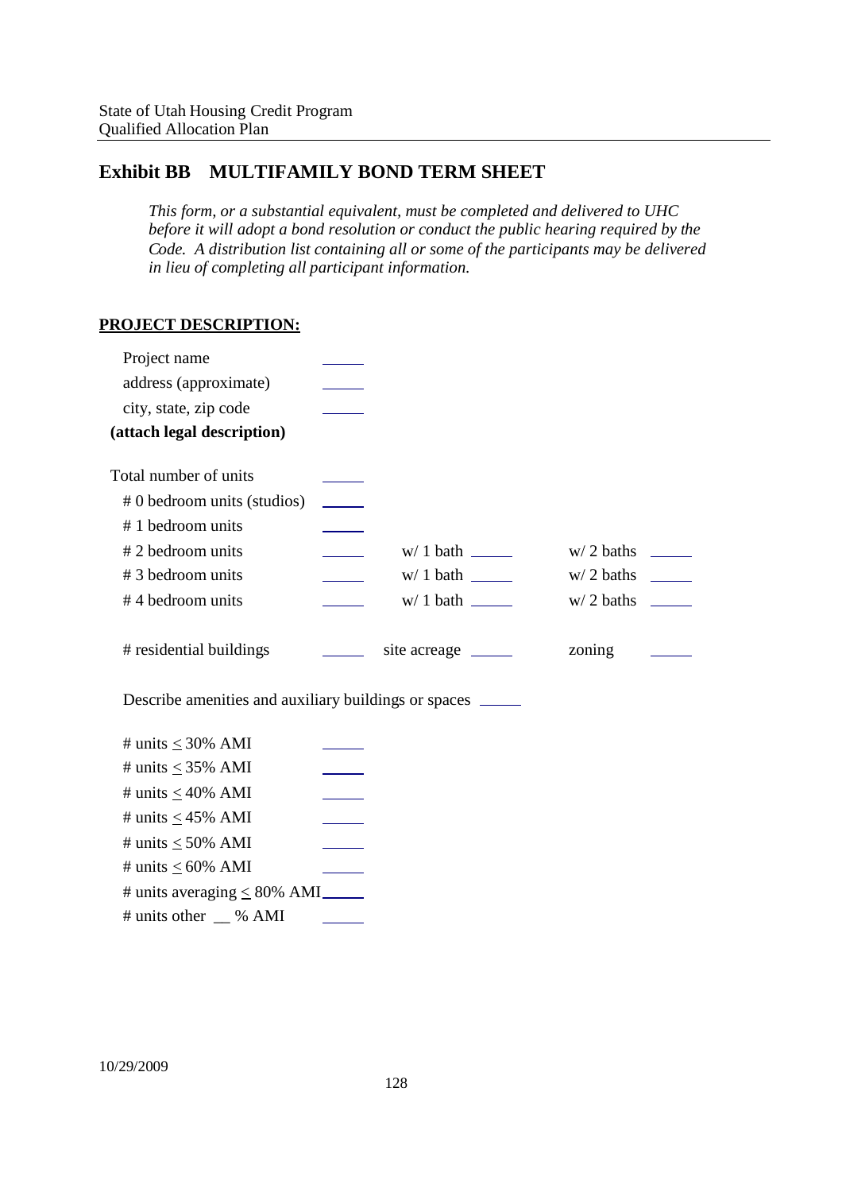## Exhibit BB MULTIFAMILY BOND TERM SHEET

*This form, or a substantial equivalent, must be completed and delivered to UHC before it will adopt a bond resolution or conduct the public hearing required by the Code. A distribution list containing all or some of the participants may be delivered in lieu of completing all participant information.*

**PROJECT DESCRIPTION:**

Project name \_\_\_\_\_

address (approximate) \_\_\_\_\_

city, state, zip code \_\_\_\_\_

**(attach legal description)**

Total number of units \_\_\_\_\_

# 0 bedroom units (studios) \_\_\_\_\_

# 1 bedroom units \_\_\_\_\_

# 2 bedroom units \_\_\_\_\_ w/ 1 bath \_\_\_\_\_ w/ 2 baths \_\_\_\_\_

# 3 bedroom units \_\_\_\_\_ w/ 1 bath \_\_\_\_\_ w/ 2 baths \_\_\_\_\_

# 4 bedroom units \_\_\_\_\_ w/ 1 bath \_\_\_\_\_ w/ 2 baths \_\_\_\_\_

# residential buildings \_\_\_\_\_ site acreage \_\_\_\_\_ zoning \_\_\_\_\_

Describe amenities and auxiliary buildings or spaces \_\_\_\_\_

# units $\leq$ 30% AMI \_\_\_\_\_

# units $\leq$ 35% AMI \_\_\_\_\_

# units $\leq$ 40% AMI \_\_\_\_\_

# units $\leq$ 45% AMI \_\_\_\_\_

# units $\leq$ 50% AMI \_\_\_\_\_

# units $\leq$ 60% AMI \_\_\_\_\_

# units averaging $\leq$ 80% AMI \_\_\_\_\_

# units other \_\_ % AMI \_\_\_\_\_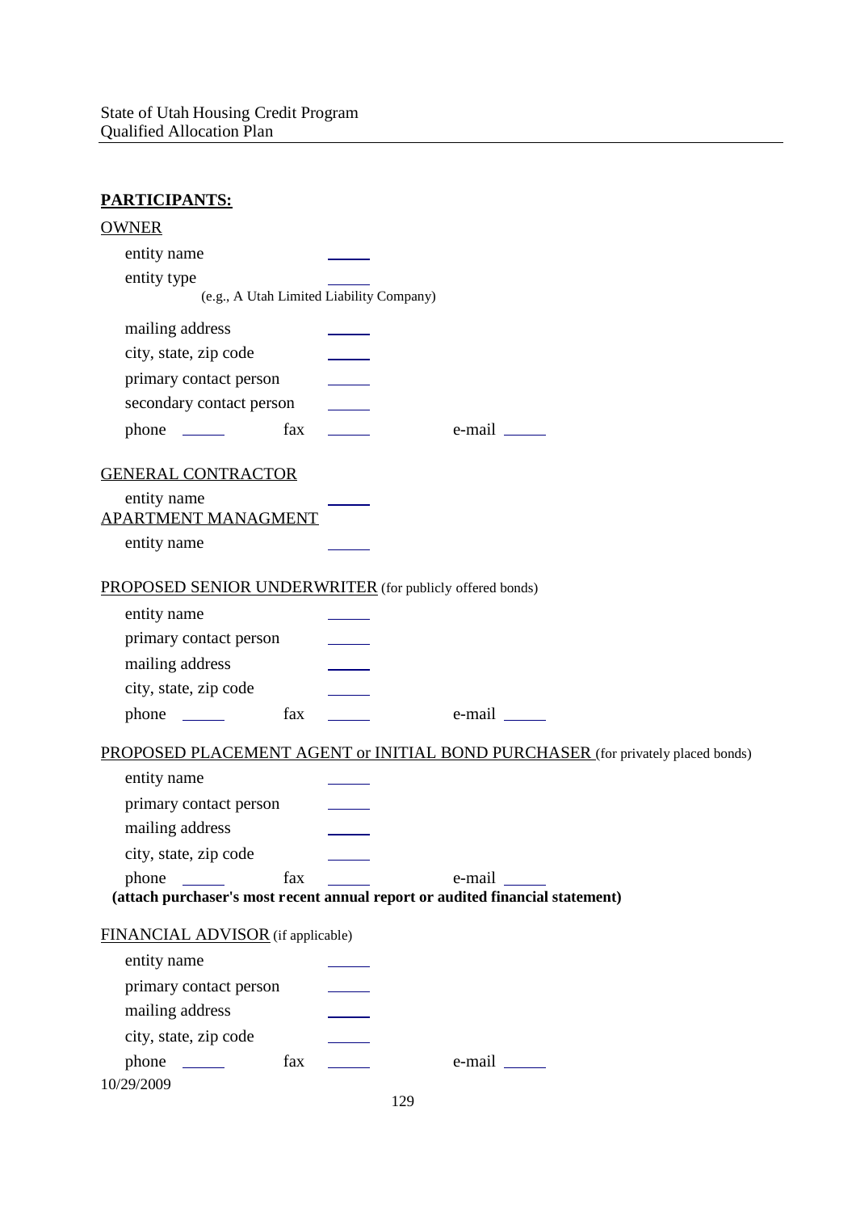**PARTICIPANTS:**

<u>OWNER</u>

entity name \_\_\_\_\_

entity type \_\_\_\_\_
(e.g., A Utah Limited Liability Company)

mailing address \_\_\_\_\_

city, state, zip code \_\_\_\_\_

primary contact person \_\_\_\_\_

secondary contact person \_\_\_\_\_

phone \_\_\_\_\_ fax \_\_\_\_\_ e-mail \_\_\_\_\_

<u>GENERAL CONTRACTOR</u>

entity name \_\_\_\_\_

<u>APARTMENT MANAGMENT</u>

entity name \_\_\_\_\_

<u>PROPOSED SENIOR UNDERWRITER</u> (for publicly offered bonds)

entity name \_\_\_\_\_

primary contact person \_\_\_\_\_

mailing address \_\_\_\_\_

city, state, zip code \_\_\_\_\_

phone \_\_\_\_\_ fax \_\_\_\_\_ e-mail \_\_\_\_\_

<u>PROPOSED PLACEMENT AGENT or INITIAL BOND PURCHASER</u> (for privately placed bonds)

entity name \_\_\_\_\_

primary contact person \_\_\_\_\_

mailing address \_\_\_\_\_

city, state, zip code \_\_\_\_\_

phone \_\_\_\_\_ fax \_\_\_\_\_ e-mail \_\_\_\_\_

**(attach purchaser's most recent annual report or audited financial statement)**

<u>FINANCIAL ADVISOR</u> (if applicable)

entity name \_\_\_\_\_

primary contact person \_\_\_\_\_

mailing address \_\_\_\_\_

city, state, zip code \_\_\_\_\_

phone \_\_\_\_\_ fax \_\_\_\_\_ e-mail \_\_\_\_\_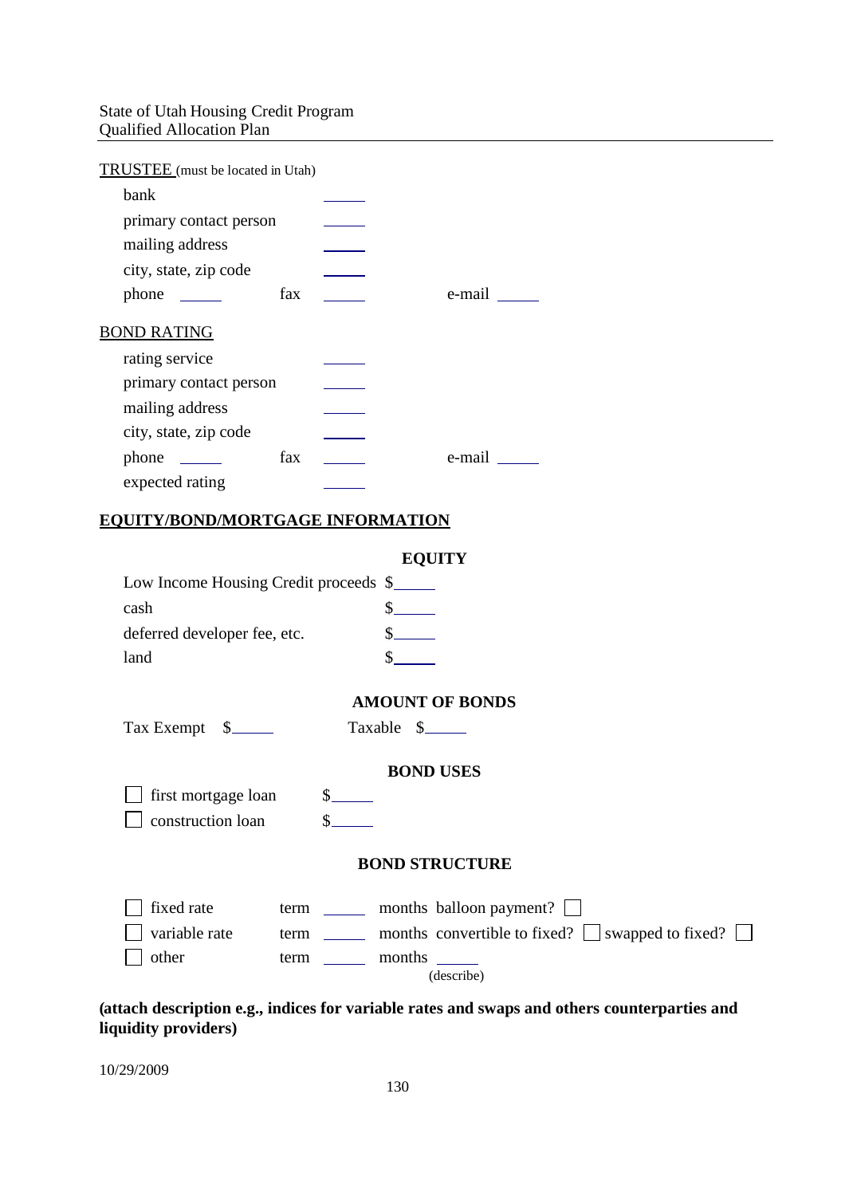TRUSTEE (must be located in Utah)

bank ______
primary contact person ______
mailing address ______
city, state, zip code ______
phone ______ fax ______ e-mail ______

BOND RATING

rating service ______
primary contact person ______
mailing address ______
city, state, zip code ______
phone ______ fax ______ e-mail ______
expected rating ______

## EQUITY/BOND/MORTGAGE INFORMATION

### EQUITY

Low Income Housing Credit proceeds $______
cash $______
deferred developer fee, etc. $______
land $______

### AMOUNT OF BONDS

Tax Exempt $______ Taxable $______

### BOND USES

☐ first mortgage loan $______
☐ construction loan $______

### BOND STRUCTURE

☐ fixed rate term ______ months balloon payment? ☐
☐ variable rate term ______ months convertible to fixed? ☐ swapped to fixed? ☐
☐ other term ______ months ______ (describe)

**(attach description e.g., indices for variable rates and swaps and others counterparties and liquidity providers)**

10/29/2009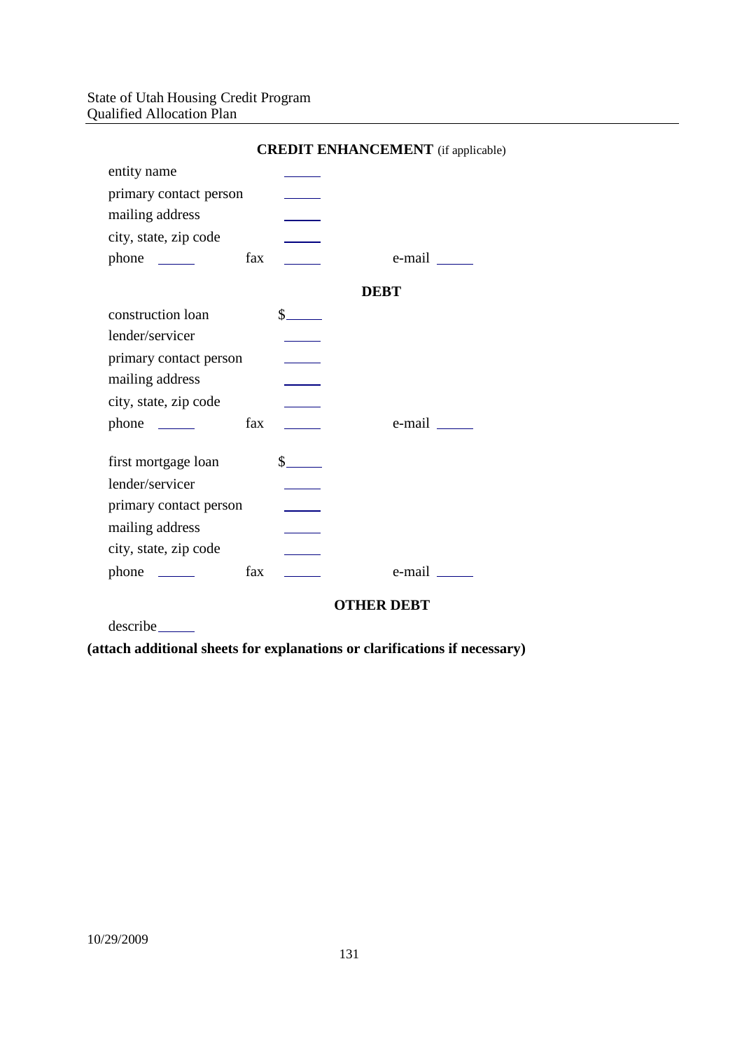## CREDIT ENHANCEMENT (if applicable)

entity name \_\_\_\_\_

primary contact person \_\_\_\_\_

mailing address \_\_\_\_\_

city, state, zip code \_\_\_\_\_

phone \_\_\_\_\_ fax \_\_\_\_\_ e-mail \_\_\_\_\_

## DEBT

construction loan $\_\_\_\_\_

lender/servicer \_\_\_\_\_

primary contact person \_\_\_\_\_

mailing address \_\_\_\_\_

city, state, zip code \_\_\_\_\_

phone \_\_\_\_\_ fax \_\_\_\_\_ e-mail \_\_\_\_\_

first mortgage loan $\_\_\_\_\_

lender/servicer \_\_\_\_\_

primary contact person \_\_\_\_\_

mailing address \_\_\_\_\_

city, state, zip code \_\_\_\_\_

phone \_\_\_\_\_ fax \_\_\_\_\_ e-mail \_\_\_\_\_

## OTHER DEBT

describe\_\_\_\_\_

**(attach additional sheets for explanations or clarifications if necessary)**

10/29/2009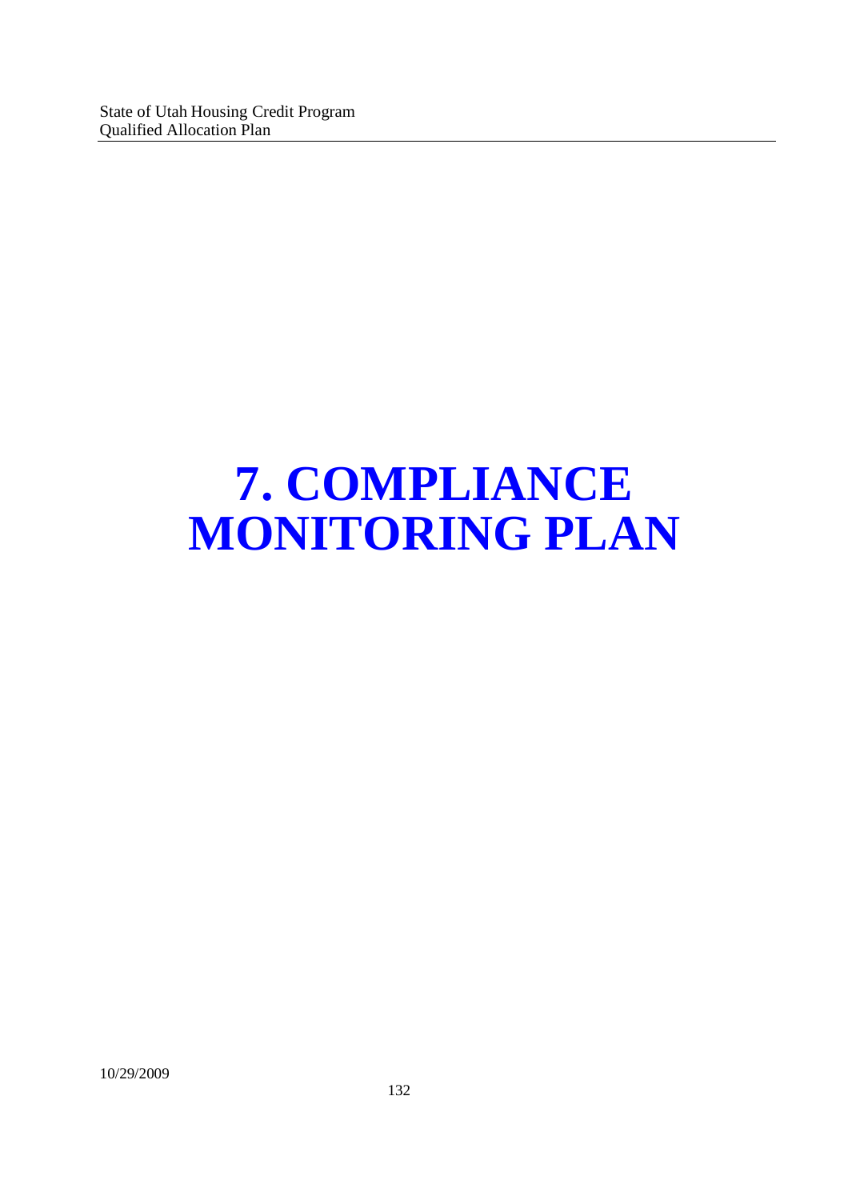# 7. COMPLIANCE MONITORING PLAN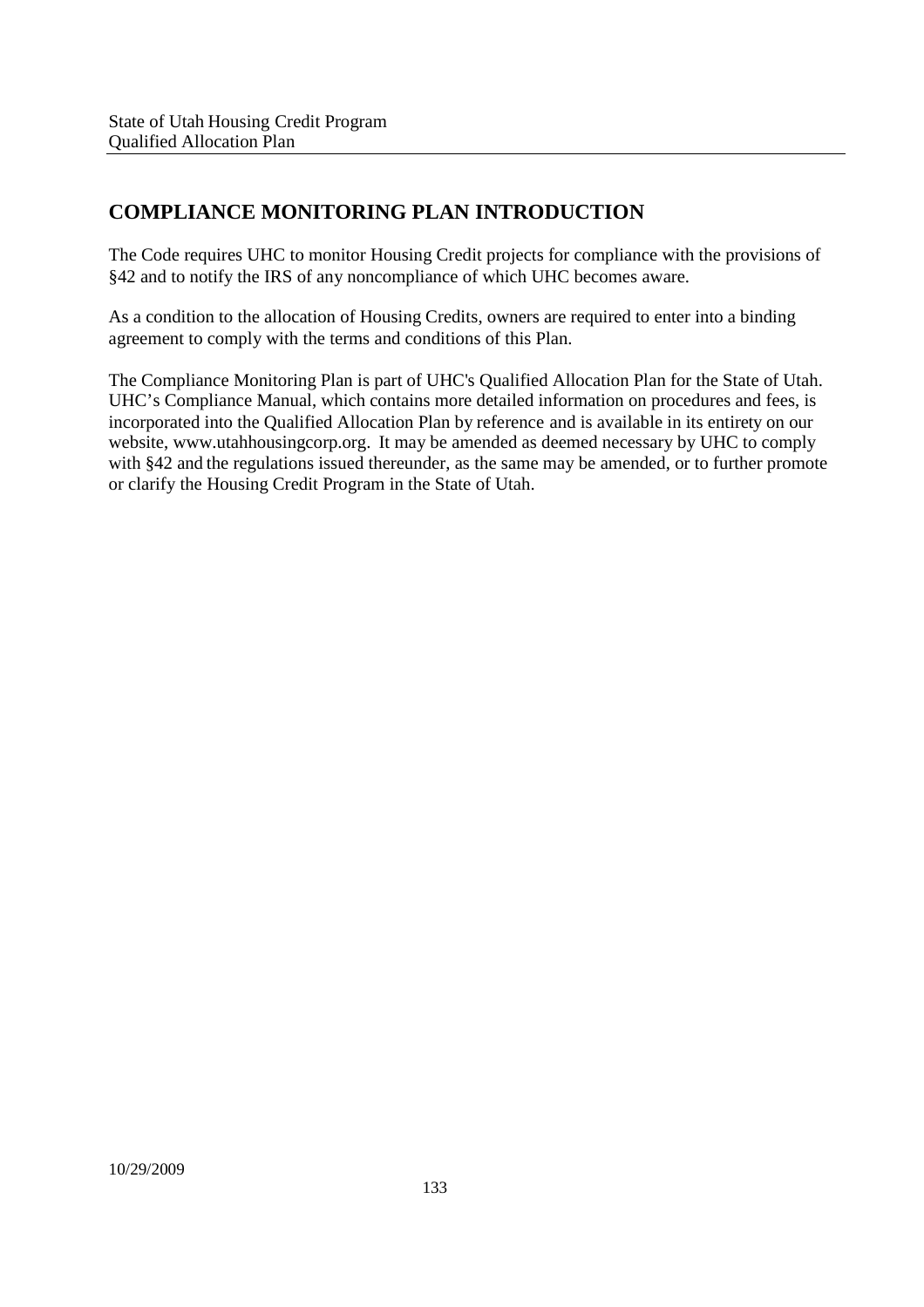## COMPLIANCE MONITORING PLAN INTRODUCTION

The Code requires UHC to monitor Housing Credit projects for compliance with the provisions of §42 and to notify the IRS of any noncompliance of which UHC becomes aware.

As a condition to the allocation of Housing Credits, owners are required to enter into a binding agreement to comply with the terms and conditions of this Plan.

The Compliance Monitoring Plan is part of UHC's Qualified Allocation Plan for the State of Utah. UHC's Compliance Manual, which contains more detailed information on procedures and fees, is incorporated into the Qualified Allocation Plan by reference and is available in its entirety on our website, www.utahhousingcorp.org. It may be amended as deemed necessary by UHC to comply with §42 and the regulations issued thereunder, as the same may be amended, or to further promote or clarify the Housing Credit Program in the State of Utah.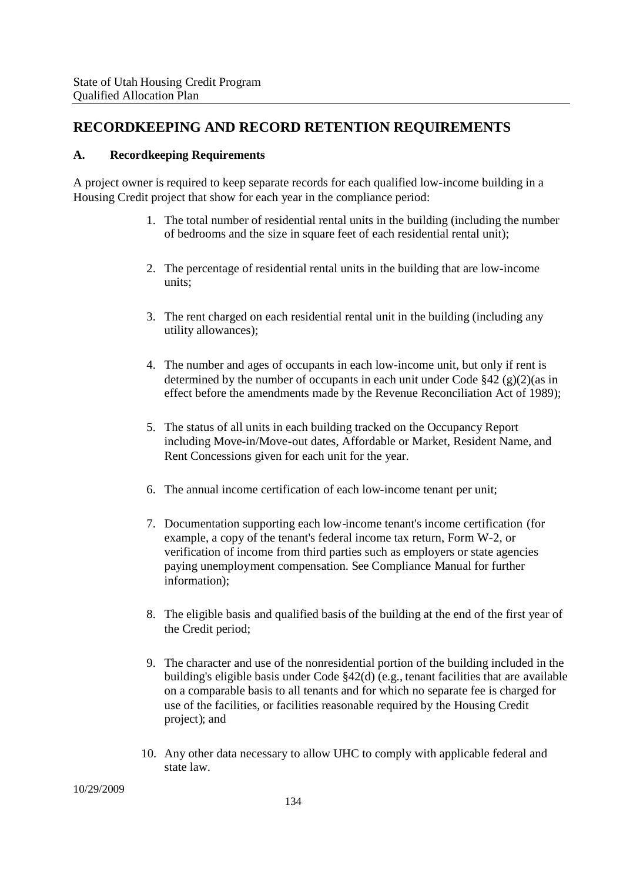## RECORDKEEPING AND RECORD RETENTION REQUIREMENTS

### A. Recordkeeping Requirements

A project owner is required to keep separate records for each qualified low-income building in a Housing Credit project that show for each year in the compliance period:

1. The total number of residential rental units in the building (including the number of bedrooms and the size in square feet of each residential rental unit);
2. The percentage of residential rental units in the building that are low-income units;
3. The rent charged on each residential rental unit in the building (including any utility allowances);
4. The number and ages of occupants in each low-income unit, but only if rent is determined by the number of occupants in each unit under Code §42 (g)(2)(as in effect before the amendments made by the Revenue Reconciliation Act of 1989);
5. The status of all units in each building tracked on the Occupancy Report including Move-in/Move-out dates, Affordable or Market, Resident Name, and Rent Concessions given for each unit for the year.
6. The annual income certification of each low-income tenant per unit;
7. Documentation supporting each low-income tenant's income certification (for example, a copy of the tenant's federal income tax return, Form W-2, or verification of income from third parties such as employers or state agencies paying unemployment compensation. See Compliance Manual for further information);
8. The eligible basis and qualified basis of the building at the end of the first year of the Credit period;
9. The character and use of the nonresidential portion of the building included in the building's eligible basis under Code §42(d) (e.g., tenant facilities that are available on a comparable basis to all tenants and for which no separate fee is charged for use of the facilities, or facilities reasonable required by the Housing Credit project); and
10. Any other data necessary to allow UHC to comply with applicable federal and state law.

10/29/2009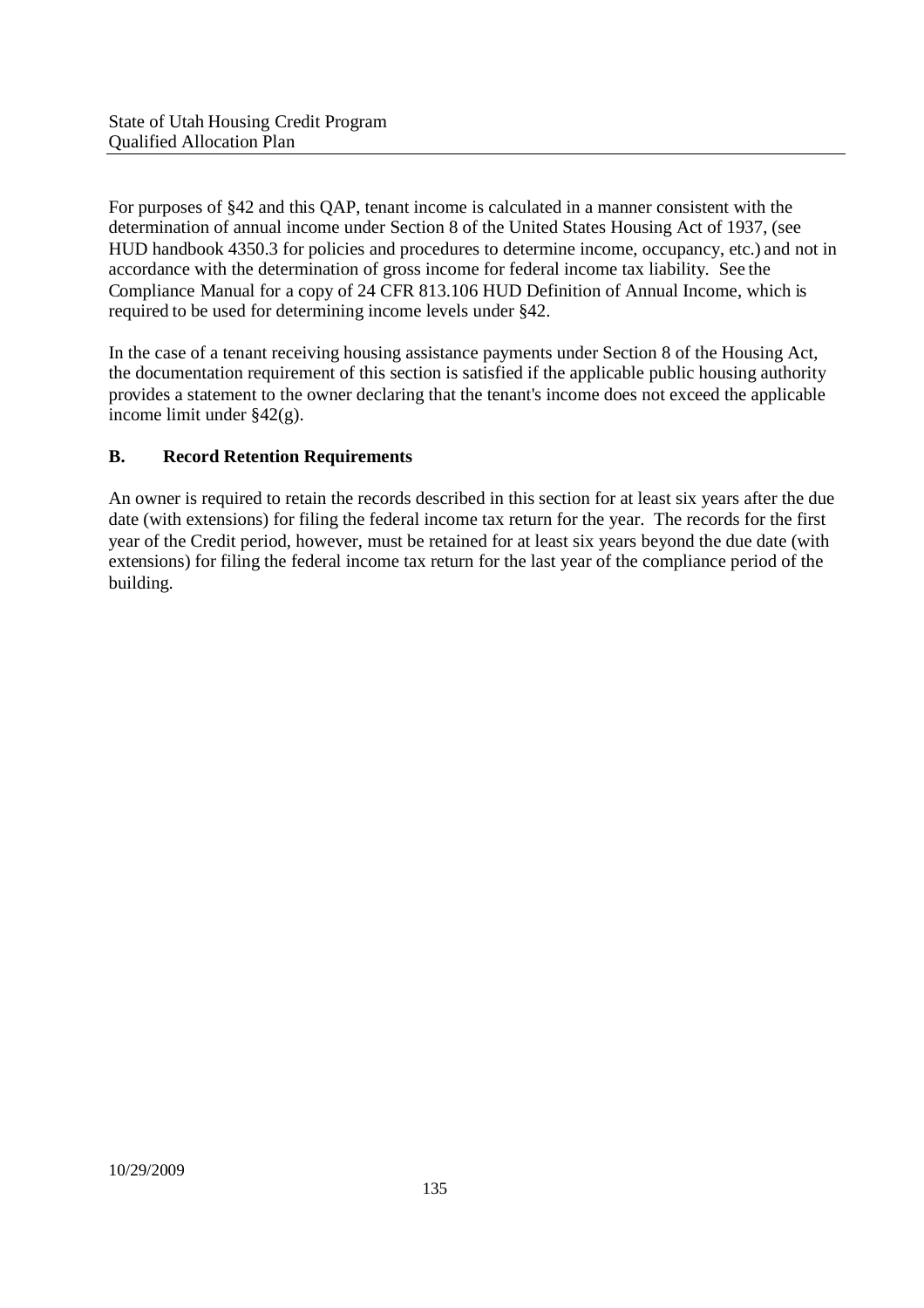For purposes of §42 and this QAP, tenant income is calculated in a manner consistent with the determination of annual income under Section 8 of the United States Housing Act of 1937, (see HUD handbook 4350.3 for policies and procedures to determine income, occupancy, etc.) and not in accordance with the determination of gross income for federal income tax liability. See the Compliance Manual for a copy of 24 CFR 813.106 HUD Definition of Annual Income, which is required to be used for determining income levels under §42.

In the case of a tenant receiving housing assistance payments under Section 8 of the Housing Act, the documentation requirement of this section is satisfied if the applicable public housing authority provides a statement to the owner declaring that the tenant's income does not exceed the applicable income limit under §42(g).

### B. Record Retention Requirements

An owner is required to retain the records described in this section for at least six years after the due date (with extensions) for filing the federal income tax return for the year. The records for the first year of the Credit period, however, must be retained for at least six years beyond the due date (with extensions) for filing the federal income tax return for the last year of the compliance period of the building.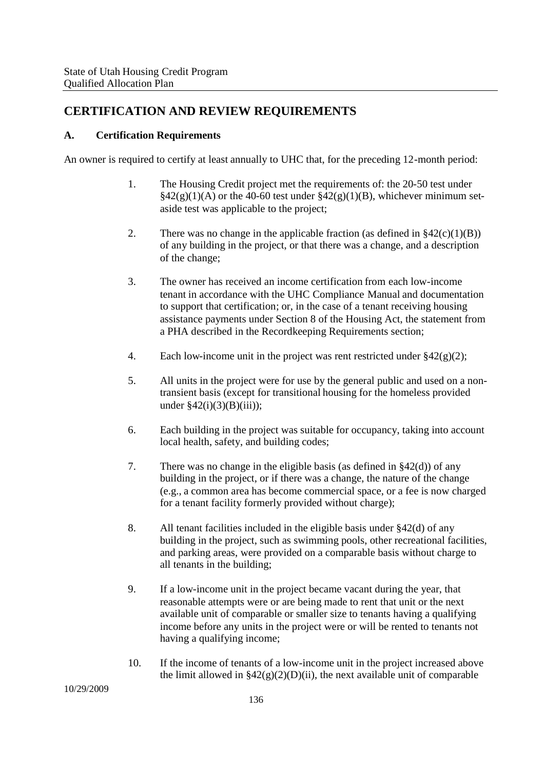## CERTIFICATION AND REVIEW REQUIREMENTS

### A. Certification Requirements

An owner is required to certify at least annually to UHC that, for the preceding 12-month period:

1. The Housing Credit project met the requirements of: the 20-50 test under §42(g)(1)(A) or the 40-60 test under §42(g)(1)(B), whichever minimum set-aside test was applicable to the project;

2. There was no change in the applicable fraction (as defined in §42(c)(1)(B)) of any building in the project, or that there was a change, and a description of the change;

3. The owner has received an income certification from each low-income tenant in accordance with the UHC Compliance Manual and documentation to support that certification; or, in the case of a tenant receiving housing assistance payments under Section 8 of the Housing Act, the statement from a PHA described in the Recordkeeping Requirements section;

4. Each low-income unit in the project was rent restricted under §42(g)(2);

5. All units in the project were for use by the general public and used on a non-transient basis (except for transitional housing for the homeless provided under §42(i)(3)(B)(iii));

6. Each building in the project was suitable for occupancy, taking into account local health, safety, and building codes;

7. There was no change in the eligible basis (as defined in §42(d)) of any building in the project, or if there was a change, the nature of the change (e.g., a common area has become commercial space, or a fee is now charged for a tenant facility formerly provided without charge);

8. All tenant facilities included in the eligible basis under §42(d) of any building in the project, such as swimming pools, other recreational facilities, and parking areas, were provided on a comparable basis without charge to all tenants in the building;

9. If a low-income unit in the project became vacant during the year, that reasonable attempts were or are being made to rent that unit or the next available unit of comparable or smaller size to tenants having a qualifying income before any units in the project were or will be rented to tenants not having a qualifying income;

10. If the income of tenants of a low-income unit in the project increased above the limit allowed in §42(g)(2)(D)(ii), the next available unit of comparable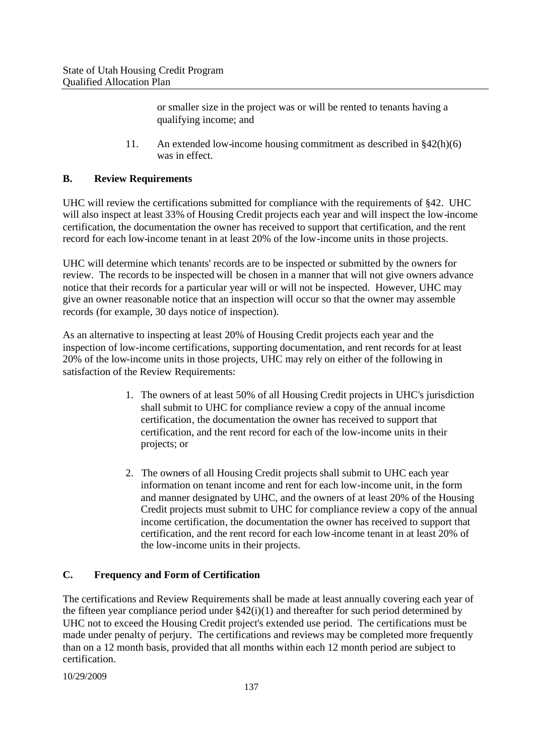or smaller size in the project was or will be rented to tenants having a qualifying income; and

11. An extended low-income housing commitment as described in §42(h)(6) was in effect.

## B. Review Requirements

UHC will review the certifications submitted for compliance with the requirements of §42. UHC will also inspect at least 33% of Housing Credit projects each year and will inspect the low-income certification, the documentation the owner has received to support that certification, and the rent record for each low-income tenant in at least 20% of the low-income units in those projects.

UHC will determine which tenants' records are to be inspected or submitted by the owners for review. The records to be inspected will be chosen in a manner that will not give owners advance notice that their records for a particular year will or will not be inspected. However, UHC may give an owner reasonable notice that an inspection will occur so that the owner may assemble records (for example, 30 days notice of inspection).

As an alternative to inspecting at least 20% of Housing Credit projects each year and the inspection of low-income certifications, supporting documentation, and rent records for at least 20% of the low-income units in those projects, UHC may rely on either of the following in satisfaction of the Review Requirements:

1. The owners of at least 50% of all Housing Credit projects in UHC's jurisdiction shall submit to UHC for compliance review a copy of the annual income certification, the documentation the owner has received to support that certification, and the rent record for each of the low-income units in their projects; or

2. The owners of all Housing Credit projects shall submit to UHC each year information on tenant income and rent for each low-income unit, in the form and manner designated by UHC, and the owners of at least 20% of the Housing Credit projects must submit to UHC for compliance review a copy of the annual income certification, the documentation the owner has received to support that certification, and the rent record for each low-income tenant in at least 20% of the low-income units in their projects.

## C. Frequency and Form of Certification

The certifications and Review Requirements shall be made at least annually covering each year of the fifteen year compliance period under §42(i)(1) and thereafter for such period determined by UHC not to exceed the Housing Credit project's extended use period. The certifications must be made under penalty of perjury. The certifications and reviews may be completed more frequently than on a 12 month basis, provided that all months within each 12 month period are subject to certification.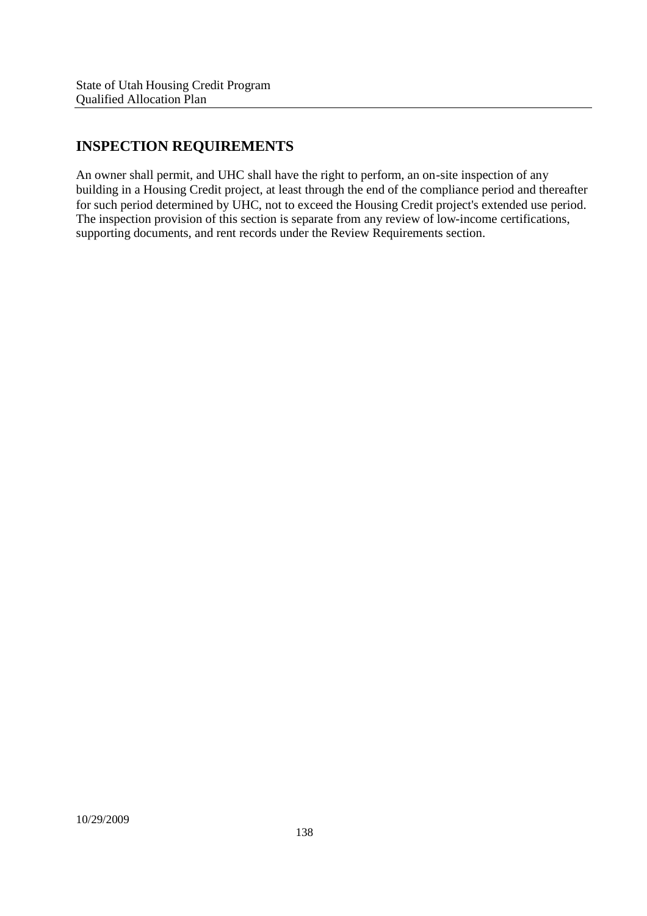## INSPECTION REQUIREMENTS

An owner shall permit, and UHC shall have the right to perform, an on-site inspection of any building in a Housing Credit project, at least through the end of the compliance period and thereafter for such period determined by UHC, not to exceed the Housing Credit project's extended use period. The inspection provision of this section is separate from any review of low-income certifications, supporting documents, and rent records under the Review Requirements section.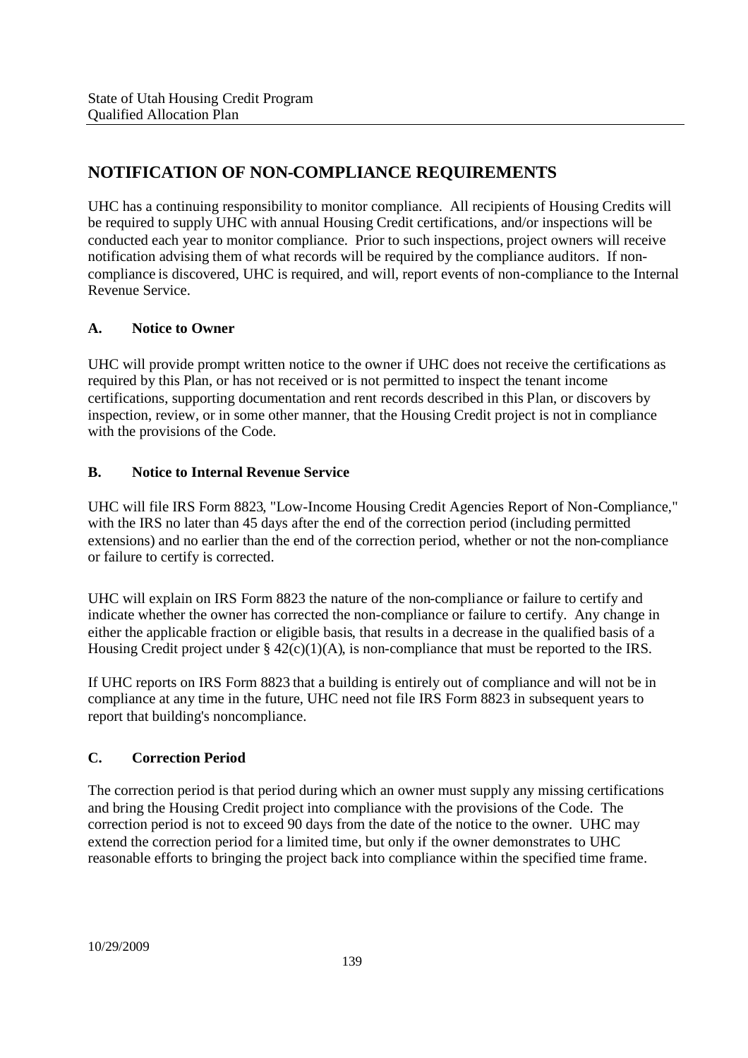## NOTIFICATION OF NON-COMPLIANCE REQUIREMENTS

UHC has a continuing responsibility to monitor compliance. All recipients of Housing Credits will be required to supply UHC with annual Housing Credit certifications, and/or inspections will be conducted each year to monitor compliance. Prior to such inspections, project owners will receive notification advising them of what records will be required by the compliance auditors. If non-compliance is discovered, UHC is required, and will, report events of non-compliance to the Internal Revenue Service.

### A. Notice to Owner

UHC will provide prompt written notice to the owner if UHC does not receive the certifications as required by this Plan, or has not received or is not permitted to inspect the tenant income certifications, supporting documentation and rent records described in this Plan, or discovers by inspection, review, or in some other manner, that the Housing Credit project is not in compliance with the provisions of the Code.

### B. Notice to Internal Revenue Service

UHC will file IRS Form 8823, "Low-Income Housing Credit Agencies Report of Non-Compliance," with the IRS no later than 45 days after the end of the correction period (including permitted extensions) and no earlier than the end of the correction period, whether or not the non-compliance or failure to certify is corrected.

UHC will explain on IRS Form 8823 the nature of the non-compliance or failure to certify and indicate whether the owner has corrected the non-compliance or failure to certify. Any change in either the applicable fraction or eligible basis, that results in a decrease in the qualified basis of a Housing Credit project under § 42(c)(1)(A), is non-compliance that must be reported to the IRS.

If UHC reports on IRS Form 8823 that a building is entirely out of compliance and will not be in compliance at any time in the future, UHC need not file IRS Form 8823 in subsequent years to report that building's noncompliance.

### C. Correction Period

The correction period is that period during which an owner must supply any missing certifications and bring the Housing Credit project into compliance with the provisions of the Code. The correction period is not to exceed 90 days from the date of the notice to the owner. UHC may extend the correction period for a limited time, but only if the owner demonstrates to UHC reasonable efforts to bringing the project back into compliance within the specified time frame.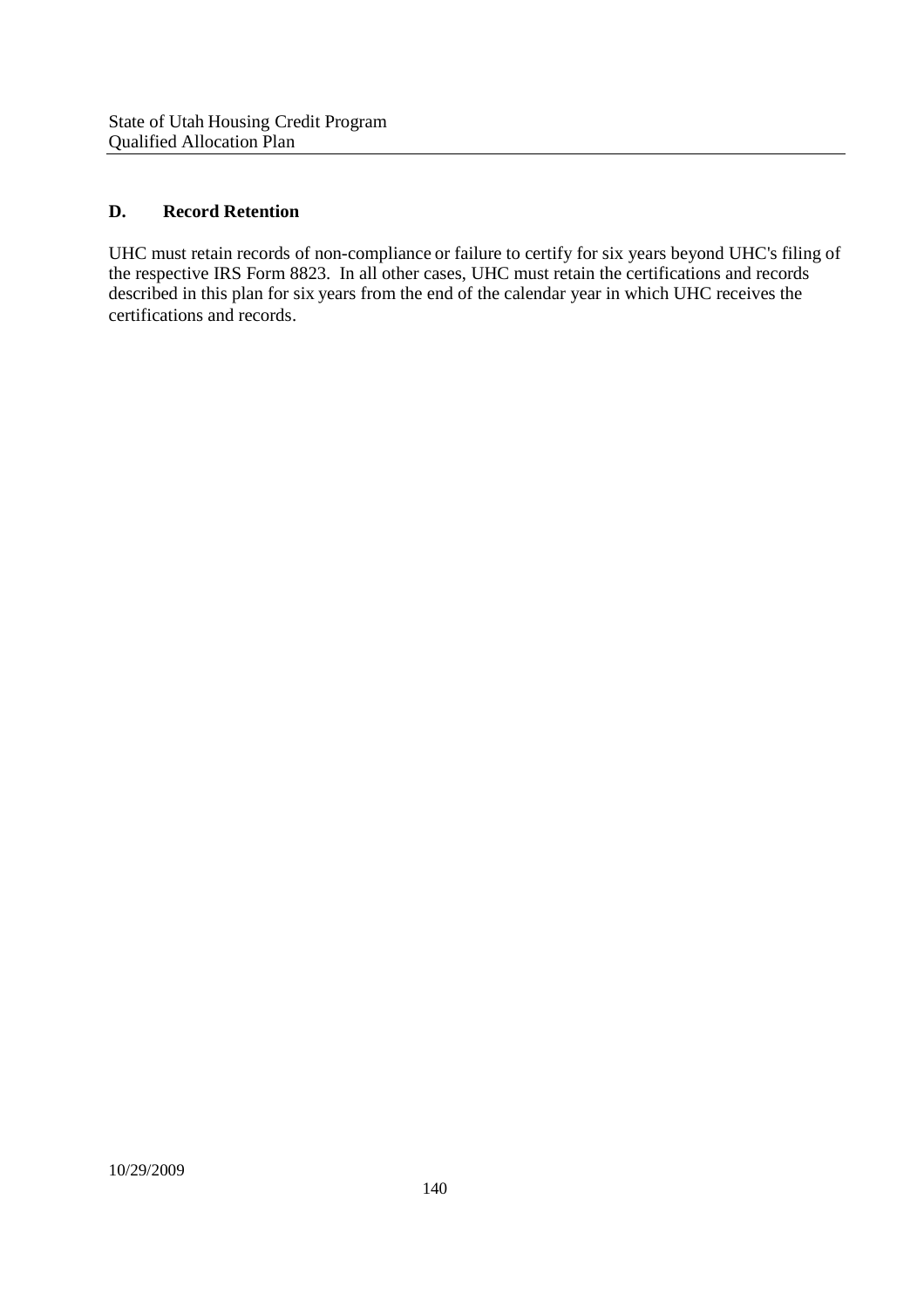## D. Record Retention

UHC must retain records of non-compliance or failure to certify for six years beyond UHC's filing of the respective IRS Form 8823. In all other cases, UHC must retain the certifications and records described in this plan for six years from the end of the calendar year in which UHC receives the certifications and records.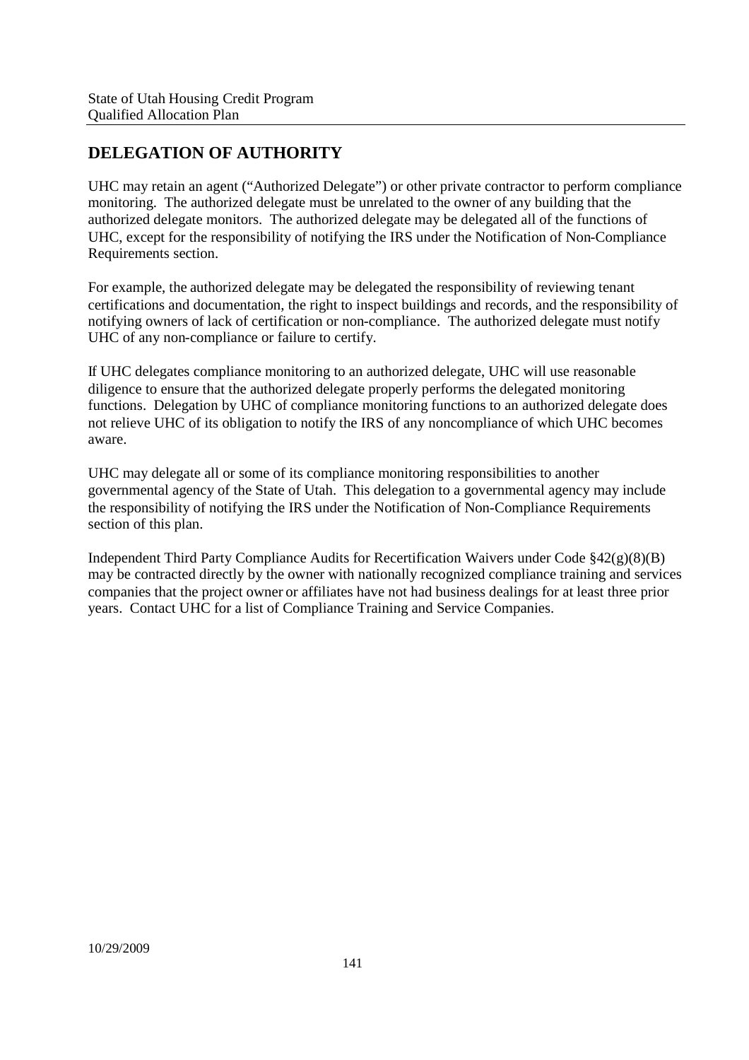## DELEGATION OF AUTHORITY

UHC may retain an agent ("Authorized Delegate") or other private contractor to perform compliance monitoring. The authorized delegate must be unrelated to the owner of any building that the authorized delegate monitors. The authorized delegate may be delegated all of the functions of UHC, except for the responsibility of notifying the IRS under the Notification of Non-Compliance Requirements section.

For example, the authorized delegate may be delegated the responsibility of reviewing tenant certifications and documentation, the right to inspect buildings and records, and the responsibility of notifying owners of lack of certification or non-compliance. The authorized delegate must notify UHC of any non-compliance or failure to certify.

If UHC delegates compliance monitoring to an authorized delegate, UHC will use reasonable diligence to ensure that the authorized delegate properly performs the delegated monitoring functions. Delegation by UHC of compliance monitoring functions to an authorized delegate does not relieve UHC of its obligation to notify the IRS of any noncompliance of which UHC becomes aware.

UHC may delegate all or some of its compliance monitoring responsibilities to another governmental agency of the State of Utah. This delegation to a governmental agency may include the responsibility of notifying the IRS under the Notification of Non-Compliance Requirements section of this plan.

Independent Third Party Compliance Audits for Recertification Waivers under Code §42(g)(8)(B) may be contracted directly by the owner with nationally recognized compliance training and services companies that the project owner or affiliates have not had business dealings for at least three prior years. Contact UHC for a list of Compliance Training and Service Companies.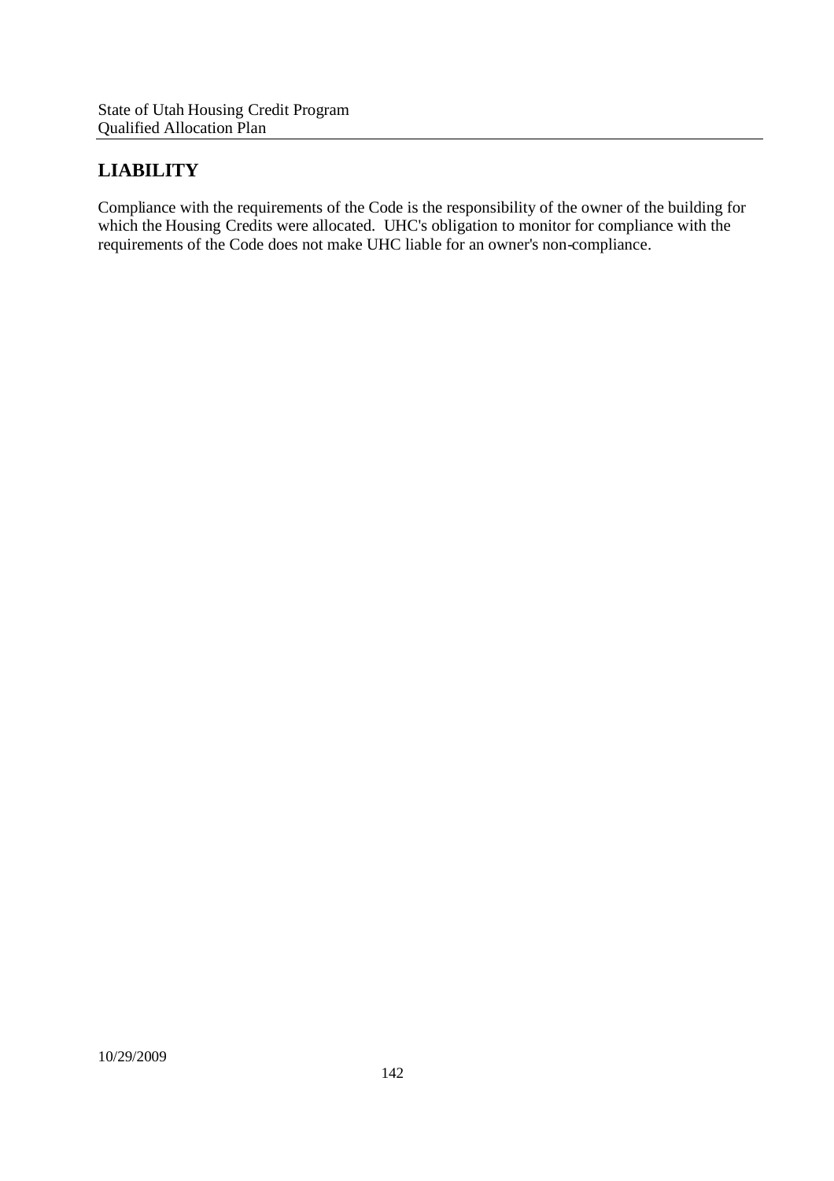## LIABILITY

Compliance with the requirements of the Code is the responsibility of the owner of the building for which the Housing Credits were allocated. UHC's obligation to monitor for compliance with the requirements of the Code does not make UHC liable for an owner's non-compliance.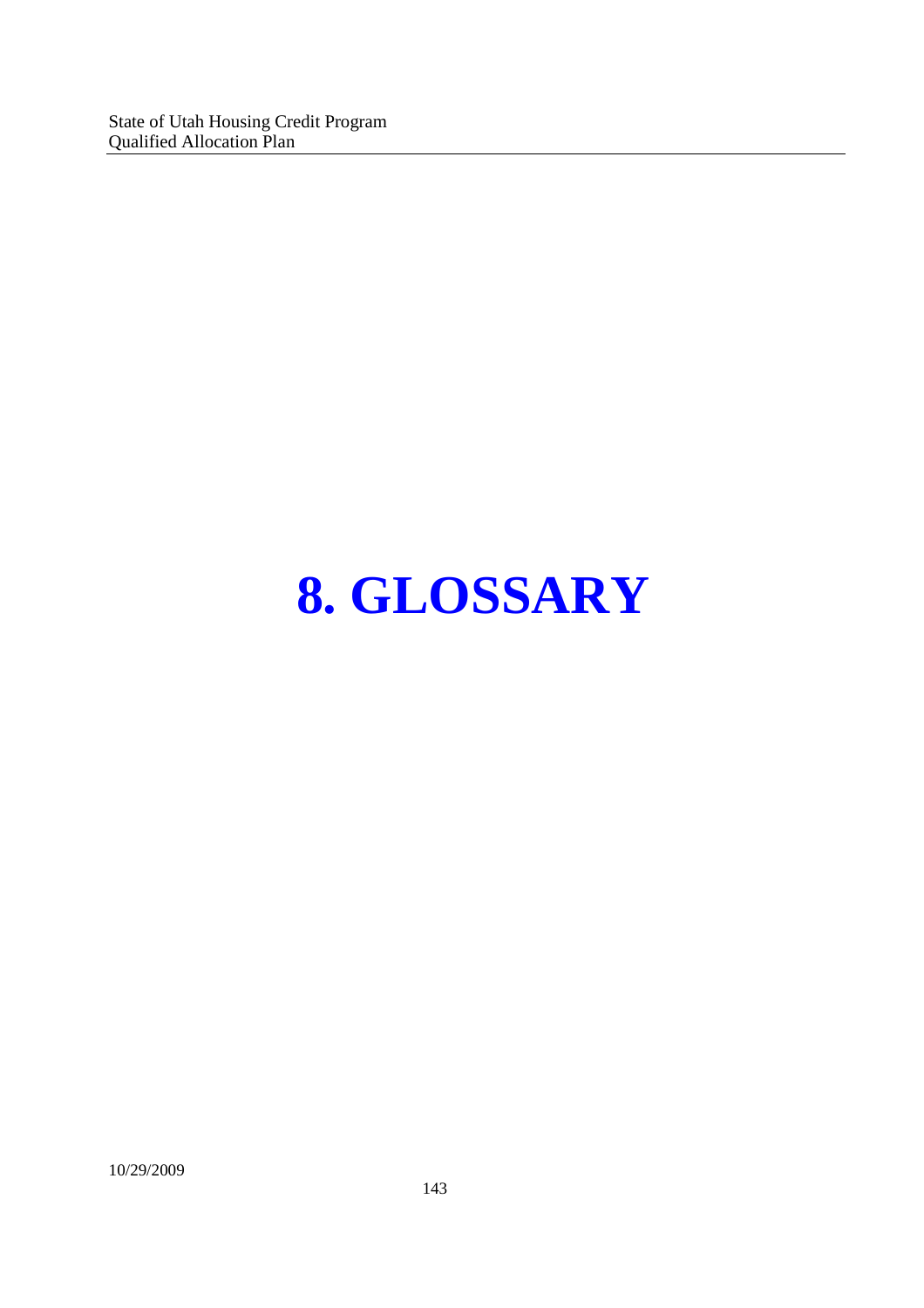# 8. GLOSSARY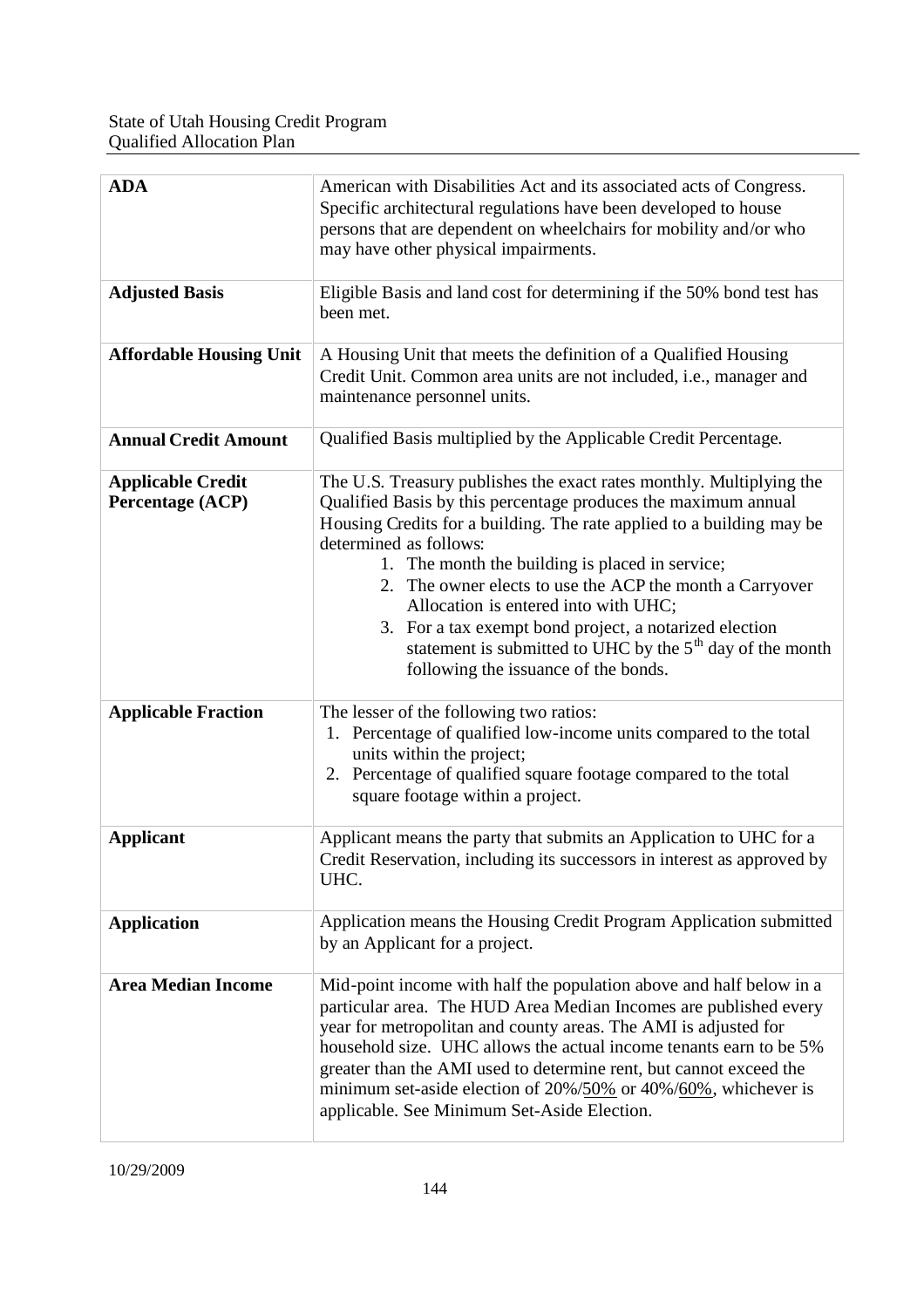| | |
|---|---|
| **ADA** | American with Disabilities Act and its associated acts of Congress. Specific architectural regulations have been developed to house persons that are dependent on wheelchairs for mobility and/or who may have other physical impairments. |
| **Adjusted Basis** | Eligible Basis and land cost for determining if the 50% bond test has been met. |
| **Affordable Housing Unit** | A Housing Unit that meets the definition of a Qualified Housing Credit Unit. Common area units are not included, i.e., manager and maintenance personnel units. |
| **Annual Credit Amount** | Qualified Basis multiplied by the Applicable Credit Percentage. |
| **Applicable Credit Percentage (ACP)** | The U.S. Treasury publishes the exact rates monthly. Multiplying the Qualified Basis by this percentage produces the maximum annual Housing Credits for a building. The rate applied to a building may be determined as follows: 1. The month the building is placed in service; 2. The owner elects to use the ACP the month a Carryover Allocation is entered into with UHC; 3. For a tax exempt bond project, a notarized election statement is submitted to UHC by the 5th day of the month following the issuance of the bonds. |
| **Applicable Fraction** | The lesser of the following two ratios: 1. Percentage of qualified low-income units compared to the total units within the project; 2. Percentage of qualified square footage compared to the total square footage within a project. |
| **Applicant** | Applicant means the party that submits an Application to UHC for a Credit Reservation, including its successors in interest as approved by UHC. |
| **Application** | Application means the Housing Credit Program Application submitted by an Applicant for a project. |
| **Area Median Income** | Mid-point income with half the population above and half below in a particular area. The HUD Area Median Incomes are published every year for metropolitan and county areas. The AMI is adjusted for household size. UHC allows the actual income tenants earn to be 5% greater than the AMI used to determine rent, but cannot exceed the minimum set-aside election of 20%/50% or 40%/60%, whichever is applicable. See Minimum Set-Aside Election. |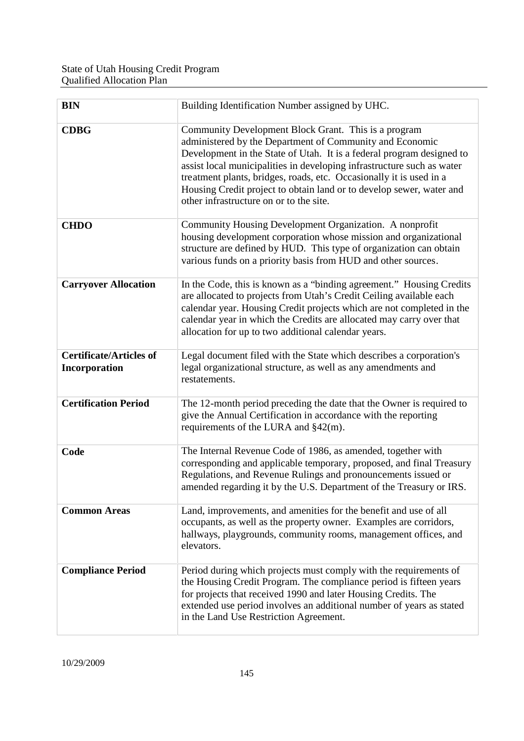| | |
|---|---|
| **BIN** | Building Identification Number assigned by UHC. |
| **CDBG** | Community Development Block Grant. This is a program administered by the Department of Community and Economic Development in the State of Utah. It is a federal program designed to assist local municipalities in developing infrastructure such as water treatment plants, bridges, roads, etc. Occasionally it is used in a Housing Credit project to obtain land or to develop sewer, water and other infrastructure on or to the site. |
| **CHDO** | Community Housing Development Organization. A nonprofit housing development corporation whose mission and organizational structure are defined by HUD. This type of organization can obtain various funds on a priority basis from HUD and other sources. |
| **Carryover Allocation** | In the Code, this is known as a "binding agreement." Housing Credits are allocated to projects from Utah's Credit Ceiling available each calendar year. Housing Credit projects which are not completed in the calendar year in which the Credits are allocated may carry over that allocation for up to two additional calendar years. |
| **Certificate/Articles of Incorporation** | Legal document filed with the State which describes a corporation's legal organizational structure, as well as any amendments and restatements. |
| **Certification Period** | The 12-month period preceding the date that the Owner is required to give the Annual Certification in accordance with the reporting requirements of the LURA and §42(m). |
| **Code** | The Internal Revenue Code of 1986, as amended, together with corresponding and applicable temporary, proposed, and final Treasury Regulations, and Revenue Rulings and pronouncements issued or amended regarding it by the U.S. Department of the Treasury or IRS. |
| **Common Areas** | Land, improvements, and amenities for the benefit and use of all occupants, as well as the property owner. Examples are corridors, hallways, playgrounds, community rooms, management offices, and elevators. |
| **Compliance Period** | Period during which projects must comply with the requirements of the Housing Credit Program. The compliance period is fifteen years for projects that received 1990 and later Housing Credits. The extended use period involves an additional number of years as stated in the Land Use Restriction Agreement. |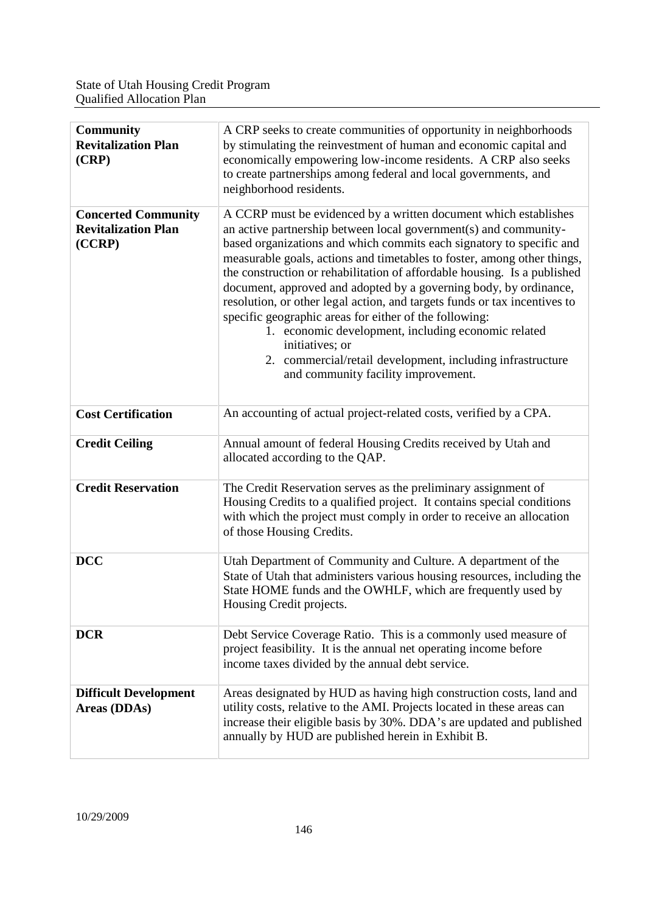| | |
|---|---|
| **Community Revitalization Plan (CRP)** | A CRP seeks to create communities of opportunity in neighborhoods by stimulating the reinvestment of human and economic capital and economically empowering low-income residents. A CRP also seeks to create partnerships among federal and local governments, and neighborhood residents. |
| **Concerted Community Revitalization Plan (CCRP)** | A CCRP must be evidenced by a written document which establishes an active partnership between local government(s) and community-based organizations and which commits each signatory to specific and measurable goals, actions and timetables to foster, among other things, the construction or rehabilitation of affordable housing. Is a published document, approved and adopted by a governing body, by ordinance, resolution, or other legal action, and targets funds or tax incentives to specific geographic areas for either of the following:<br>1. economic development, including economic related initiatives; or<br>2. commercial/retail development, including infrastructure and community facility improvement. |
| **Cost Certification** | An accounting of actual project-related costs, verified by a CPA. |
| **Credit Ceiling** | Annual amount of federal Housing Credits received by Utah and allocated according to the QAP. |
| **Credit Reservation** | The Credit Reservation serves as the preliminary assignment of Housing Credits to a qualified project. It contains special conditions with which the project must comply in order to receive an allocation of those Housing Credits. |
| **DCC** | Utah Department of Community and Culture. A department of the State of Utah that administers various housing resources, including the State HOME funds and the OWHLF, which are frequently used by Housing Credit projects. |
| **DCR** | Debt Service Coverage Ratio. This is a commonly used measure of project feasibility. It is the annual net operating income before income taxes divided by the annual debt service. |
| **Difficult Development Areas (DDAs)** | Areas designated by HUD as having high construction costs, land and utility costs, relative to the AMI. Projects located in these areas can increase their eligible basis by 30%. DDA's are updated and published annually by HUD are published herein in Exhibit B. |

10/29/2009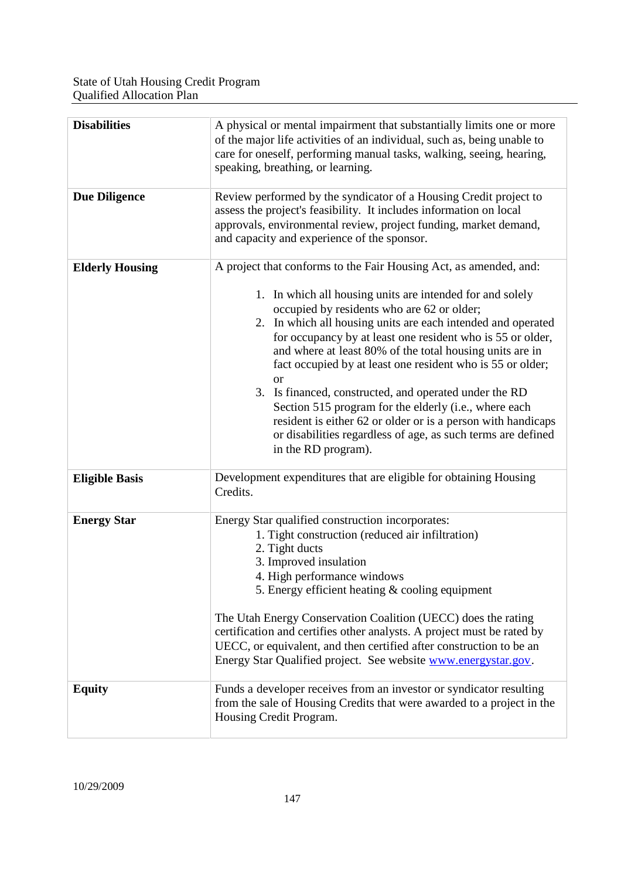| | |
|---|---|
| **Disabilities** | A physical or mental impairment that substantially limits one or more of the major life activities of an individual, such as, being unable to care for oneself, performing manual tasks, walking, seeing, hearing, speaking, breathing, or learning. |
| **Due Diligence** | Review performed by the syndicator of a Housing Credit project to assess the project's feasibility. It includes information on local approvals, environmental review, project funding, market demand, and capacity and experience of the sponsor. |
| **Elderly Housing** | A project that conforms to the Fair Housing Act, as amended, and: <br><br> 1. In which all housing units are intended for and solely occupied by residents who are 62 or older; <br> 2. In which all housing units are each intended and operated for occupancy by at least one resident who is 55 or older, and where at least 80% of the total housing units are in fact occupied by at least one resident who is 55 or older; or <br> 3. Is financed, constructed, and operated under the RD Section 515 program for the elderly (i.e., where each resident is either 62 or older or is a person with handicaps or disabilities regardless of age, as such terms are defined in the RD program). |
| **Eligible Basis** | Development expenditures that are eligible for obtaining Housing Credits. |
| **Energy Star** | Energy Star qualified construction incorporates: <br> 1. Tight construction (reduced air infiltration) <br> 2. Tight ducts <br> 3. Improved insulation <br> 4. High performance windows <br> 5. Energy efficient heating & cooling equipment <br><br> The Utah Energy Conservation Coalition (UECC) does the rating certification and certifies other analysts. A project must be rated by UECC, or equivalent, and then certified after construction to be an Energy Star Qualified project. See website www.energystar.gov. |
| **Equity** | Funds a developer receives from an investor or syndicator resulting from the sale of Housing Credits that were awarded to a project in the Housing Credit Program. |

10/29/2009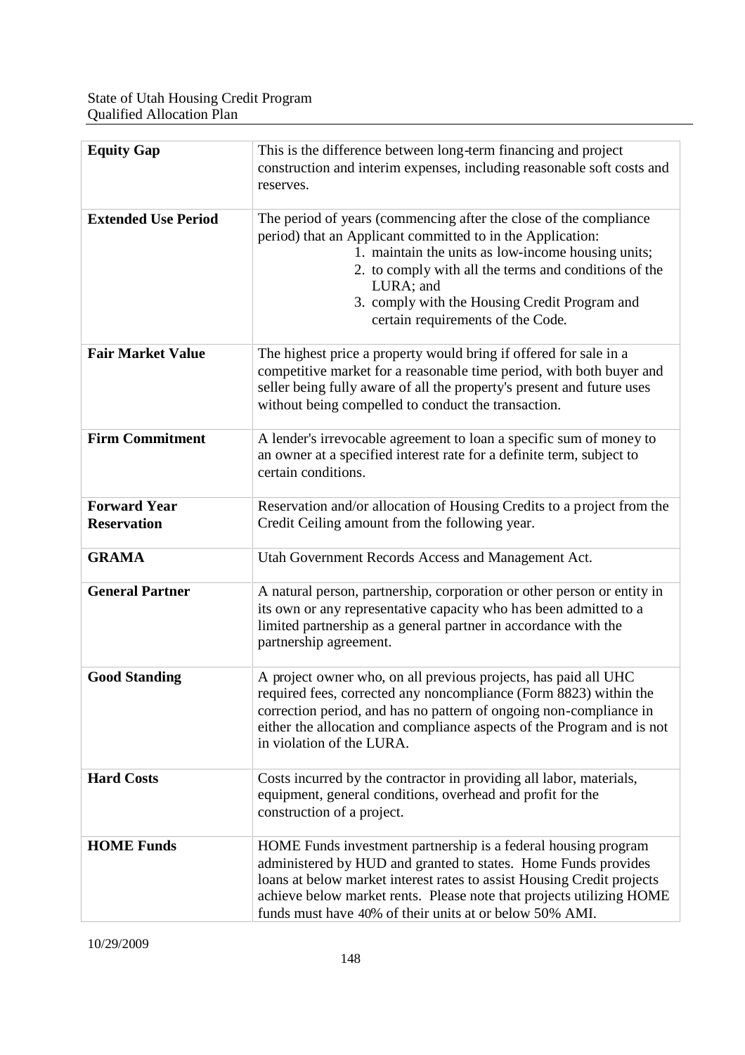| | |
|---|---|
| **Equity Gap** | This is the difference between long-term financing and project construction and interim expenses, including reasonable soft costs and reserves. |
| **Extended Use Period** | The period of years (commencing after the close of the compliance period) that an Applicant committed to in the Application:<br>1. maintain the units as low-income housing units;<br>2. to comply with all the terms and conditions of the LURA; and<br>3. comply with the Housing Credit Program and certain requirements of the Code. |
| **Fair Market Value** | The highest price a property would bring if offered for sale in a competitive market for a reasonable time period, with both buyer and seller being fully aware of all the property's present and future uses without being compelled to conduct the transaction. |
| **Firm Commitment** | A lender's irrevocable agreement to loan a specific sum of money to an owner at a specified interest rate for a definite term, subject to certain conditions. |
| **Forward Year Reservation** | Reservation and/or allocation of Housing Credits to a project from the Credit Ceiling amount from the following year. |
| **GRAMA** | Utah Government Records Access and Management Act. |
| **General Partner** | A natural person, partnership, corporation or other person or entity in its own or any representative capacity who has been admitted to a limited partnership as a general partner in accordance with the partnership agreement. |
| **Good Standing** | A project owner who, on all previous projects, has paid all UHC required fees, corrected any noncompliance (Form 8823) within the correction period, and has no pattern of ongoing non-compliance in either the allocation and compliance aspects of the Program and is not in violation of the LURA. |
| **Hard Costs** | Costs incurred by the contractor in providing all labor, materials, equipment, general conditions, overhead and profit for the construction of a project. |
| **HOME Funds** | HOME Funds investment partnership is a federal housing program administered by HUD and granted to states. Home Funds provides loans at below market interest rates to assist Housing Credit projects achieve below market rents. Please note that projects utilizing HOME funds must have 40% of their units at or below 50% AMI. |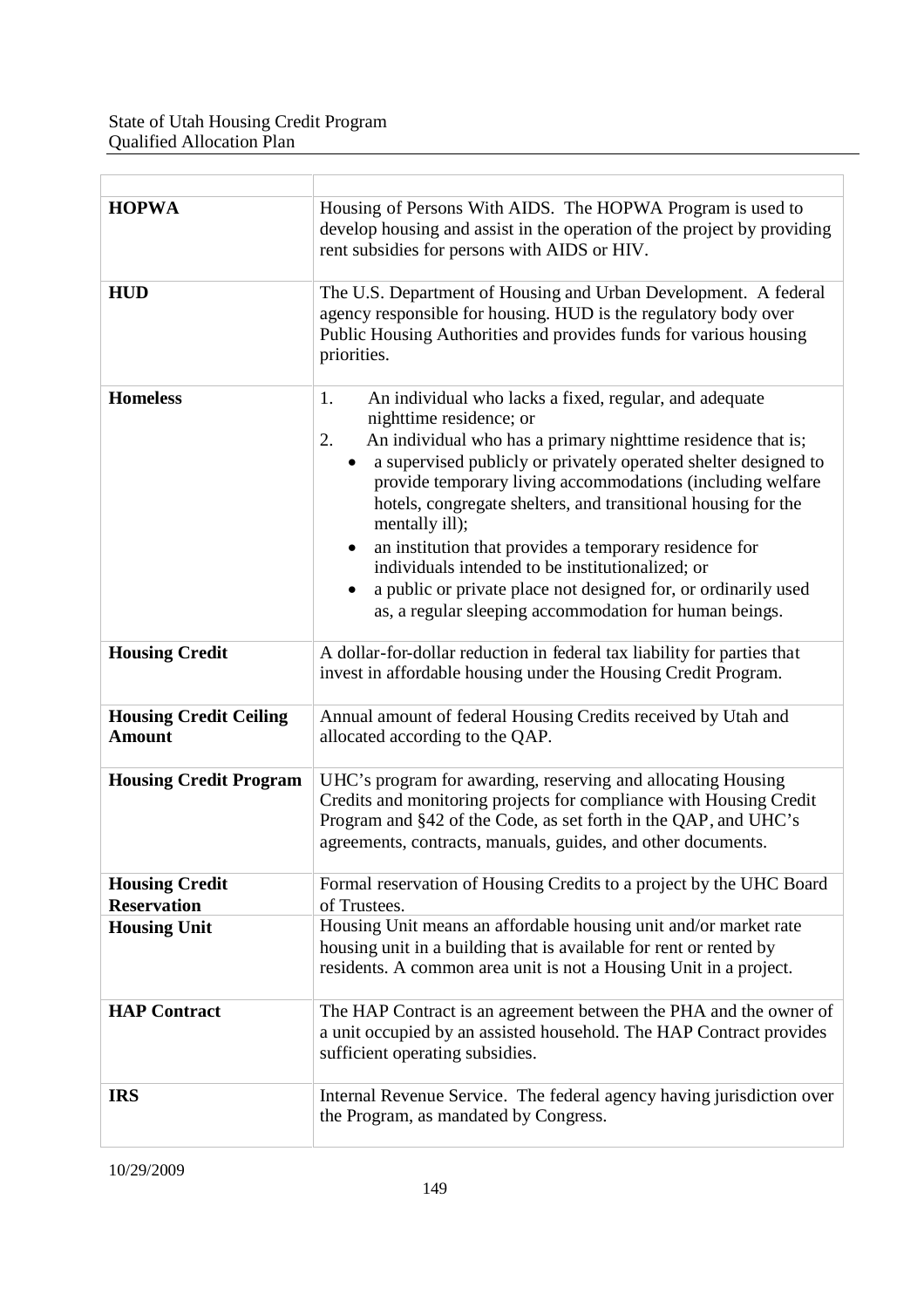| | |
|---|---|
| **HOPWA** | Housing of Persons With AIDS. The HOPWA Program is used to develop housing and assist in the operation of the project by providing rent subsidies for persons with AIDS or HIV. |
| **HUD** | The U.S. Department of Housing and Urban Development. A federal agency responsible for housing. HUD is the regulatory body over Public Housing Authorities and provides funds for various housing priorities. |
| **Homeless** | 1. An individual who lacks a fixed, regular, and adequate nighttime residence; or<br>2. An individual who has a primary nighttime residence that is;<br>• a supervised publicly or privately operated shelter designed to provide temporary living accommodations (including welfare hotels, congregate shelters, and transitional housing for the mentally ill);<br>• an institution that provides a temporary residence for individuals intended to be institutionalized; or<br>• a public or private place not designed for, or ordinarily used as, a regular sleeping accommodation for human beings. |
| **Housing Credit** | A dollar-for-dollar reduction in federal tax liability for parties that invest in affordable housing under the Housing Credit Program. |
| **Housing Credit Ceiling Amount** | Annual amount of federal Housing Credits received by Utah and allocated according to the QAP. |
| **Housing Credit Program** | UHC's program for awarding, reserving and allocating Housing Credits and monitoring projects for compliance with Housing Credit Program and §42 of the Code, as set forth in the QAP, and UHC's agreements, contracts, manuals, guides, and other documents. |
| **Housing Credit Reservation** | Formal reservation of Housing Credits to a project by the UHC Board of Trustees. |
| **Housing Unit** | Housing Unit means an affordable housing unit and/or market rate housing unit in a building that is available for rent or rented by residents. A common area unit is not a Housing Unit in a project. |
| **HAP Contract** | The HAP Contract is an agreement between the PHA and the owner of a unit occupied by an assisted household. The HAP Contract provides sufficient operating subsidies. |
| **IRS** | Internal Revenue Service. The federal agency having jurisdiction over the Program, as mandated by Congress. |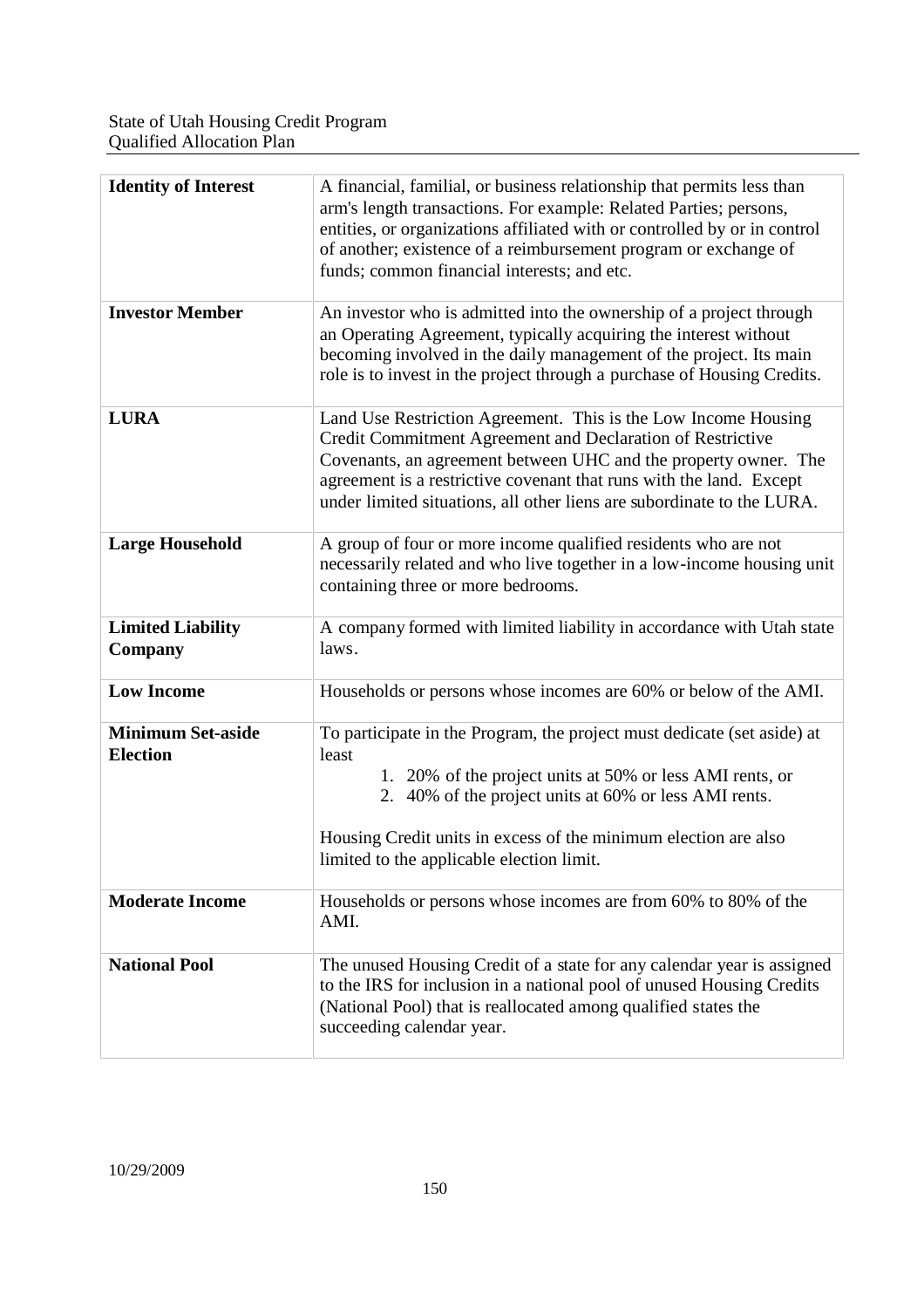| | |
|---|---|
| **Identity of Interest** | A financial, familial, or business relationship that permits less than arm's length transactions. For example: Related Parties; persons, entities, or organizations affiliated with or controlled by or in control of another; existence of a reimbursement program or exchange of funds; common financial interests; and etc. |
| **Investor Member** | An investor who is admitted into the ownership of a project through an Operating Agreement, typically acquiring the interest without becoming involved in the daily management of the project. Its main role is to invest in the project through a purchase of Housing Credits. |
| **LURA** | Land Use Restriction Agreement. This is the Low Income Housing Credit Commitment Agreement and Declaration of Restrictive Covenants, an agreement between UHC and the property owner. The agreement is a restrictive covenant that runs with the land. Except under limited situations, all other liens are subordinate to the LURA. |
| **Large Household** | A group of four or more income qualified residents who are not necessarily related and who live together in a low-income housing unit containing three or more bedrooms. |
| **Limited Liability Company** | A company formed with limited liability in accordance with Utah state laws. |
| **Low Income** | Households or persons whose incomes are 60% or below of the AMI. |
| **Minimum Set-aside Election** | To participate in the Program, the project must dedicate (set aside) at least<br>1. 20% of the project units at 50% or less AMI rents, or<br>2. 40% of the project units at 60% or less AMI rents.<br><br>Housing Credit units in excess of the minimum election are also limited to the applicable election limit. |
| **Moderate Income** | Households or persons whose incomes are from 60% to 80% of the AMI. |
| **National Pool** | The unused Housing Credit of a state for any calendar year is assigned to the IRS for inclusion in a national pool of unused Housing Credits (National Pool) that is reallocated among qualified states the succeeding calendar year. |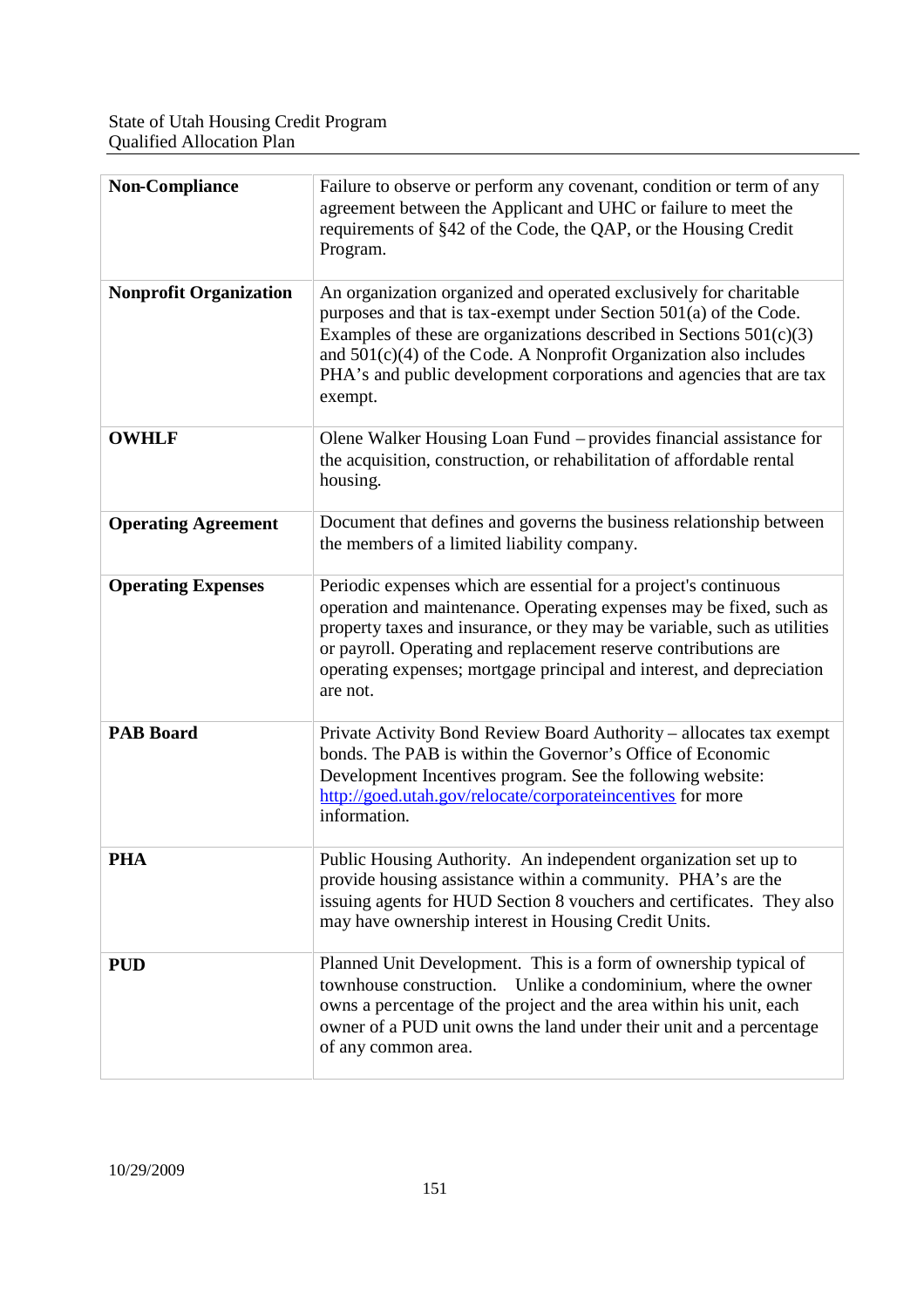| **Non-Compliance** | Failure to observe or perform any covenant, condition or term of any agreement between the Applicant and UHC or failure to meet the requirements of §42 of the Code, the QAP, or the Housing Credit Program. |
|---|---|
| **Nonprofit Organization** | An organization organized and operated exclusively for charitable purposes and that is tax-exempt under Section 501(a) of the Code. Examples of these are organizations described in Sections 501(c)(3) and 501(c)(4) of the Code. A Nonprofit Organization also includes PHA's and public development corporations and agencies that are tax exempt. |
| **OWHLF** | Olene Walker Housing Loan Fund – provides financial assistance for the acquisition, construction, or rehabilitation of affordable rental housing. |
| **Operating Agreement** | Document that defines and governs the business relationship between the members of a limited liability company. |
| **Operating Expenses** | Periodic expenses which are essential for a project's continuous operation and maintenance. Operating expenses may be fixed, such as property taxes and insurance, or they may be variable, such as utilities or payroll. Operating and replacement reserve contributions are operating expenses; mortgage principal and interest, and depreciation are not. |
| **PAB Board** | Private Activity Bond Review Board Authority – allocates tax exempt bonds. The PAB is within the Governor's Office of Economic Development Incentives program. See the following website: http://goed.utah.gov/relocate/corporateincentives for more information. |
| **PHA** | Public Housing Authority. An independent organization set up to provide housing assistance within a community. PHA's are the issuing agents for HUD Section 8 vouchers and certificates. They also may have ownership interest in Housing Credit Units. |
| **PUD** | Planned Unit Development. This is a form of ownership typical of townhouse construction. Unlike a condominium, where the owner owns a percentage of the project and the area within his unit, each owner of a PUD unit owns the land under their unit and a percentage of any common area. |

10/29/2009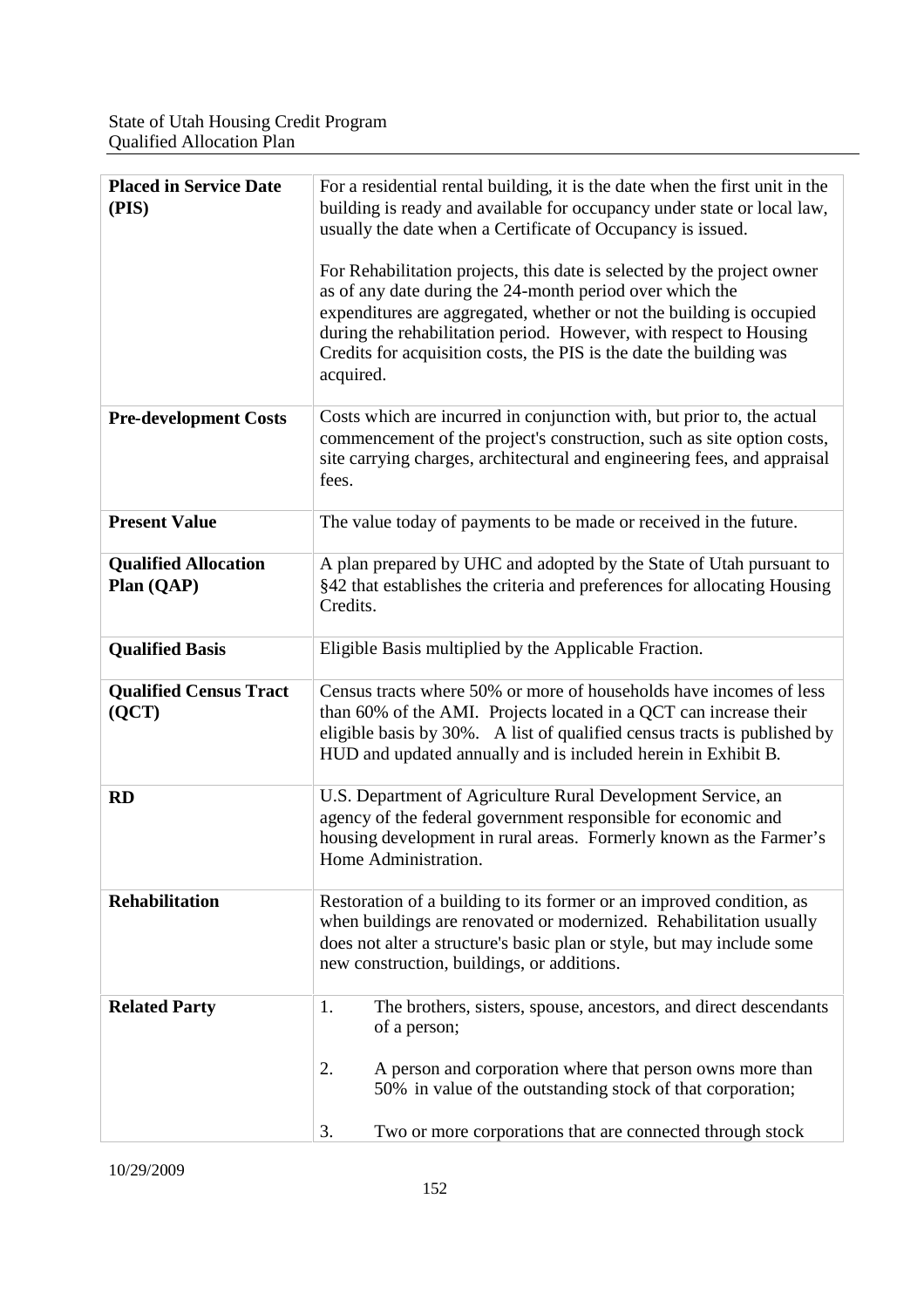| | |
|---|---|
| **Placed in Service Date (PIS)** | For a residential rental building, it is the date when the first unit in the building is ready and available for occupancy under state or local law, usually the date when a Certificate of Occupancy is issued.<br><br>For Rehabilitation projects, this date is selected by the project owner as of any date during the 24-month period over which the expenditures are aggregated, whether or not the building is occupied during the rehabilitation period. However, with respect to Housing Credits for acquisition costs, the PIS is the date the building was acquired. |
| **Pre-development Costs** | Costs which are incurred in conjunction with, but prior to, the actual commencement of the project's construction, such as site option costs, site carrying charges, architectural and engineering fees, and appraisal fees. |
| **Present Value** | The value today of payments to be made or received in the future. |
| **Qualified Allocation Plan (QAP)** | A plan prepared by UHC and adopted by the State of Utah pursuant to §42 that establishes the criteria and preferences for allocating Housing Credits. |
| **Qualified Basis** | Eligible Basis multiplied by the Applicable Fraction. |
| **Qualified Census Tract (QCT)** | Census tracts where 50% or more of households have incomes of less than 60% of the AMI. Projects located in a QCT can increase their eligible basis by 30%. A list of qualified census tracts is published by HUD and updated annually and is included herein in Exhibit B. |
| **RD** | U.S. Department of Agriculture Rural Development Service, an agency of the federal government responsible for economic and housing development in rural areas. Formerly known as the Farmer's Home Administration. |
| **Rehabilitation** | Restoration of a building to its former or an improved condition, as when buildings are renovated or modernized. Rehabilitation usually does not alter a structure's basic plan or style, but may include some new construction, buildings, or additions. |
| **Related Party** | 1. The brothers, sisters, spouse, ancestors, and direct descendants of a person;<br><br>2. A person and corporation where that person owns more than 50% in value of the outstanding stock of that corporation;<br><br>3. Two or more corporations that are connected through stock |

10/29/2009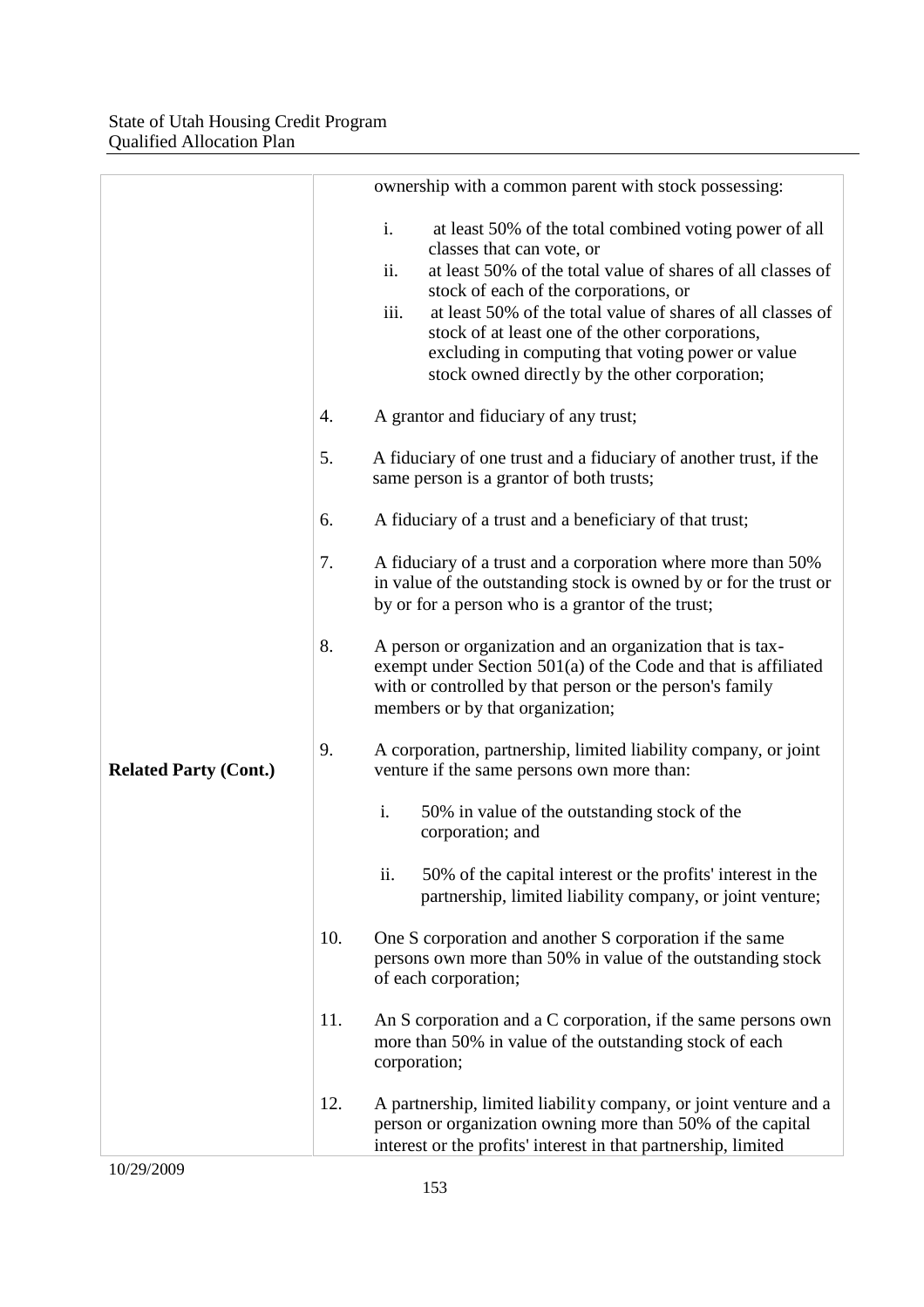| | |
|---|---|
| **Related Party (Cont.)** | ownership with a common parent with stock possessing:<br><br>i. at least 50% of the total combined voting power of all classes that can vote, or<br>ii. at least 50% of the total value of shares of all classes of stock of each of the corporations, or<br>iii. at least 50% of the total value of shares of all classes of stock of at least one of the other corporations, excluding in computing that voting power or value stock owned directly by the other corporation;<br><br>4. A grantor and fiduciary of any trust;<br><br>5. A fiduciary of one trust and a fiduciary of another trust, if the same person is a grantor of both trusts;<br><br>6. A fiduciary of a trust and a beneficiary of that trust;<br><br>7. A fiduciary of a trust and a corporation where more than 50% in value of the outstanding stock is owned by or for the trust or by or for a person who is a grantor of the trust;<br><br>8. A person or organization and an organization that is tax-exempt under Section 501(a) of the Code and that is affiliated with or controlled by that person or the person's family members or by that organization;<br><br>9. A corporation, partnership, limited liability company, or joint venture if the same persons own more than:<br><br>i. 50% in value of the outstanding stock of the corporation; and<br><br>ii. 50% of the capital interest or the profits' interest in the partnership, limited liability company, or joint venture;<br><br>10. One S corporation and another S corporation if the same persons own more than 50% in value of the outstanding stock of each corporation;<br><br>11. An S corporation and a C corporation, if the same persons own more than 50% in value of the outstanding stock of each corporation;<br><br>12. A partnership, limited liability company, or joint venture and a person or organization owning more than 50% of the capital interest or the profits' interest in that partnership, limited |

10/29/2009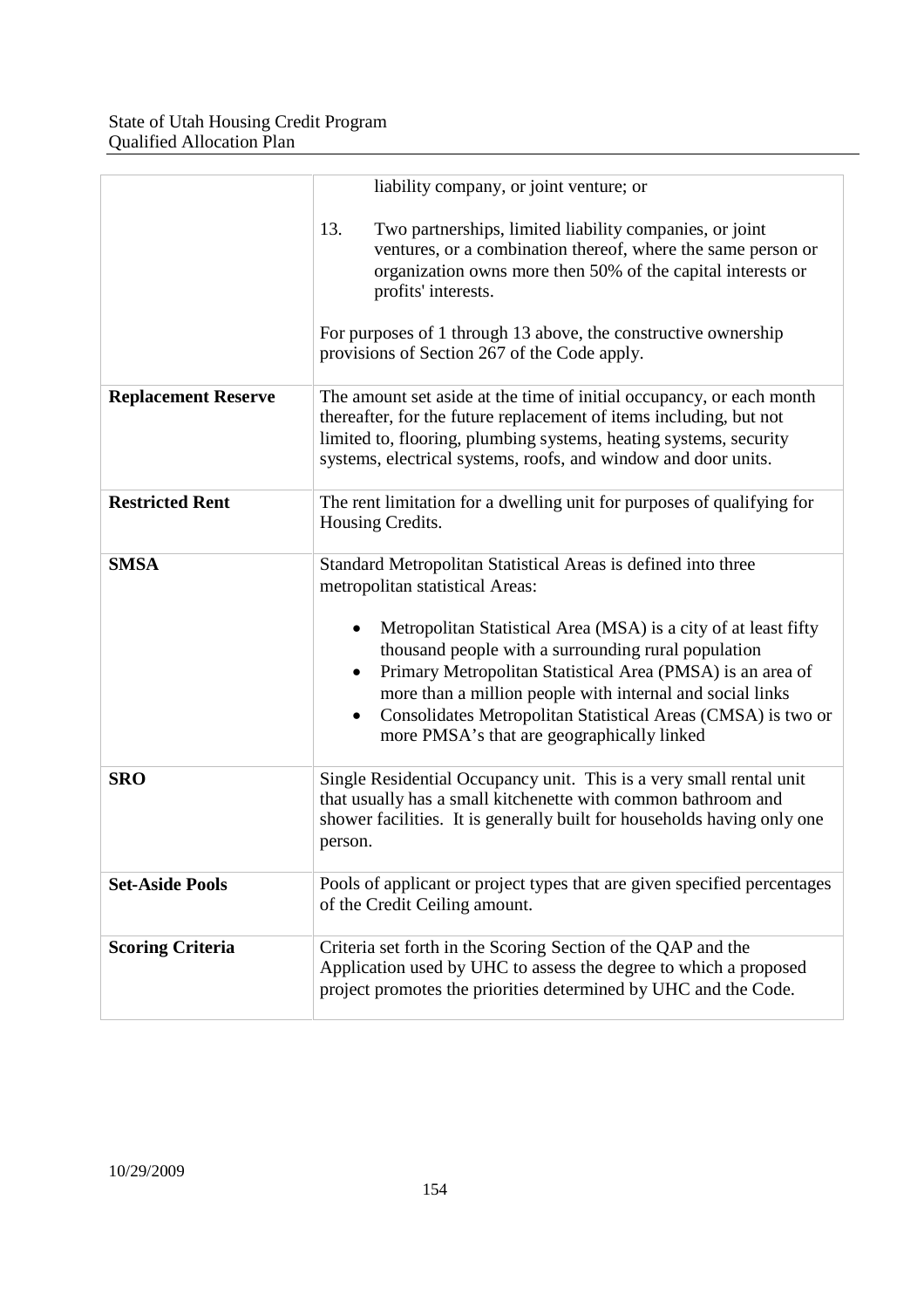| | |
|---|---|
| | liability company, or joint venture; or<br><br>13. Two partnerships, limited liability companies, or joint ventures, or a combination thereof, where the same person or organization owns more then 50% of the capital interests or profits' interests.<br><br>For purposes of 1 through 13 above, the constructive ownership provisions of Section 267 of the Code apply. |
| **Replacement Reserve** | The amount set aside at the time of initial occupancy, or each month thereafter, for the future replacement of items including, but not limited to, flooring, plumbing systems, heating systems, security systems, electrical systems, roofs, and window and door units. |
| **Restricted Rent** | The rent limitation for a dwelling unit for purposes of qualifying for Housing Credits. |
| **SMSA** | Standard Metropolitan Statistical Areas is defined into three metropolitan statistical Areas:<br><br>• Metropolitan Statistical Area (MSA) is a city of at least fifty thousand people with a surrounding rural population<br>• Primary Metropolitan Statistical Area (PMSA) is an area of more than a million people with internal and social links<br>• Consolidates Metropolitan Statistical Areas (CMSA) is two or more PMSA's that are geographically linked |
| **SRO** | Single Residential Occupancy unit. This is a very small rental unit that usually has a small kitchenette with common bathroom and shower facilities. It is generally built for households having only one person. |
| **Set-Aside Pools** | Pools of applicant or project types that are given specified percentages of the Credit Ceiling amount. |
| **Scoring Criteria** | Criteria set forth in the Scoring Section of the QAP and the Application used by UHC to assess the degree to which a proposed project promotes the priorities determined by UHC and the Code. |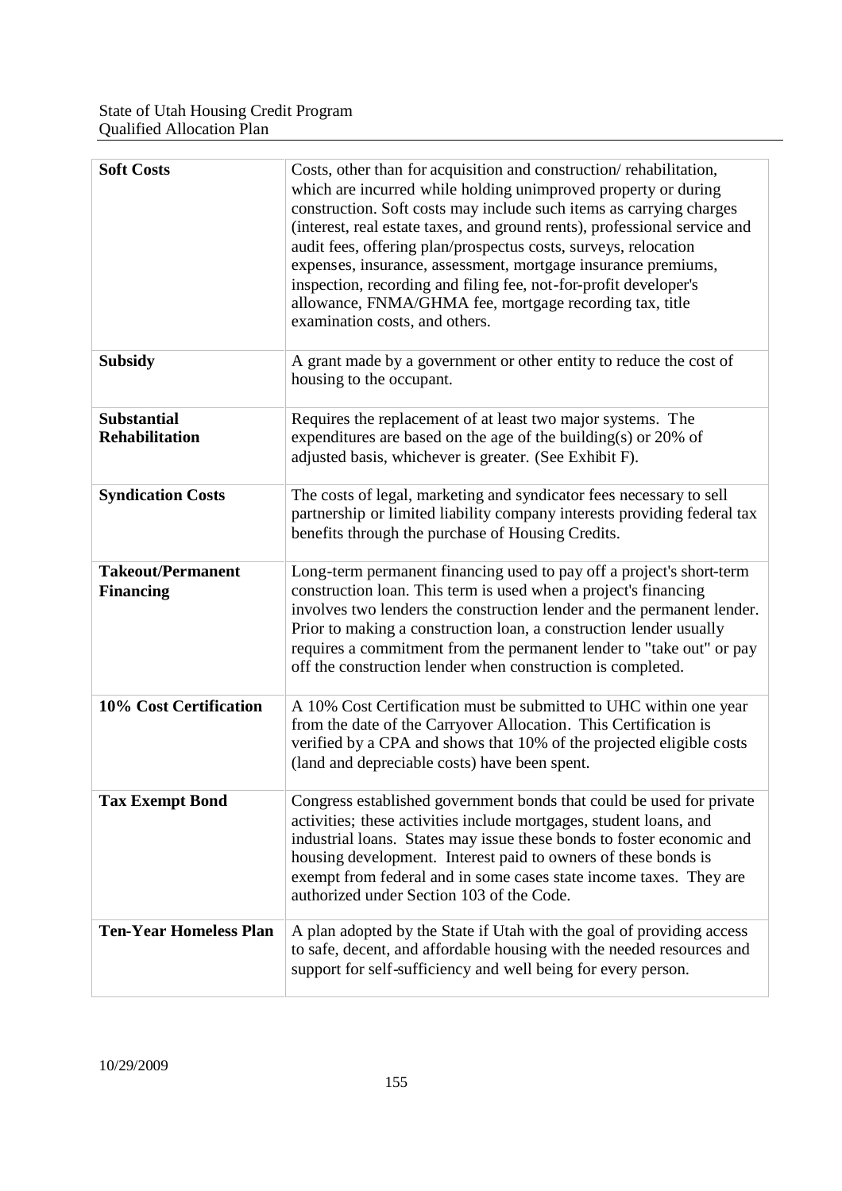| | |
|---|---|
| **Soft Costs** | Costs, other than for acquisition and construction/ rehabilitation, which are incurred while holding unimproved property or during construction. Soft costs may include such items as carrying charges (interest, real estate taxes, and ground rents), professional service and audit fees, offering plan/prospectus costs, surveys, relocation expenses, insurance, assessment, mortgage insurance premiums, inspection, recording and filing fee, not-for-profit developer's allowance, FNMA/GHMA fee, mortgage recording tax, title examination costs, and others. |
| **Subsidy** | A grant made by a government or other entity to reduce the cost of housing to the occupant. |
| **Substantial Rehabilitation** | Requires the replacement of at least two major systems. The expenditures are based on the age of the building(s) or 20% of adjusted basis, whichever is greater. (See Exhibit F). |
| **Syndication Costs** | The costs of legal, marketing and syndicator fees necessary to sell partnership or limited liability company interests providing federal tax benefits through the purchase of Housing Credits. |
| **Takeout/Permanent Financing** | Long-term permanent financing used to pay off a project's short-term construction loan. This term is used when a project's financing involves two lenders the construction lender and the permanent lender. Prior to making a construction loan, a construction lender usually requires a commitment from the permanent lender to "take out" or pay off the construction lender when construction is completed. |
| **10% Cost Certification** | A 10% Cost Certification must be submitted to UHC within one year from the date of the Carryover Allocation. This Certification is verified by a CPA and shows that 10% of the projected eligible costs (land and depreciable costs) have been spent. |
| **Tax Exempt Bond** | Congress established government bonds that could be used for private activities; these activities include mortgages, student loans, and industrial loans. States may issue these bonds to foster economic and housing development. Interest paid to owners of these bonds is exempt from federal and in some cases state income taxes. They are authorized under Section 103 of the Code. |
| **Ten-Year Homeless Plan** | A plan adopted by the State if Utah with the goal of providing access to safe, decent, and affordable housing with the needed resources and support for self-sufficiency and well being for every person. |

10/29/2009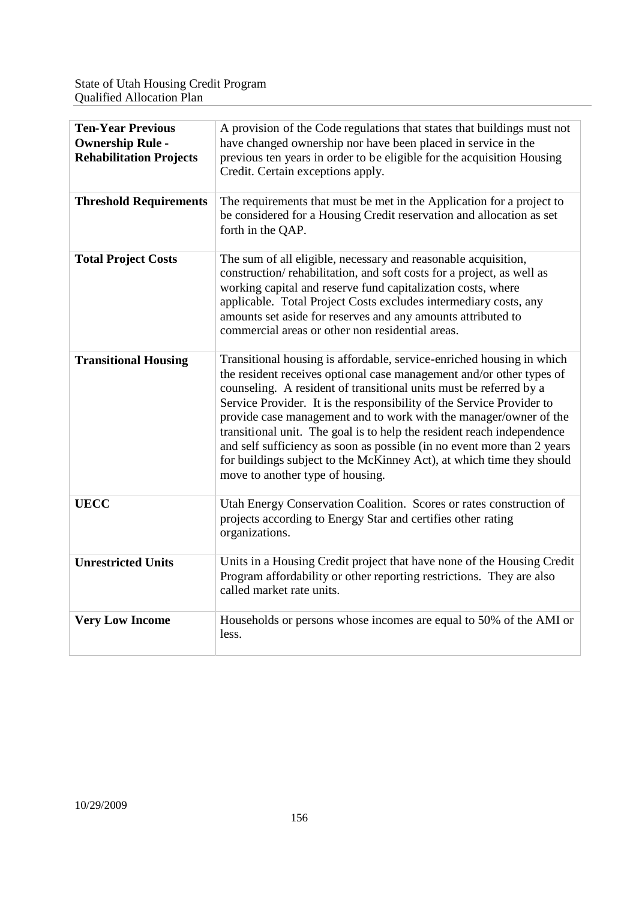| | |
|---|---|
| **Ten-Year Previous Ownership Rule - Rehabilitation Projects** | A provision of the Code regulations that states that buildings must not have changed ownership nor have been placed in service in the previous ten years in order to be eligible for the acquisition Housing Credit. Certain exceptions apply. |
| **Threshold Requirements** | The requirements that must be met in the Application for a project to be considered for a Housing Credit reservation and allocation as set forth in the QAP. |
| **Total Project Costs** | The sum of all eligible, necessary and reasonable acquisition, construction/ rehabilitation, and soft costs for a project, as well as working capital and reserve fund capitalization costs, where applicable. Total Project Costs excludes intermediary costs, any amounts set aside for reserves and any amounts attributed to commercial areas or other non residential areas. |
| **Transitional Housing** | Transitional housing is affordable, service-enriched housing in which the resident receives optional case management and/or other types of counseling. A resident of transitional units must be referred by a Service Provider. It is the responsibility of the Service Provider to provide case management and to work with the manager/owner of the transitional unit. The goal is to help the resident reach independence and self sufficiency as soon as possible (in no event more than 2 years for buildings subject to the McKinney Act), at which time they should move to another type of housing. |
| **UECC** | Utah Energy Conservation Coalition. Scores or rates construction of projects according to Energy Star and certifies other rating organizations. |
| **Unrestricted Units** | Units in a Housing Credit project that have none of the Housing Credit Program affordability or other reporting restrictions. They are also called market rate units. |
| **Very Low Income** | Households or persons whose incomes are equal to 50% of the AMI or less. |

10/29/2009